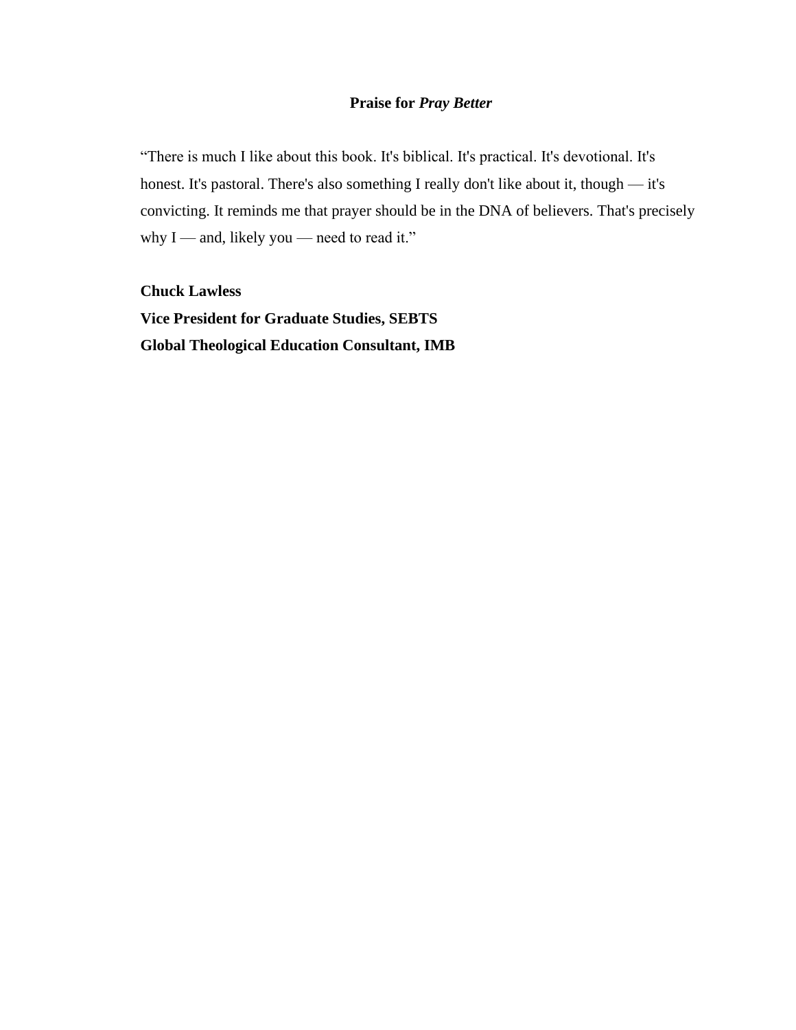# **Praise for *Pray Better***

"There is much I like about this book. It's biblical. It's practical. It's devotional. It's honest. It's pastoral. There's also something I really don't like about it, though — it's convicting. It reminds me that prayer should be in the DNA of believers. That's precisely why I — and, likely you — need to read it."

**Chuck Lawless**
**Vice President for Graduate Studies, SEBTS**
**Global Theological Education Consultant, IMB**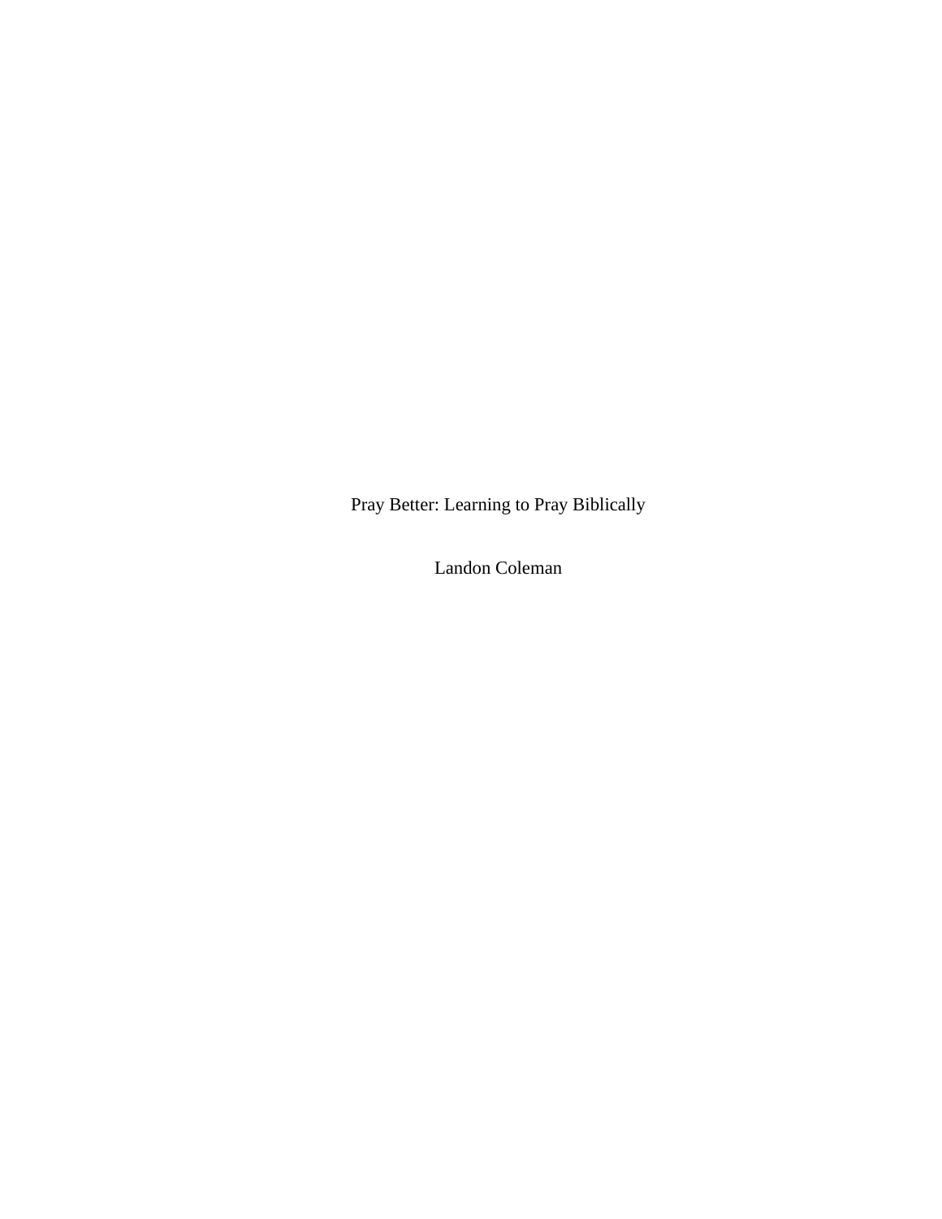# Pray Better: Learning to Pray Biblically

Landon Coleman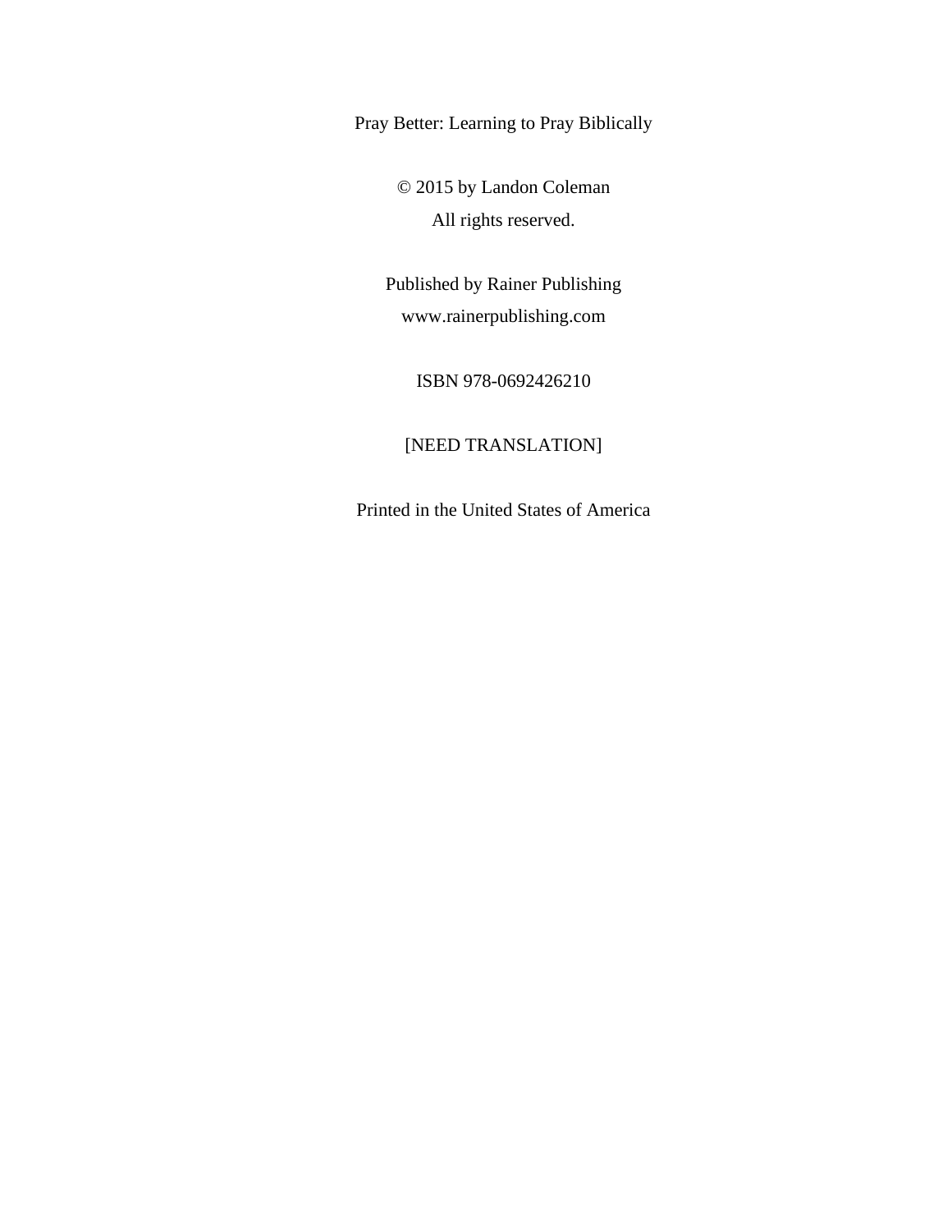Pray Better: Learning to Pray Biblically

© 2015 by Landon Coleman
All rights reserved.

Published by Rainer Publishing
www.rainerpublishing.com

ISBN 978-0692426210

[NEED TRANSLATION]

Printed in the United States of America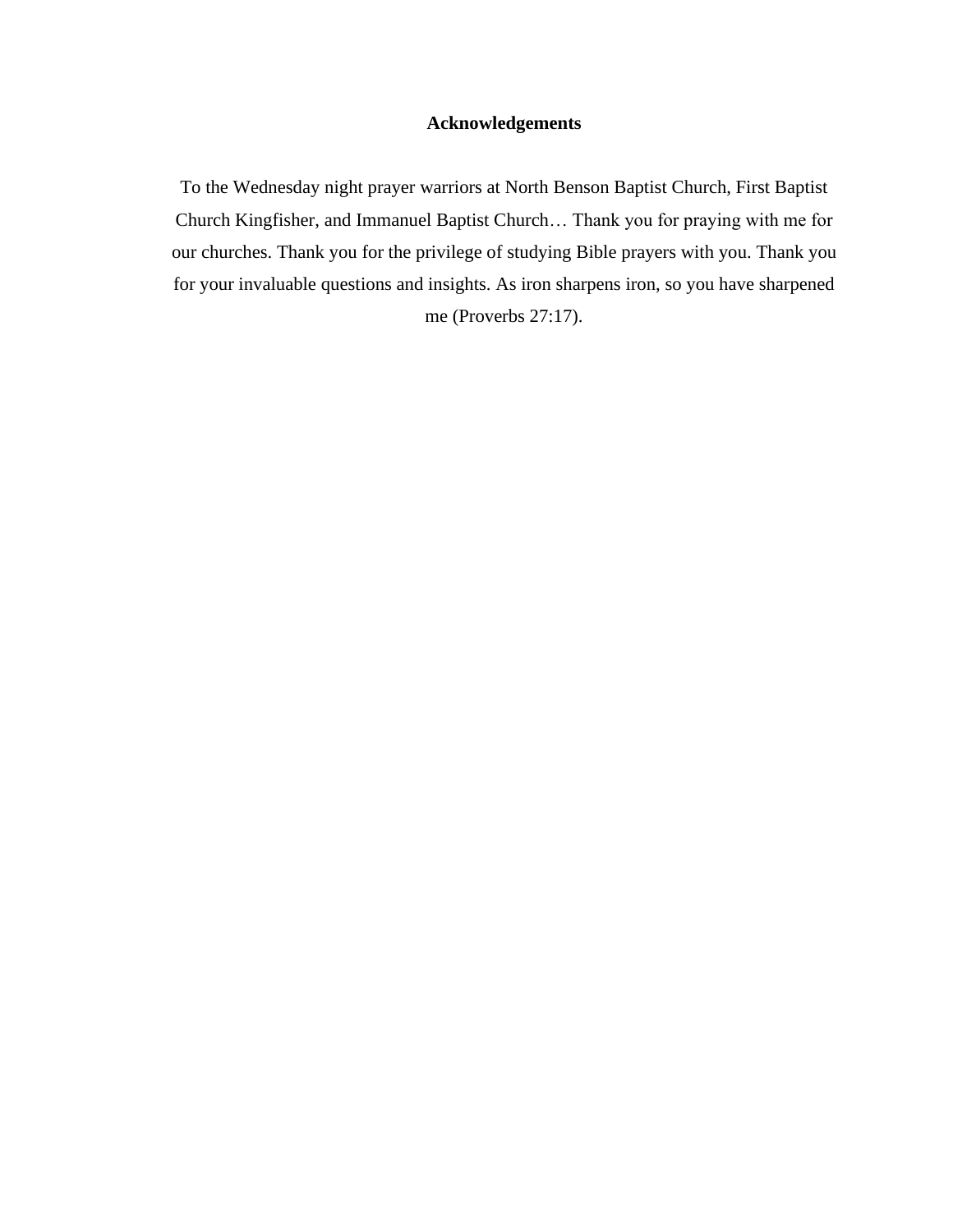# Acknowledgements

To the Wednesday night prayer warriors at North Benson Baptist Church, First Baptist Church Kingfisher, and Immanuel Baptist Church… Thank you for praying with me for our churches. Thank you for the privilege of studying Bible prayers with you. Thank you for your invaluable questions and insights. As iron sharpens iron, so you have sharpened me (Proverbs 27:17).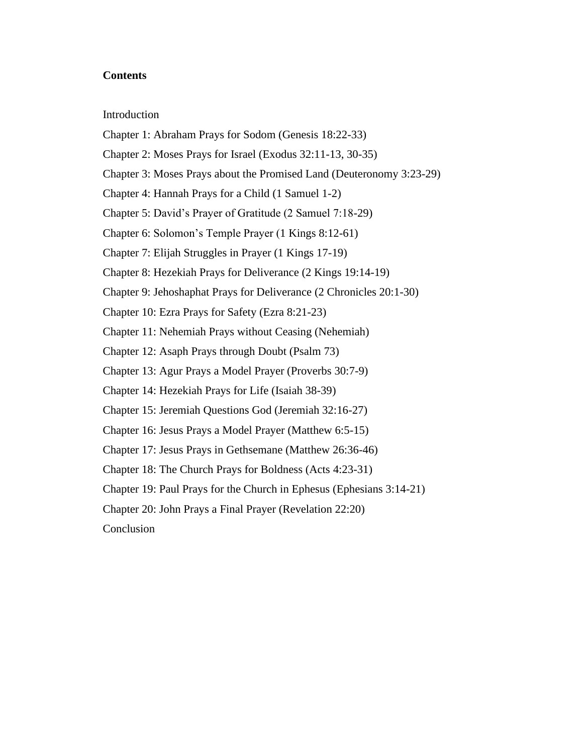**Contents**

Introduction

Chapter 1: Abraham Prays for Sodom (Genesis 18:22-33)

Chapter 2: Moses Prays for Israel (Exodus 32:11-13, 30-35)

Chapter 3: Moses Prays about the Promised Land (Deuteronomy 3:23-29)

Chapter 4: Hannah Prays for a Child (1 Samuel 1-2)

Chapter 5: David's Prayer of Gratitude (2 Samuel 7:18-29)

Chapter 6: Solomon's Temple Prayer (1 Kings 8:12-61)

Chapter 7: Elijah Struggles in Prayer (1 Kings 17-19)

Chapter 8: Hezekiah Prays for Deliverance (2 Kings 19:14-19)

Chapter 9: Jehoshaphat Prays for Deliverance (2 Chronicles 20:1-30)

Chapter 10: Ezra Prays for Safety (Ezra 8:21-23)

Chapter 11: Nehemiah Prays without Ceasing (Nehemiah)

Chapter 12: Asaph Prays through Doubt (Psalm 73)

Chapter 13: Agur Prays a Model Prayer (Proverbs 30:7-9)

Chapter 14: Hezekiah Prays for Life (Isaiah 38-39)

Chapter 15: Jeremiah Questions God (Jeremiah 32:16-27)

Chapter 16: Jesus Prays a Model Prayer (Matthew 6:5-15)

Chapter 17: Jesus Prays in Gethsemane (Matthew 26:36-46)

Chapter 18: The Church Prays for Boldness (Acts 4:23-31)

Chapter 19: Paul Prays for the Church in Ephesus (Ephesians 3:14-21)

Chapter 20: John Prays a Final Prayer (Revelation 22:20)

Conclusion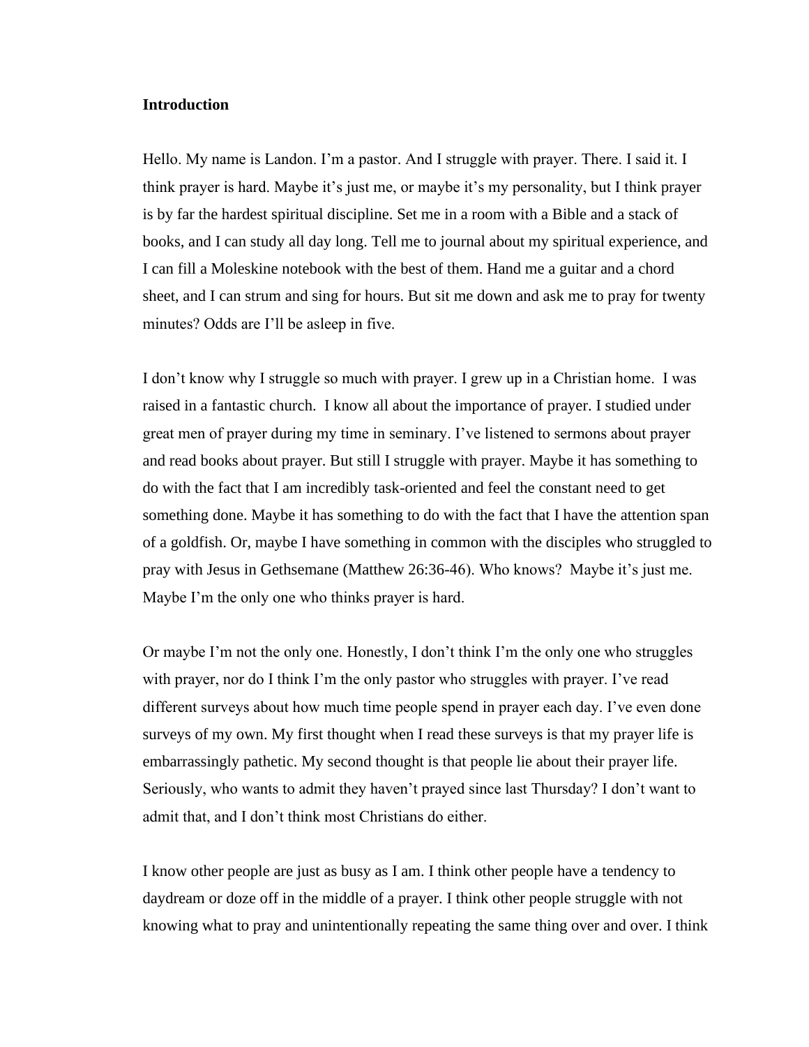**Introduction**

Hello. My name is Landon. I'm a pastor. And I struggle with prayer. There. I said it. I think prayer is hard. Maybe it's just me, or maybe it's my personality, but I think prayer is by far the hardest spiritual discipline. Set me in a room with a Bible and a stack of books, and I can study all day long. Tell me to journal about my spiritual experience, and I can fill a Moleskine notebook with the best of them. Hand me a guitar and a chord sheet, and I can strum and sing for hours. But sit me down and ask me to pray for twenty minutes? Odds are I'll be asleep in five.

I don't know why I struggle so much with prayer. I grew up in a Christian home. I was raised in a fantastic church. I know all about the importance of prayer. I studied under great men of prayer during my time in seminary. I've listened to sermons about prayer and read books about prayer. But still I struggle with prayer. Maybe it has something to do with the fact that I am incredibly task-oriented and feel the constant need to get something done. Maybe it has something to do with the fact that I have the attention span of a goldfish. Or, maybe I have something in common with the disciples who struggled to pray with Jesus in Gethsemane (Matthew 26:36-46). Who knows? Maybe it's just me. Maybe I'm the only one who thinks prayer is hard.

Or maybe I'm not the only one. Honestly, I don't think I'm the only one who struggles with prayer, nor do I think I'm the only pastor who struggles with prayer. I've read different surveys about how much time people spend in prayer each day. I've even done surveys of my own. My first thought when I read these surveys is that my prayer life is embarrassingly pathetic. My second thought is that people lie about their prayer life. Seriously, who wants to admit they haven't prayed since last Thursday? I don't want to admit that, and I don't think most Christians do either.

I know other people are just as busy as I am. I think other people have a tendency to daydream or doze off in the middle of a prayer. I think other people struggle with not knowing what to pray and unintentionally repeating the same thing over and over. I think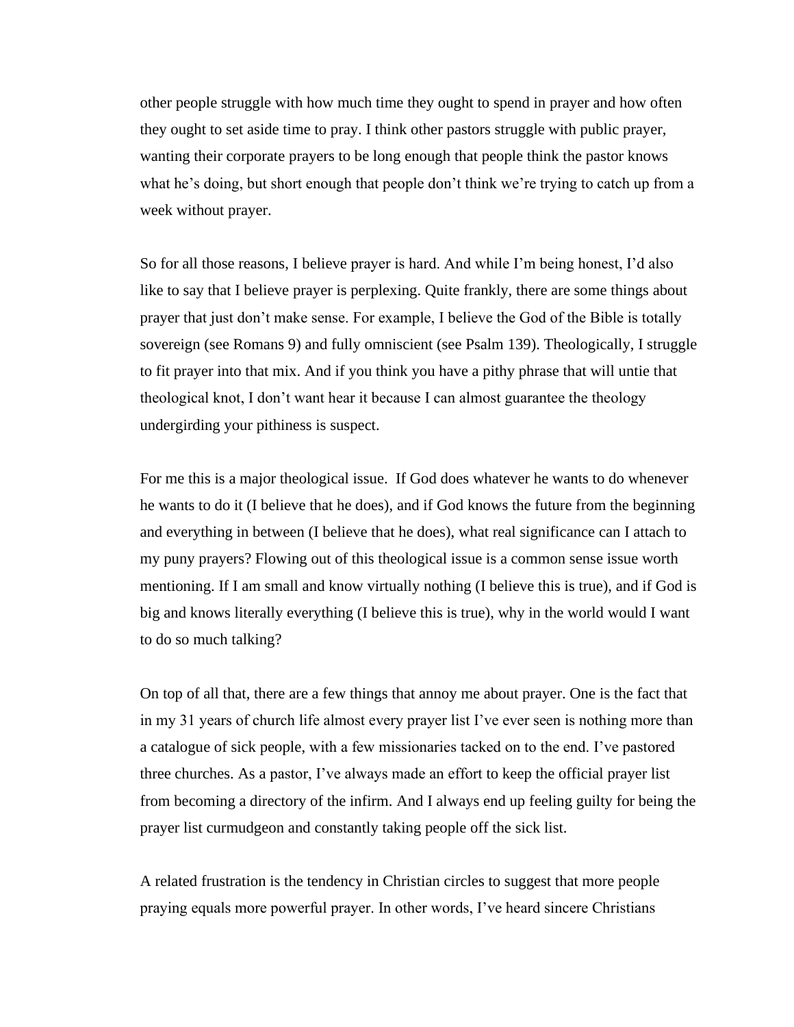other people struggle with how much time they ought to spend in prayer and how often they ought to set aside time to pray. I think other pastors struggle with public prayer, wanting their corporate prayers to be long enough that people think the pastor knows what he's doing, but short enough that people don't think we're trying to catch up from a week without prayer.

So for all those reasons, I believe prayer is hard. And while I'm being honest, I'd also like to say that I believe prayer is perplexing. Quite frankly, there are some things about prayer that just don't make sense. For example, I believe the God of the Bible is totally sovereign (see Romans 9) and fully omniscient (see Psalm 139). Theologically, I struggle to fit prayer into that mix. And if you think you have a pithy phrase that will untie that theological knot, I don't want hear it because I can almost guarantee the theology undergirding your pithiness is suspect.

For me this is a major theological issue. If God does whatever he wants to do whenever he wants to do it (I believe that he does), and if God knows the future from the beginning and everything in between (I believe that he does), what real significance can I attach to my puny prayers? Flowing out of this theological issue is a common sense issue worth mentioning. If I am small and know virtually nothing (I believe this is true), and if God is big and knows literally everything (I believe this is true), why in the world would I want to do so much talking?

On top of all that, there are a few things that annoy me about prayer. One is the fact that in my 31 years of church life almost every prayer list I've ever seen is nothing more than a catalogue of sick people, with a few missionaries tacked on to the end. I've pastored three churches. As a pastor, I've always made an effort to keep the official prayer list from becoming a directory of the infirm. And I always end up feeling guilty for being the prayer list curmudgeon and constantly taking people off the sick list.

A related frustration is the tendency in Christian circles to suggest that more people praying equals more powerful prayer. In other words, I've heard sincere Christians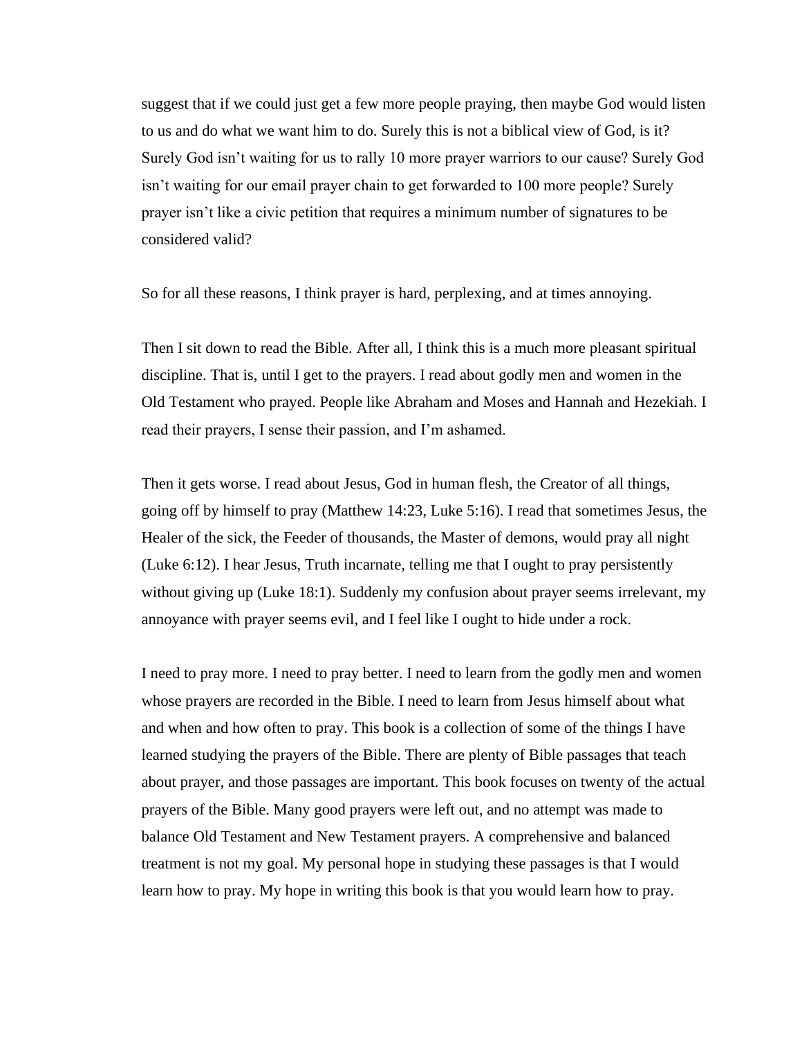suggest that if we could just get a few more people praying, then maybe God would listen to us and do what we want him to do. Surely this is not a biblical view of God, is it? Surely God isn't waiting for us to rally 10 more prayer warriors to our cause? Surely God isn't waiting for our email prayer chain to get forwarded to 100 more people? Surely prayer isn't like a civic petition that requires a minimum number of signatures to be considered valid?

So for all these reasons, I think prayer is hard, perplexing, and at times annoying.

Then I sit down to read the Bible. After all, I think this is a much more pleasant spiritual discipline. That is, until I get to the prayers. I read about godly men and women in the Old Testament who prayed. People like Abraham and Moses and Hannah and Hezekiah. I read their prayers, I sense their passion, and I'm ashamed.

Then it gets worse. I read about Jesus, God in human flesh, the Creator of all things, going off by himself to pray (Matthew 14:23, Luke 5:16). I read that sometimes Jesus, the Healer of the sick, the Feeder of thousands, the Master of demons, would pray all night (Luke 6:12). I hear Jesus, Truth incarnate, telling me that I ought to pray persistently without giving up (Luke 18:1). Suddenly my confusion about prayer seems irrelevant, my annoyance with prayer seems evil, and I feel like I ought to hide under a rock.

I need to pray more. I need to pray better. I need to learn from the godly men and women whose prayers are recorded in the Bible. I need to learn from Jesus himself about what and when and how often to pray. This book is a collection of some of the things I have learned studying the prayers of the Bible. There are plenty of Bible passages that teach about prayer, and those passages are important. This book focuses on twenty of the actual prayers of the Bible. Many good prayers were left out, and no attempt was made to balance Old Testament and New Testament prayers. A comprehensive and balanced treatment is not my goal. My personal hope in studying these passages is that I would learn how to pray. My hope in writing this book is that you would learn how to pray.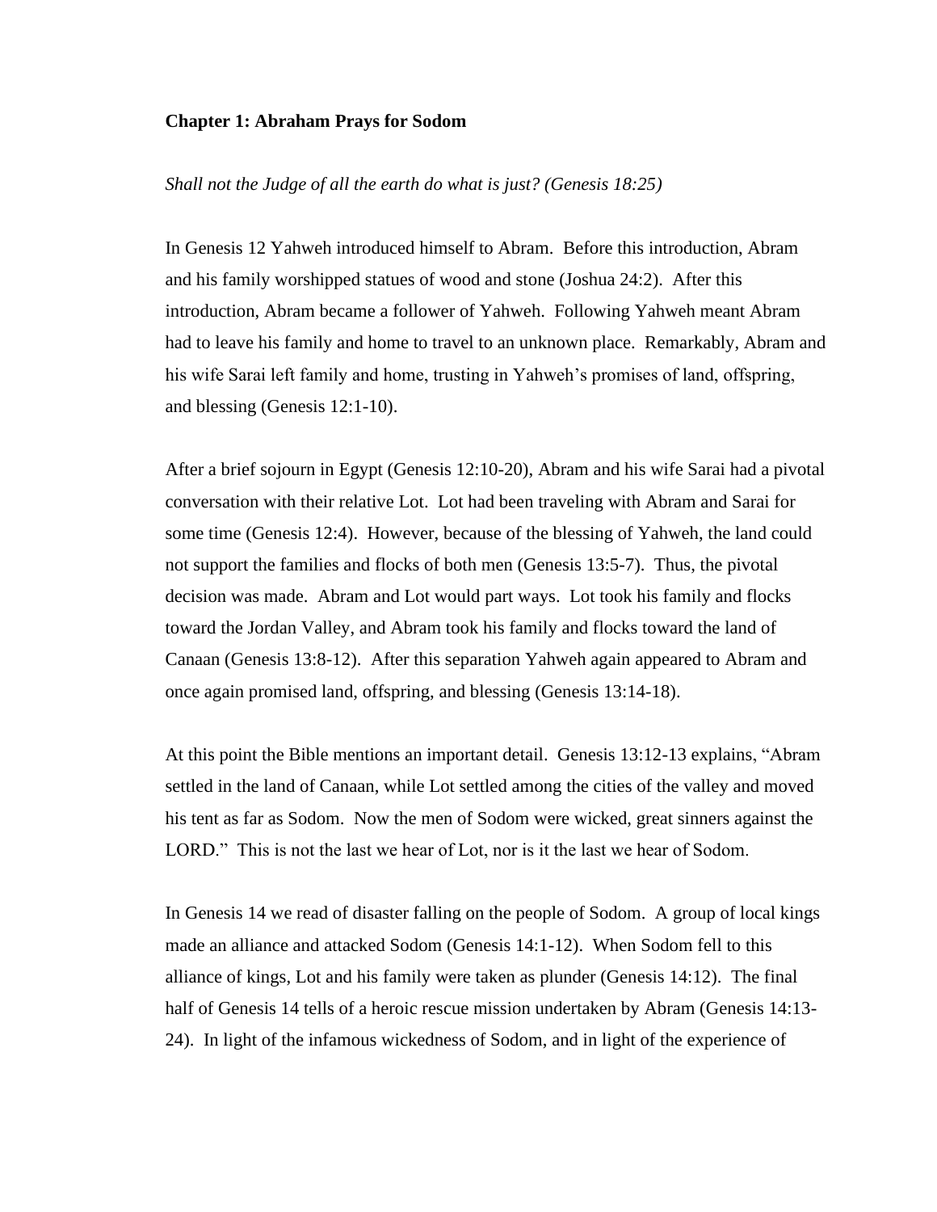**Chapter 1: Abraham Prays for Sodom**

*Shall not the Judge of all the earth do what is just? (Genesis 18:25)*

In Genesis 12 Yahweh introduced himself to Abram. Before this introduction, Abram and his family worshipped statues of wood and stone (Joshua 24:2). After this introduction, Abram became a follower of Yahweh. Following Yahweh meant Abram had to leave his family and home to travel to an unknown place. Remarkably, Abram and his wife Sarai left family and home, trusting in Yahweh's promises of land, offspring, and blessing (Genesis 12:1-10).

After a brief sojourn in Egypt (Genesis 12:10-20), Abram and his wife Sarai had a pivotal conversation with their relative Lot. Lot had been traveling with Abram and Sarai for some time (Genesis 12:4). However, because of the blessing of Yahweh, the land could not support the families and flocks of both men (Genesis 13:5-7). Thus, the pivotal decision was made. Abram and Lot would part ways. Lot took his family and flocks toward the Jordan Valley, and Abram took his family and flocks toward the land of Canaan (Genesis 13:8-12). After this separation Yahweh again appeared to Abram and once again promised land, offspring, and blessing (Genesis 13:14-18).

At this point the Bible mentions an important detail. Genesis 13:12-13 explains, "Abram settled in the land of Canaan, while Lot settled among the cities of the valley and moved his tent as far as Sodom. Now the men of Sodom were wicked, great sinners against the LORD." This is not the last we hear of Lot, nor is it the last we hear of Sodom.

In Genesis 14 we read of disaster falling on the people of Sodom. A group of local kings made an alliance and attacked Sodom (Genesis 14:1-12). When Sodom fell to this alliance of kings, Lot and his family were taken as plunder (Genesis 14:12). The final half of Genesis 14 tells of a heroic rescue mission undertaken by Abram (Genesis 14:13-24). In light of the infamous wickedness of Sodom, and in light of the experience of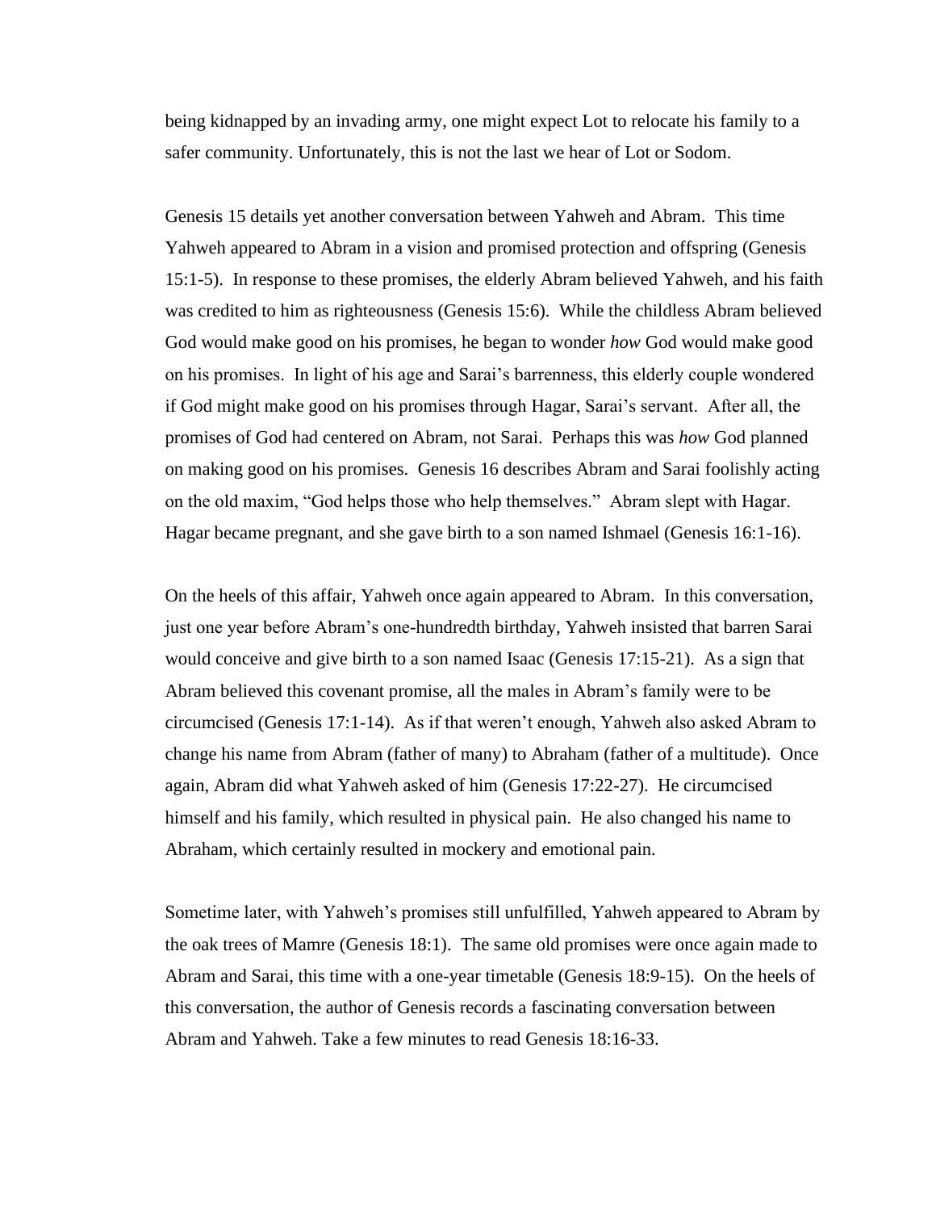being kidnapped by an invading army, one might expect Lot to relocate his family to a safer community. Unfortunately, this is not the last we hear of Lot or Sodom.

Genesis 15 details yet another conversation between Yahweh and Abram. This time Yahweh appeared to Abram in a vision and promised protection and offspring (Genesis 15:1-5). In response to these promises, the elderly Abram believed Yahweh, and his faith was credited to him as righteousness (Genesis 15:6). While the childless Abram believed God would make good on his promises, he began to wonder *how* God would make good on his promises. In light of his age and Sarai's barrenness, this elderly couple wondered if God might make good on his promises through Hagar, Sarai's servant. After all, the promises of God had centered on Abram, not Sarai. Perhaps this was *how* God planned on making good on his promises. Genesis 16 describes Abram and Sarai foolishly acting on the old maxim, "God helps those who help themselves." Abram slept with Hagar. Hagar became pregnant, and she gave birth to a son named Ishmael (Genesis 16:1-16).

On the heels of this affair, Yahweh once again appeared to Abram. In this conversation, just one year before Abram's one-hundredth birthday, Yahweh insisted that barren Sarai would conceive and give birth to a son named Isaac (Genesis 17:15-21). As a sign that Abram believed this covenant promise, all the males in Abram's family were to be circumcised (Genesis 17:1-14). As if that weren't enough, Yahweh also asked Abram to change his name from Abram (father of many) to Abraham (father of a multitude). Once again, Abram did what Yahweh asked of him (Genesis 17:22-27). He circumcised himself and his family, which resulted in physical pain. He also changed his name to Abraham, which certainly resulted in mockery and emotional pain.

Sometime later, with Yahweh's promises still unfulfilled, Yahweh appeared to Abram by the oak trees of Mamre (Genesis 18:1). The same old promises were once again made to Abram and Sarai, this time with a one-year timetable (Genesis 18:9-15). On the heels of this conversation, the author of Genesis records a fascinating conversation between Abram and Yahweh. Take a few minutes to read Genesis 18:16-33.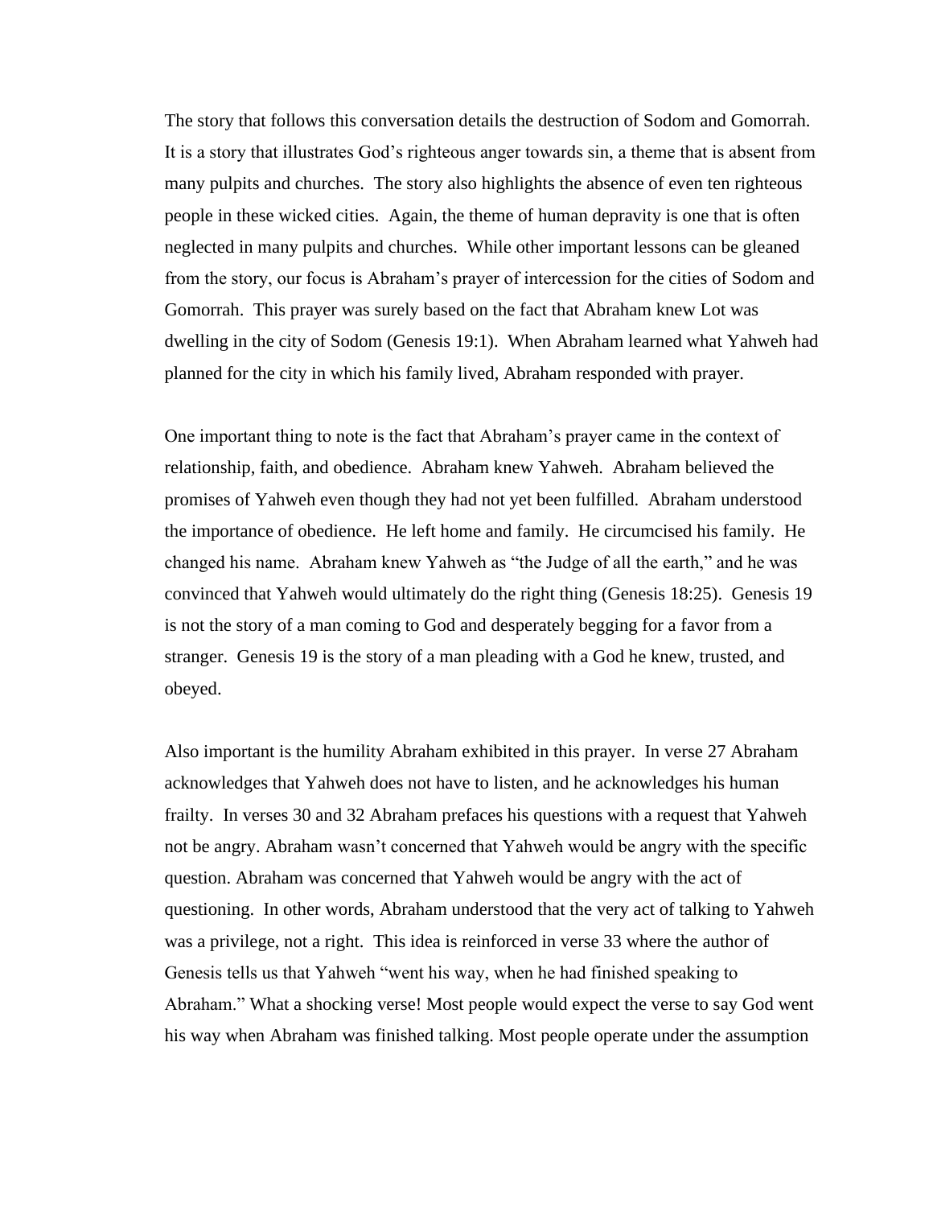The story that follows this conversation details the destruction of Sodom and Gomorrah. It is a story that illustrates God's righteous anger towards sin, a theme that is absent from many pulpits and churches. The story also highlights the absence of even ten righteous people in these wicked cities. Again, the theme of human depravity is one that is often neglected in many pulpits and churches. While other important lessons can be gleaned from the story, our focus is Abraham's prayer of intercession for the cities of Sodom and Gomorrah. This prayer was surely based on the fact that Abraham knew Lot was dwelling in the city of Sodom (Genesis 19:1). When Abraham learned what Yahweh had planned for the city in which his family lived, Abraham responded with prayer.

One important thing to note is the fact that Abraham's prayer came in the context of relationship, faith, and obedience. Abraham knew Yahweh. Abraham believed the promises of Yahweh even though they had not yet been fulfilled. Abraham understood the importance of obedience. He left home and family. He circumcised his family. He changed his name. Abraham knew Yahweh as "the Judge of all the earth," and he was convinced that Yahweh would ultimately do the right thing (Genesis 18:25). Genesis 19 is not the story of a man coming to God and desperately begging for a favor from a stranger. Genesis 19 is the story of a man pleading with a God he knew, trusted, and obeyed.

Also important is the humility Abraham exhibited in this prayer. In verse 27 Abraham acknowledges that Yahweh does not have to listen, and he acknowledges his human frailty. In verses 30 and 32 Abraham prefaces his questions with a request that Yahweh not be angry. Abraham wasn't concerned that Yahweh would be angry with the specific question. Abraham was concerned that Yahweh would be angry with the act of questioning. In other words, Abraham understood that the very act of talking to Yahweh was a privilege, not a right. This idea is reinforced in verse 33 where the author of Genesis tells us that Yahweh "went his way, when he had finished speaking to Abraham." What a shocking verse! Most people would expect the verse to say God went his way when Abraham was finished talking. Most people operate under the assumption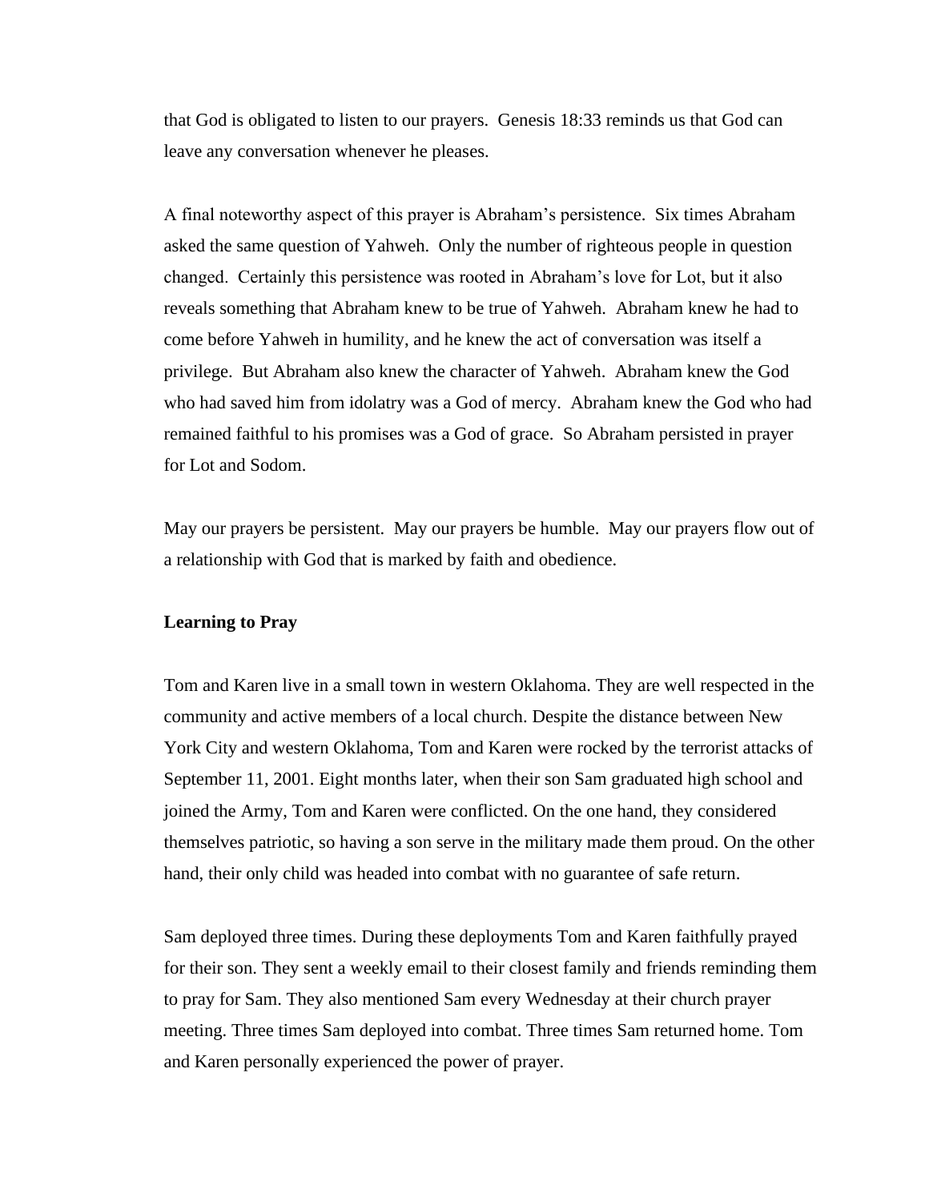that God is obligated to listen to our prayers. Genesis 18:33 reminds us that God can leave any conversation whenever he pleases.

A final noteworthy aspect of this prayer is Abraham's persistence. Six times Abraham asked the same question of Yahweh. Only the number of righteous people in question changed. Certainly this persistence was rooted in Abraham's love for Lot, but it also reveals something that Abraham knew to be true of Yahweh. Abraham knew he had to come before Yahweh in humility, and he knew the act of conversation was itself a privilege. But Abraham also knew the character of Yahweh. Abraham knew the God who had saved him from idolatry was a God of mercy. Abraham knew the God who had remained faithful to his promises was a God of grace. So Abraham persisted in prayer for Lot and Sodom.

May our prayers be persistent. May our prayers be humble. May our prayers flow out of a relationship with God that is marked by faith and obedience.

**Learning to Pray**

Tom and Karen live in a small town in western Oklahoma. They are well respected in the community and active members of a local church. Despite the distance between New York City and western Oklahoma, Tom and Karen were rocked by the terrorist attacks of September 11, 2001. Eight months later, when their son Sam graduated high school and joined the Army, Tom and Karen were conflicted. On the one hand, they considered themselves patriotic, so having a son serve in the military made them proud. On the other hand, their only child was headed into combat with no guarantee of safe return.

Sam deployed three times. During these deployments Tom and Karen faithfully prayed for their son. They sent a weekly email to their closest family and friends reminding them to pray for Sam. They also mentioned Sam every Wednesday at their church prayer meeting. Three times Sam deployed into combat. Three times Sam returned home. Tom and Karen personally experienced the power of prayer.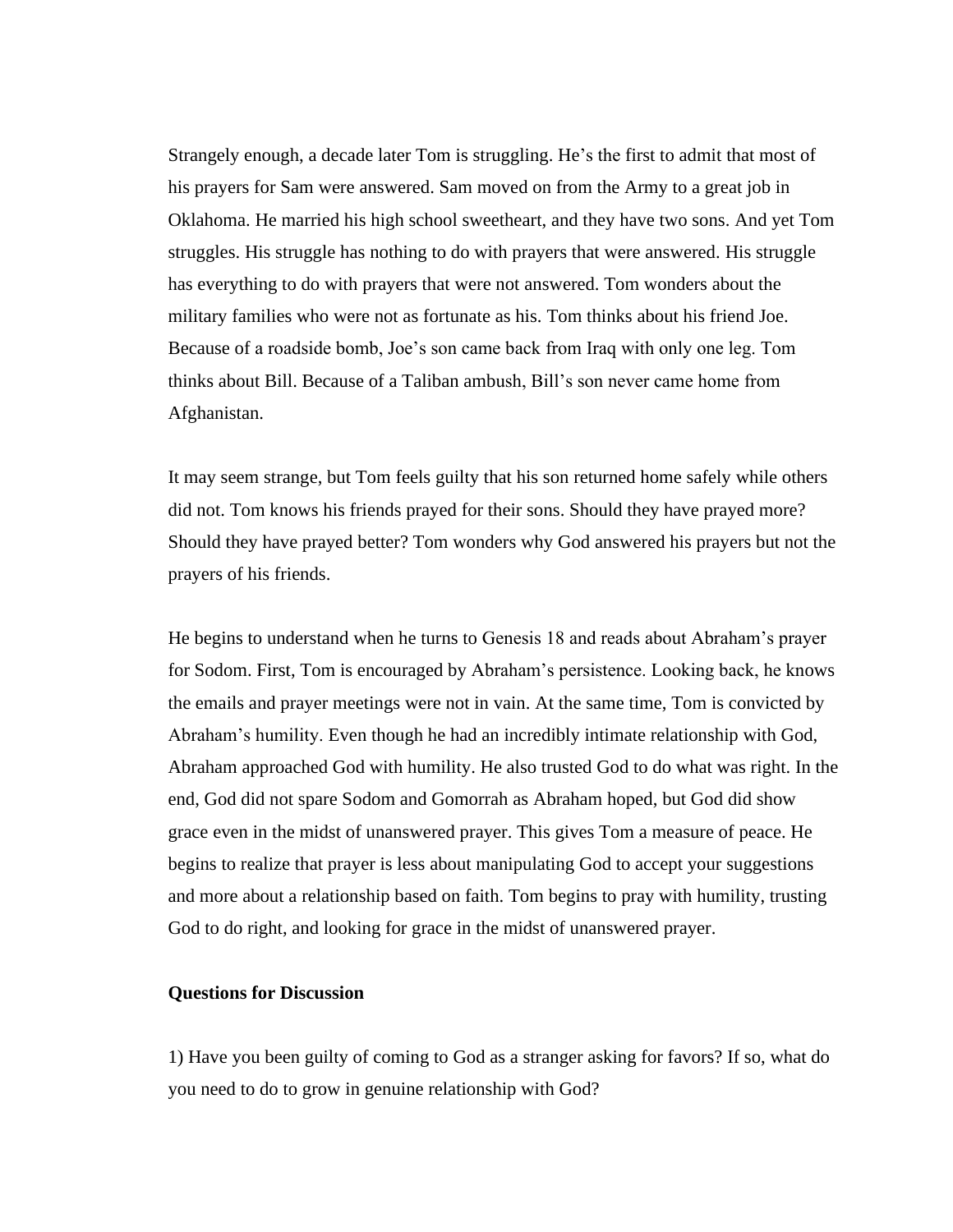Strangely enough, a decade later Tom is struggling. He's the first to admit that most of his prayers for Sam were answered. Sam moved on from the Army to a great job in Oklahoma. He married his high school sweetheart, and they have two sons. And yet Tom struggles. His struggle has nothing to do with prayers that were answered. His struggle has everything to do with prayers that were not answered. Tom wonders about the military families who were not as fortunate as his. Tom thinks about his friend Joe. Because of a roadside bomb, Joe's son came back from Iraq with only one leg. Tom thinks about Bill. Because of a Taliban ambush, Bill's son never came home from Afghanistan.

It may seem strange, but Tom feels guilty that his son returned home safely while others did not. Tom knows his friends prayed for their sons. Should they have prayed more? Should they have prayed better? Tom wonders why God answered his prayers but not the prayers of his friends.

He begins to understand when he turns to Genesis 18 and reads about Abraham's prayer for Sodom. First, Tom is encouraged by Abraham's persistence. Looking back, he knows the emails and prayer meetings were not in vain. At the same time, Tom is convicted by Abraham's humility. Even though he had an incredibly intimate relationship with God, Abraham approached God with humility. He also trusted God to do what was right. In the end, God did not spare Sodom and Gomorrah as Abraham hoped, but God did show grace even in the midst of unanswered prayer. This gives Tom a measure of peace. He begins to realize that prayer is less about manipulating God to accept your suggestions and more about a relationship based on faith. Tom begins to pray with humility, trusting God to do right, and looking for grace in the midst of unanswered prayer.

**Questions for Discussion**

1) Have you been guilty of coming to God as a stranger asking for favors? If so, what do you need to do to grow in genuine relationship with God?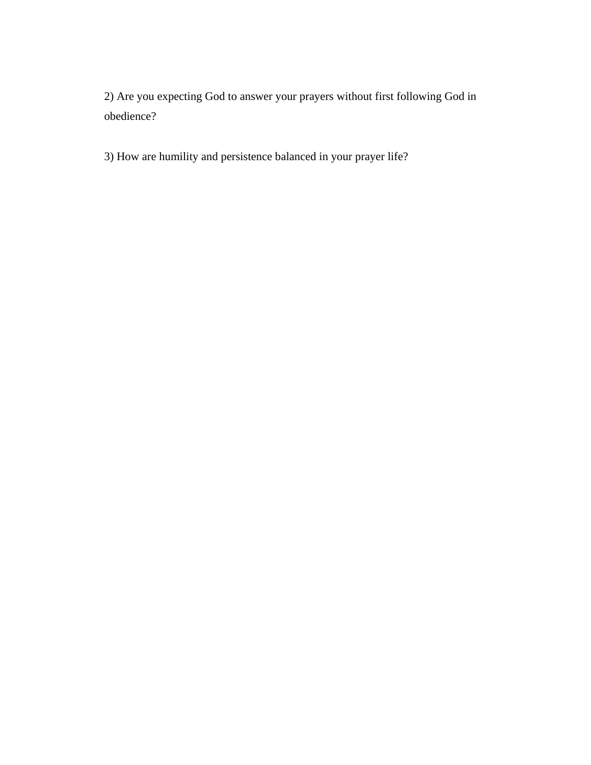2) Are you expecting God to answer your prayers without first following God in obedience?

3) How are humility and persistence balanced in your prayer life?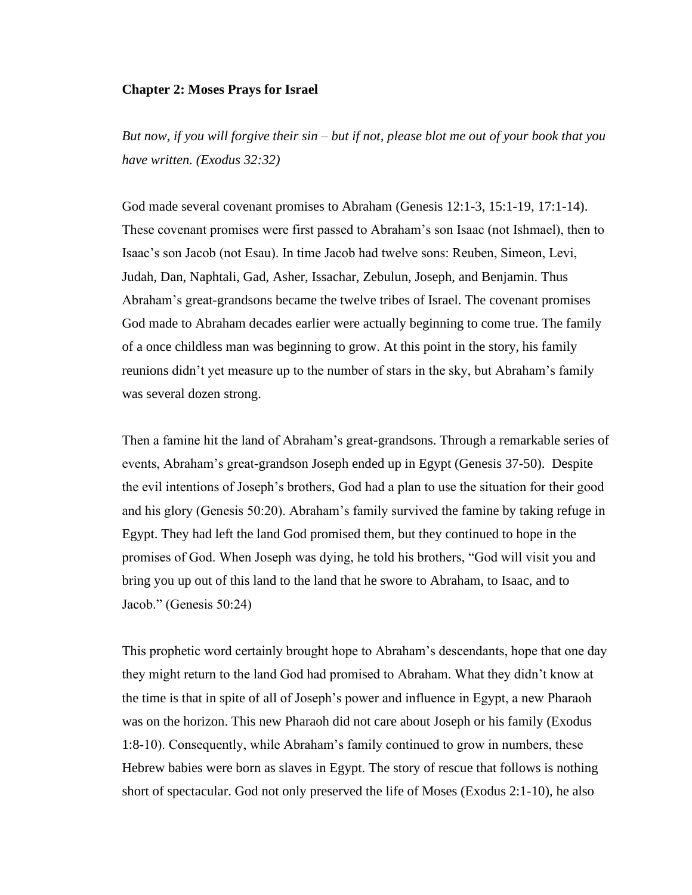**Chapter 2: Moses Prays for Israel**

*But now, if you will forgive their sin – but if not, please blot me out of your book that you have written. (Exodus 32:32)*

God made several covenant promises to Abraham (Genesis 12:1-3, 15:1-19, 17:1-14). These covenant promises were first passed to Abraham's son Isaac (not Ishmael), then to Isaac's son Jacob (not Esau). In time Jacob had twelve sons: Reuben, Simeon, Levi, Judah, Dan, Naphtali, Gad, Asher, Issachar, Zebulun, Joseph, and Benjamin. Thus Abraham's great-grandsons became the twelve tribes of Israel. The covenant promises God made to Abraham decades earlier were actually beginning to come true. The family of a once childless man was beginning to grow. At this point in the story, his family reunions didn't yet measure up to the number of stars in the sky, but Abraham's family was several dozen strong.

Then a famine hit the land of Abraham's great-grandsons. Through a remarkable series of events, Abraham's great-grandson Joseph ended up in Egypt (Genesis 37-50). Despite the evil intentions of Joseph's brothers, God had a plan to use the situation for their good and his glory (Genesis 50:20). Abraham's family survived the famine by taking refuge in Egypt. They had left the land God promised them, but they continued to hope in the promises of God. When Joseph was dying, he told his brothers, "God will visit you and bring you up out of this land to the land that he swore to Abraham, to Isaac, and to Jacob." (Genesis 50:24)

This prophetic word certainly brought hope to Abraham's descendants, hope that one day they might return to the land God had promised to Abraham. What they didn't know at the time is that in spite of all of Joseph's power and influence in Egypt, a new Pharaoh was on the horizon. This new Pharaoh did not care about Joseph or his family (Exodus 1:8-10). Consequently, while Abraham's family continued to grow in numbers, these Hebrew babies were born as slaves in Egypt. The story of rescue that follows is nothing short of spectacular. God not only preserved the life of Moses (Exodus 2:1-10), he also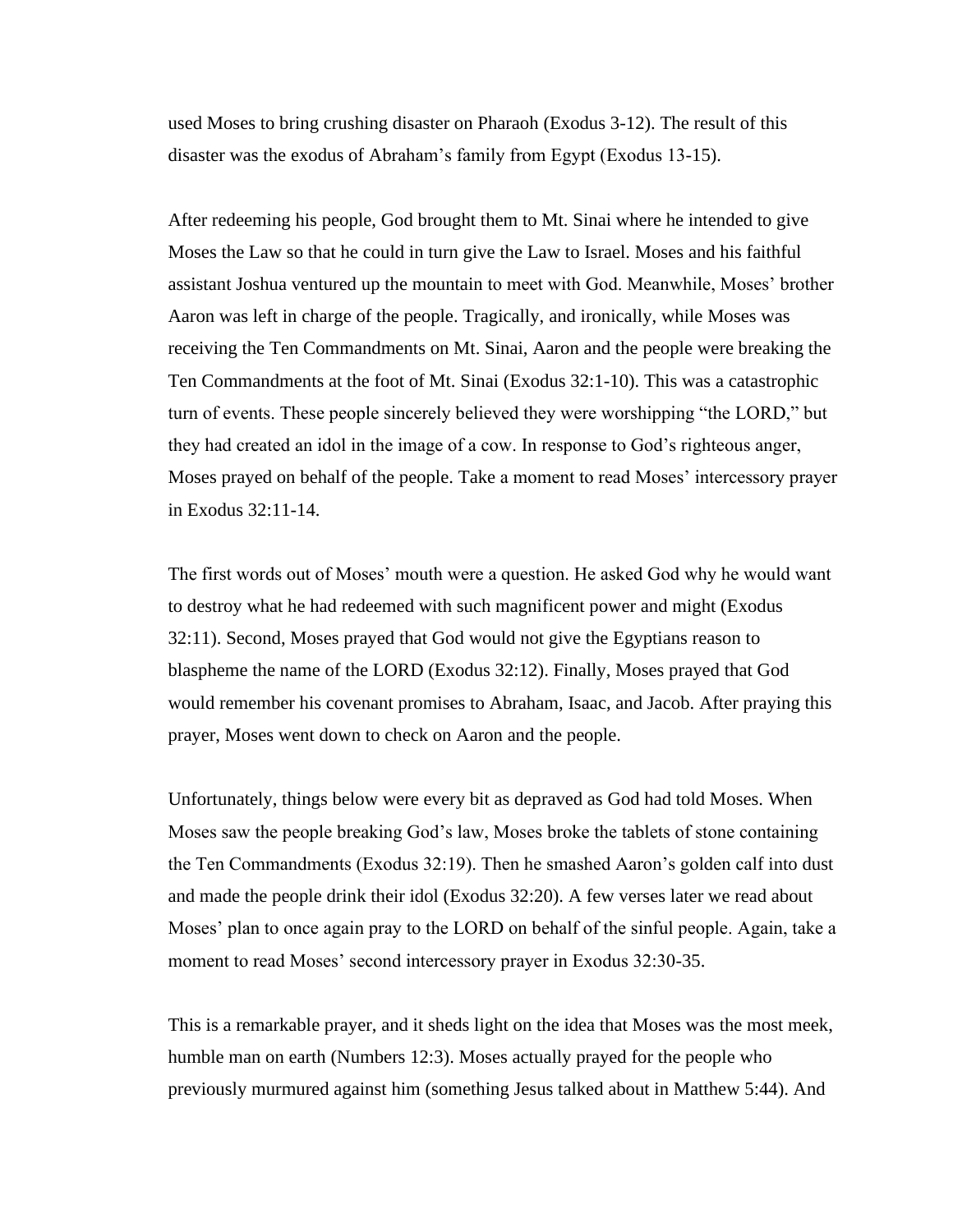used Moses to bring crushing disaster on Pharaoh (Exodus 3-12). The result of this disaster was the exodus of Abraham's family from Egypt (Exodus 13-15).

After redeeming his people, God brought them to Mt. Sinai where he intended to give Moses the Law so that he could in turn give the Law to Israel. Moses and his faithful assistant Joshua ventured up the mountain to meet with God. Meanwhile, Moses' brother Aaron was left in charge of the people. Tragically, and ironically, while Moses was receiving the Ten Commandments on Mt. Sinai, Aaron and the people were breaking the Ten Commandments at the foot of Mt. Sinai (Exodus 32:1-10). This was a catastrophic turn of events. These people sincerely believed they were worshipping "the LORD," but they had created an idol in the image of a cow. In response to God's righteous anger, Moses prayed on behalf of the people. Take a moment to read Moses' intercessory prayer in Exodus 32:11-14.

The first words out of Moses' mouth were a question. He asked God why he would want to destroy what he had redeemed with such magnificent power and might (Exodus 32:11). Second, Moses prayed that God would not give the Egyptians reason to blaspheme the name of the LORD (Exodus 32:12). Finally, Moses prayed that God would remember his covenant promises to Abraham, Isaac, and Jacob. After praying this prayer, Moses went down to check on Aaron and the people.

Unfortunately, things below were every bit as depraved as God had told Moses. When Moses saw the people breaking God's law, Moses broke the tablets of stone containing the Ten Commandments (Exodus 32:19). Then he smashed Aaron's golden calf into dust and made the people drink their idol (Exodus 32:20). A few verses later we read about Moses' plan to once again pray to the LORD on behalf of the sinful people. Again, take a moment to read Moses' second intercessory prayer in Exodus 32:30-35.

This is a remarkable prayer, and it sheds light on the idea that Moses was the most meek, humble man on earth (Numbers 12:3). Moses actually prayed for the people who previously murmured against him (something Jesus talked about in Matthew 5:44). And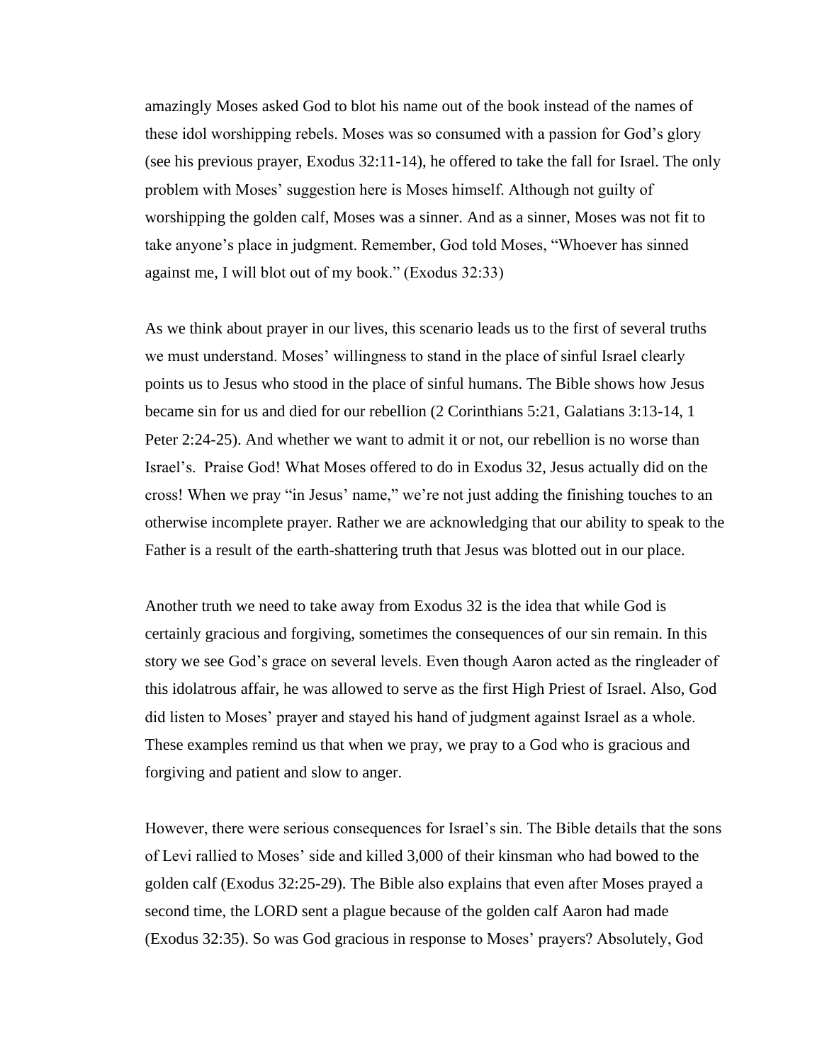amazingly Moses asked God to blot his name out of the book instead of the names of these idol worshipping rebels. Moses was so consumed with a passion for God's glory (see his previous prayer, Exodus 32:11-14), he offered to take the fall for Israel. The only problem with Moses' suggestion here is Moses himself. Although not guilty of worshipping the golden calf, Moses was a sinner. And as a sinner, Moses was not fit to take anyone's place in judgment. Remember, God told Moses, "Whoever has sinned against me, I will blot out of my book." (Exodus 32:33)

As we think about prayer in our lives, this scenario leads us to the first of several truths we must understand. Moses' willingness to stand in the place of sinful Israel clearly points us to Jesus who stood in the place of sinful humans. The Bible shows how Jesus became sin for us and died for our rebellion (2 Corinthians 5:21, Galatians 3:13-14, 1 Peter 2:24-25). And whether we want to admit it or not, our rebellion is no worse than Israel's. Praise God! What Moses offered to do in Exodus 32, Jesus actually did on the cross! When we pray "in Jesus' name," we're not just adding the finishing touches to an otherwise incomplete prayer. Rather we are acknowledging that our ability to speak to the Father is a result of the earth-shattering truth that Jesus was blotted out in our place.

Another truth we need to take away from Exodus 32 is the idea that while God is certainly gracious and forgiving, sometimes the consequences of our sin remain. In this story we see God's grace on several levels. Even though Aaron acted as the ringleader of this idolatrous affair, he was allowed to serve as the first High Priest of Israel. Also, God did listen to Moses' prayer and stayed his hand of judgment against Israel as a whole. These examples remind us that when we pray, we pray to a God who is gracious and forgiving and patient and slow to anger.

However, there were serious consequences for Israel's sin. The Bible details that the sons of Levi rallied to Moses' side and killed 3,000 of their kinsman who had bowed to the golden calf (Exodus 32:25-29). The Bible also explains that even after Moses prayed a second time, the LORD sent a plague because of the golden calf Aaron had made (Exodus 32:35). So was God gracious in response to Moses' prayers? Absolutely, God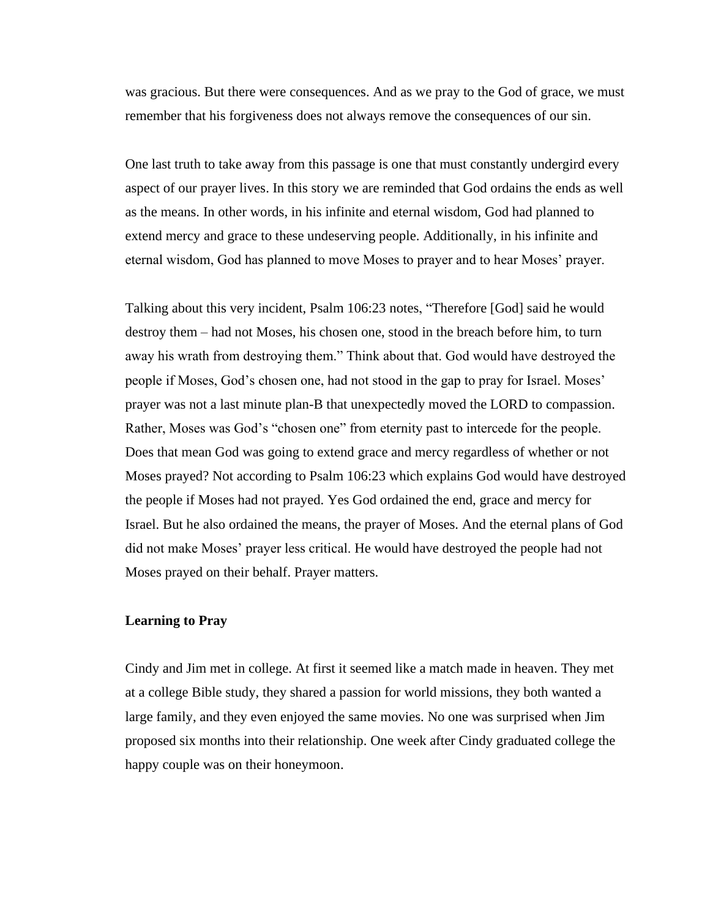was gracious. But there were consequences. And as we pray to the God of grace, we must remember that his forgiveness does not always remove the consequences of our sin.

One last truth to take away from this passage is one that must constantly undergird every aspect of our prayer lives. In this story we are reminded that God ordains the ends as well as the means. In other words, in his infinite and eternal wisdom, God had planned to extend mercy and grace to these undeserving people. Additionally, in his infinite and eternal wisdom, God has planned to move Moses to prayer and to hear Moses' prayer.

Talking about this very incident, Psalm 106:23 notes, "Therefore [God] said he would destroy them – had not Moses, his chosen one, stood in the breach before him, to turn away his wrath from destroying them." Think about that. God would have destroyed the people if Moses, God's chosen one, had not stood in the gap to pray for Israel. Moses' prayer was not a last minute plan-B that unexpectedly moved the LORD to compassion. Rather, Moses was God's "chosen one" from eternity past to intercede for the people. Does that mean God was going to extend grace and mercy regardless of whether or not Moses prayed? Not according to Psalm 106:23 which explains God would have destroyed the people if Moses had not prayed. Yes God ordained the end, grace and mercy for Israel. But he also ordained the means, the prayer of Moses. And the eternal plans of God did not make Moses' prayer less critical. He would have destroyed the people had not Moses prayed on their behalf. Prayer matters.

**Learning to Pray**

Cindy and Jim met in college. At first it seemed like a match made in heaven. They met at a college Bible study, they shared a passion for world missions, they both wanted a large family, and they even enjoyed the same movies. No one was surprised when Jim proposed six months into their relationship. One week after Cindy graduated college the happy couple was on their honeymoon.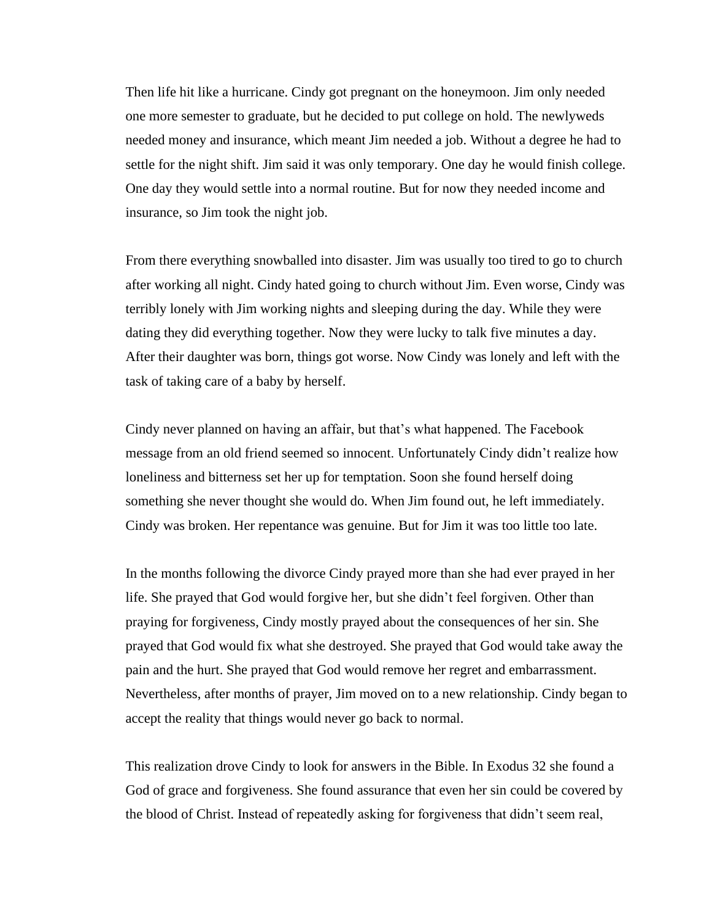Then life hit like a hurricane. Cindy got pregnant on the honeymoon. Jim only needed one more semester to graduate, but he decided to put college on hold. The newlyweds needed money and insurance, which meant Jim needed a job. Without a degree he had to settle for the night shift. Jim said it was only temporary. One day he would finish college. One day they would settle into a normal routine. But for now they needed income and insurance, so Jim took the night job.

From there everything snowballed into disaster. Jim was usually too tired to go to church after working all night. Cindy hated going to church without Jim. Even worse, Cindy was terribly lonely with Jim working nights and sleeping during the day. While they were dating they did everything together. Now they were lucky to talk five minutes a day. After their daughter was born, things got worse. Now Cindy was lonely and left with the task of taking care of a baby by herself.

Cindy never planned on having an affair, but that's what happened. The Facebook message from an old friend seemed so innocent. Unfortunately Cindy didn't realize how loneliness and bitterness set her up for temptation. Soon she found herself doing something she never thought she would do. When Jim found out, he left immediately. Cindy was broken. Her repentance was genuine. But for Jim it was too little too late.

In the months following the divorce Cindy prayed more than she had ever prayed in her life. She prayed that God would forgive her, but she didn't feel forgiven. Other than praying for forgiveness, Cindy mostly prayed about the consequences of her sin. She prayed that God would fix what she destroyed. She prayed that God would take away the pain and the hurt. She prayed that God would remove her regret and embarrassment. Nevertheless, after months of prayer, Jim moved on to a new relationship. Cindy began to accept the reality that things would never go back to normal.

This realization drove Cindy to look for answers in the Bible. In Exodus 32 she found a God of grace and forgiveness. She found assurance that even her sin could be covered by the blood of Christ. Instead of repeatedly asking for forgiveness that didn't seem real,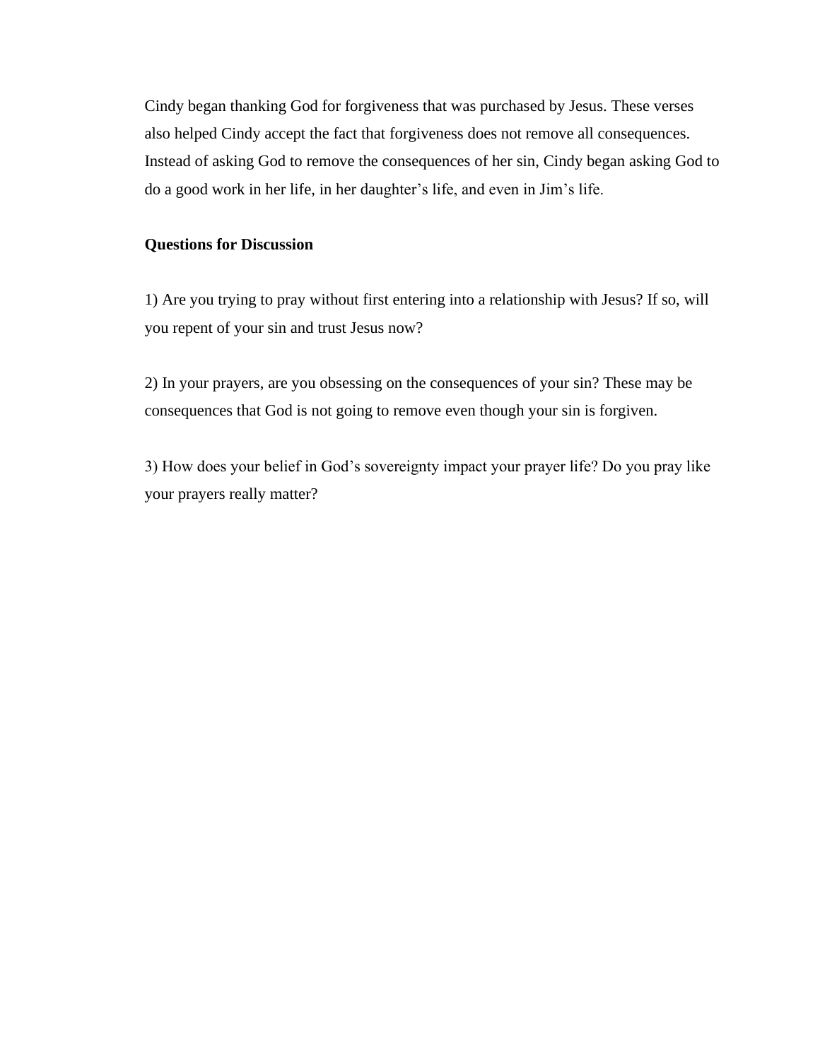Cindy began thanking God for forgiveness that was purchased by Jesus. These verses also helped Cindy accept the fact that forgiveness does not remove all consequences. Instead of asking God to remove the consequences of her sin, Cindy began asking God to do a good work in her life, in her daughter's life, and even in Jim's life.

**Questions for Discussion**

1) Are you trying to pray without first entering into a relationship with Jesus? If so, will you repent of your sin and trust Jesus now?

2) In your prayers, are you obsessing on the consequences of your sin? These may be consequences that God is not going to remove even though your sin is forgiven.

3) How does your belief in God's sovereignty impact your prayer life? Do you pray like your prayers really matter?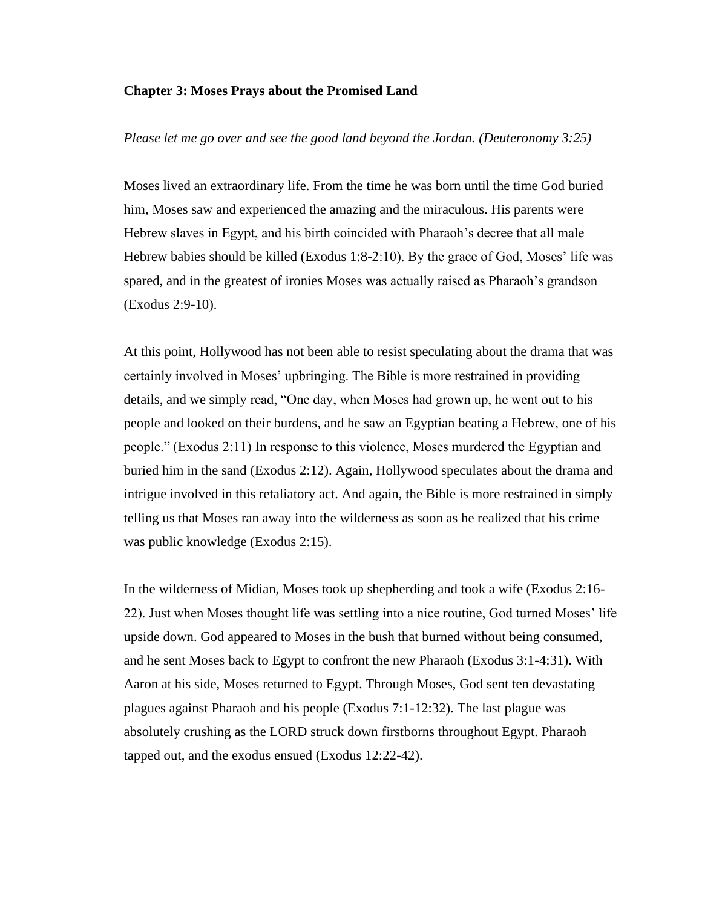**Chapter 3: Moses Prays about the Promised Land**

*Please let me go over and see the good land beyond the Jordan. (Deuteronomy 3:25)*

Moses lived an extraordinary life. From the time he was born until the time God buried him, Moses saw and experienced the amazing and the miraculous. His parents were Hebrew slaves in Egypt, and his birth coincided with Pharaoh's decree that all male Hebrew babies should be killed (Exodus 1:8-2:10). By the grace of God, Moses' life was spared, and in the greatest of ironies Moses was actually raised as Pharaoh's grandson (Exodus 2:9-10).

At this point, Hollywood has not been able to resist speculating about the drama that was certainly involved in Moses' upbringing. The Bible is more restrained in providing details, and we simply read, "One day, when Moses had grown up, he went out to his people and looked on their burdens, and he saw an Egyptian beating a Hebrew, one of his people." (Exodus 2:11) In response to this violence, Moses murdered the Egyptian and buried him in the sand (Exodus 2:12). Again, Hollywood speculates about the drama and intrigue involved in this retaliatory act. And again, the Bible is more restrained in simply telling us that Moses ran away into the wilderness as soon as he realized that his crime was public knowledge (Exodus 2:15).

In the wilderness of Midian, Moses took up shepherding and took a wife (Exodus 2:16-22). Just when Moses thought life was settling into a nice routine, God turned Moses' life upside down. God appeared to Moses in the bush that burned without being consumed, and he sent Moses back to Egypt to confront the new Pharaoh (Exodus 3:1-4:31). With Aaron at his side, Moses returned to Egypt. Through Moses, God sent ten devastating plagues against Pharaoh and his people (Exodus 7:1-12:32). The last plague was absolutely crushing as the LORD struck down firstborns throughout Egypt. Pharaoh tapped out, and the exodus ensued (Exodus 12:22-42).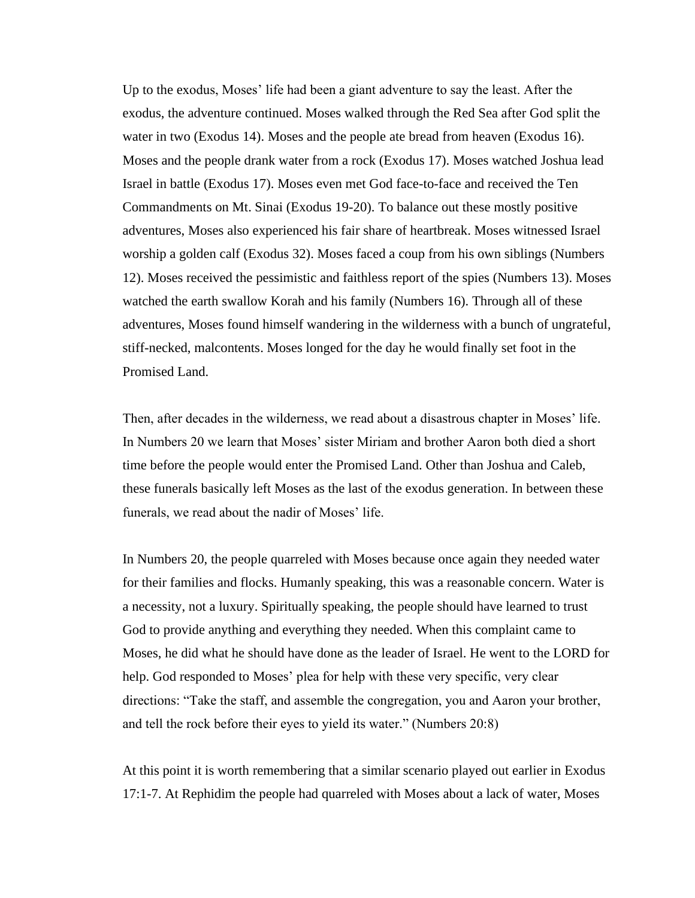Up to the exodus, Moses' life had been a giant adventure to say the least. After the exodus, the adventure continued. Moses walked through the Red Sea after God split the water in two (Exodus 14). Moses and the people ate bread from heaven (Exodus 16). Moses and the people drank water from a rock (Exodus 17). Moses watched Joshua lead Israel in battle (Exodus 17). Moses even met God face-to-face and received the Ten Commandments on Mt. Sinai (Exodus 19-20). To balance out these mostly positive adventures, Moses also experienced his fair share of heartbreak. Moses witnessed Israel worship a golden calf (Exodus 32). Moses faced a coup from his own siblings (Numbers 12). Moses received the pessimistic and faithless report of the spies (Numbers 13). Moses watched the earth swallow Korah and his family (Numbers 16). Through all of these adventures, Moses found himself wandering in the wilderness with a bunch of ungrateful, stiff-necked, malcontents. Moses longed for the day he would finally set foot in the Promised Land.

Then, after decades in the wilderness, we read about a disastrous chapter in Moses' life. In Numbers 20 we learn that Moses' sister Miriam and brother Aaron both died a short time before the people would enter the Promised Land. Other than Joshua and Caleb, these funerals basically left Moses as the last of the exodus generation. In between these funerals, we read about the nadir of Moses' life.

In Numbers 20, the people quarreled with Moses because once again they needed water for their families and flocks. Humanly speaking, this was a reasonable concern. Water is a necessity, not a luxury. Spiritually speaking, the people should have learned to trust God to provide anything and everything they needed. When this complaint came to Moses, he did what he should have done as the leader of Israel. He went to the LORD for help. God responded to Moses' plea for help with these very specific, very clear directions: "Take the staff, and assemble the congregation, you and Aaron your brother, and tell the rock before their eyes to yield its water." (Numbers 20:8)

At this point it is worth remembering that a similar scenario played out earlier in Exodus 17:1-7. At Rephidim the people had quarreled with Moses about a lack of water, Moses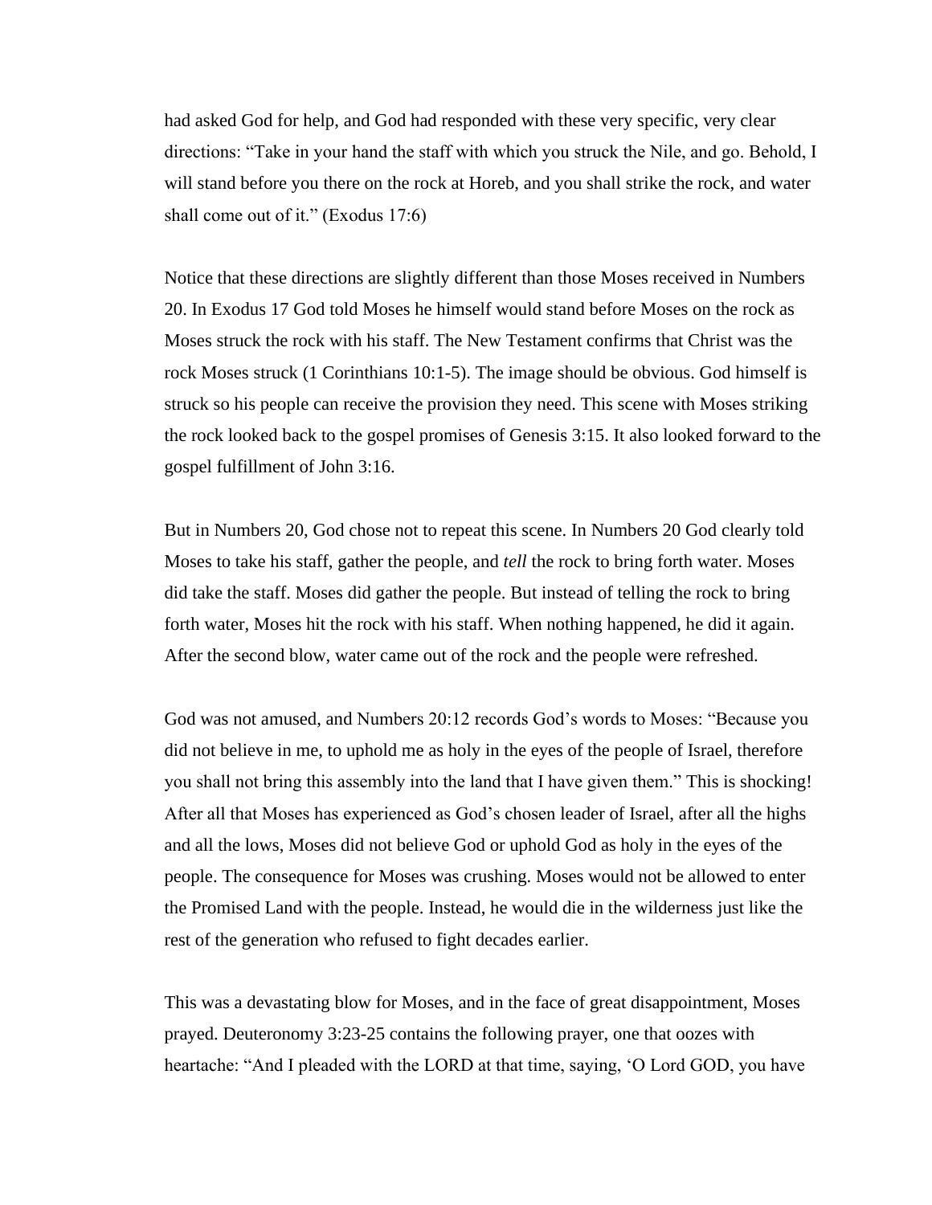had asked God for help, and God had responded with these very specific, very clear directions: "Take in your hand the staff with which you struck the Nile, and go. Behold, I will stand before you there on the rock at Horeb, and you shall strike the rock, and water shall come out of it." (Exodus 17:6)

Notice that these directions are slightly different than those Moses received in Numbers 20. In Exodus 17 God told Moses he himself would stand before Moses on the rock as Moses struck the rock with his staff. The New Testament confirms that Christ was the rock Moses struck (1 Corinthians 10:1-5). The image should be obvious. God himself is struck so his people can receive the provision they need. This scene with Moses striking the rock looked back to the gospel promises of Genesis 3:15. It also looked forward to the gospel fulfillment of John 3:16.

But in Numbers 20, God chose not to repeat this scene. In Numbers 20 God clearly told Moses to take his staff, gather the people, and *tell* the rock to bring forth water. Moses did take the staff. Moses did gather the people. But instead of telling the rock to bring forth water, Moses hit the rock with his staff. When nothing happened, he did it again. After the second blow, water came out of the rock and the people were refreshed.

God was not amused, and Numbers 20:12 records God's words to Moses: "Because you did not believe in me, to uphold me as holy in the eyes of the people of Israel, therefore you shall not bring this assembly into the land that I have given them." This is shocking! After all that Moses has experienced as God's chosen leader of Israel, after all the highs and all the lows, Moses did not believe God or uphold God as holy in the eyes of the people. The consequence for Moses was crushing. Moses would not be allowed to enter the Promised Land with the people. Instead, he would die in the wilderness just like the rest of the generation who refused to fight decades earlier.

This was a devastating blow for Moses, and in the face of great disappointment, Moses prayed. Deuteronomy 3:23-25 contains the following prayer, one that oozes with heartache: "And I pleaded with the LORD at that time, saying, 'O Lord GOD, you have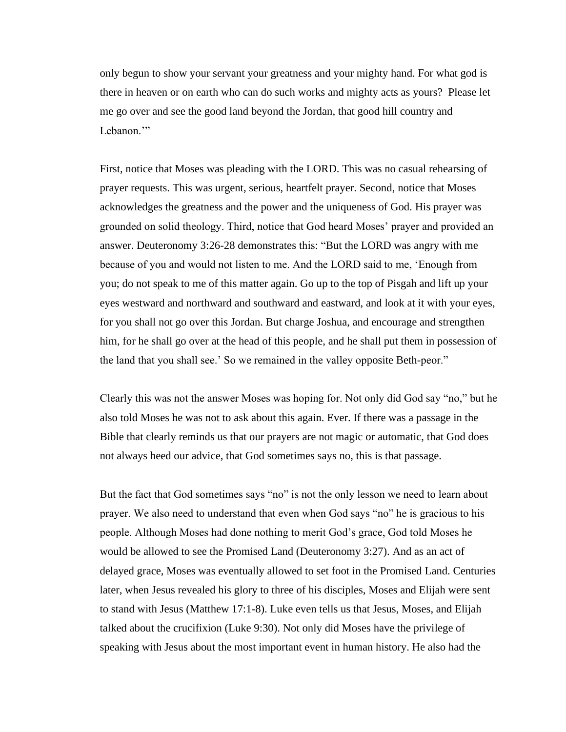only begun to show your servant your greatness and your mighty hand. For what god is there in heaven or on earth who can do such works and mighty acts as yours? Please let me go over and see the good land beyond the Jordan, that good hill country and Lebanon.'"

First, notice that Moses was pleading with the LORD. This was no casual rehearsing of prayer requests. This was urgent, serious, heartfelt prayer. Second, notice that Moses acknowledges the greatness and the power and the uniqueness of God. His prayer was grounded on solid theology. Third, notice that God heard Moses' prayer and provided an answer. Deuteronomy 3:26-28 demonstrates this: "But the LORD was angry with me because of you and would not listen to me. And the LORD said to me, 'Enough from you; do not speak to me of this matter again. Go up to the top of Pisgah and lift up your eyes westward and northward and southward and eastward, and look at it with your eyes, for you shall not go over this Jordan. But charge Joshua, and encourage and strengthen him, for he shall go over at the head of this people, and he shall put them in possession of the land that you shall see.' So we remained in the valley opposite Beth-peor."

Clearly this was not the answer Moses was hoping for. Not only did God say "no," but he also told Moses he was not to ask about this again. Ever. If there was a passage in the Bible that clearly reminds us that our prayers are not magic or automatic, that God does not always heed our advice, that God sometimes says no, this is that passage.

But the fact that God sometimes says "no" is not the only lesson we need to learn about prayer. We also need to understand that even when God says "no" he is gracious to his people. Although Moses had done nothing to merit God's grace, God told Moses he would be allowed to see the Promised Land (Deuteronomy 3:27). And as an act of delayed grace, Moses was eventually allowed to set foot in the Promised Land. Centuries later, when Jesus revealed his glory to three of his disciples, Moses and Elijah were sent to stand with Jesus (Matthew 17:1-8). Luke even tells us that Jesus, Moses, and Elijah talked about the crucifixion (Luke 9:30). Not only did Moses have the privilege of speaking with Jesus about the most important event in human history. He also had the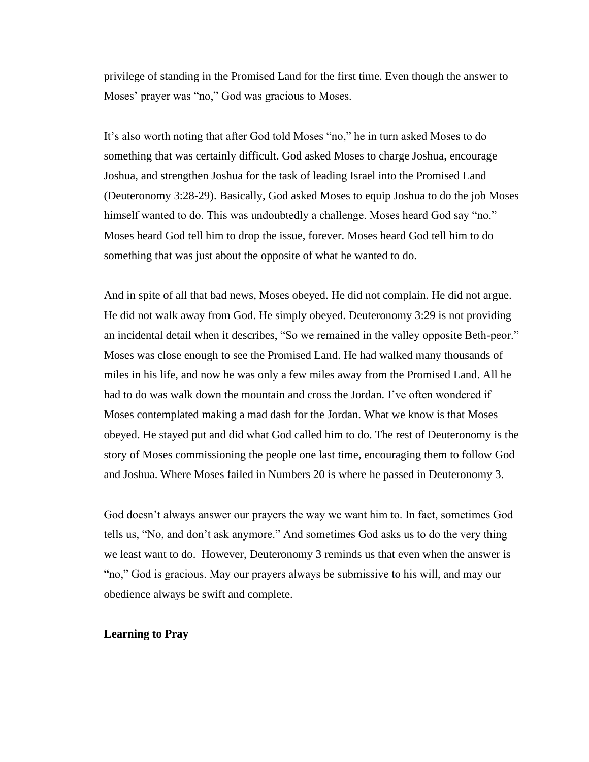privilege of standing in the Promised Land for the first time. Even though the answer to Moses' prayer was "no," God was gracious to Moses.

It's also worth noting that after God told Moses "no," he in turn asked Moses to do something that was certainly difficult. God asked Moses to charge Joshua, encourage Joshua, and strengthen Joshua for the task of leading Israel into the Promised Land (Deuteronomy 3:28-29). Basically, God asked Moses to equip Joshua to do the job Moses himself wanted to do. This was undoubtedly a challenge. Moses heard God say "no." Moses heard God tell him to drop the issue, forever. Moses heard God tell him to do something that was just about the opposite of what he wanted to do.

And in spite of all that bad news, Moses obeyed. He did not complain. He did not argue. He did not walk away from God. He simply obeyed. Deuteronomy 3:29 is not providing an incidental detail when it describes, "So we remained in the valley opposite Beth-peor." Moses was close enough to see the Promised Land. He had walked many thousands of miles in his life, and now he was only a few miles away from the Promised Land. All he had to do was walk down the mountain and cross the Jordan. I've often wondered if Moses contemplated making a mad dash for the Jordan. What we know is that Moses obeyed. He stayed put and did what God called him to do. The rest of Deuteronomy is the story of Moses commissioning the people one last time, encouraging them to follow God and Joshua. Where Moses failed in Numbers 20 is where he passed in Deuteronomy 3.

God doesn't always answer our prayers the way we want him to. In fact, sometimes God tells us, "No, and don't ask anymore." And sometimes God asks us to do the very thing we least want to do. However, Deuteronomy 3 reminds us that even when the answer is "no," God is gracious. May our prayers always be submissive to his will, and may our obedience always be swift and complete.

**Learning to Pray**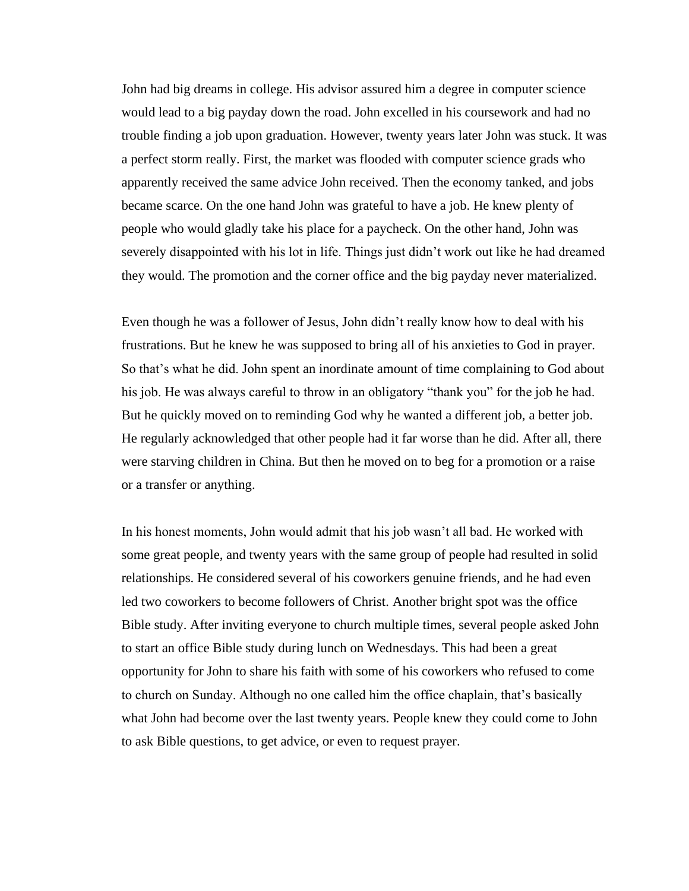John had big dreams in college. His advisor assured him a degree in computer science would lead to a big payday down the road. John excelled in his coursework and had no trouble finding a job upon graduation. However, twenty years later John was stuck. It was a perfect storm really. First, the market was flooded with computer science grads who apparently received the same advice John received. Then the economy tanked, and jobs became scarce. On the one hand John was grateful to have a job. He knew plenty of people who would gladly take his place for a paycheck. On the other hand, John was severely disappointed with his lot in life. Things just didn't work out like he had dreamed they would. The promotion and the corner office and the big payday never materialized.

Even though he was a follower of Jesus, John didn't really know how to deal with his frustrations. But he knew he was supposed to bring all of his anxieties to God in prayer. So that's what he did. John spent an inordinate amount of time complaining to God about his job. He was always careful to throw in an obligatory "thank you" for the job he had. But he quickly moved on to reminding God why he wanted a different job, a better job. He regularly acknowledged that other people had it far worse than he did. After all, there were starving children in China. But then he moved on to beg for a promotion or a raise or a transfer or anything.

In his honest moments, John would admit that his job wasn't all bad. He worked with some great people, and twenty years with the same group of people had resulted in solid relationships. He considered several of his coworkers genuine friends, and he had even led two coworkers to become followers of Christ. Another bright spot was the office Bible study. After inviting everyone to church multiple times, several people asked John to start an office Bible study during lunch on Wednesdays. This had been a great opportunity for John to share his faith with some of his coworkers who refused to come to church on Sunday. Although no one called him the office chaplain, that's basically what John had become over the last twenty years. People knew they could come to John to ask Bible questions, to get advice, or even to request prayer.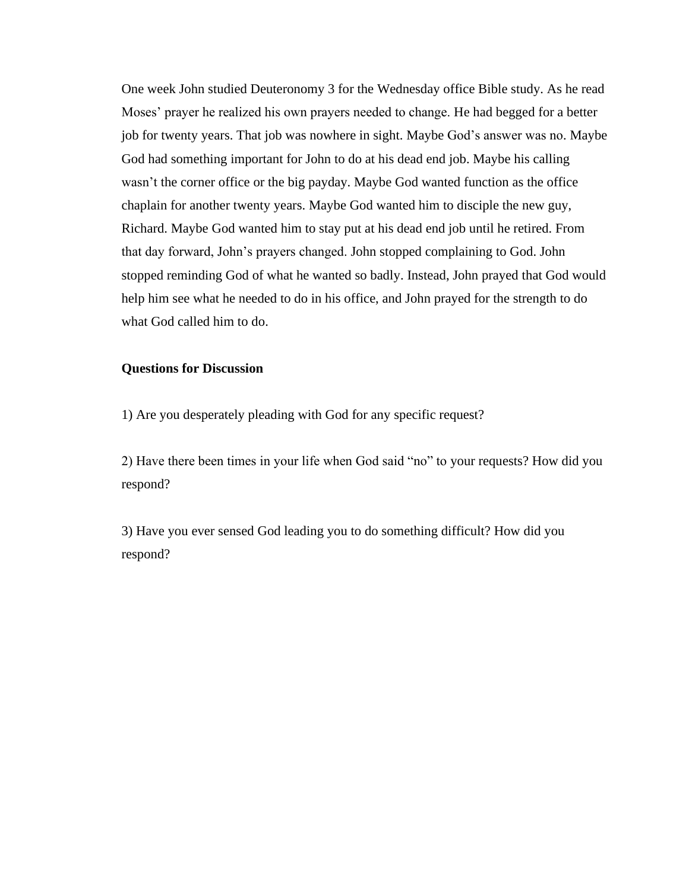One week John studied Deuteronomy 3 for the Wednesday office Bible study. As he read Moses' prayer he realized his own prayers needed to change. He had begged for a better job for twenty years. That job was nowhere in sight. Maybe God's answer was no. Maybe God had something important for John to do at his dead end job. Maybe his calling wasn't the corner office or the big payday. Maybe God wanted function as the office chaplain for another twenty years. Maybe God wanted him to disciple the new guy, Richard. Maybe God wanted him to stay put at his dead end job until he retired. From that day forward, John's prayers changed. John stopped complaining to God. John stopped reminding God of what he wanted so badly. Instead, John prayed that God would help him see what he needed to do in his office, and John prayed for the strength to do what God called him to do.

**Questions for Discussion**

1) Are you desperately pleading with God for any specific request?

2) Have there been times in your life when God said "no" to your requests? How did you respond?

3) Have you ever sensed God leading you to do something difficult? How did you respond?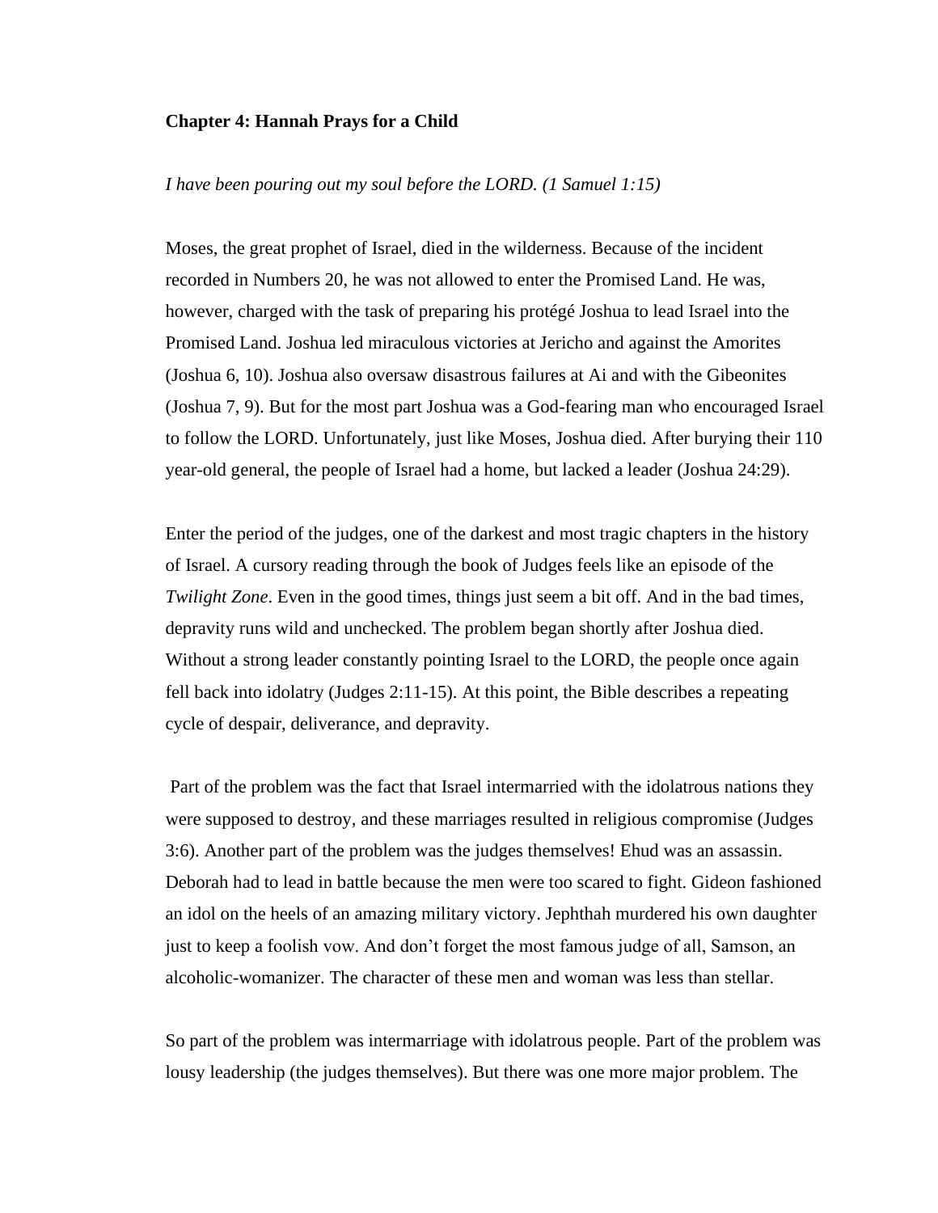**Chapter 4: Hannah Prays for a Child**

*I have been pouring out my soul before the LORD. (1 Samuel 1:15)*

Moses, the great prophet of Israel, died in the wilderness. Because of the incident recorded in Numbers 20, he was not allowed to enter the Promised Land. He was, however, charged with the task of preparing his protégé Joshua to lead Israel into the Promised Land. Joshua led miraculous victories at Jericho and against the Amorites (Joshua 6, 10). Joshua also oversaw disastrous failures at Ai and with the Gibeonites (Joshua 7, 9). But for the most part Joshua was a God-fearing man who encouraged Israel to follow the LORD. Unfortunately, just like Moses, Joshua died. After burying their 110 year-old general, the people of Israel had a home, but lacked a leader (Joshua 24:29).

Enter the period of the judges, one of the darkest and most tragic chapters in the history of Israel. A cursory reading through the book of Judges feels like an episode of the *Twilight Zone*. Even in the good times, things just seem a bit off. And in the bad times, depravity runs wild and unchecked. The problem began shortly after Joshua died. Without a strong leader constantly pointing Israel to the LORD, the people once again fell back into idolatry (Judges 2:11-15). At this point, the Bible describes a repeating cycle of despair, deliverance, and depravity.

Part of the problem was the fact that Israel intermarried with the idolatrous nations they were supposed to destroy, and these marriages resulted in religious compromise (Judges 3:6). Another part of the problem was the judges themselves! Ehud was an assassin. Deborah had to lead in battle because the men were too scared to fight. Gideon fashioned an idol on the heels of an amazing military victory. Jephthah murdered his own daughter just to keep a foolish vow. And don't forget the most famous judge of all, Samson, an alcoholic-womanizer. The character of these men and woman was less than stellar.

So part of the problem was intermarriage with idolatrous people. Part of the problem was lousy leadership (the judges themselves). But there was one more major problem. The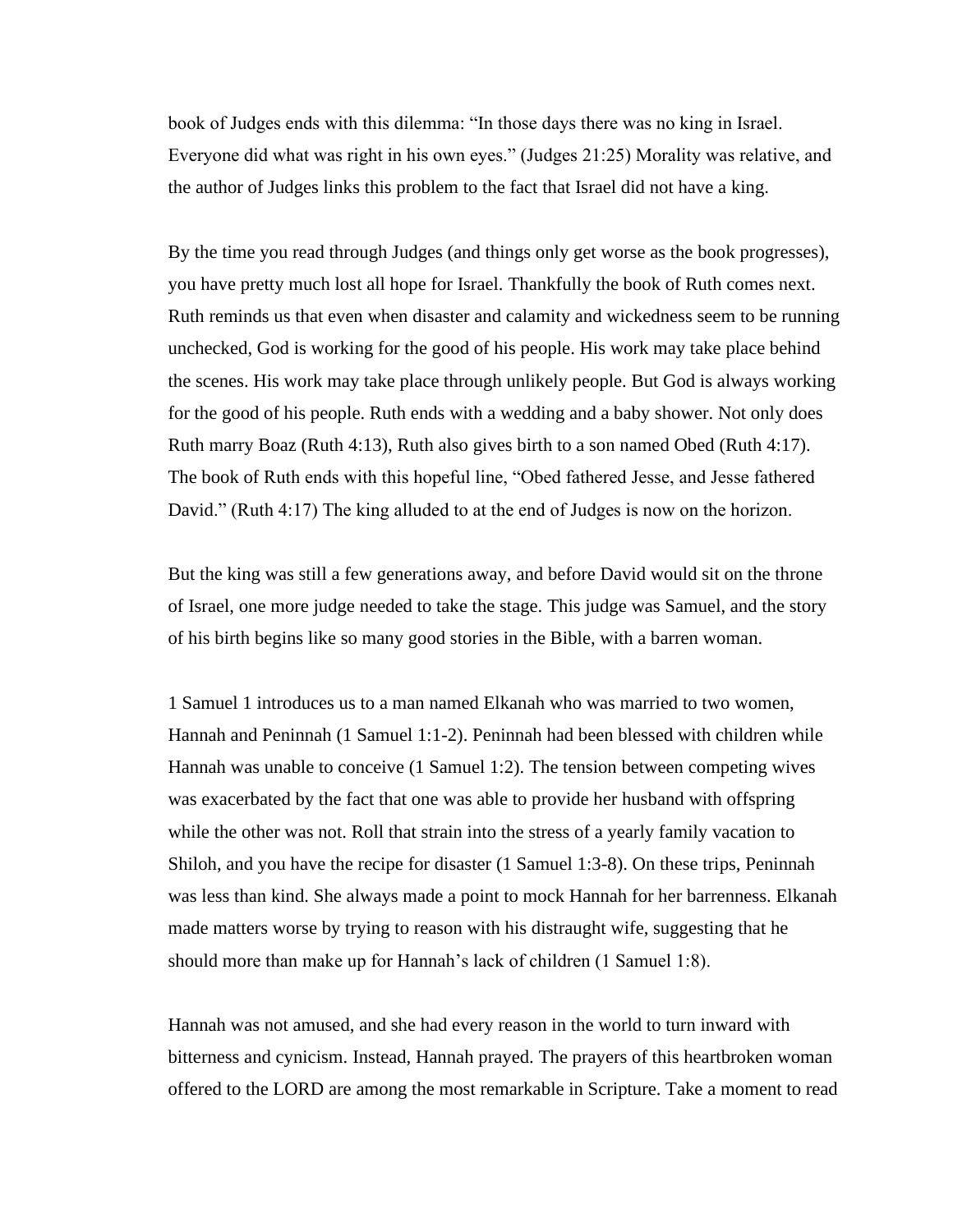book of Judges ends with this dilemma: "In those days there was no king in Israel. Everyone did what was right in his own eyes." (Judges 21:25) Morality was relative, and the author of Judges links this problem to the fact that Israel did not have a king.

By the time you read through Judges (and things only get worse as the book progresses), you have pretty much lost all hope for Israel. Thankfully the book of Ruth comes next. Ruth reminds us that even when disaster and calamity and wickedness seem to be running unchecked, God is working for the good of his people. His work may take place behind the scenes. His work may take place through unlikely people. But God is always working for the good of his people. Ruth ends with a wedding and a baby shower. Not only does Ruth marry Boaz (Ruth 4:13), Ruth also gives birth to a son named Obed (Ruth 4:17). The book of Ruth ends with this hopeful line, "Obed fathered Jesse, and Jesse fathered David." (Ruth 4:17) The king alluded to at the end of Judges is now on the horizon.

But the king was still a few generations away, and before David would sit on the throne of Israel, one more judge needed to take the stage. This judge was Samuel, and the story of his birth begins like so many good stories in the Bible, with a barren woman.

1 Samuel 1 introduces us to a man named Elkanah who was married to two women, Hannah and Peninnah (1 Samuel 1:1-2). Peninnah had been blessed with children while Hannah was unable to conceive (1 Samuel 1:2). The tension between competing wives was exacerbated by the fact that one was able to provide her husband with offspring while the other was not. Roll that strain into the stress of a yearly family vacation to Shiloh, and you have the recipe for disaster (1 Samuel 1:3-8). On these trips, Peninnah was less than kind. She always made a point to mock Hannah for her barrenness. Elkanah made matters worse by trying to reason with his distraught wife, suggesting that he should more than make up for Hannah's lack of children (1 Samuel 1:8).

Hannah was not amused, and she had every reason in the world to turn inward with bitterness and cynicism. Instead, Hannah prayed. The prayers of this heartbroken woman offered to the LORD are among the most remarkable in Scripture. Take a moment to read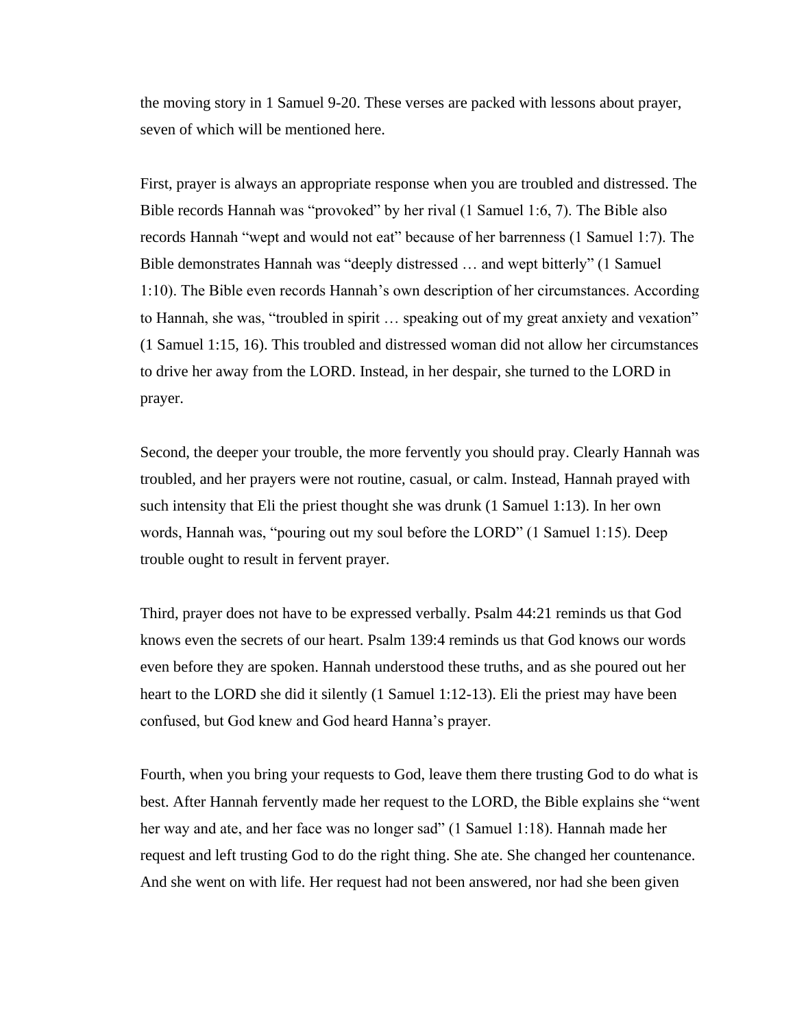the moving story in 1 Samuel 9-20. These verses are packed with lessons about prayer, seven of which will be mentioned here.

First, prayer is always an appropriate response when you are troubled and distressed. The Bible records Hannah was "provoked" by her rival (1 Samuel 1:6, 7). The Bible also records Hannah "wept and would not eat" because of her barrenness (1 Samuel 1:7). The Bible demonstrates Hannah was "deeply distressed … and wept bitterly" (1 Samuel 1:10). The Bible even records Hannah's own description of her circumstances. According to Hannah, she was, "troubled in spirit … speaking out of my great anxiety and vexation" (1 Samuel 1:15, 16). This troubled and distressed woman did not allow her circumstances to drive her away from the LORD. Instead, in her despair, she turned to the LORD in prayer.

Second, the deeper your trouble, the more fervently you should pray. Clearly Hannah was troubled, and her prayers were not routine, casual, or calm. Instead, Hannah prayed with such intensity that Eli the priest thought she was drunk (1 Samuel 1:13). In her own words, Hannah was, "pouring out my soul before the LORD" (1 Samuel 1:15). Deep trouble ought to result in fervent prayer.

Third, prayer does not have to be expressed verbally. Psalm 44:21 reminds us that God knows even the secrets of our heart. Psalm 139:4 reminds us that God knows our words even before they are spoken. Hannah understood these truths, and as she poured out her heart to the LORD she did it silently (1 Samuel 1:12-13). Eli the priest may have been confused, but God knew and God heard Hanna's prayer.

Fourth, when you bring your requests to God, leave them there trusting God to do what is best. After Hannah fervently made her request to the LORD, the Bible explains she "went her way and ate, and her face was no longer sad" (1 Samuel 1:18). Hannah made her request and left trusting God to do the right thing. She ate. She changed her countenance. And she went on with life. Her request had not been answered, nor had she been given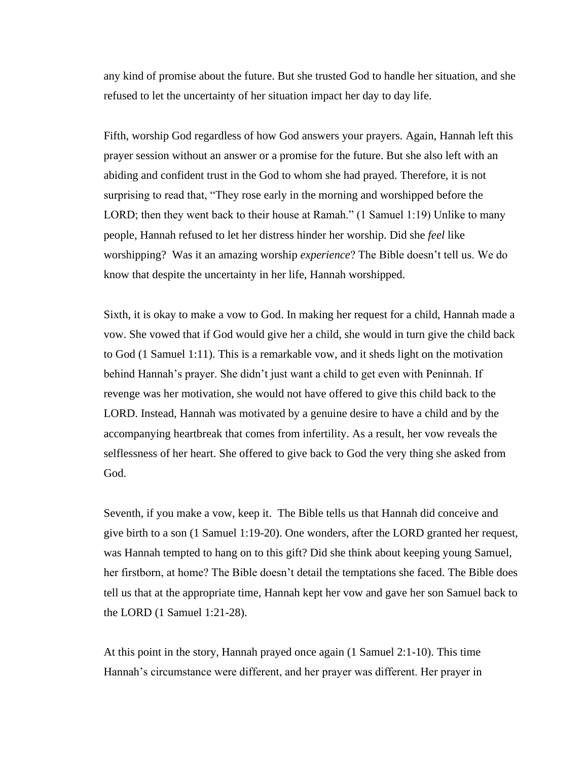any kind of promise about the future. But she trusted God to handle her situation, and she refused to let the uncertainty of her situation impact her day to day life.

Fifth, worship God regardless of how God answers your prayers. Again, Hannah left this prayer session without an answer or a promise for the future. But she also left with an abiding and confident trust in the God to whom she had prayed. Therefore, it is not surprising to read that, “They rose early in the morning and worshipped before the LORD; then they went back to their house at Ramah.” (1 Samuel 1:19) Unlike to many people, Hannah refused to let her distress hinder her worship. Did she *feel* like worshipping? Was it an amazing worship *experience*? The Bible doesn’t tell us. We do know that despite the uncertainty in her life, Hannah worshipped.

Sixth, it is okay to make a vow to God. In making her request for a child, Hannah made a vow. She vowed that if God would give her a child, she would in turn give the child back to God (1 Samuel 1:11). This is a remarkable vow, and it sheds light on the motivation behind Hannah’s prayer. She didn’t just want a child to get even with Peninnah. If revenge was her motivation, she would not have offered to give this child back to the LORD. Instead, Hannah was motivated by a genuine desire to have a child and by the accompanying heartbreak that comes from infertility. As a result, her vow reveals the selflessness of her heart. She offered to give back to God the very thing she asked from God.

Seventh, if you make a vow, keep it. The Bible tells us that Hannah did conceive and give birth to a son (1 Samuel 1:19-20). One wonders, after the LORD granted her request, was Hannah tempted to hang on to this gift? Did she think about keeping young Samuel, her firstborn, at home? The Bible doesn’t detail the temptations she faced. The Bible does tell us that at the appropriate time, Hannah kept her vow and gave her son Samuel back to the LORD (1 Samuel 1:21-28).

At this point in the story, Hannah prayed once again (1 Samuel 2:1-10). This time Hannah’s circumstance were different, and her prayer was different. Her prayer in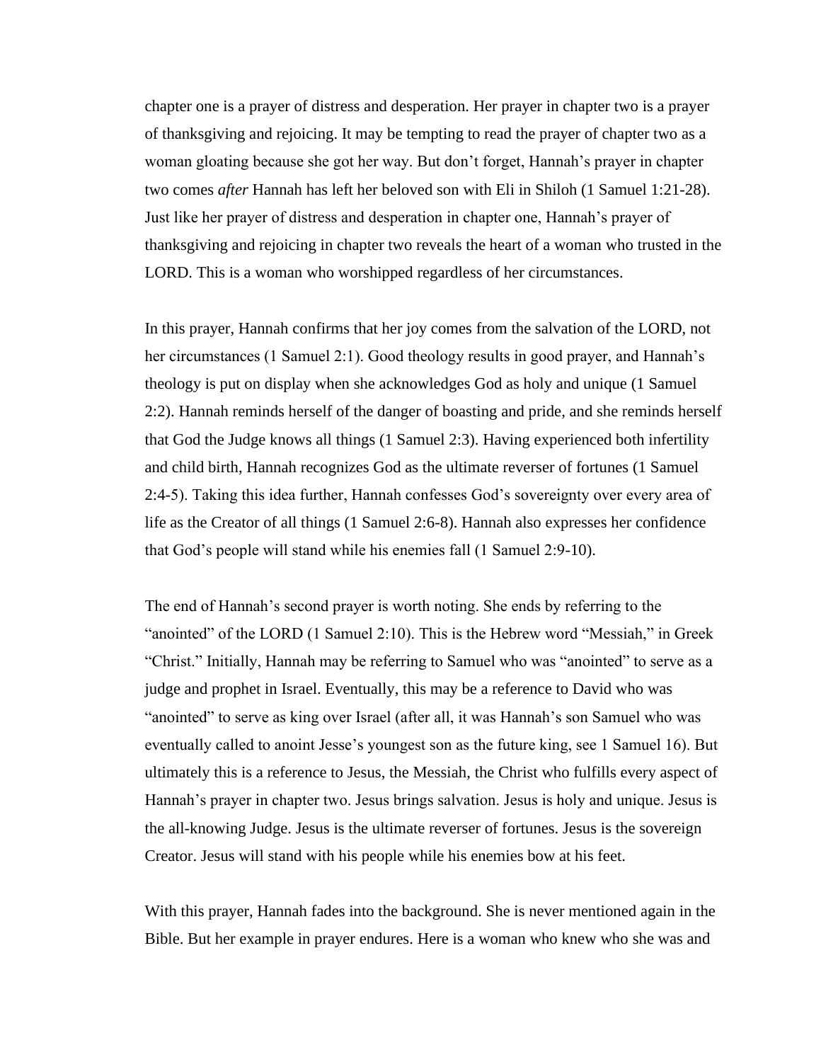chapter one is a prayer of distress and desperation. Her prayer in chapter two is a prayer of thanksgiving and rejoicing. It may be tempting to read the prayer of chapter two as a woman gloating because she got her way. But don't forget, Hannah's prayer in chapter two comes *after* Hannah has left her beloved son with Eli in Shiloh (1 Samuel 1:21-28). Just like her prayer of distress and desperation in chapter one, Hannah's prayer of thanksgiving and rejoicing in chapter two reveals the heart of a woman who trusted in the LORD. This is a woman who worshipped regardless of her circumstances.

In this prayer, Hannah confirms that her joy comes from the salvation of the LORD, not her circumstances (1 Samuel 2:1). Good theology results in good prayer, and Hannah's theology is put on display when she acknowledges God as holy and unique (1 Samuel 2:2). Hannah reminds herself of the danger of boasting and pride, and she reminds herself that God the Judge knows all things (1 Samuel 2:3). Having experienced both infertility and child birth, Hannah recognizes God as the ultimate reverser of fortunes (1 Samuel 2:4-5). Taking this idea further, Hannah confesses God's sovereignty over every area of life as the Creator of all things (1 Samuel 2:6-8). Hannah also expresses her confidence that God's people will stand while his enemies fall (1 Samuel 2:9-10).

The end of Hannah's second prayer is worth noting. She ends by referring to the "anointed" of the LORD (1 Samuel 2:10). This is the Hebrew word "Messiah," in Greek "Christ." Initially, Hannah may be referring to Samuel who was "anointed" to serve as a judge and prophet in Israel. Eventually, this may be a reference to David who was "anointed" to serve as king over Israel (after all, it was Hannah's son Samuel who was eventually called to anoint Jesse's youngest son as the future king, see 1 Samuel 16). But ultimately this is a reference to Jesus, the Messiah, the Christ who fulfills every aspect of Hannah's prayer in chapter two. Jesus brings salvation. Jesus is holy and unique. Jesus is the all-knowing Judge. Jesus is the ultimate reverser of fortunes. Jesus is the sovereign Creator. Jesus will stand with his people while his enemies bow at his feet.

With this prayer, Hannah fades into the background. She is never mentioned again in the Bible. But her example in prayer endures. Here is a woman who knew who she was and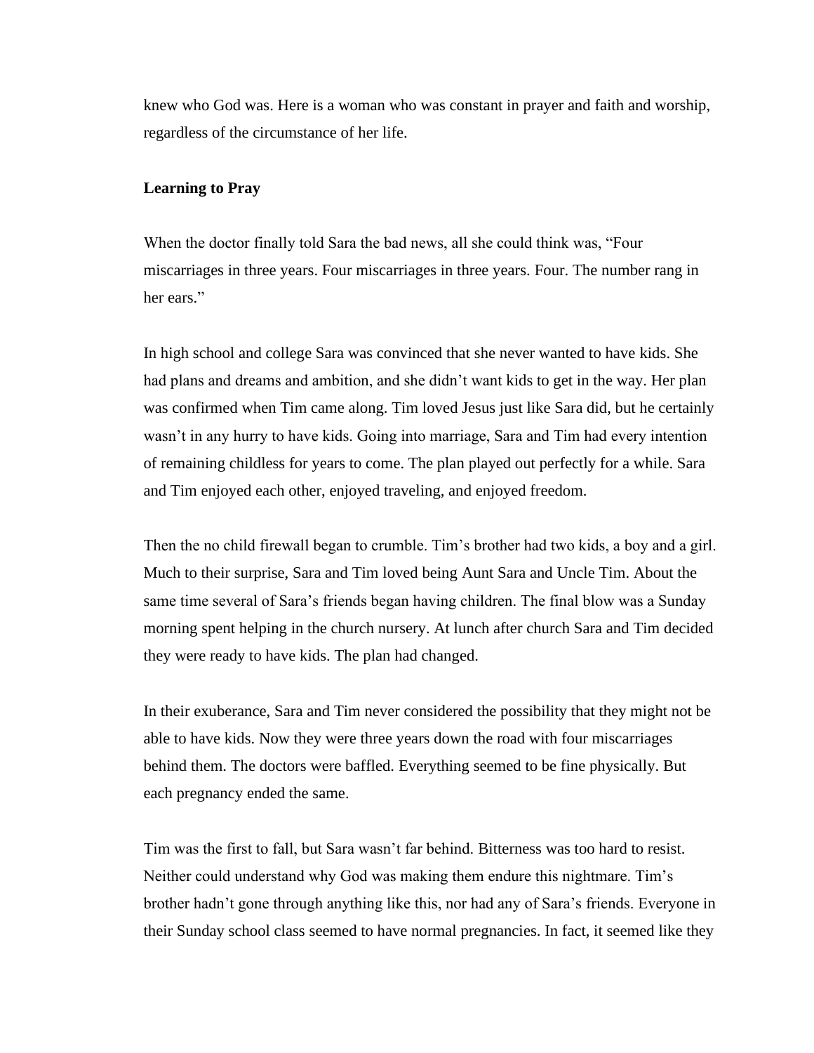knew who God was. Here is a woman who was constant in prayer and faith and worship, regardless of the circumstance of her life.

**Learning to Pray**

When the doctor finally told Sara the bad news, all she could think was, "Four miscarriages in three years. Four miscarriages in three years. Four. The number rang in her ears."

In high school and college Sara was convinced that she never wanted to have kids. She had plans and dreams and ambition, and she didn't want kids to get in the way. Her plan was confirmed when Tim came along. Tim loved Jesus just like Sara did, but he certainly wasn't in any hurry to have kids. Going into marriage, Sara and Tim had every intention of remaining childless for years to come. The plan played out perfectly for a while. Sara and Tim enjoyed each other, enjoyed traveling, and enjoyed freedom.

Then the no child firewall began to crumble. Tim's brother had two kids, a boy and a girl. Much to their surprise, Sara and Tim loved being Aunt Sara and Uncle Tim. About the same time several of Sara's friends began having children. The final blow was a Sunday morning spent helping in the church nursery. At lunch after church Sara and Tim decided they were ready to have kids. The plan had changed.

In their exuberance, Sara and Tim never considered the possibility that they might not be able to have kids. Now they were three years down the road with four miscarriages behind them. The doctors were baffled. Everything seemed to be fine physically. But each pregnancy ended the same.

Tim was the first to fall, but Sara wasn't far behind. Bitterness was too hard to resist. Neither could understand why God was making them endure this nightmare. Tim's brother hadn't gone through anything like this, nor had any of Sara's friends. Everyone in their Sunday school class seemed to have normal pregnancies. In fact, it seemed like they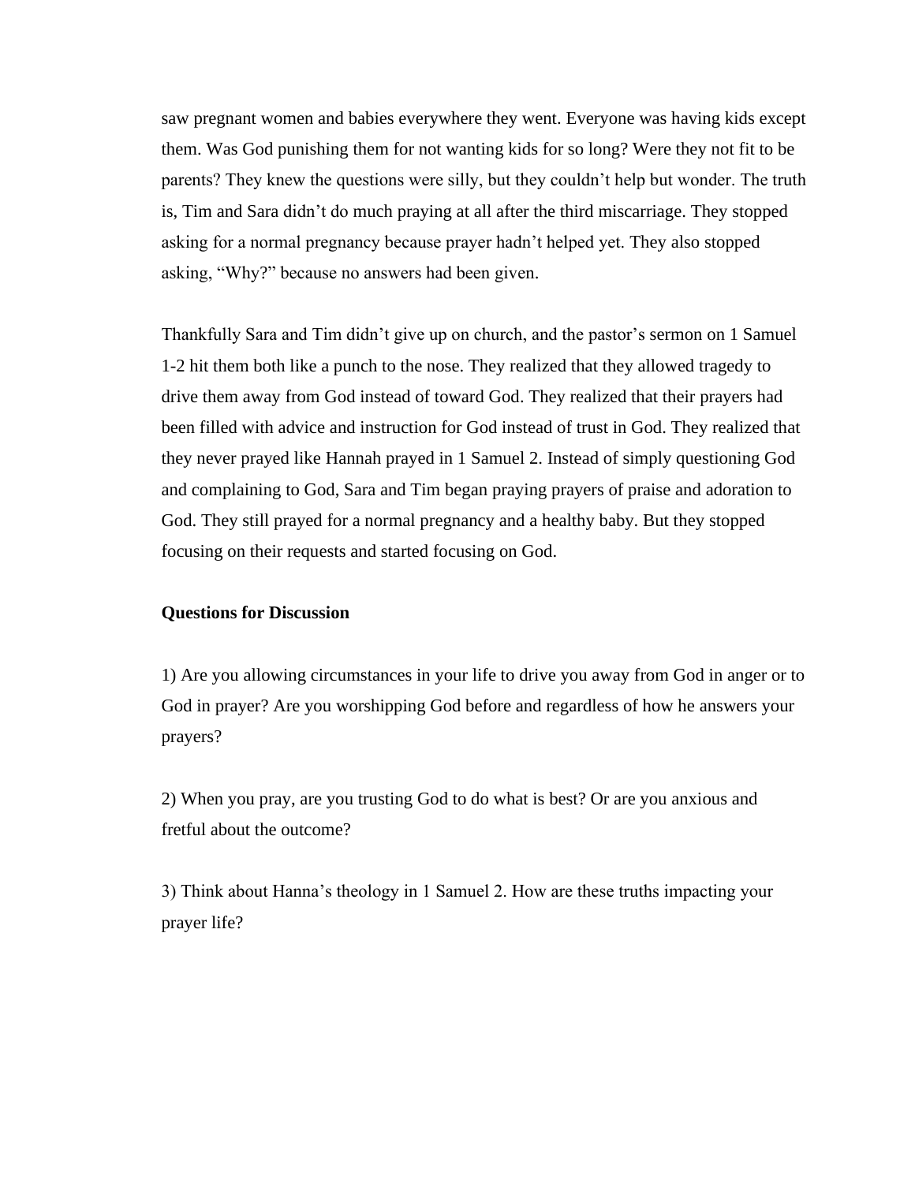saw pregnant women and babies everywhere they went. Everyone was having kids except them. Was God punishing them for not wanting kids for so long? Were they not fit to be parents? They knew the questions were silly, but they couldn't help but wonder. The truth is, Tim and Sara didn't do much praying at all after the third miscarriage. They stopped asking for a normal pregnancy because prayer hadn't helped yet. They also stopped asking, "Why?" because no answers had been given.

Thankfully Sara and Tim didn't give up on church, and the pastor's sermon on 1 Samuel 1-2 hit them both like a punch to the nose. They realized that they allowed tragedy to drive them away from God instead of toward God. They realized that their prayers had been filled with advice and instruction for God instead of trust in God. They realized that they never prayed like Hannah prayed in 1 Samuel 2. Instead of simply questioning God and complaining to God, Sara and Tim began praying prayers of praise and adoration to God. They still prayed for a normal pregnancy and a healthy baby. But they stopped focusing on their requests and started focusing on God.

**Questions for Discussion**

1) Are you allowing circumstances in your life to drive you away from God in anger or to God in prayer? Are you worshipping God before and regardless of how he answers your prayers?

2) When you pray, are you trusting God to do what is best? Or are you anxious and fretful about the outcome?

3) Think about Hanna's theology in 1 Samuel 2. How are these truths impacting your prayer life?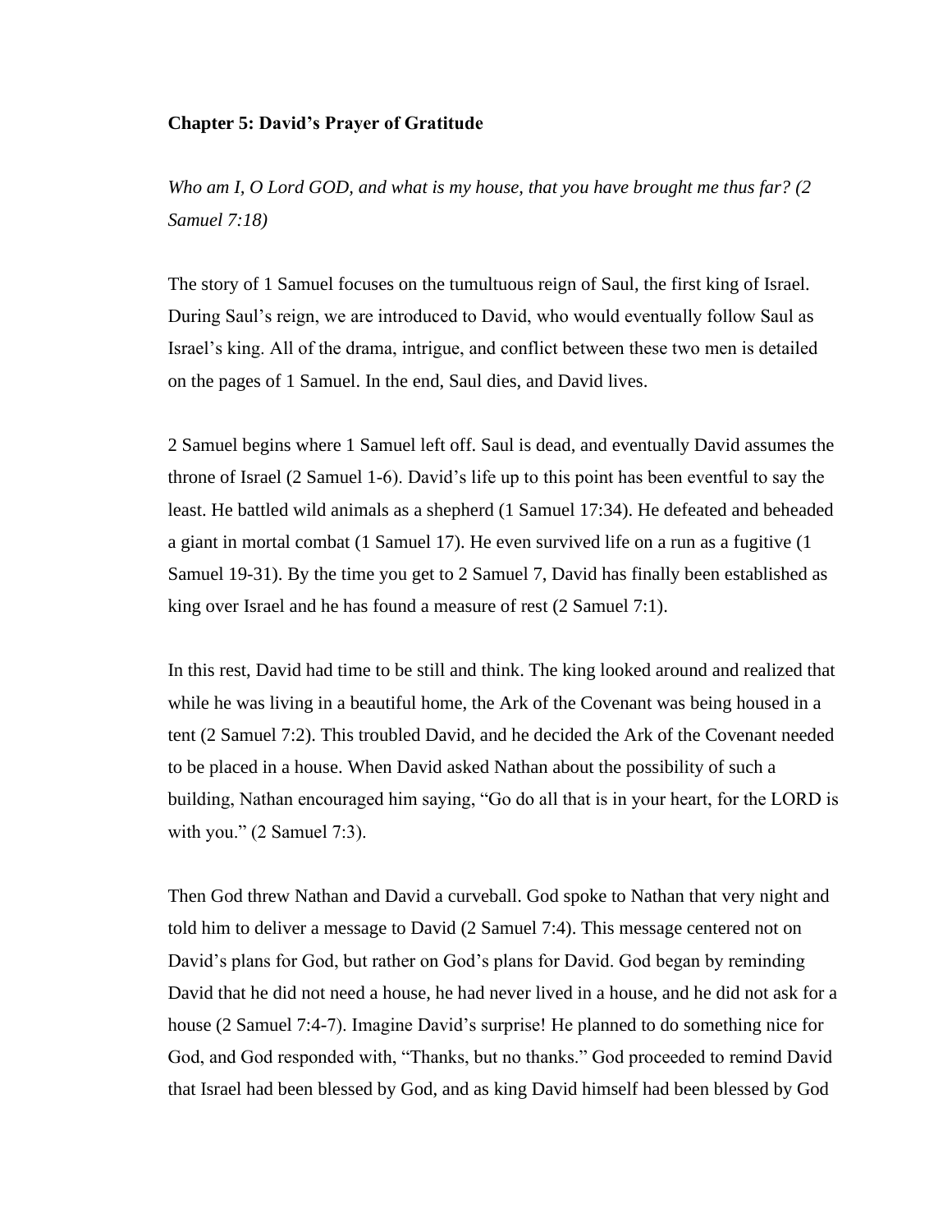**Chapter 5: David's Prayer of Gratitude**

*Who am I, O Lord GOD, and what is my house, that you have brought me thus far? (2 Samuel 7:18)*

The story of 1 Samuel focuses on the tumultuous reign of Saul, the first king of Israel. During Saul's reign, we are introduced to David, who would eventually follow Saul as Israel's king. All of the drama, intrigue, and conflict between these two men is detailed on the pages of 1 Samuel. In the end, Saul dies, and David lives.

2 Samuel begins where 1 Samuel left off. Saul is dead, and eventually David assumes the throne of Israel (2 Samuel 1-6). David's life up to this point has been eventful to say the least. He battled wild animals as a shepherd (1 Samuel 17:34). He defeated and beheaded a giant in mortal combat (1 Samuel 17). He even survived life on a run as a fugitive (1 Samuel 19-31). By the time you get to 2 Samuel 7, David has finally been established as king over Israel and he has found a measure of rest (2 Samuel 7:1).

In this rest, David had time to be still and think. The king looked around and realized that while he was living in a beautiful home, the Ark of the Covenant was being housed in a tent (2 Samuel 7:2). This troubled David, and he decided the Ark of the Covenant needed to be placed in a house. When David asked Nathan about the possibility of such a building, Nathan encouraged him saying, "Go do all that is in your heart, for the LORD is with you." (2 Samuel 7:3).

Then God threw Nathan and David a curveball. God spoke to Nathan that very night and told him to deliver a message to David (2 Samuel 7:4). This message centered not on David's plans for God, but rather on God's plans for David. God began by reminding David that he did not need a house, he had never lived in a house, and he did not ask for a house (2 Samuel 7:4-7). Imagine David's surprise! He planned to do something nice for God, and God responded with, "Thanks, but no thanks." God proceeded to remind David that Israel had been blessed by God, and as king David himself had been blessed by God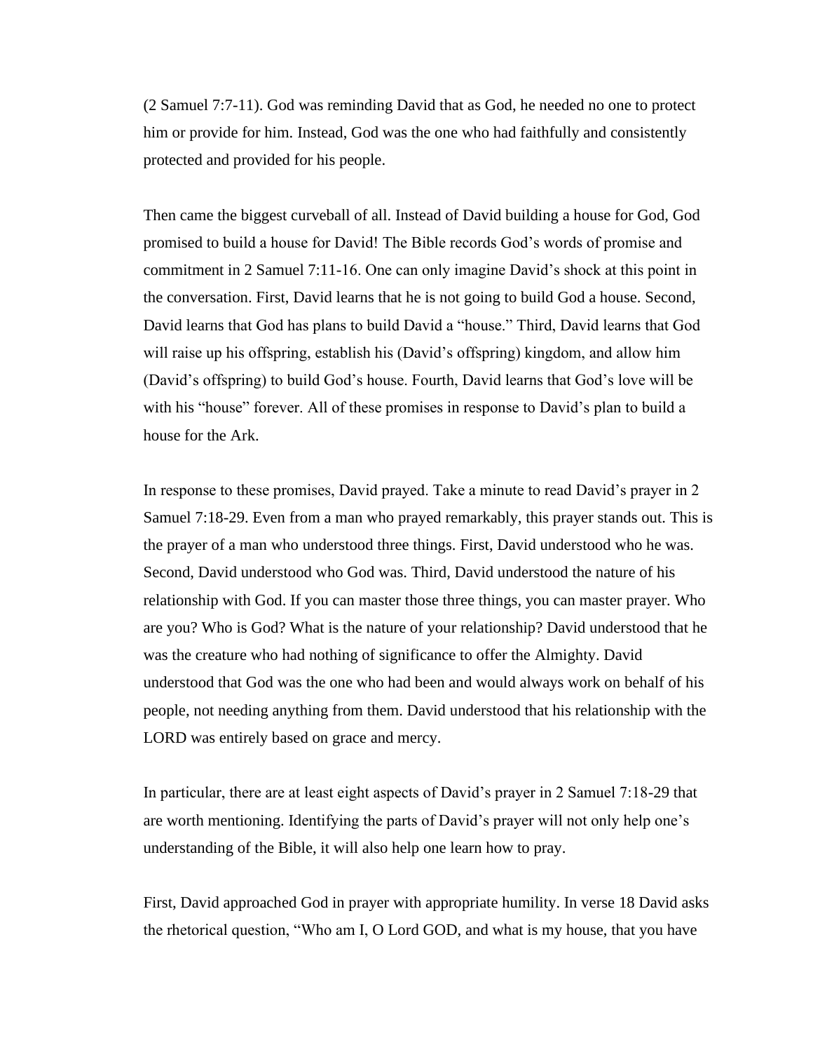(2 Samuel 7:7-11). God was reminding David that as God, he needed no one to protect him or provide for him. Instead, God was the one who had faithfully and consistently protected and provided for his people.

Then came the biggest curveball of all. Instead of David building a house for God, God promised to build a house for David! The Bible records God's words of promise and commitment in 2 Samuel 7:11-16. One can only imagine David's shock at this point in the conversation. First, David learns that he is not going to build God a house. Second, David learns that God has plans to build David a "house." Third, David learns that God will raise up his offspring, establish his (David's offspring) kingdom, and allow him (David's offspring) to build God's house. Fourth, David learns that God's love will be with his "house" forever. All of these promises in response to David's plan to build a house for the Ark.

In response to these promises, David prayed. Take a minute to read David's prayer in 2 Samuel 7:18-29. Even from a man who prayed remarkably, this prayer stands out. This is the prayer of a man who understood three things. First, David understood who he was. Second, David understood who God was. Third, David understood the nature of his relationship with God. If you can master those three things, you can master prayer. Who are you? Who is God? What is the nature of your relationship? David understood that he was the creature who had nothing of significance to offer the Almighty. David understood that God was the one who had been and would always work on behalf of his people, not needing anything from them. David understood that his relationship with the LORD was entirely based on grace and mercy.

In particular, there are at least eight aspects of David's prayer in 2 Samuel 7:18-29 that are worth mentioning. Identifying the parts of David's prayer will not only help one's understanding of the Bible, it will also help one learn how to pray.

First, David approached God in prayer with appropriate humility. In verse 18 David asks the rhetorical question, "Who am I, O Lord GOD, and what is my house, that you have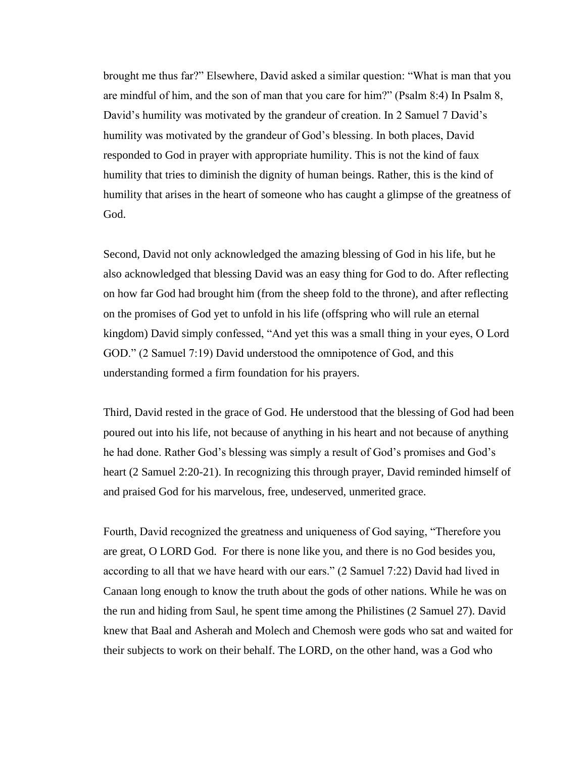brought me thus far?" Elsewhere, David asked a similar question: "What is man that you are mindful of him, and the son of man that you care for him?" (Psalm 8:4) In Psalm 8, David's humility was motivated by the grandeur of creation. In 2 Samuel 7 David's humility was motivated by the grandeur of God's blessing. In both places, David responded to God in prayer with appropriate humility. This is not the kind of faux humility that tries to diminish the dignity of human beings. Rather, this is the kind of humility that arises in the heart of someone who has caught a glimpse of the greatness of God.

Second, David not only acknowledged the amazing blessing of God in his life, but he also acknowledged that blessing David was an easy thing for God to do. After reflecting on how far God had brought him (from the sheep fold to the throne), and after reflecting on the promises of God yet to unfold in his life (offspring who will rule an eternal kingdom) David simply confessed, "And yet this was a small thing in your eyes, O Lord GOD." (2 Samuel 7:19) David understood the omnipotence of God, and this understanding formed a firm foundation for his prayers.

Third, David rested in the grace of God. He understood that the blessing of God had been poured out into his life, not because of anything in his heart and not because of anything he had done. Rather God's blessing was simply a result of God's promises and God's heart (2 Samuel 2:20-21). In recognizing this through prayer, David reminded himself of and praised God for his marvelous, free, undeserved, unmerited grace.

Fourth, David recognized the greatness and uniqueness of God saying, "Therefore you are great, O LORD God. For there is none like you, and there is no God besides you, according to all that we have heard with our ears." (2 Samuel 7:22) David had lived in Canaan long enough to know the truth about the gods of other nations. While he was on the run and hiding from Saul, he spent time among the Philistines (2 Samuel 27). David knew that Baal and Asherah and Molech and Chemosh were gods who sat and waited for their subjects to work on their behalf. The LORD, on the other hand, was a God who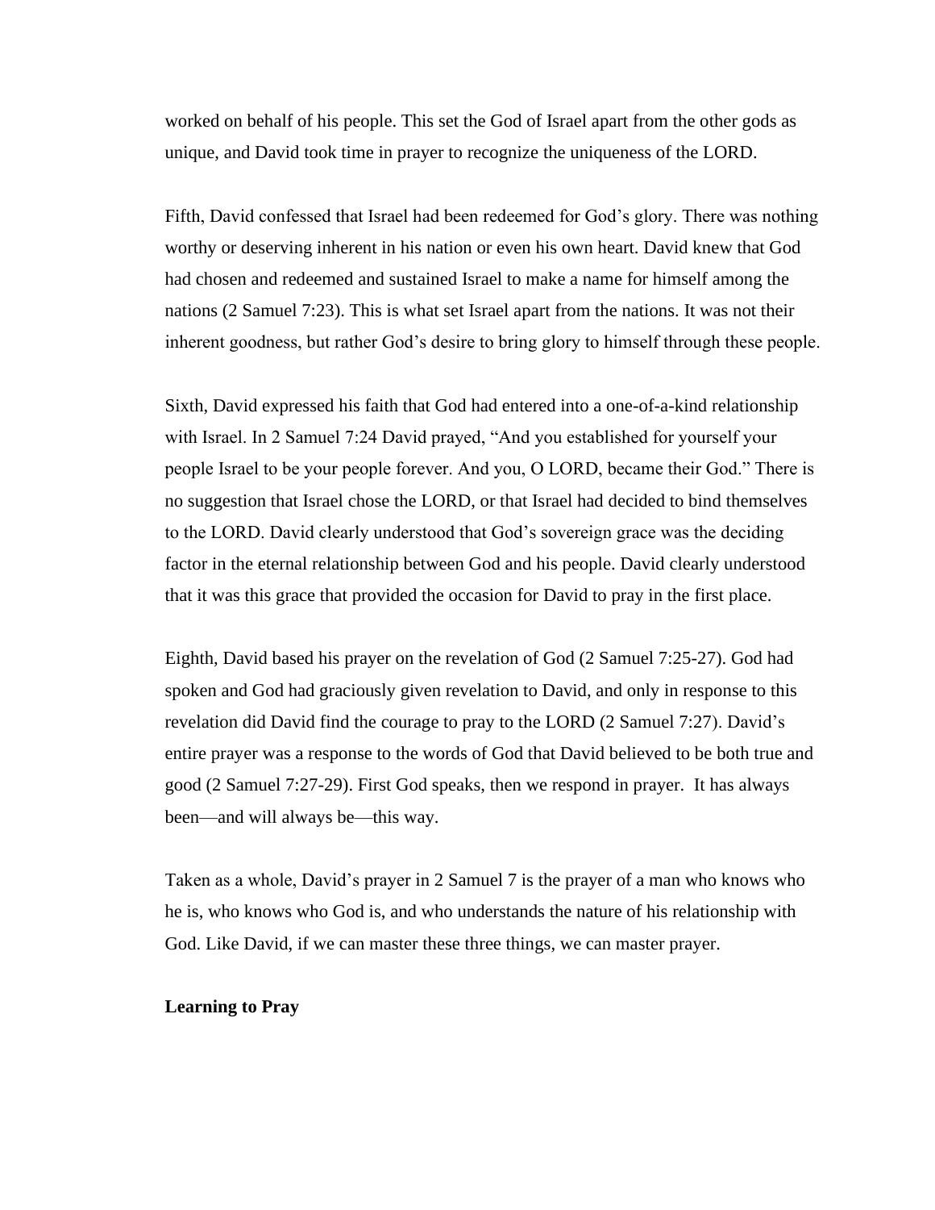worked on behalf of his people. This set the God of Israel apart from the other gods as unique, and David took time in prayer to recognize the uniqueness of the LORD.

Fifth, David confessed that Israel had been redeemed for God's glory. There was nothing worthy or deserving inherent in his nation or even his own heart. David knew that God had chosen and redeemed and sustained Israel to make a name for himself among the nations (2 Samuel 7:23). This is what set Israel apart from the nations. It was not their inherent goodness, but rather God's desire to bring glory to himself through these people.

Sixth, David expressed his faith that God had entered into a one-of-a-kind relationship with Israel. In 2 Samuel 7:24 David prayed, "And you established for yourself your people Israel to be your people forever. And you, O LORD, became their God." There is no suggestion that Israel chose the LORD, or that Israel had decided to bind themselves to the LORD. David clearly understood that God's sovereign grace was the deciding factor in the eternal relationship between God and his people. David clearly understood that it was this grace that provided the occasion for David to pray in the first place.

Eighth, David based his prayer on the revelation of God (2 Samuel 7:25-27). God had spoken and God had graciously given revelation to David, and only in response to this revelation did David find the courage to pray to the LORD (2 Samuel 7:27). David's entire prayer was a response to the words of God that David believed to be both true and good (2 Samuel 7:27-29). First God speaks, then we respond in prayer. It has always been—and will always be—this way.

Taken as a whole, David's prayer in 2 Samuel 7 is the prayer of a man who knows who he is, who knows who God is, and who understands the nature of his relationship with God. Like David, if we can master these three things, we can master prayer.

**Learning to Pray**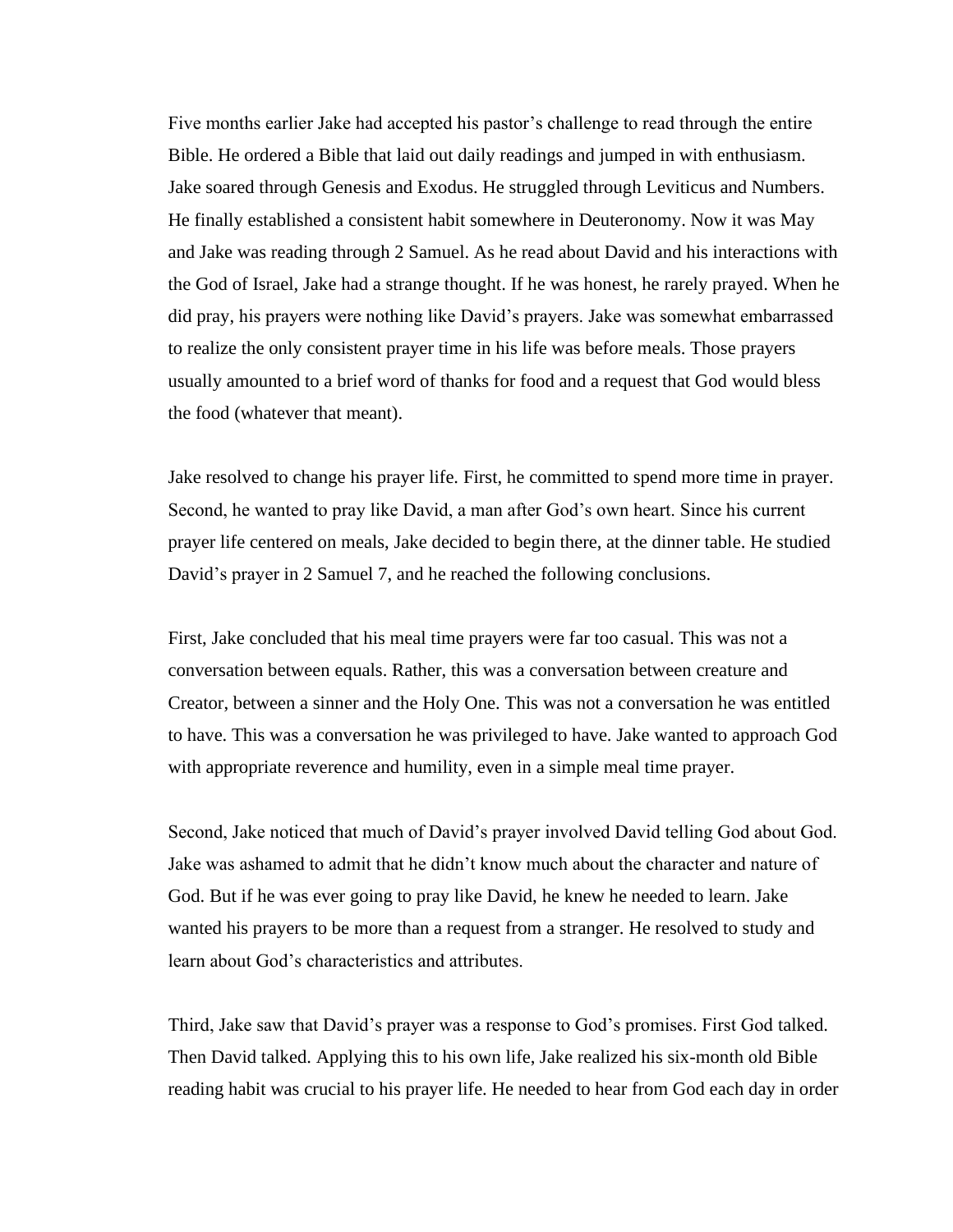Five months earlier Jake had accepted his pastor's challenge to read through the entire Bible. He ordered a Bible that laid out daily readings and jumped in with enthusiasm. Jake soared through Genesis and Exodus. He struggled through Leviticus and Numbers. He finally established a consistent habit somewhere in Deuteronomy. Now it was May and Jake was reading through 2 Samuel. As he read about David and his interactions with the God of Israel, Jake had a strange thought. If he was honest, he rarely prayed. When he did pray, his prayers were nothing like David's prayers. Jake was somewhat embarrassed to realize the only consistent prayer time in his life was before meals. Those prayers usually amounted to a brief word of thanks for food and a request that God would bless the food (whatever that meant).

Jake resolved to change his prayer life. First, he committed to spend more time in prayer. Second, he wanted to pray like David, a man after God's own heart. Since his current prayer life centered on meals, Jake decided to begin there, at the dinner table. He studied David's prayer in 2 Samuel 7, and he reached the following conclusions.

First, Jake concluded that his meal time prayers were far too casual. This was not a conversation between equals. Rather, this was a conversation between creature and Creator, between a sinner and the Holy One. This was not a conversation he was entitled to have. This was a conversation he was privileged to have. Jake wanted to approach God with appropriate reverence and humility, even in a simple meal time prayer.

Second, Jake noticed that much of David's prayer involved David telling God about God. Jake was ashamed to admit that he didn't know much about the character and nature of God. But if he was ever going to pray like David, he knew he needed to learn. Jake wanted his prayers to be more than a request from a stranger. He resolved to study and learn about God's characteristics and attributes.

Third, Jake saw that David's prayer was a response to God's promises. First God talked. Then David talked. Applying this to his own life, Jake realized his six-month old Bible reading habit was crucial to his prayer life. He needed to hear from God each day in order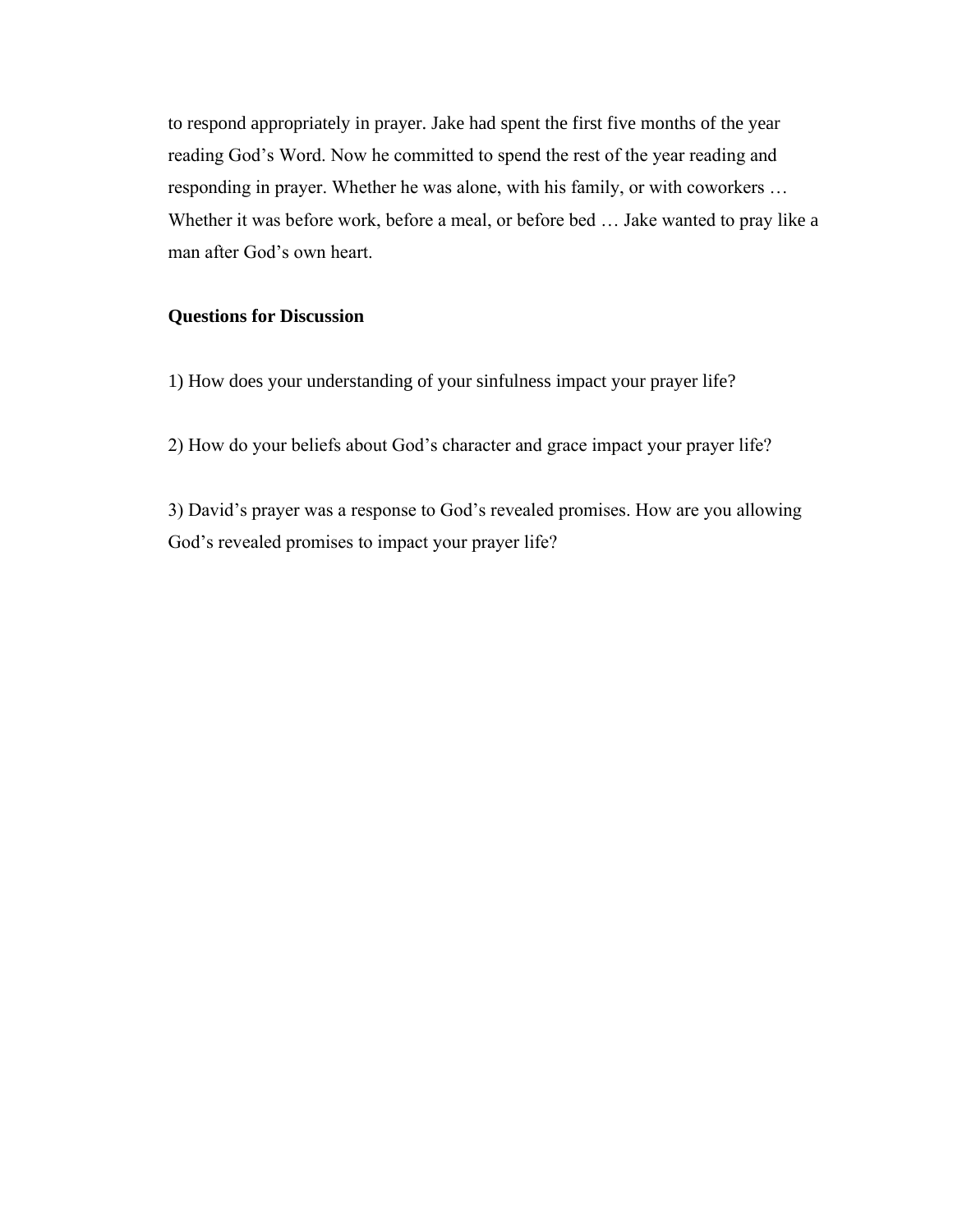to respond appropriately in prayer. Jake had spent the first five months of the year reading God's Word. Now he committed to spend the rest of the year reading and responding in prayer. Whether he was alone, with his family, or with coworkers … Whether it was before work, before a meal, or before bed … Jake wanted to pray like a man after God's own heart.

**Questions for Discussion**

1) How does your understanding of your sinfulness impact your prayer life?

2) How do your beliefs about God's character and grace impact your prayer life?

3) David's prayer was a response to God's revealed promises. How are you allowing God's revealed promises to impact your prayer life?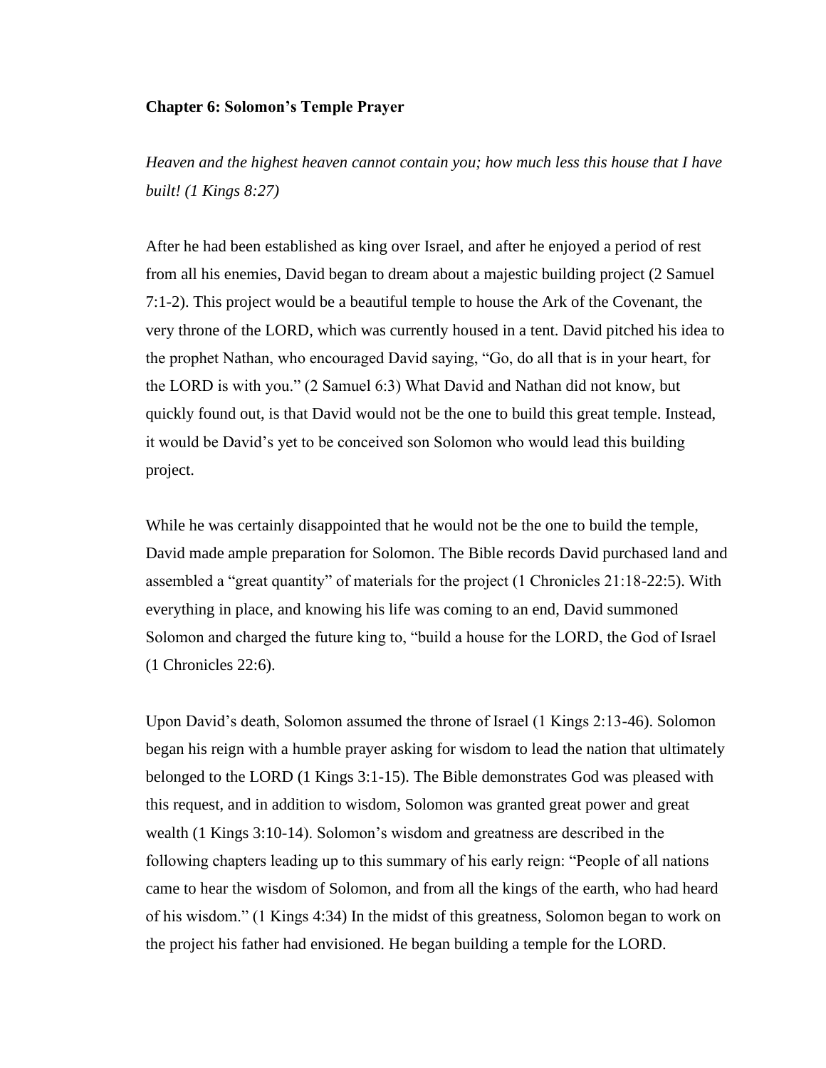**Chapter 6: Solomon's Temple Prayer**

*Heaven and the highest heaven cannot contain you; how much less this house that I have built! (1 Kings 8:27)*

After he had been established as king over Israel, and after he enjoyed a period of rest from all his enemies, David began to dream about a majestic building project (2 Samuel 7:1-2). This project would be a beautiful temple to house the Ark of the Covenant, the very throne of the LORD, which was currently housed in a tent. David pitched his idea to the prophet Nathan, who encouraged David saying, "Go, do all that is in your heart, for the LORD is with you." (2 Samuel 6:3) What David and Nathan did not know, but quickly found out, is that David would not be the one to build this great temple. Instead, it would be David's yet to be conceived son Solomon who would lead this building project.

While he was certainly disappointed that he would not be the one to build the temple, David made ample preparation for Solomon. The Bible records David purchased land and assembled a "great quantity" of materials for the project (1 Chronicles 21:18-22:5). With everything in place, and knowing his life was coming to an end, David summoned Solomon and charged the future king to, "build a house for the LORD, the God of Israel (1 Chronicles 22:6).

Upon David's death, Solomon assumed the throne of Israel (1 Kings 2:13-46). Solomon began his reign with a humble prayer asking for wisdom to lead the nation that ultimately belonged to the LORD (1 Kings 3:1-15). The Bible demonstrates God was pleased with this request, and in addition to wisdom, Solomon was granted great power and great wealth (1 Kings 3:10-14). Solomon's wisdom and greatness are described in the following chapters leading up to this summary of his early reign: "People of all nations came to hear the wisdom of Solomon, and from all the kings of the earth, who had heard of his wisdom." (1 Kings 4:34) In the midst of this greatness, Solomon began to work on the project his father had envisioned. He began building a temple for the LORD.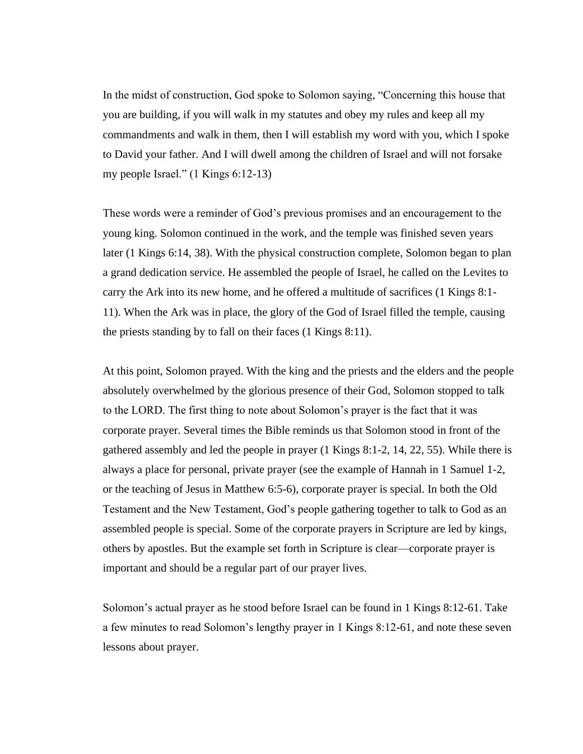In the midst of construction, God spoke to Solomon saying, "Concerning this house that you are building, if you will walk in my statutes and obey my rules and keep all my commandments and walk in them, then I will establish my word with you, which I spoke to David your father. And I will dwell among the children of Israel and will not forsake my people Israel." (1 Kings 6:12-13)

These words were a reminder of God's previous promises and an encouragement to the young king. Solomon continued in the work, and the temple was finished seven years later (1 Kings 6:14, 38). With the physical construction complete, Solomon began to plan a grand dedication service. He assembled the people of Israel, he called on the Levites to carry the Ark into its new home, and he offered a multitude of sacrifices (1 Kings 8:1-11). When the Ark was in place, the glory of the God of Israel filled the temple, causing the priests standing by to fall on their faces (1 Kings 8:11).

At this point, Solomon prayed. With the king and the priests and the elders and the people absolutely overwhelmed by the glorious presence of their God, Solomon stopped to talk to the LORD. The first thing to note about Solomon's prayer is the fact that it was corporate prayer. Several times the Bible reminds us that Solomon stood in front of the gathered assembly and led the people in prayer (1 Kings 8:1-2, 14, 22, 55). While there is always a place for personal, private prayer (see the example of Hannah in 1 Samuel 1-2, or the teaching of Jesus in Matthew 6:5-6), corporate prayer is special. In both the Old Testament and the New Testament, God's people gathering together to talk to God as an assembled people is special. Some of the corporate prayers in Scripture are led by kings, others by apostles. But the example set forth in Scripture is clear—corporate prayer is important and should be a regular part of our prayer lives.

Solomon's actual prayer as he stood before Israel can be found in 1 Kings 8:12-61. Take a few minutes to read Solomon's lengthy prayer in 1 Kings 8:12-61, and note these seven lessons about prayer.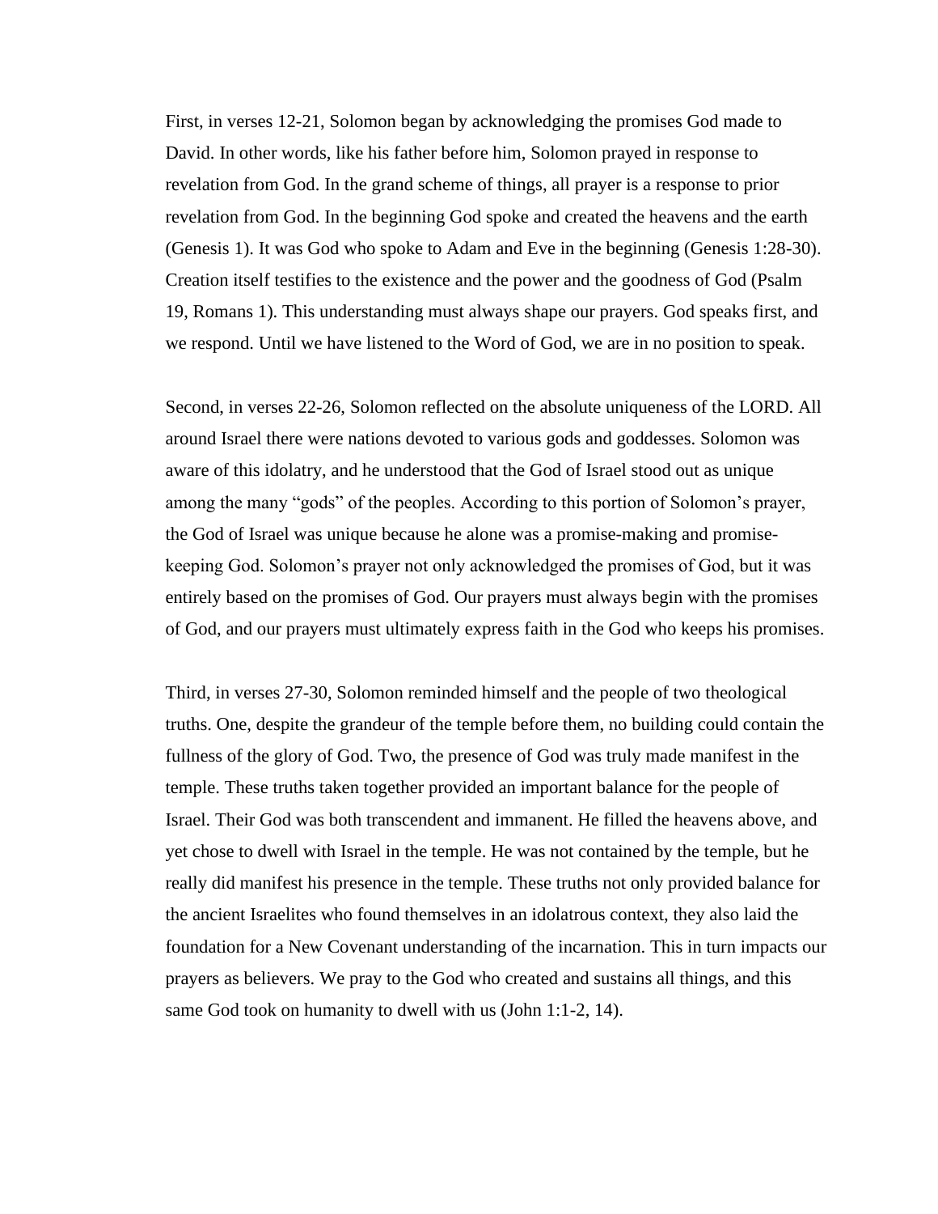First, in verses 12-21, Solomon began by acknowledging the promises God made to David. In other words, like his father before him, Solomon prayed in response to revelation from God. In the grand scheme of things, all prayer is a response to prior revelation from God. In the beginning God spoke and created the heavens and the earth (Genesis 1). It was God who spoke to Adam and Eve in the beginning (Genesis 1:28-30). Creation itself testifies to the existence and the power and the goodness of God (Psalm 19, Romans 1). This understanding must always shape our prayers. God speaks first, and we respond. Until we have listened to the Word of God, we are in no position to speak.

Second, in verses 22-26, Solomon reflected on the absolute uniqueness of the LORD. All around Israel there were nations devoted to various gods and goddesses. Solomon was aware of this idolatry, and he understood that the God of Israel stood out as unique among the many "gods" of the peoples. According to this portion of Solomon's prayer, the God of Israel was unique because he alone was a promise-making and promise-keeping God. Solomon's prayer not only acknowledged the promises of God, but it was entirely based on the promises of God. Our prayers must always begin with the promises of God, and our prayers must ultimately express faith in the God who keeps his promises.

Third, in verses 27-30, Solomon reminded himself and the people of two theological truths. One, despite the grandeur of the temple before them, no building could contain the fullness of the glory of God. Two, the presence of God was truly made manifest in the temple. These truths taken together provided an important balance for the people of Israel. Their God was both transcendent and immanent. He filled the heavens above, and yet chose to dwell with Israel in the temple. He was not contained by the temple, but he really did manifest his presence in the temple. These truths not only provided balance for the ancient Israelites who found themselves in an idolatrous context, they also laid the foundation for a New Covenant understanding of the incarnation. This in turn impacts our prayers as believers. We pray to the God who created and sustains all things, and this same God took on humanity to dwell with us (John 1:1-2, 14).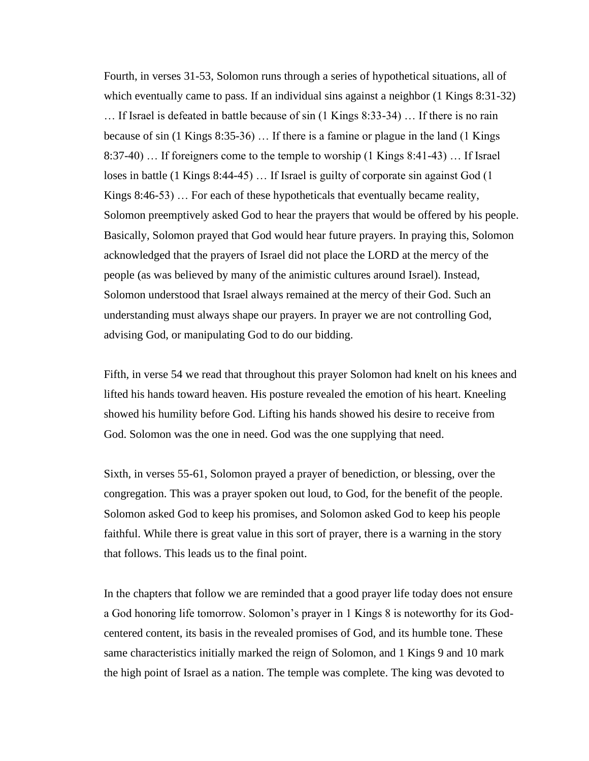Fourth, in verses 31-53, Solomon runs through a series of hypothetical situations, all of which eventually came to pass. If an individual sins against a neighbor (1 Kings 8:31-32) … If Israel is defeated in battle because of sin (1 Kings 8:33-34) … If there is no rain because of sin (1 Kings 8:35-36) … If there is a famine or plague in the land (1 Kings 8:37-40) … If foreigners come to the temple to worship (1 Kings 8:41-43) … If Israel loses in battle (1 Kings 8:44-45) … If Israel is guilty of corporate sin against God (1 Kings 8:46-53) … For each of these hypotheticals that eventually became reality, Solomon preemptively asked God to hear the prayers that would be offered by his people. Basically, Solomon prayed that God would hear future prayers. In praying this, Solomon acknowledged that the prayers of Israel did not place the LORD at the mercy of the people (as was believed by many of the animistic cultures around Israel). Instead, Solomon understood that Israel always remained at the mercy of their God. Such an understanding must always shape our prayers. In prayer we are not controlling God, advising God, or manipulating God to do our bidding.

Fifth, in verse 54 we read that throughout this prayer Solomon had knelt on his knees and lifted his hands toward heaven. His posture revealed the emotion of his heart. Kneeling showed his humility before God. Lifting his hands showed his desire to receive from God. Solomon was the one in need. God was the one supplying that need.

Sixth, in verses 55-61, Solomon prayed a prayer of benediction, or blessing, over the congregation. This was a prayer spoken out loud, to God, for the benefit of the people. Solomon asked God to keep his promises, and Solomon asked God to keep his people faithful. While there is great value in this sort of prayer, there is a warning in the story that follows. This leads us to the final point.

In the chapters that follow we are reminded that a good prayer life today does not ensure a God honoring life tomorrow. Solomon's prayer in 1 Kings 8 is noteworthy for its God-centered content, its basis in the revealed promises of God, and its humble tone. These same characteristics initially marked the reign of Solomon, and 1 Kings 9 and 10 mark the high point of Israel as a nation. The temple was complete. The king was devoted to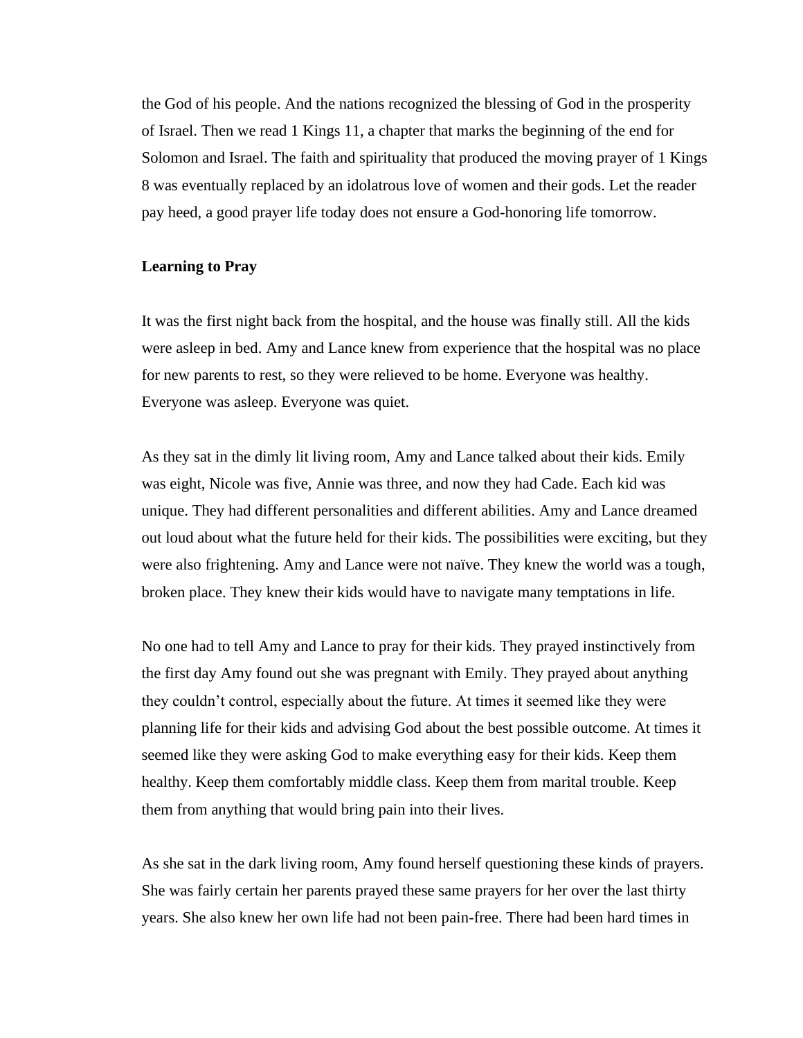the God of his people. And the nations recognized the blessing of God in the prosperity of Israel. Then we read 1 Kings 11, a chapter that marks the beginning of the end for Solomon and Israel. The faith and spirituality that produced the moving prayer of 1 Kings 8 was eventually replaced by an idolatrous love of women and their gods. Let the reader pay heed, a good prayer life today does not ensure a God-honoring life tomorrow.

**Learning to Pray**

It was the first night back from the hospital, and the house was finally still. All the kids were asleep in bed. Amy and Lance knew from experience that the hospital was no place for new parents to rest, so they were relieved to be home. Everyone was healthy. Everyone was asleep. Everyone was quiet.

As they sat in the dimly lit living room, Amy and Lance talked about their kids. Emily was eight, Nicole was five, Annie was three, and now they had Cade. Each kid was unique. They had different personalities and different abilities. Amy and Lance dreamed out loud about what the future held for their kids. The possibilities were exciting, but they were also frightening. Amy and Lance were not naïve. They knew the world was a tough, broken place. They knew their kids would have to navigate many temptations in life.

No one had to tell Amy and Lance to pray for their kids. They prayed instinctively from the first day Amy found out she was pregnant with Emily. They prayed about anything they couldn't control, especially about the future. At times it seemed like they were planning life for their kids and advising God about the best possible outcome. At times it seemed like they were asking God to make everything easy for their kids. Keep them healthy. Keep them comfortably middle class. Keep them from marital trouble. Keep them from anything that would bring pain into their lives.

As she sat in the dark living room, Amy found herself questioning these kinds of prayers. She was fairly certain her parents prayed these same prayers for her over the last thirty years. She also knew her own life had not been pain-free. There had been hard times in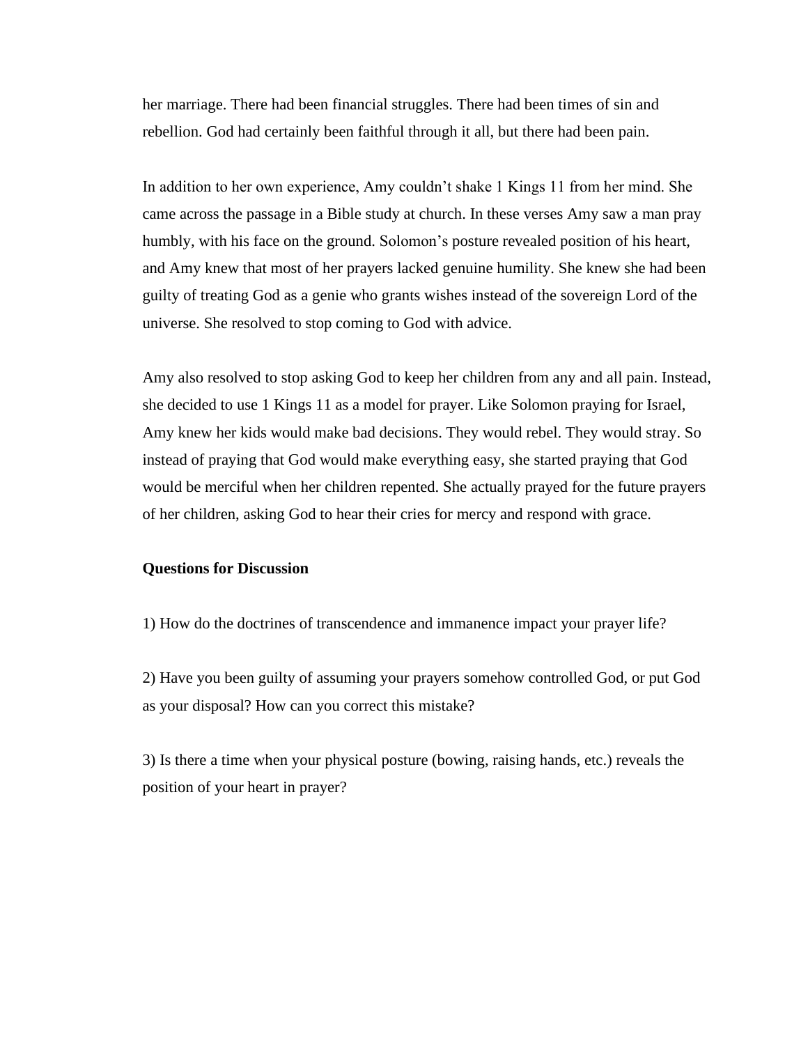her marriage. There had been financial struggles. There had been times of sin and rebellion. God had certainly been faithful through it all, but there had been pain.

In addition to her own experience, Amy couldn't shake 1 Kings 11 from her mind. She came across the passage in a Bible study at church. In these verses Amy saw a man pray humbly, with his face on the ground. Solomon's posture revealed position of his heart, and Amy knew that most of her prayers lacked genuine humility. She knew she had been guilty of treating God as a genie who grants wishes instead of the sovereign Lord of the universe. She resolved to stop coming to God with advice.

Amy also resolved to stop asking God to keep her children from any and all pain. Instead, she decided to use 1 Kings 11 as a model for prayer. Like Solomon praying for Israel, Amy knew her kids would make bad decisions. They would rebel. They would stray. So instead of praying that God would make everything easy, she started praying that God would be merciful when her children repented. She actually prayed for the future prayers of her children, asking God to hear their cries for mercy and respond with grace.

**Questions for Discussion**

1) How do the doctrines of transcendence and immanence impact your prayer life?

2) Have you been guilty of assuming your prayers somehow controlled God, or put God as your disposal? How can you correct this mistake?

3) Is there a time when your physical posture (bowing, raising hands, etc.) reveals the position of your heart in prayer?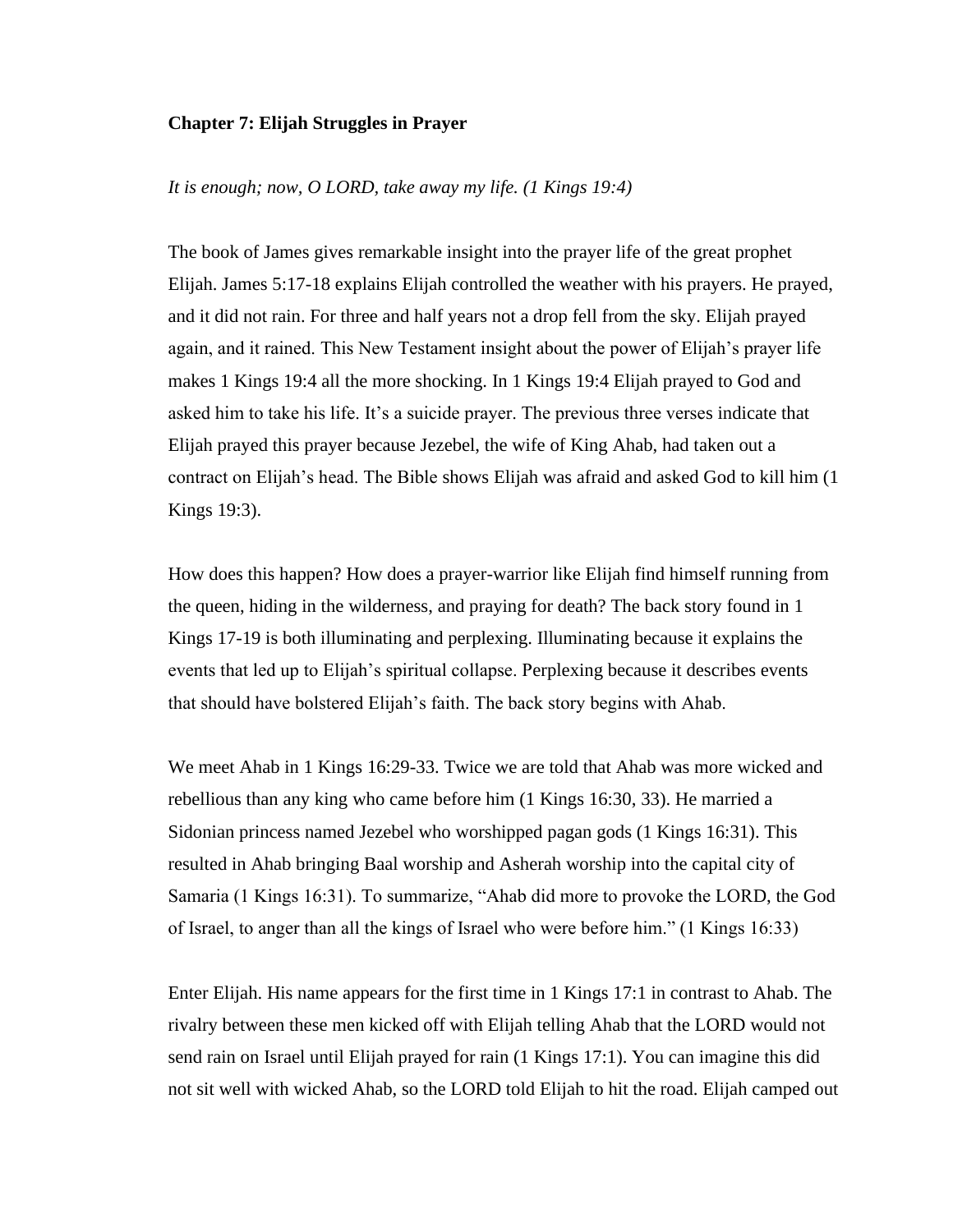**Chapter 7: Elijah Struggles in Prayer**

*It is enough; now, O LORD, take away my life. (1 Kings 19:4)*

The book of James gives remarkable insight into the prayer life of the great prophet Elijah. James 5:17-18 explains Elijah controlled the weather with his prayers. He prayed, and it did not rain. For three and half years not a drop fell from the sky. Elijah prayed again, and it rained. This New Testament insight about the power of Elijah's prayer life makes 1 Kings 19:4 all the more shocking. In 1 Kings 19:4 Elijah prayed to God and asked him to take his life. It's a suicide prayer. The previous three verses indicate that Elijah prayed this prayer because Jezebel, the wife of King Ahab, had taken out a contract on Elijah's head. The Bible shows Elijah was afraid and asked God to kill him (1 Kings 19:3).

How does this happen? How does a prayer-warrior like Elijah find himself running from the queen, hiding in the wilderness, and praying for death? The back story found in 1 Kings 17-19 is both illuminating and perplexing. Illuminating because it explains the events that led up to Elijah's spiritual collapse. Perplexing because it describes events that should have bolstered Elijah's faith. The back story begins with Ahab.

We meet Ahab in 1 Kings 16:29-33. Twice we are told that Ahab was more wicked and rebellious than any king who came before him (1 Kings 16:30, 33). He married a Sidonian princess named Jezebel who worshipped pagan gods (1 Kings 16:31). This resulted in Ahab bringing Baal worship and Asherah worship into the capital city of Samaria (1 Kings 16:31). To summarize, "Ahab did more to provoke the LORD, the God of Israel, to anger than all the kings of Israel who were before him." (1 Kings 16:33)

Enter Elijah. His name appears for the first time in 1 Kings 17:1 in contrast to Ahab. The rivalry between these men kicked off with Elijah telling Ahab that the LORD would not send rain on Israel until Elijah prayed for rain (1 Kings 17:1). You can imagine this did not sit well with wicked Ahab, so the LORD told Elijah to hit the road. Elijah camped out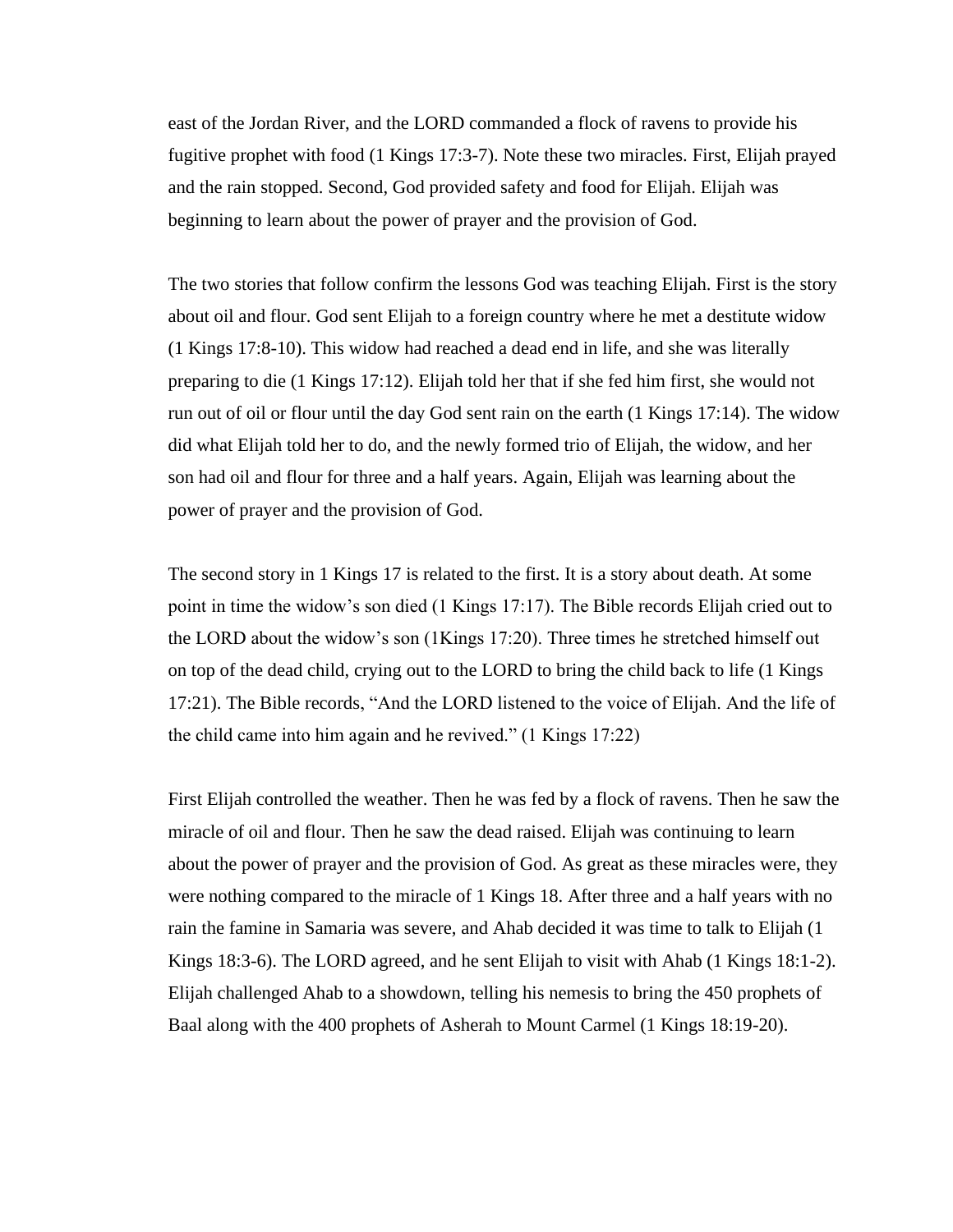east of the Jordan River, and the LORD commanded a flock of ravens to provide his fugitive prophet with food (1 Kings 17:3-7). Note these two miracles. First, Elijah prayed and the rain stopped. Second, God provided safety and food for Elijah. Elijah was beginning to learn about the power of prayer and the provision of God.

The two stories that follow confirm the lessons God was teaching Elijah. First is the story about oil and flour. God sent Elijah to a foreign country where he met a destitute widow (1 Kings 17:8-10). This widow had reached a dead end in life, and she was literally preparing to die (1 Kings 17:12). Elijah told her that if she fed him first, she would not run out of oil or flour until the day God sent rain on the earth (1 Kings 17:14). The widow did what Elijah told her to do, and the newly formed trio of Elijah, the widow, and her son had oil and flour for three and a half years. Again, Elijah was learning about the power of prayer and the provision of God.

The second story in 1 Kings 17 is related to the first. It is a story about death. At some point in time the widow's son died (1 Kings 17:17). The Bible records Elijah cried out to the LORD about the widow's son (1Kings 17:20). Three times he stretched himself out on top of the dead child, crying out to the LORD to bring the child back to life (1 Kings 17:21). The Bible records, "And the LORD listened to the voice of Elijah. And the life of the child came into him again and he revived." (1 Kings 17:22)

First Elijah controlled the weather. Then he was fed by a flock of ravens. Then he saw the miracle of oil and flour. Then he saw the dead raised. Elijah was continuing to learn about the power of prayer and the provision of God. As great as these miracles were, they were nothing compared to the miracle of 1 Kings 18. After three and a half years with no rain the famine in Samaria was severe, and Ahab decided it was time to talk to Elijah (1 Kings 18:3-6). The LORD agreed, and he sent Elijah to visit with Ahab (1 Kings 18:1-2). Elijah challenged Ahab to a showdown, telling his nemesis to bring the 450 prophets of Baal along with the 400 prophets of Asherah to Mount Carmel (1 Kings 18:19-20).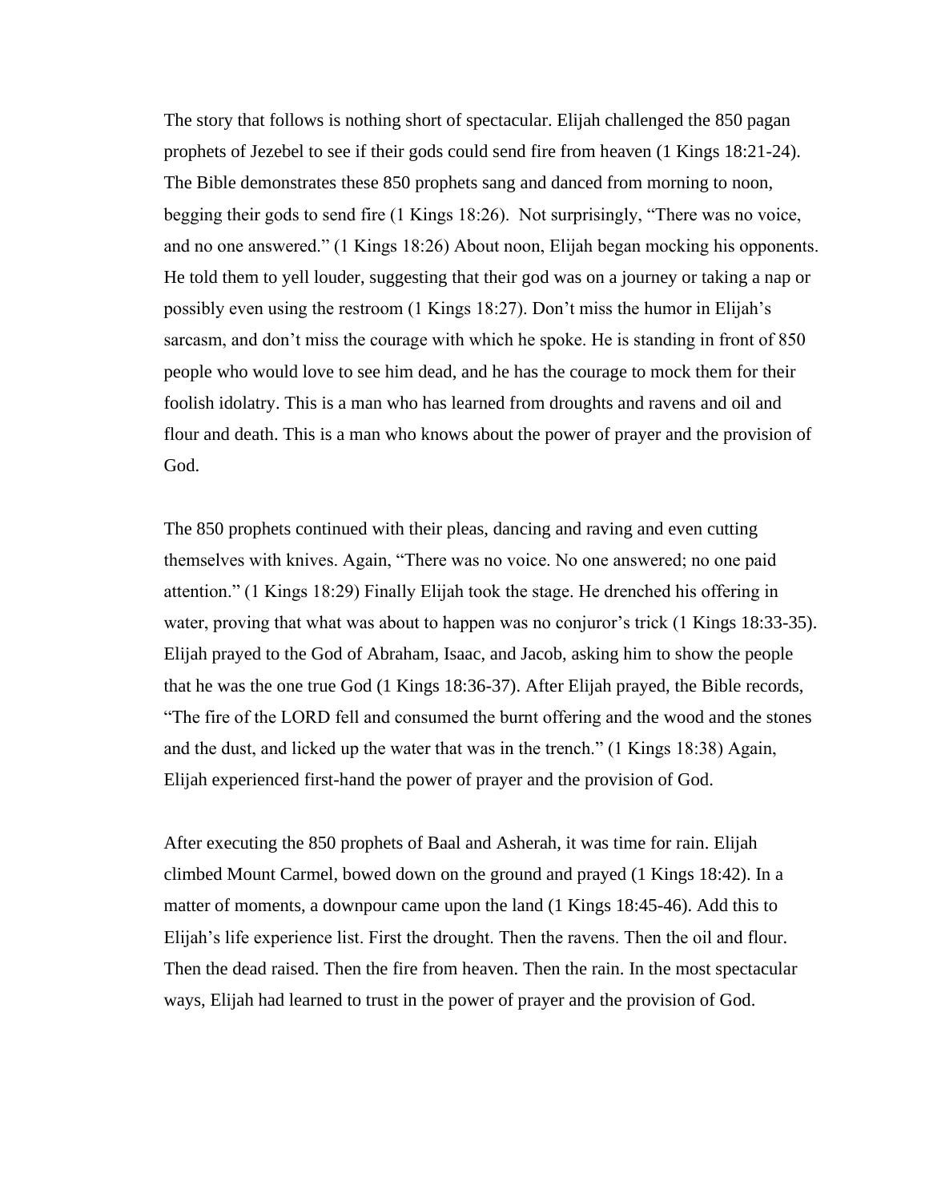The story that follows is nothing short of spectacular. Elijah challenged the 850 pagan prophets of Jezebel to see if their gods could send fire from heaven (1 Kings 18:21-24). The Bible demonstrates these 850 prophets sang and danced from morning to noon, begging their gods to send fire (1 Kings 18:26). Not surprisingly, "There was no voice, and no one answered." (1 Kings 18:26) About noon, Elijah began mocking his opponents. He told them to yell louder, suggesting that their god was on a journey or taking a nap or possibly even using the restroom (1 Kings 18:27). Don't miss the humor in Elijah's sarcasm, and don't miss the courage with which he spoke. He is standing in front of 850 people who would love to see him dead, and he has the courage to mock them for their foolish idolatry. This is a man who has learned from droughts and ravens and oil and flour and death. This is a man who knows about the power of prayer and the provision of God.

The 850 prophets continued with their pleas, dancing and raving and even cutting themselves with knives. Again, "There was no voice. No one answered; no one paid attention." (1 Kings 18:29) Finally Elijah took the stage. He drenched his offering in water, proving that what was about to happen was no conjuror's trick (1 Kings 18:33-35). Elijah prayed to the God of Abraham, Isaac, and Jacob, asking him to show the people that he was the one true God (1 Kings 18:36-37). After Elijah prayed, the Bible records, "The fire of the LORD fell and consumed the burnt offering and the wood and the stones and the dust, and licked up the water that was in the trench." (1 Kings 18:38) Again, Elijah experienced first-hand the power of prayer and the provision of God.

After executing the 850 prophets of Baal and Asherah, it was time for rain. Elijah climbed Mount Carmel, bowed down on the ground and prayed (1 Kings 18:42). In a matter of moments, a downpour came upon the land (1 Kings 18:45-46). Add this to Elijah's life experience list. First the drought. Then the ravens. Then the oil and flour. Then the dead raised. Then the fire from heaven. Then the rain. In the most spectacular ways, Elijah had learned to trust in the power of prayer and the provision of God.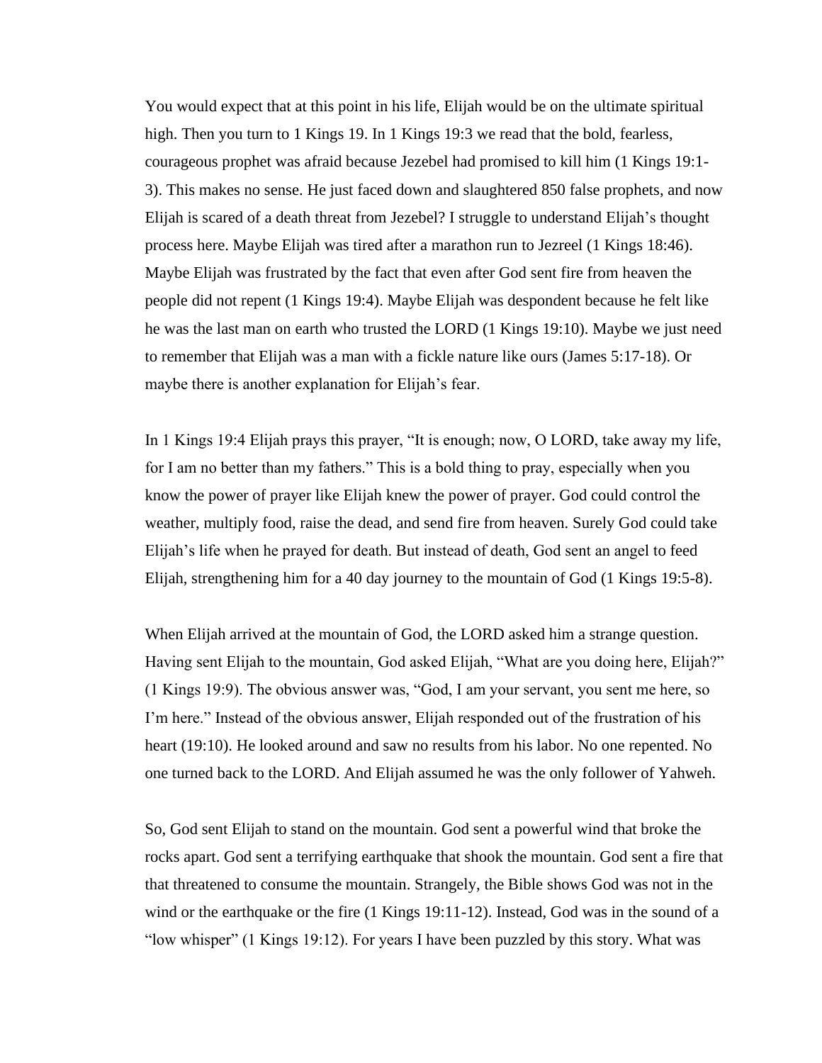You would expect that at this point in his life, Elijah would be on the ultimate spiritual high. Then you turn to 1 Kings 19. In 1 Kings 19:3 we read that the bold, fearless, courageous prophet was afraid because Jezebel had promised to kill him (1 Kings 19:1-3). This makes no sense. He just faced down and slaughtered 850 false prophets, and now Elijah is scared of a death threat from Jezebel? I struggle to understand Elijah's thought process here. Maybe Elijah was tired after a marathon run to Jezreel (1 Kings 18:46). Maybe Elijah was frustrated by the fact that even after God sent fire from heaven the people did not repent (1 Kings 19:4). Maybe Elijah was despondent because he felt like he was the last man on earth who trusted the LORD (1 Kings 19:10). Maybe we just need to remember that Elijah was a man with a fickle nature like ours (James 5:17-18). Or maybe there is another explanation for Elijah's fear.

In 1 Kings 19:4 Elijah prays this prayer, "It is enough; now, O LORD, take away my life, for I am no better than my fathers." This is a bold thing to pray, especially when you know the power of prayer like Elijah knew the power of prayer. God could control the weather, multiply food, raise the dead, and send fire from heaven. Surely God could take Elijah's life when he prayed for death. But instead of death, God sent an angel to feed Elijah, strengthening him for a 40 day journey to the mountain of God (1 Kings 19:5-8).

When Elijah arrived at the mountain of God, the LORD asked him a strange question. Having sent Elijah to the mountain, God asked Elijah, "What are you doing here, Elijah?" (1 Kings 19:9). The obvious answer was, "God, I am your servant, you sent me here, so I'm here." Instead of the obvious answer, Elijah responded out of the frustration of his heart (19:10). He looked around and saw no results from his labor. No one repented. No one turned back to the LORD. And Elijah assumed he was the only follower of Yahweh.

So, God sent Elijah to stand on the mountain. God sent a powerful wind that broke the rocks apart. God sent a terrifying earthquake that shook the mountain. God sent a fire that that threatened to consume the mountain. Strangely, the Bible shows God was not in the wind or the earthquake or the fire (1 Kings 19:11-12). Instead, God was in the sound of a "low whisper" (1 Kings 19:12). For years I have been puzzled by this story. What was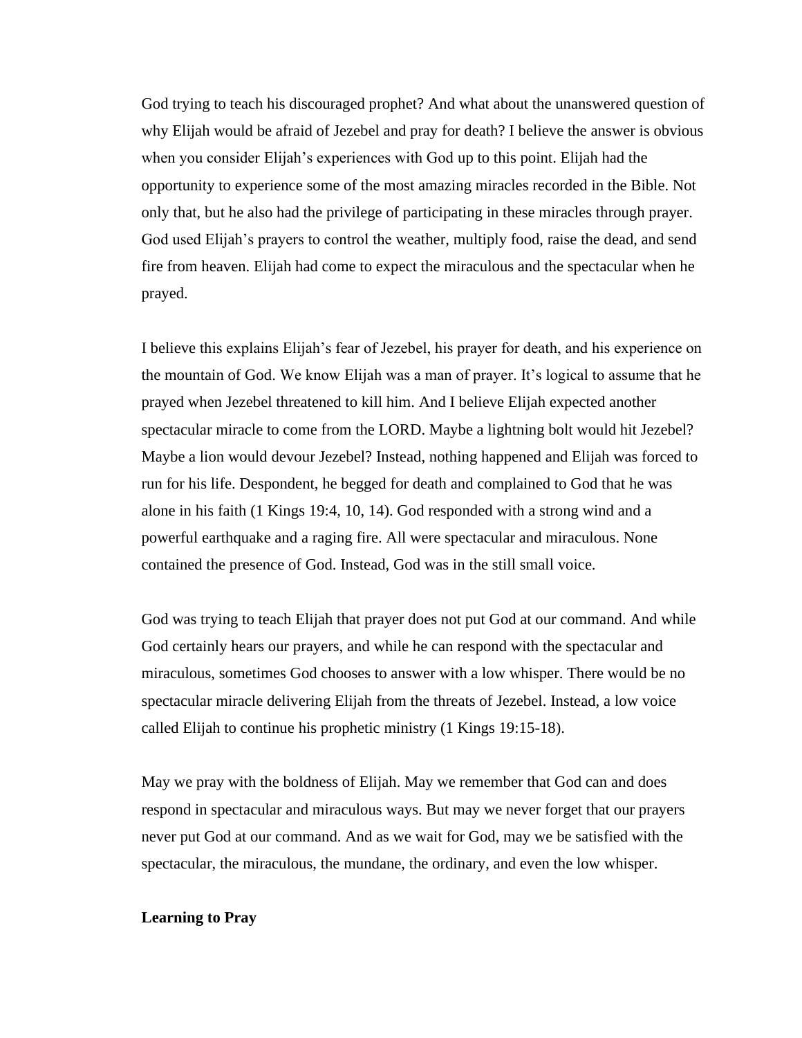God trying to teach his discouraged prophet? And what about the unanswered question of why Elijah would be afraid of Jezebel and pray for death? I believe the answer is obvious when you consider Elijah's experiences with God up to this point. Elijah had the opportunity to experience some of the most amazing miracles recorded in the Bible. Not only that, but he also had the privilege of participating in these miracles through prayer. God used Elijah's prayers to control the weather, multiply food, raise the dead, and send fire from heaven. Elijah had come to expect the miraculous and the spectacular when he prayed.

I believe this explains Elijah's fear of Jezebel, his prayer for death, and his experience on the mountain of God. We know Elijah was a man of prayer. It's logical to assume that he prayed when Jezebel threatened to kill him. And I believe Elijah expected another spectacular miracle to come from the LORD. Maybe a lightning bolt would hit Jezebel? Maybe a lion would devour Jezebel? Instead, nothing happened and Elijah was forced to run for his life. Despondent, he begged for death and complained to God that he was alone in his faith (1 Kings 19:4, 10, 14). God responded with a strong wind and a powerful earthquake and a raging fire. All were spectacular and miraculous. None contained the presence of God. Instead, God was in the still small voice.

God was trying to teach Elijah that prayer does not put God at our command. And while God certainly hears our prayers, and while he can respond with the spectacular and miraculous, sometimes God chooses to answer with a low whisper. There would be no spectacular miracle delivering Elijah from the threats of Jezebel. Instead, a low voice called Elijah to continue his prophetic ministry (1 Kings 19:15-18).

May we pray with the boldness of Elijah. May we remember that God can and does respond in spectacular and miraculous ways. But may we never forget that our prayers never put God at our command. And as we wait for God, may we be satisfied with the spectacular, the miraculous, the mundane, the ordinary, and even the low whisper.

**Learning to Pray**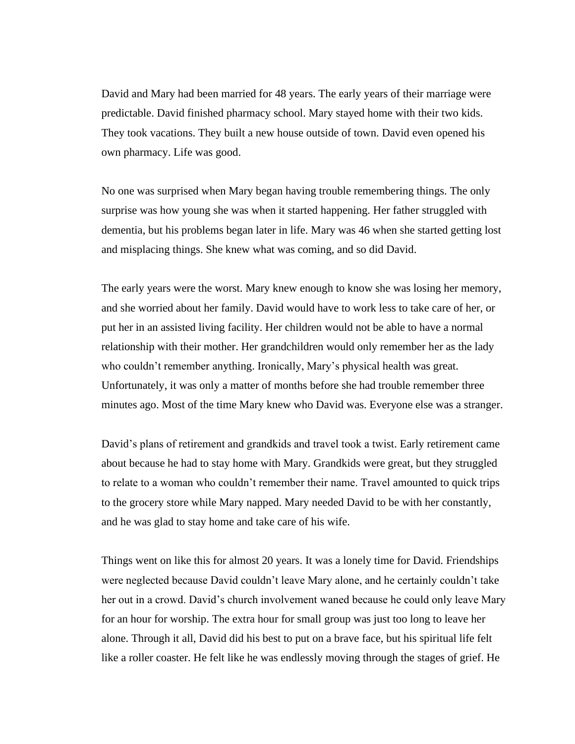David and Mary had been married for 48 years. The early years of their marriage were predictable. David finished pharmacy school. Mary stayed home with their two kids. They took vacations. They built a new house outside of town. David even opened his own pharmacy. Life was good.

No one was surprised when Mary began having trouble remembering things. The only surprise was how young she was when it started happening. Her father struggled with dementia, but his problems began later in life. Mary was 46 when she started getting lost and misplacing things. She knew what was coming, and so did David.

The early years were the worst. Mary knew enough to know she was losing her memory, and she worried about her family. David would have to work less to take care of her, or put her in an assisted living facility. Her children would not be able to have a normal relationship with their mother. Her grandchildren would only remember her as the lady who couldn't remember anything. Ironically, Mary's physical health was great. Unfortunately, it was only a matter of months before she had trouble remember three minutes ago. Most of the time Mary knew who David was. Everyone else was a stranger.

David's plans of retirement and grandkids and travel took a twist. Early retirement came about because he had to stay home with Mary. Grandkids were great, but they struggled to relate to a woman who couldn't remember their name. Travel amounted to quick trips to the grocery store while Mary napped. Mary needed David to be with her constantly, and he was glad to stay home and take care of his wife.

Things went on like this for almost 20 years. It was a lonely time for David. Friendships were neglected because David couldn't leave Mary alone, and he certainly couldn't take her out in a crowd. David's church involvement waned because he could only leave Mary for an hour for worship. The extra hour for small group was just too long to leave her alone. Through it all, David did his best to put on a brave face, but his spiritual life felt like a roller coaster. He felt like he was endlessly moving through the stages of grief. He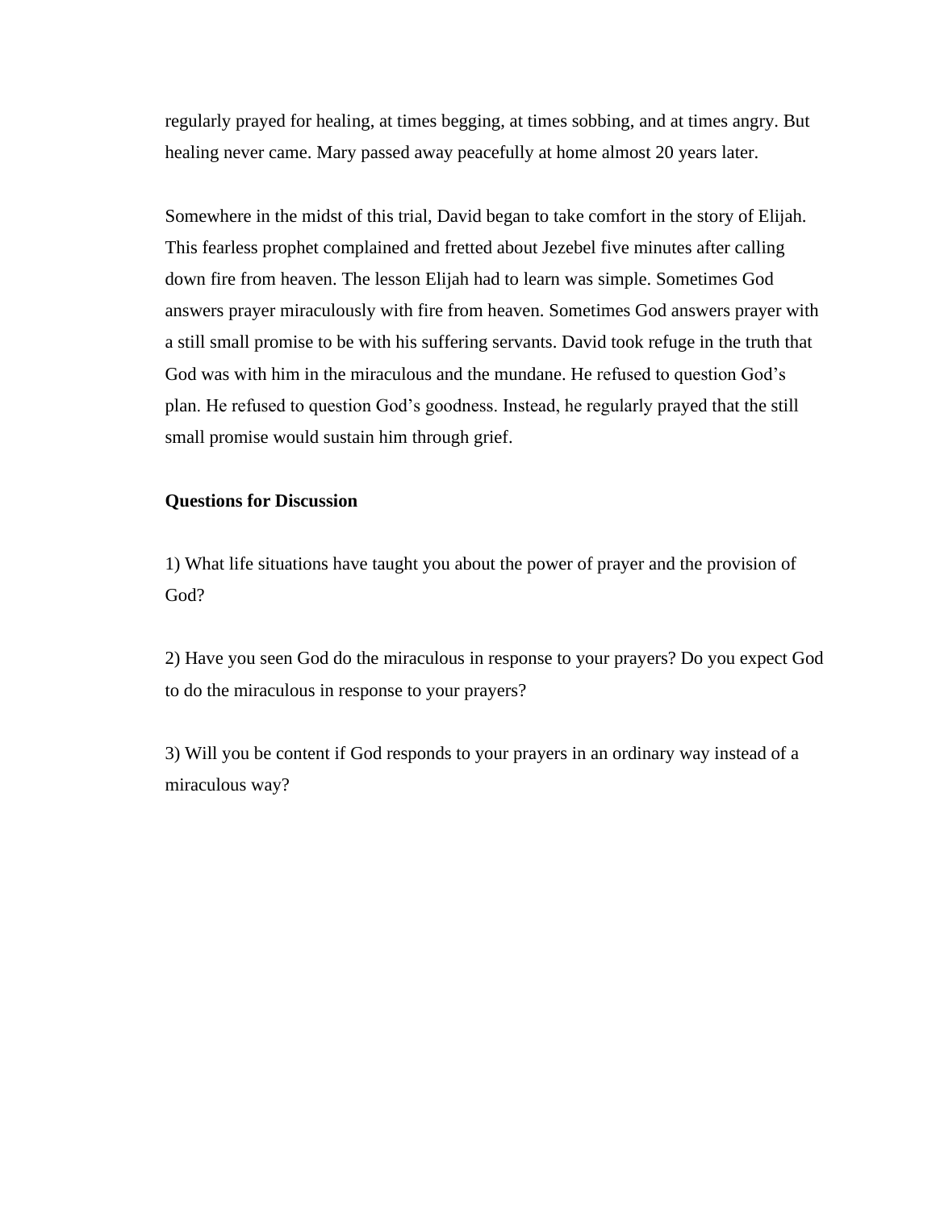regularly prayed for healing, at times begging, at times sobbing, and at times angry. But healing never came. Mary passed away peacefully at home almost 20 years later.

Somewhere in the midst of this trial, David began to take comfort in the story of Elijah. This fearless prophet complained and fretted about Jezebel five minutes after calling down fire from heaven. The lesson Elijah had to learn was simple. Sometimes God answers prayer miraculously with fire from heaven. Sometimes God answers prayer with a still small promise to be with his suffering servants. David took refuge in the truth that God was with him in the miraculous and the mundane. He refused to question God's plan. He refused to question God's goodness. Instead, he regularly prayed that the still small promise would sustain him through grief.

**Questions for Discussion**

1) What life situations have taught you about the power of prayer and the provision of God?

2) Have you seen God do the miraculous in response to your prayers? Do you expect God to do the miraculous in response to your prayers?

3) Will you be content if God responds to your prayers in an ordinary way instead of a miraculous way?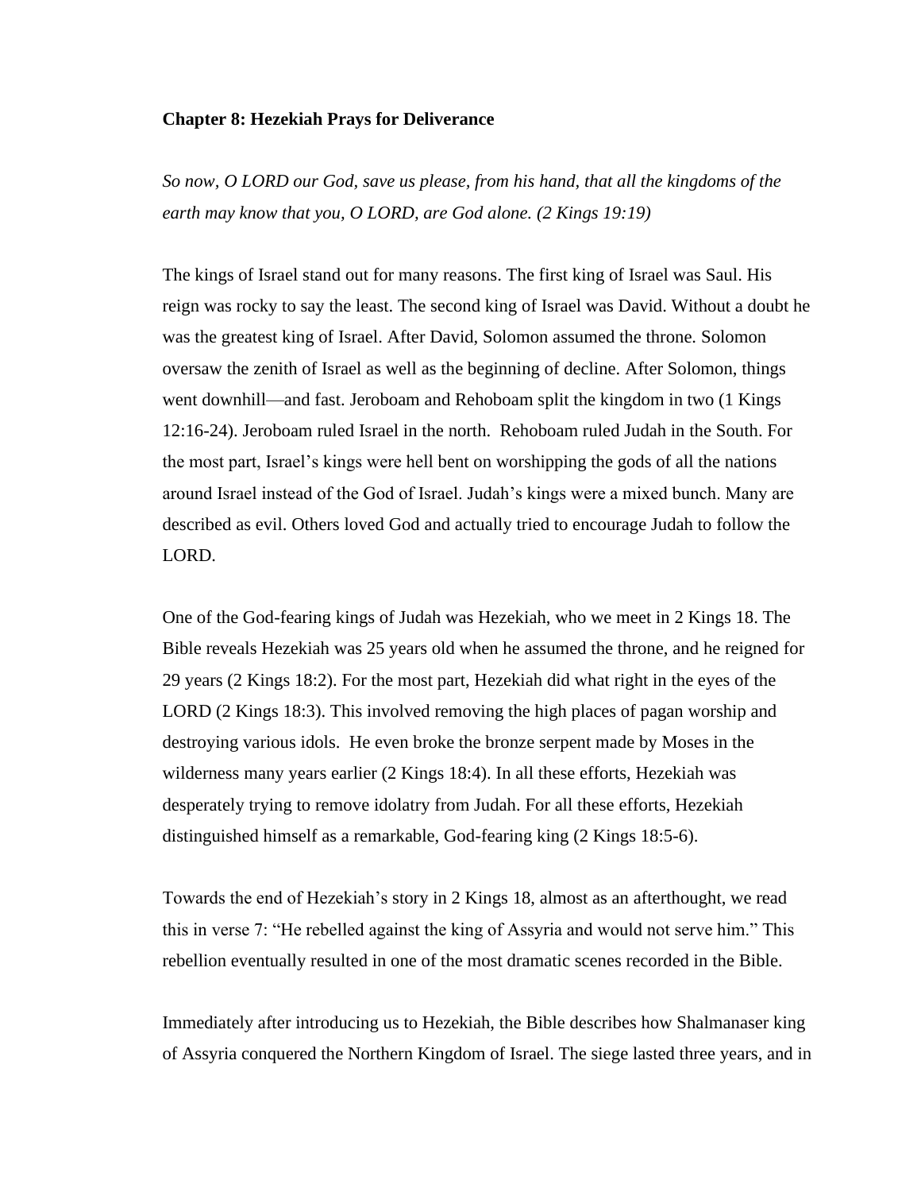**Chapter 8: Hezekiah Prays for Deliverance**

*So now, O LORD our God, save us please, from his hand, that all the kingdoms of the earth may know that you, O LORD, are God alone. (2 Kings 19:19)*

The kings of Israel stand out for many reasons. The first king of Israel was Saul. His reign was rocky to say the least. The second king of Israel was David. Without a doubt he was the greatest king of Israel. After David, Solomon assumed the throne. Solomon oversaw the zenith of Israel as well as the beginning of decline. After Solomon, things went downhill—and fast. Jeroboam and Rehoboam split the kingdom in two (1 Kings 12:16-24). Jeroboam ruled Israel in the north. Rehoboam ruled Judah in the South. For the most part, Israel's kings were hell bent on worshipping the gods of all the nations around Israel instead of the God of Israel. Judah's kings were a mixed bunch. Many are described as evil. Others loved God and actually tried to encourage Judah to follow the LORD.

One of the God-fearing kings of Judah was Hezekiah, who we meet in 2 Kings 18. The Bible reveals Hezekiah was 25 years old when he assumed the throne, and he reigned for 29 years (2 Kings 18:2). For the most part, Hezekiah did what right in the eyes of the LORD (2 Kings 18:3). This involved removing the high places of pagan worship and destroying various idols. He even broke the bronze serpent made by Moses in the wilderness many years earlier (2 Kings 18:4). In all these efforts, Hezekiah was desperately trying to remove idolatry from Judah. For all these efforts, Hezekiah distinguished himself as a remarkable, God-fearing king (2 Kings 18:5-6).

Towards the end of Hezekiah's story in 2 Kings 18, almost as an afterthought, we read this in verse 7: "He rebelled against the king of Assyria and would not serve him." This rebellion eventually resulted in one of the most dramatic scenes recorded in the Bible.

Immediately after introducing us to Hezekiah, the Bible describes how Shalmanaser king of Assyria conquered the Northern Kingdom of Israel. The siege lasted three years, and in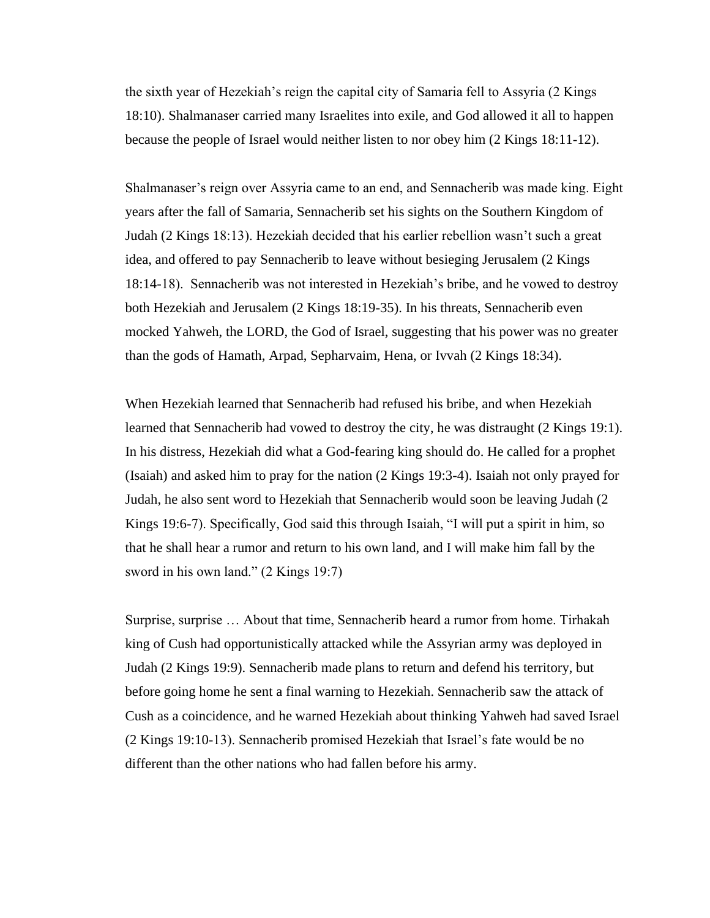the sixth year of Hezekiah's reign the capital city of Samaria fell to Assyria (2 Kings 18:10). Shalmanaser carried many Israelites into exile, and God allowed it all to happen because the people of Israel would neither listen to nor obey him (2 Kings 18:11-12).

Shalmanaser's reign over Assyria came to an end, and Sennacherib was made king. Eight years after the fall of Samaria, Sennacherib set his sights on the Southern Kingdom of Judah (2 Kings 18:13). Hezekiah decided that his earlier rebellion wasn't such a great idea, and offered to pay Sennacherib to leave without besieging Jerusalem (2 Kings 18:14-18). Sennacherib was not interested in Hezekiah's bribe, and he vowed to destroy both Hezekiah and Jerusalem (2 Kings 18:19-35). In his threats, Sennacherib even mocked Yahweh, the LORD, the God of Israel, suggesting that his power was no greater than the gods of Hamath, Arpad, Sepharvaim, Hena, or Ivvah (2 Kings 18:34).

When Hezekiah learned that Sennacherib had refused his bribe, and when Hezekiah learned that Sennacherib had vowed to destroy the city, he was distraught (2 Kings 19:1). In his distress, Hezekiah did what a God-fearing king should do. He called for a prophet (Isaiah) and asked him to pray for the nation (2 Kings 19:3-4). Isaiah not only prayed for Judah, he also sent word to Hezekiah that Sennacherib would soon be leaving Judah (2 Kings 19:6-7). Specifically, God said this through Isaiah, "I will put a spirit in him, so that he shall hear a rumor and return to his own land, and I will make him fall by the sword in his own land." (2 Kings 19:7)

Surprise, surprise … About that time, Sennacherib heard a rumor from home. Tirhakah king of Cush had opportunistically attacked while the Assyrian army was deployed in Judah (2 Kings 19:9). Sennacherib made plans to return and defend his territory, but before going home he sent a final warning to Hezekiah. Sennacherib saw the attack of Cush as a coincidence, and he warned Hezekiah about thinking Yahweh had saved Israel (2 Kings 19:10-13). Sennacherib promised Hezekiah that Israel's fate would be no different than the other nations who had fallen before his army.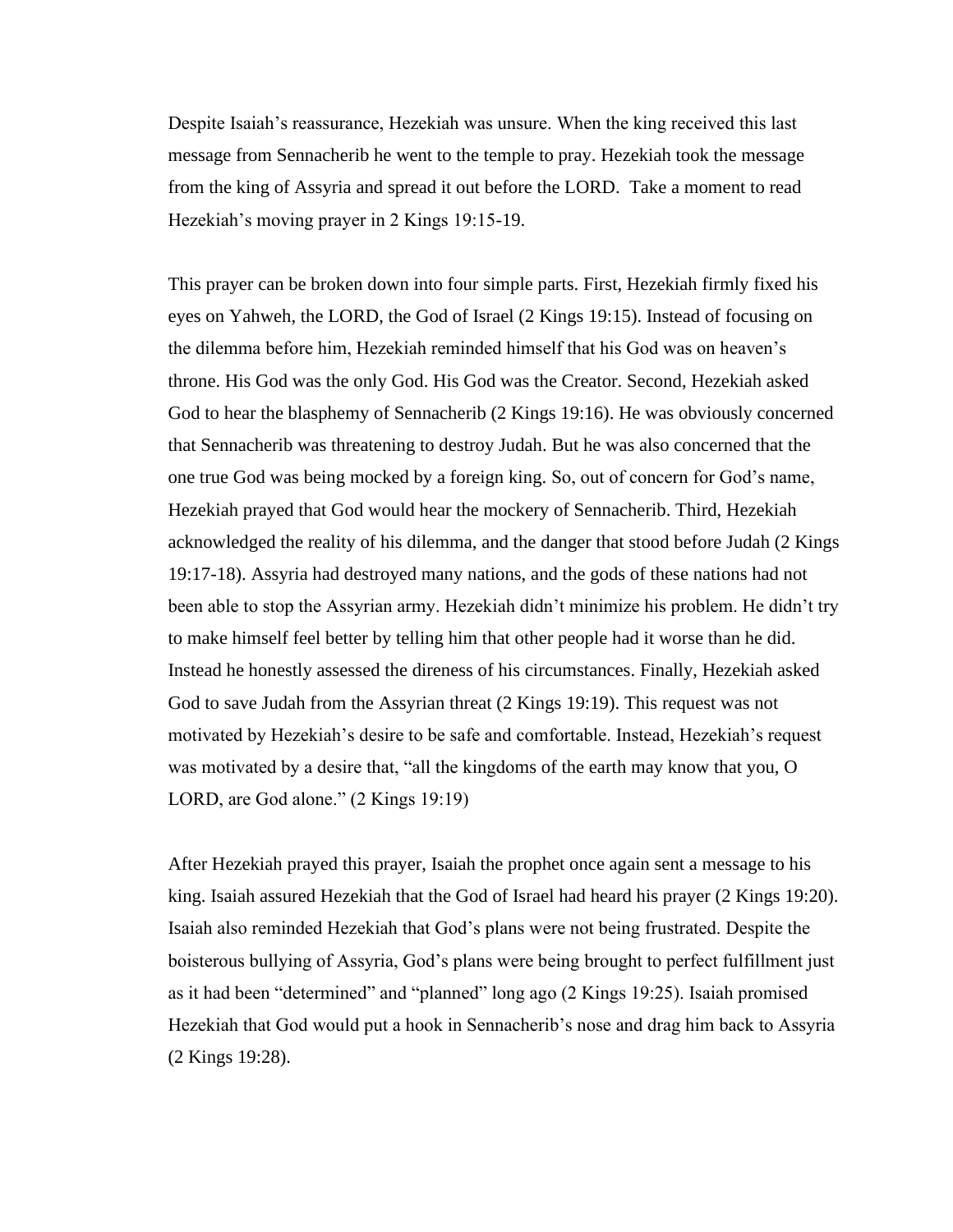Despite Isaiah's reassurance, Hezekiah was unsure. When the king received this last message from Sennacherib he went to the temple to pray. Hezekiah took the message from the king of Assyria and spread it out before the LORD.  Take a moment to read Hezekiah's moving prayer in 2 Kings 19:15-19.

This prayer can be broken down into four simple parts. First, Hezekiah firmly fixed his eyes on Yahweh, the LORD, the God of Israel (2 Kings 19:15). Instead of focusing on the dilemma before him, Hezekiah reminded himself that his God was on heaven's throne. His God was the only God. His God was the Creator. Second, Hezekiah asked God to hear the blasphemy of Sennacherib (2 Kings 19:16). He was obviously concerned that Sennacherib was threatening to destroy Judah. But he was also concerned that the one true God was being mocked by a foreign king. So, out of concern for God's name, Hezekiah prayed that God would hear the mockery of Sennacherib. Third, Hezekiah acknowledged the reality of his dilemma, and the danger that stood before Judah (2 Kings 19:17-18). Assyria had destroyed many nations, and the gods of these nations had not been able to stop the Assyrian army. Hezekiah didn't minimize his problem. He didn't try to make himself feel better by telling him that other people had it worse than he did. Instead he honestly assessed the direness of his circumstances. Finally, Hezekiah asked God to save Judah from the Assyrian threat (2 Kings 19:19). This request was not motivated by Hezekiah's desire to be safe and comfortable. Instead, Hezekiah's request was motivated by a desire that, "all the kingdoms of the earth may know that you, O LORD, are God alone." (2 Kings 19:19)

After Hezekiah prayed this prayer, Isaiah the prophet once again sent a message to his king. Isaiah assured Hezekiah that the God of Israel had heard his prayer (2 Kings 19:20). Isaiah also reminded Hezekiah that God's plans were not being frustrated. Despite the boisterous bullying of Assyria, God's plans were being brought to perfect fulfillment just as it had been "determined" and "planned" long ago (2 Kings 19:25). Isaiah promised Hezekiah that God would put a hook in Sennacherib's nose and drag him back to Assyria (2 Kings 19:28).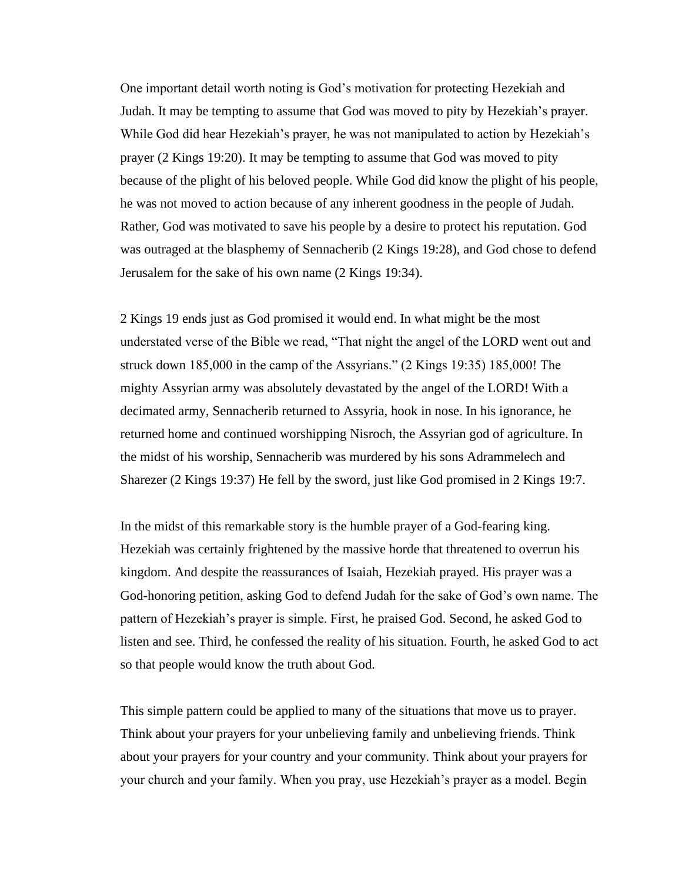One important detail worth noting is God's motivation for protecting Hezekiah and Judah. It may be tempting to assume that God was moved to pity by Hezekiah's prayer. While God did hear Hezekiah's prayer, he was not manipulated to action by Hezekiah's prayer (2 Kings 19:20). It may be tempting to assume that God was moved to pity because of the plight of his beloved people. While God did know the plight of his people, he was not moved to action because of any inherent goodness in the people of Judah. Rather, God was motivated to save his people by a desire to protect his reputation. God was outraged at the blasphemy of Sennacherib (2 Kings 19:28), and God chose to defend Jerusalem for the sake of his own name (2 Kings 19:34).

2 Kings 19 ends just as God promised it would end. In what might be the most understated verse of the Bible we read, "That night the angel of the LORD went out and struck down 185,000 in the camp of the Assyrians." (2 Kings 19:35) 185,000! The mighty Assyrian army was absolutely devastated by the angel of the LORD! With a decimated army, Sennacherib returned to Assyria, hook in nose. In his ignorance, he returned home and continued worshipping Nisroch, the Assyrian god of agriculture. In the midst of his worship, Sennacherib was murdered by his sons Adrammelech and Sharezer (2 Kings 19:37) He fell by the sword, just like God promised in 2 Kings 19:7.

In the midst of this remarkable story is the humble prayer of a God-fearing king. Hezekiah was certainly frightened by the massive horde that threatened to overrun his kingdom. And despite the reassurances of Isaiah, Hezekiah prayed. His prayer was a God-honoring petition, asking God to defend Judah for the sake of God's own name. The pattern of Hezekiah's prayer is simple. First, he praised God. Second, he asked God to listen and see. Third, he confessed the reality of his situation. Fourth, he asked God to act so that people would know the truth about God.

This simple pattern could be applied to many of the situations that move us to prayer. Think about your prayers for your unbelieving family and unbelieving friends. Think about your prayers for your country and your community. Think about your prayers for your church and your family. When you pray, use Hezekiah's prayer as a model. Begin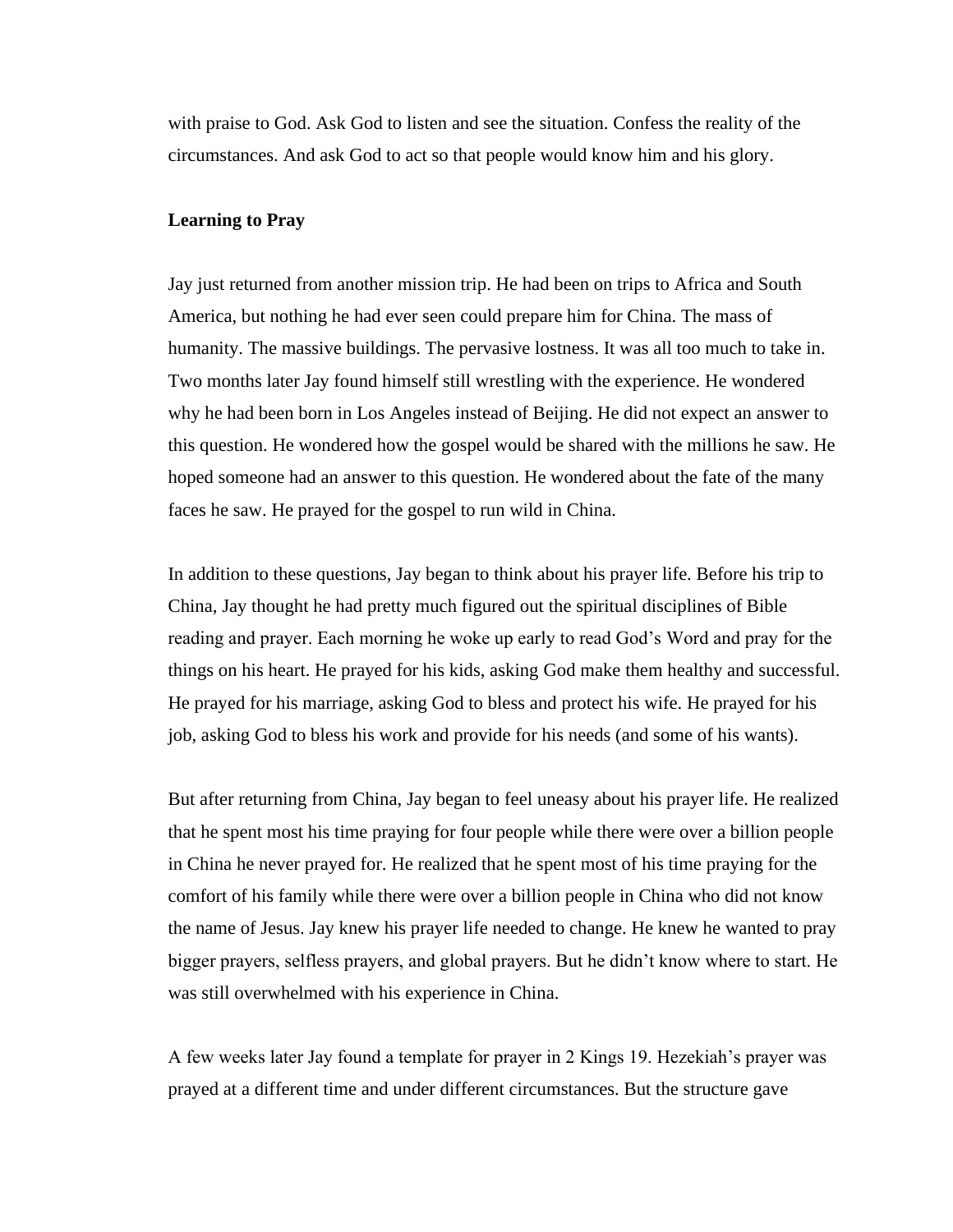with praise to God. Ask God to listen and see the situation. Confess the reality of the circumstances. And ask God to act so that people would know him and his glory.

**Learning to Pray**

Jay just returned from another mission trip. He had been on trips to Africa and South America, but nothing he had ever seen could prepare him for China. The mass of humanity. The massive buildings. The pervasive lostness. It was all too much to take in. Two months later Jay found himself still wrestling with the experience. He wondered why he had been born in Los Angeles instead of Beijing. He did not expect an answer to this question. He wondered how the gospel would be shared with the millions he saw. He hoped someone had an answer to this question. He wondered about the fate of the many faces he saw. He prayed for the gospel to run wild in China.

In addition to these questions, Jay began to think about his prayer life. Before his trip to China, Jay thought he had pretty much figured out the spiritual disciplines of Bible reading and prayer. Each morning he woke up early to read God's Word and pray for the things on his heart. He prayed for his kids, asking God make them healthy and successful. He prayed for his marriage, asking God to bless and protect his wife. He prayed for his job, asking God to bless his work and provide for his needs (and some of his wants).

But after returning from China, Jay began to feel uneasy about his prayer life. He realized that he spent most his time praying for four people while there were over a billion people in China he never prayed for. He realized that he spent most of his time praying for the comfort of his family while there were over a billion people in China who did not know the name of Jesus. Jay knew his prayer life needed to change. He knew he wanted to pray bigger prayers, selfless prayers, and global prayers. But he didn't know where to start. He was still overwhelmed with his experience in China.

A few weeks later Jay found a template for prayer in 2 Kings 19. Hezekiah's prayer was prayed at a different time and under different circumstances. But the structure gave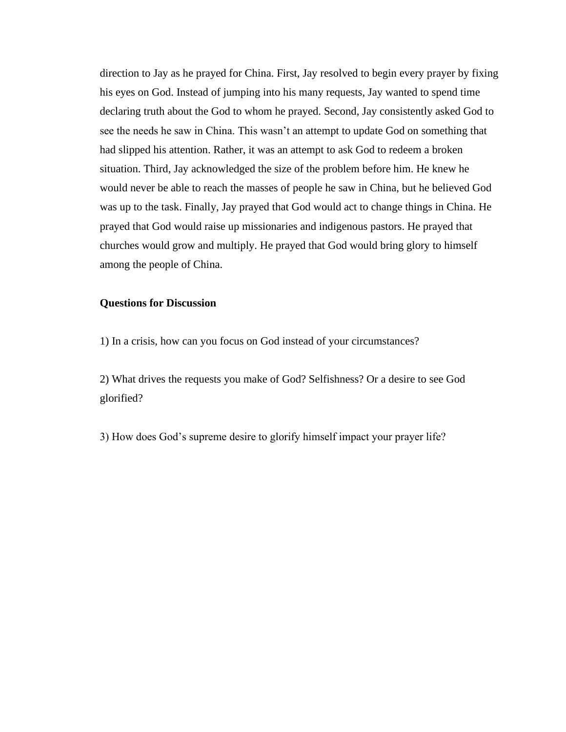direction to Jay as he prayed for China. First, Jay resolved to begin every prayer by fixing his eyes on God. Instead of jumping into his many requests, Jay wanted to spend time declaring truth about the God to whom he prayed. Second, Jay consistently asked God to see the needs he saw in China. This wasn't an attempt to update God on something that had slipped his attention. Rather, it was an attempt to ask God to redeem a broken situation. Third, Jay acknowledged the size of the problem before him. He knew he would never be able to reach the masses of people he saw in China, but he believed God was up to the task. Finally, Jay prayed that God would act to change things in China. He prayed that God would raise up missionaries and indigenous pastors. He prayed that churches would grow and multiply. He prayed that God would bring glory to himself among the people of China.

**Questions for Discussion**

1) In a crisis, how can you focus on God instead of your circumstances?

2) What drives the requests you make of God? Selfishness? Or a desire to see God glorified?

3) How does God's supreme desire to glorify himself impact your prayer life?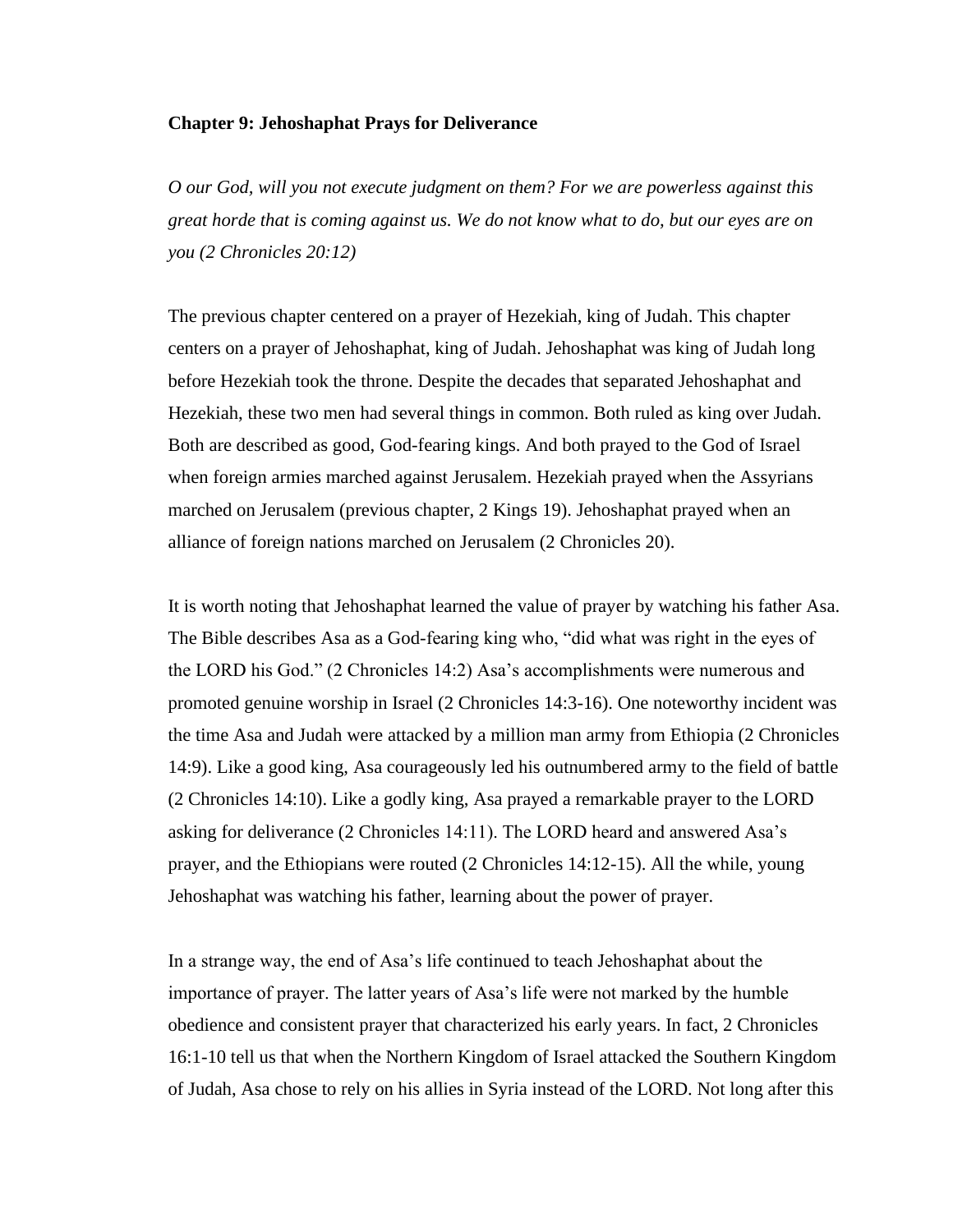**Chapter 9: Jehoshaphat Prays for Deliverance**

*O our God, will you not execute judgment on them? For we are powerless against this great horde that is coming against us. We do not know what to do, but our eyes are on you (2 Chronicles 20:12)*

The previous chapter centered on a prayer of Hezekiah, king of Judah. This chapter centers on a prayer of Jehoshaphat, king of Judah. Jehoshaphat was king of Judah long before Hezekiah took the throne. Despite the decades that separated Jehoshaphat and Hezekiah, these two men had several things in common. Both ruled as king over Judah. Both are described as good, God-fearing kings. And both prayed to the God of Israel when foreign armies marched against Jerusalem. Hezekiah prayed when the Assyrians marched on Jerusalem (previous chapter, 2 Kings 19). Jehoshaphat prayed when an alliance of foreign nations marched on Jerusalem (2 Chronicles 20).

It is worth noting that Jehoshaphat learned the value of prayer by watching his father Asa. The Bible describes Asa as a God-fearing king who, "did what was right in the eyes of the LORD his God." (2 Chronicles 14:2) Asa's accomplishments were numerous and promoted genuine worship in Israel (2 Chronicles 14:3-16). One noteworthy incident was the time Asa and Judah were attacked by a million man army from Ethiopia (2 Chronicles 14:9). Like a good king, Asa courageously led his outnumbered army to the field of battle (2 Chronicles 14:10). Like a godly king, Asa prayed a remarkable prayer to the LORD asking for deliverance (2 Chronicles 14:11). The LORD heard and answered Asa's prayer, and the Ethiopians were routed (2 Chronicles 14:12-15). All the while, young Jehoshaphat was watching his father, learning about the power of prayer.

In a strange way, the end of Asa's life continued to teach Jehoshaphat about the importance of prayer. The latter years of Asa's life were not marked by the humble obedience and consistent prayer that characterized his early years. In fact, 2 Chronicles 16:1-10 tell us that when the Northern Kingdom of Israel attacked the Southern Kingdom of Judah, Asa chose to rely on his allies in Syria instead of the LORD. Not long after this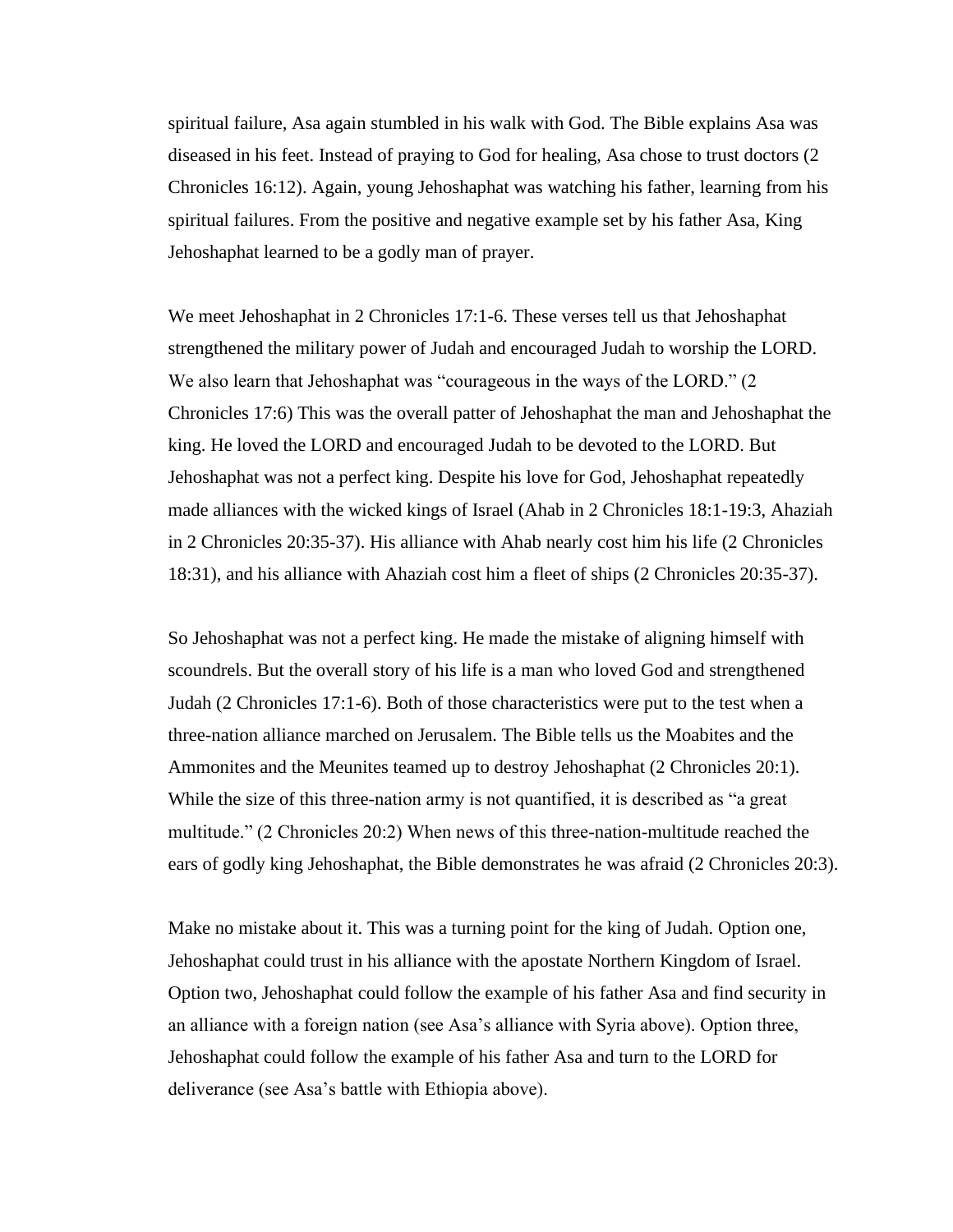spiritual failure, Asa again stumbled in his walk with God. The Bible explains Asa was diseased in his feet. Instead of praying to God for healing, Asa chose to trust doctors (2 Chronicles 16:12). Again, young Jehoshaphat was watching his father, learning from his spiritual failures. From the positive and negative example set by his father Asa, King Jehoshaphat learned to be a godly man of prayer.

We meet Jehoshaphat in 2 Chronicles 17:1-6. These verses tell us that Jehoshaphat strengthened the military power of Judah and encouraged Judah to worship the LORD. We also learn that Jehoshaphat was "courageous in the ways of the LORD." (2 Chronicles 17:6) This was the overall patter of Jehoshaphat the man and Jehoshaphat the king. He loved the LORD and encouraged Judah to be devoted to the LORD. But Jehoshaphat was not a perfect king. Despite his love for God, Jehoshaphat repeatedly made alliances with the wicked kings of Israel (Ahab in 2 Chronicles 18:1-19:3, Ahaziah in 2 Chronicles 20:35-37). His alliance with Ahab nearly cost him his life (2 Chronicles 18:31), and his alliance with Ahaziah cost him a fleet of ships (2 Chronicles 20:35-37).

So Jehoshaphat was not a perfect king. He made the mistake of aligning himself with scoundrels. But the overall story of his life is a man who loved God and strengthened Judah (2 Chronicles 17:1-6). Both of those characteristics were put to the test when a three-nation alliance marched on Jerusalem. The Bible tells us the Moabites and the Ammonites and the Meunites teamed up to destroy Jehoshaphat (2 Chronicles 20:1). While the size of this three-nation army is not quantified, it is described as "a great multitude." (2 Chronicles 20:2) When news of this three-nation-multitude reached the ears of godly king Jehoshaphat, the Bible demonstrates he was afraid (2 Chronicles 20:3).

Make no mistake about it. This was a turning point for the king of Judah. Option one, Jehoshaphat could trust in his alliance with the apostate Northern Kingdom of Israel. Option two, Jehoshaphat could follow the example of his father Asa and find security in an alliance with a foreign nation (see Asa's alliance with Syria above). Option three, Jehoshaphat could follow the example of his father Asa and turn to the LORD for deliverance (see Asa's battle with Ethiopia above).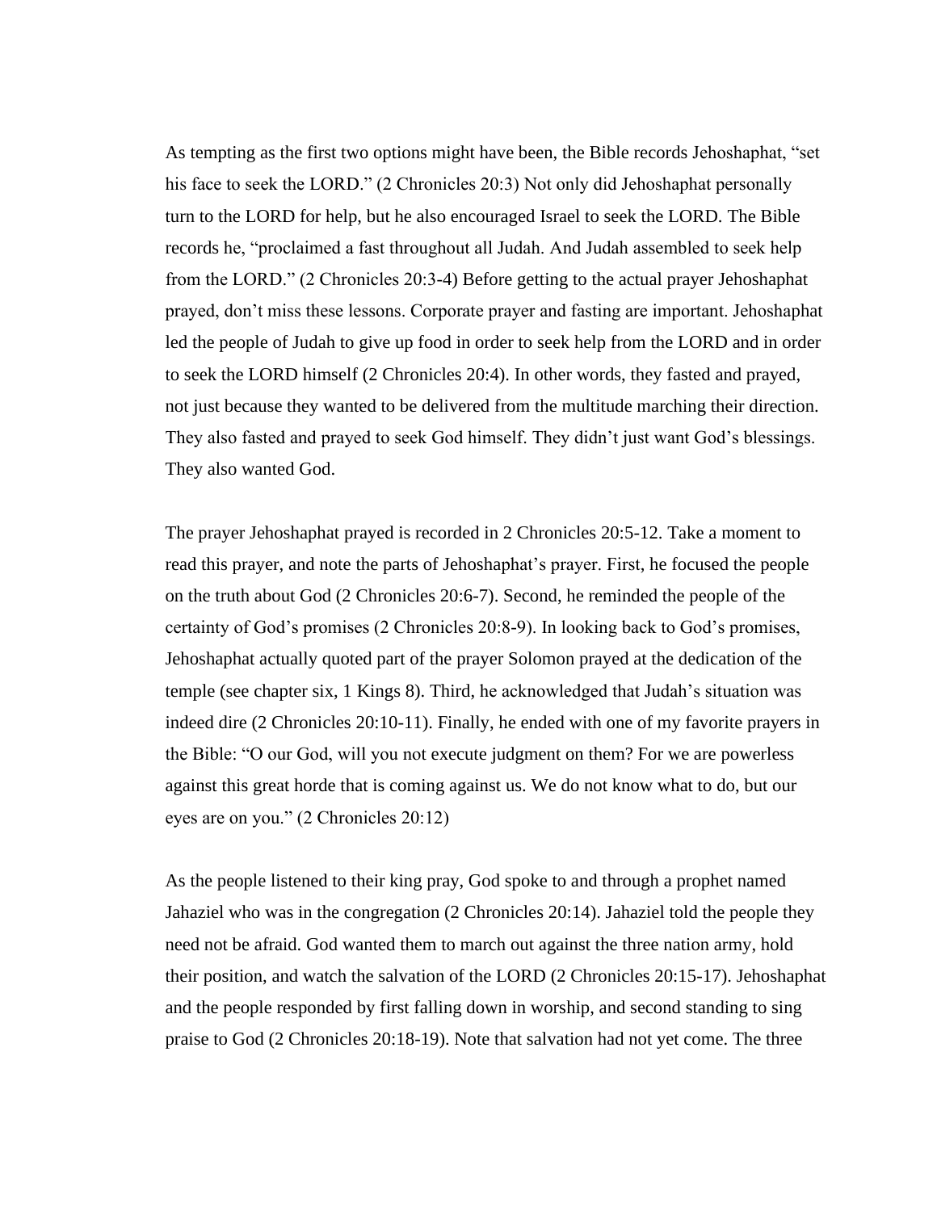As tempting as the first two options might have been, the Bible records Jehoshaphat, "set his face to seek the LORD." (2 Chronicles 20:3) Not only did Jehoshaphat personally turn to the LORD for help, but he also encouraged Israel to seek the LORD. The Bible records he, "proclaimed a fast throughout all Judah. And Judah assembled to seek help from the LORD." (2 Chronicles 20:3-4) Before getting to the actual prayer Jehoshaphat prayed, don't miss these lessons. Corporate prayer and fasting are important. Jehoshaphat led the people of Judah to give up food in order to seek help from the LORD and in order to seek the LORD himself (2 Chronicles 20:4). In other words, they fasted and prayed, not just because they wanted to be delivered from the multitude marching their direction. They also fasted and prayed to seek God himself. They didn't just want God's blessings. They also wanted God.

The prayer Jehoshaphat prayed is recorded in 2 Chronicles 20:5-12. Take a moment to read this prayer, and note the parts of Jehoshaphat's prayer. First, he focused the people on the truth about God (2 Chronicles 20:6-7). Second, he reminded the people of the certainty of God's promises (2 Chronicles 20:8-9). In looking back to God's promises, Jehoshaphat actually quoted part of the prayer Solomon prayed at the dedication of the temple (see chapter six, 1 Kings 8). Third, he acknowledged that Judah's situation was indeed dire (2 Chronicles 20:10-11). Finally, he ended with one of my favorite prayers in the Bible: "O our God, will you not execute judgment on them? For we are powerless against this great horde that is coming against us. We do not know what to do, but our eyes are on you." (2 Chronicles 20:12)

As the people listened to their king pray, God spoke to and through a prophet named Jahaziel who was in the congregation (2 Chronicles 20:14). Jahaziel told the people they need not be afraid. God wanted them to march out against the three nation army, hold their position, and watch the salvation of the LORD (2 Chronicles 20:15-17). Jehoshaphat and the people responded by first falling down in worship, and second standing to sing praise to God (2 Chronicles 20:18-19). Note that salvation had not yet come. The three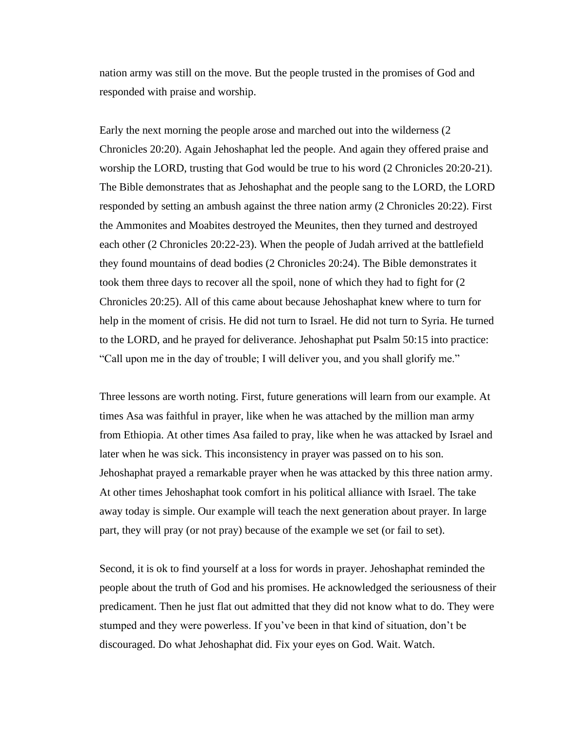nation army was still on the move. But the people trusted in the promises of God and responded with praise and worship.

Early the next morning the people arose and marched out into the wilderness (2 Chronicles 20:20). Again Jehoshaphat led the people. And again they offered praise and worship the LORD, trusting that God would be true to his word (2 Chronicles 20:20-21). The Bible demonstrates that as Jehoshaphat and the people sang to the LORD, the LORD responded by setting an ambush against the three nation army (2 Chronicles 20:22). First the Ammonites and Moabites destroyed the Meunites, then they turned and destroyed each other (2 Chronicles 20:22-23). When the people of Judah arrived at the battlefield they found mountains of dead bodies (2 Chronicles 20:24). The Bible demonstrates it took them three days to recover all the spoil, none of which they had to fight for (2 Chronicles 20:25). All of this came about because Jehoshaphat knew where to turn for help in the moment of crisis. He did not turn to Israel. He did not turn to Syria. He turned to the LORD, and he prayed for deliverance. Jehoshaphat put Psalm 50:15 into practice: "Call upon me in the day of trouble; I will deliver you, and you shall glorify me."

Three lessons are worth noting. First, future generations will learn from our example. At times Asa was faithful in prayer, like when he was attached by the million man army from Ethiopia. At other times Asa failed to pray, like when he was attacked by Israel and later when he was sick. This inconsistency in prayer was passed on to his son. Jehoshaphat prayed a remarkable prayer when he was attacked by this three nation army. At other times Jehoshaphat took comfort in his political alliance with Israel. The take away today is simple. Our example will teach the next generation about prayer. In large part, they will pray (or not pray) because of the example we set (or fail to set).

Second, it is ok to find yourself at a loss for words in prayer. Jehoshaphat reminded the people about the truth of God and his promises. He acknowledged the seriousness of their predicament. Then he just flat out admitted that they did not know what to do. They were stumped and they were powerless. If you've been in that kind of situation, don't be discouraged. Do what Jehoshaphat did. Fix your eyes on God. Wait. Watch.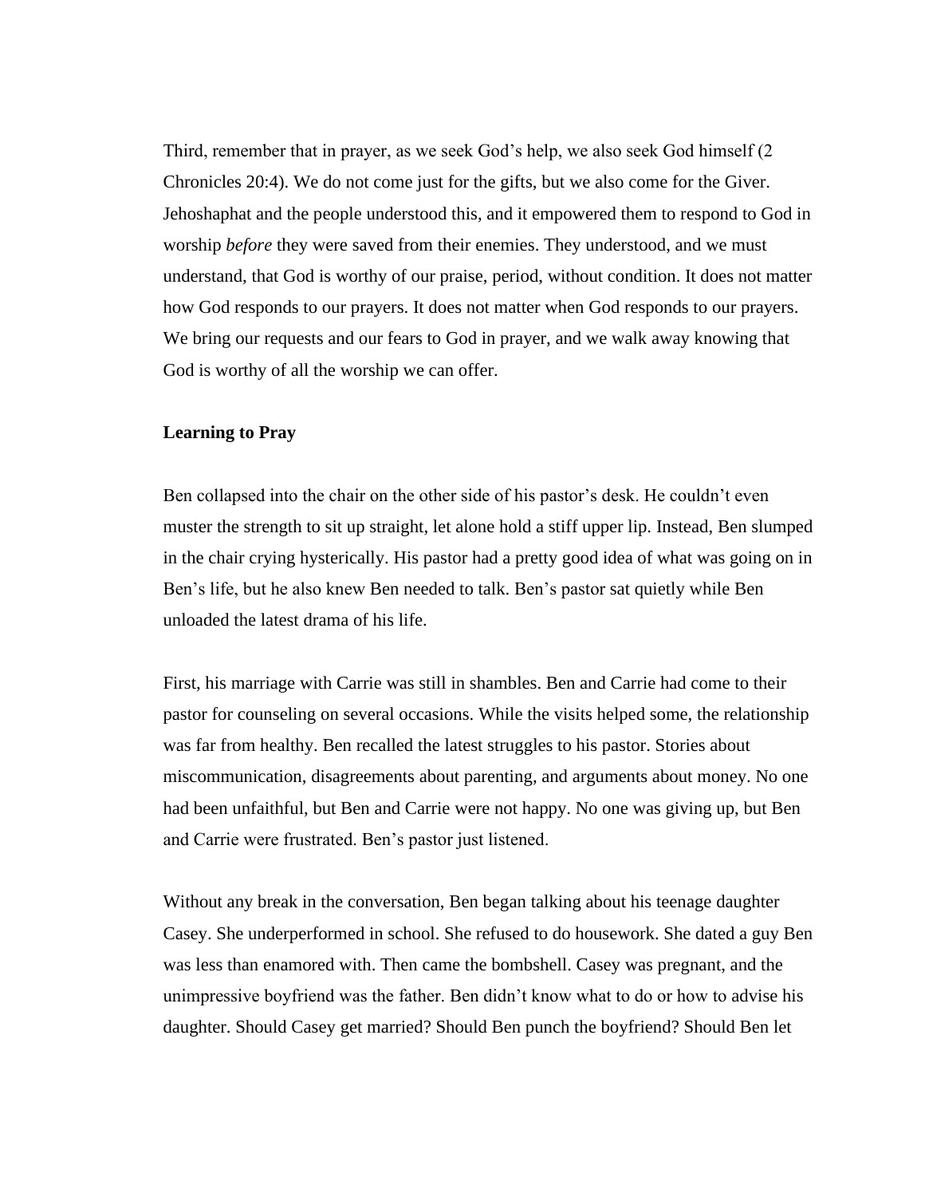Third, remember that in prayer, as we seek God's help, we also seek God himself (2 Chronicles 20:4). We do not come just for the gifts, but we also come for the Giver. Jehoshaphat and the people understood this, and it empowered them to respond to God in worship *before* they were saved from their enemies. They understood, and we must understand, that God is worthy of our praise, period, without condition. It does not matter how God responds to our prayers. It does not matter when God responds to our prayers. We bring our requests and our fears to God in prayer, and we walk away knowing that God is worthy of all the worship we can offer.

**Learning to Pray**

Ben collapsed into the chair on the other side of his pastor's desk. He couldn't even muster the strength to sit up straight, let alone hold a stiff upper lip. Instead, Ben slumped in the chair crying hysterically. His pastor had a pretty good idea of what was going on in Ben's life, but he also knew Ben needed to talk. Ben's pastor sat quietly while Ben unloaded the latest drama of his life.

First, his marriage with Carrie was still in shambles. Ben and Carrie had come to their pastor for counseling on several occasions. While the visits helped some, the relationship was far from healthy. Ben recalled the latest struggles to his pastor. Stories about miscommunication, disagreements about parenting, and arguments about money. No one had been unfaithful, but Ben and Carrie were not happy. No one was giving up, but Ben and Carrie were frustrated. Ben's pastor just listened.

Without any break in the conversation, Ben began talking about his teenage daughter Casey. She underperformed in school. She refused to do housework. She dated a guy Ben was less than enamored with. Then came the bombshell. Casey was pregnant, and the unimpressive boyfriend was the father. Ben didn't know what to do or how to advise his daughter. Should Casey get married? Should Ben punch the boyfriend? Should Ben let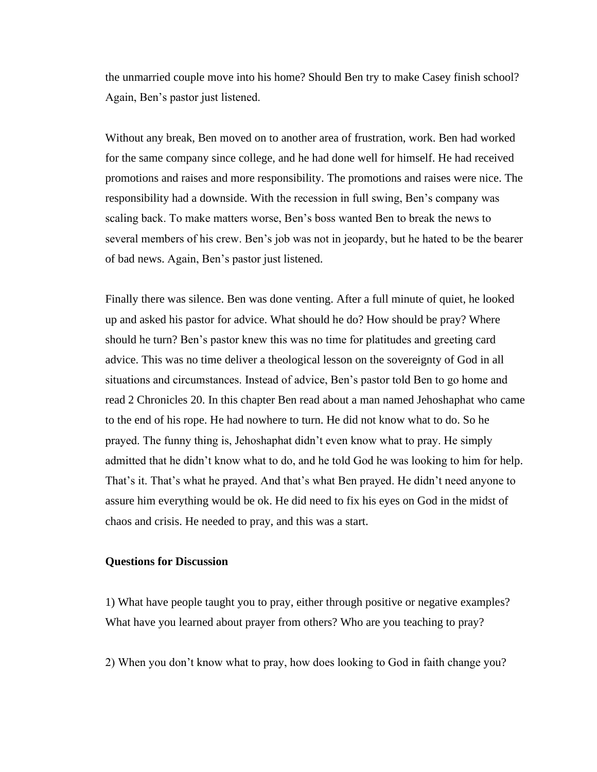the unmarried couple move into his home? Should Ben try to make Casey finish school? Again, Ben's pastor just listened.

Without any break, Ben moved on to another area of frustration, work. Ben had worked for the same company since college, and he had done well for himself. He had received promotions and raises and more responsibility. The promotions and raises were nice. The responsibility had a downside. With the recession in full swing, Ben's company was scaling back. To make matters worse, Ben's boss wanted Ben to break the news to several members of his crew. Ben's job was not in jeopardy, but he hated to be the bearer of bad news. Again, Ben's pastor just listened.

Finally there was silence. Ben was done venting. After a full minute of quiet, he looked up and asked his pastor for advice. What should he do? How should be pray? Where should he turn? Ben's pastor knew this was no time for platitudes and greeting card advice. This was no time deliver a theological lesson on the sovereignty of God in all situations and circumstances. Instead of advice, Ben's pastor told Ben to go home and read 2 Chronicles 20. In this chapter Ben read about a man named Jehoshaphat who came to the end of his rope. He had nowhere to turn. He did not know what to do. So he prayed. The funny thing is, Jehoshaphat didn't even know what to pray. He simply admitted that he didn't know what to do, and he told God he was looking to him for help. That's it. That's what he prayed. And that's what Ben prayed. He didn't need anyone to assure him everything would be ok. He did need to fix his eyes on God in the midst of chaos and crisis. He needed to pray, and this was a start.

**Questions for Discussion**

1) What have people taught you to pray, either through positive or negative examples? What have you learned about prayer from others? Who are you teaching to pray?

2) When you don't know what to pray, how does looking to God in faith change you?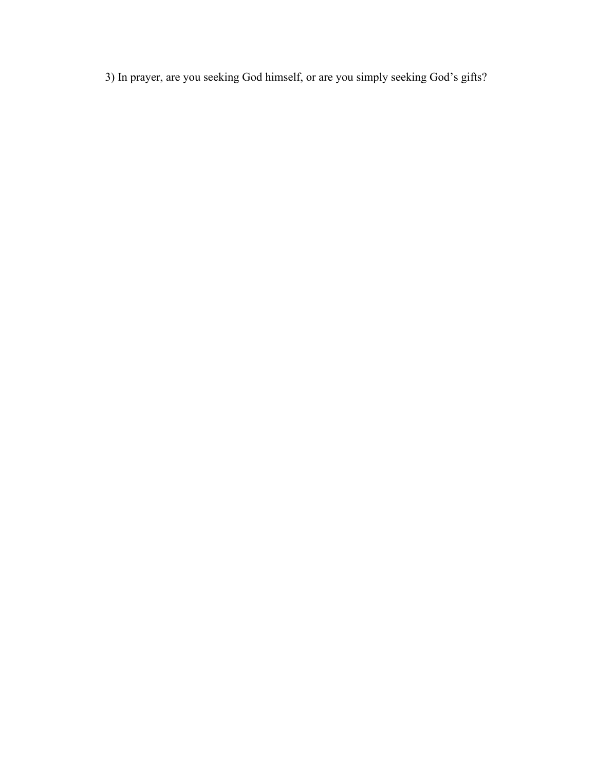3) In prayer, are you seeking God himself, or are you simply seeking God's gifts?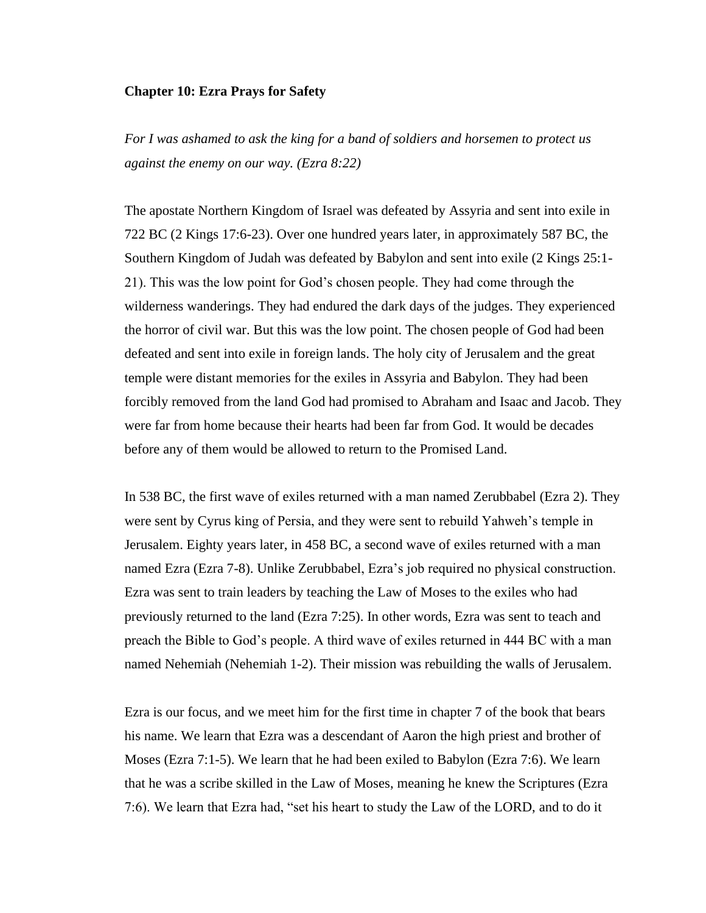**Chapter 10: Ezra Prays for Safety**

*For I was ashamed to ask the king for a band of soldiers and horsemen to protect us against the enemy on our way. (Ezra 8:22)*

The apostate Northern Kingdom of Israel was defeated by Assyria and sent into exile in 722 BC (2 Kings 17:6-23). Over one hundred years later, in approximately 587 BC, the Southern Kingdom of Judah was defeated by Babylon and sent into exile (2 Kings 25:1-21). This was the low point for God's chosen people. They had come through the wilderness wanderings. They had endured the dark days of the judges. They experienced the horror of civil war. But this was the low point. The chosen people of God had been defeated and sent into exile in foreign lands. The holy city of Jerusalem and the great temple were distant memories for the exiles in Assyria and Babylon. They had been forcibly removed from the land God had promised to Abraham and Isaac and Jacob. They were far from home because their hearts had been far from God. It would be decades before any of them would be allowed to return to the Promised Land.

In 538 BC, the first wave of exiles returned with a man named Zerubbabel (Ezra 2). They were sent by Cyrus king of Persia, and they were sent to rebuild Yahweh's temple in Jerusalem. Eighty years later, in 458 BC, a second wave of exiles returned with a man named Ezra (Ezra 7-8). Unlike Zerubbabel, Ezra's job required no physical construction. Ezra was sent to train leaders by teaching the Law of Moses to the exiles who had previously returned to the land (Ezra 7:25). In other words, Ezra was sent to teach and preach the Bible to God's people. A third wave of exiles returned in 444 BC with a man named Nehemiah (Nehemiah 1-2). Their mission was rebuilding the walls of Jerusalem.

Ezra is our focus, and we meet him for the first time in chapter 7 of the book that bears his name. We learn that Ezra was a descendant of Aaron the high priest and brother of Moses (Ezra 7:1-5). We learn that he had been exiled to Babylon (Ezra 7:6). We learn that he was a scribe skilled in the Law of Moses, meaning he knew the Scriptures (Ezra 7:6). We learn that Ezra had, "set his heart to study the Law of the LORD, and to do it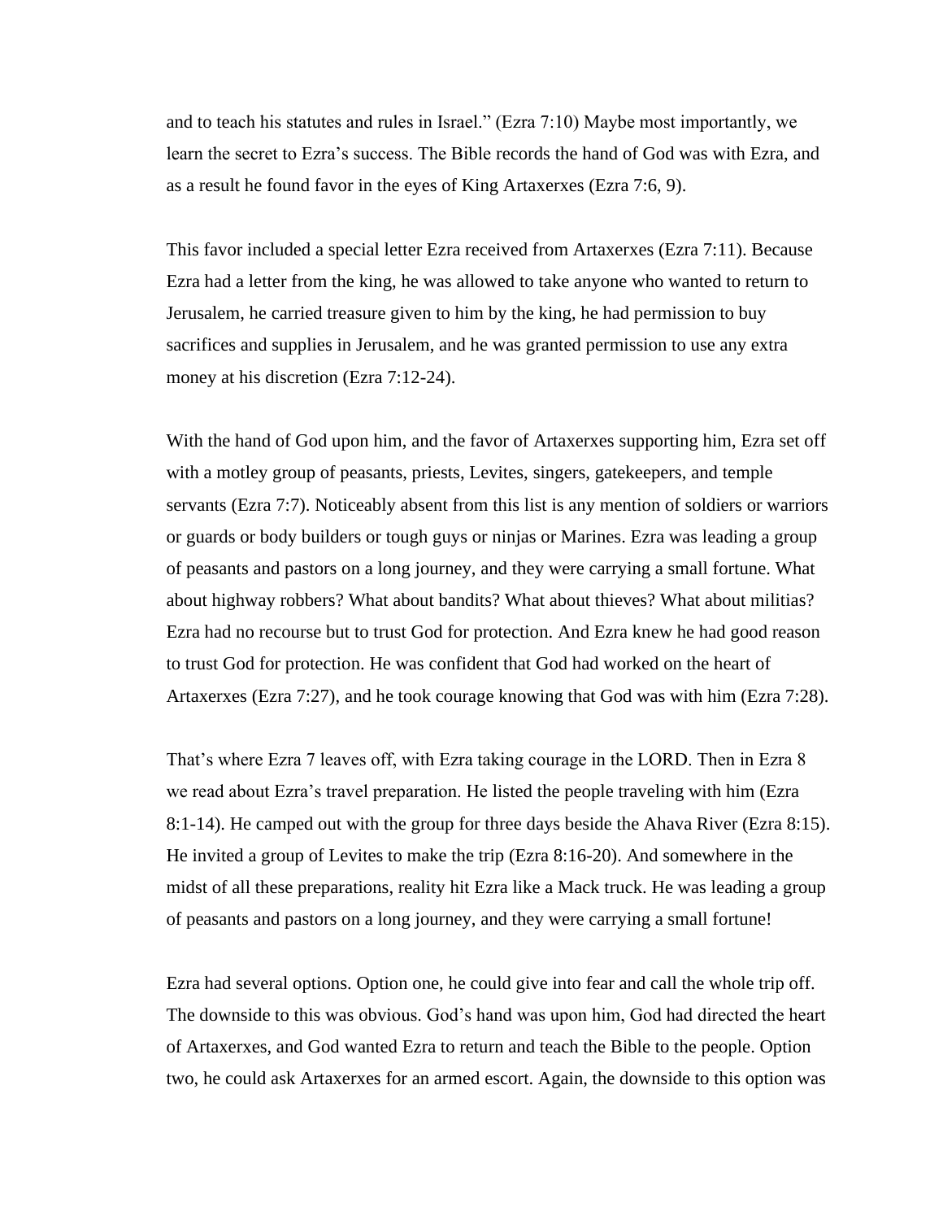and to teach his statutes and rules in Israel." (Ezra 7:10) Maybe most importantly, we learn the secret to Ezra's success. The Bible records the hand of God was with Ezra, and as a result he found favor in the eyes of King Artaxerxes (Ezra 7:6, 9).

This favor included a special letter Ezra received from Artaxerxes (Ezra 7:11). Because Ezra had a letter from the king, he was allowed to take anyone who wanted to return to Jerusalem, he carried treasure given to him by the king, he had permission to buy sacrifices and supplies in Jerusalem, and he was granted permission to use any extra money at his discretion (Ezra 7:12-24).

With the hand of God upon him, and the favor of Artaxerxes supporting him, Ezra set off with a motley group of peasants, priests, Levites, singers, gatekeepers, and temple servants (Ezra 7:7). Noticeably absent from this list is any mention of soldiers or warriors or guards or body builders or tough guys or ninjas or Marines. Ezra was leading a group of peasants and pastors on a long journey, and they were carrying a small fortune. What about highway robbers? What about bandits? What about thieves? What about militias? Ezra had no recourse but to trust God for protection. And Ezra knew he had good reason to trust God for protection. He was confident that God had worked on the heart of Artaxerxes (Ezra 7:27), and he took courage knowing that God was with him (Ezra 7:28).

That's where Ezra 7 leaves off, with Ezra taking courage in the LORD. Then in Ezra 8 we read about Ezra's travel preparation. He listed the people traveling with him (Ezra 8:1-14). He camped out with the group for three days beside the Ahava River (Ezra 8:15). He invited a group of Levites to make the trip (Ezra 8:16-20). And somewhere in the midst of all these preparations, reality hit Ezra like a Mack truck. He was leading a group of peasants and pastors on a long journey, and they were carrying a small fortune!

Ezra had several options. Option one, he could give into fear and call the whole trip off. The downside to this was obvious. God's hand was upon him, God had directed the heart of Artaxerxes, and God wanted Ezra to return and teach the Bible to the people. Option two, he could ask Artaxerxes for an armed escort. Again, the downside to this option was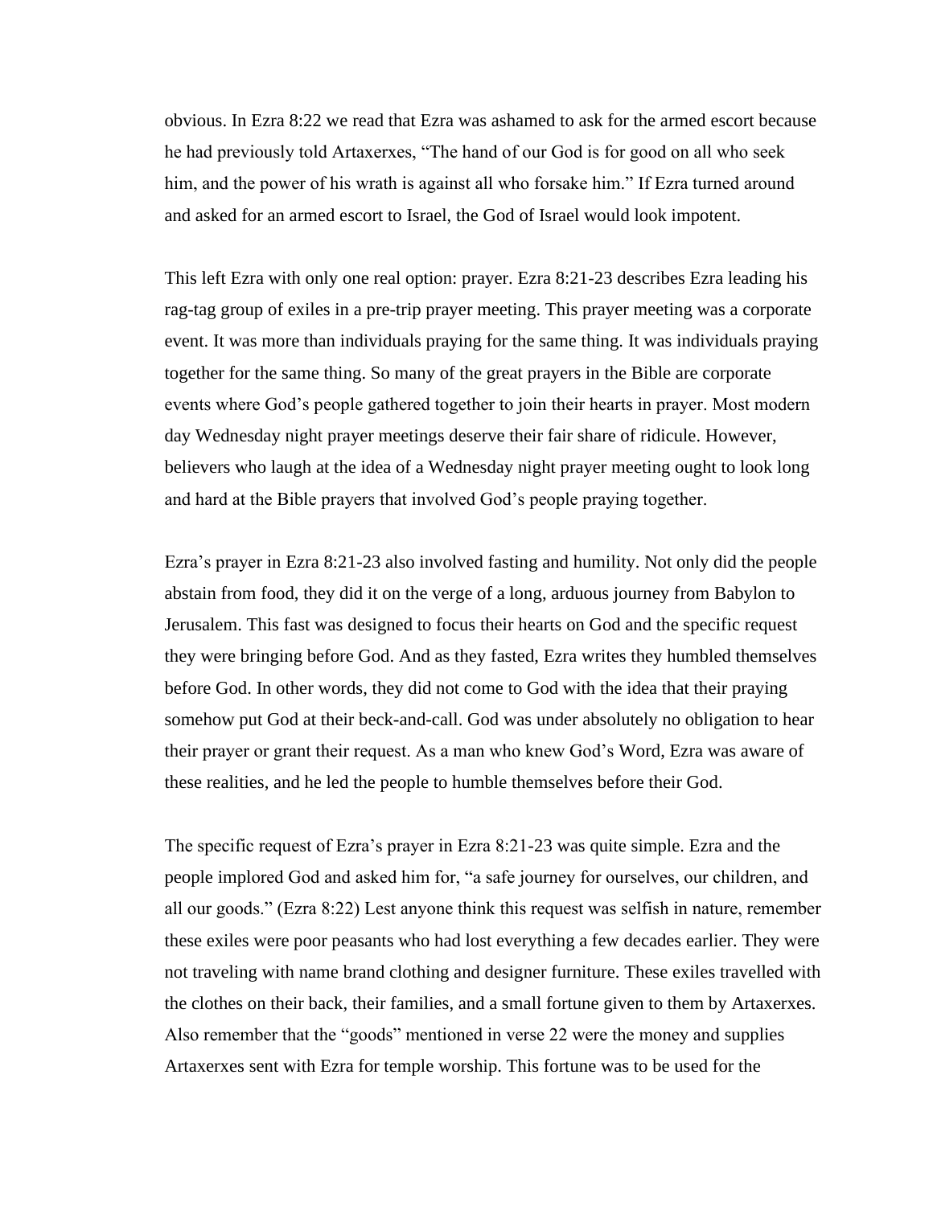obvious. In Ezra 8:22 we read that Ezra was ashamed to ask for the armed escort because he had previously told Artaxerxes, "The hand of our God is for good on all who seek him, and the power of his wrath is against all who forsake him." If Ezra turned around and asked for an armed escort to Israel, the God of Israel would look impotent.

This left Ezra with only one real option: prayer. Ezra 8:21-23 describes Ezra leading his rag-tag group of exiles in a pre-trip prayer meeting. This prayer meeting was a corporate event. It was more than individuals praying for the same thing. It was individuals praying together for the same thing. So many of the great prayers in the Bible are corporate events where God's people gathered together to join their hearts in prayer. Most modern day Wednesday night prayer meetings deserve their fair share of ridicule. However, believers who laugh at the idea of a Wednesday night prayer meeting ought to look long and hard at the Bible prayers that involved God's people praying together.

Ezra's prayer in Ezra 8:21-23 also involved fasting and humility. Not only did the people abstain from food, they did it on the verge of a long, arduous journey from Babylon to Jerusalem. This fast was designed to focus their hearts on God and the specific request they were bringing before God. And as they fasted, Ezra writes they humbled themselves before God. In other words, they did not come to God with the idea that their praying somehow put God at their beck-and-call. God was under absolutely no obligation to hear their prayer or grant their request. As a man who knew God's Word, Ezra was aware of these realities, and he led the people to humble themselves before their God.

The specific request of Ezra's prayer in Ezra 8:21-23 was quite simple. Ezra and the people implored God and asked him for, "a safe journey for ourselves, our children, and all our goods." (Ezra 8:22) Lest anyone think this request was selfish in nature, remember these exiles were poor peasants who had lost everything a few decades earlier. They were not traveling with name brand clothing and designer furniture. These exiles travelled with the clothes on their back, their families, and a small fortune given to them by Artaxerxes. Also remember that the "goods" mentioned in verse 22 were the money and supplies Artaxerxes sent with Ezra for temple worship. This fortune was to be used for the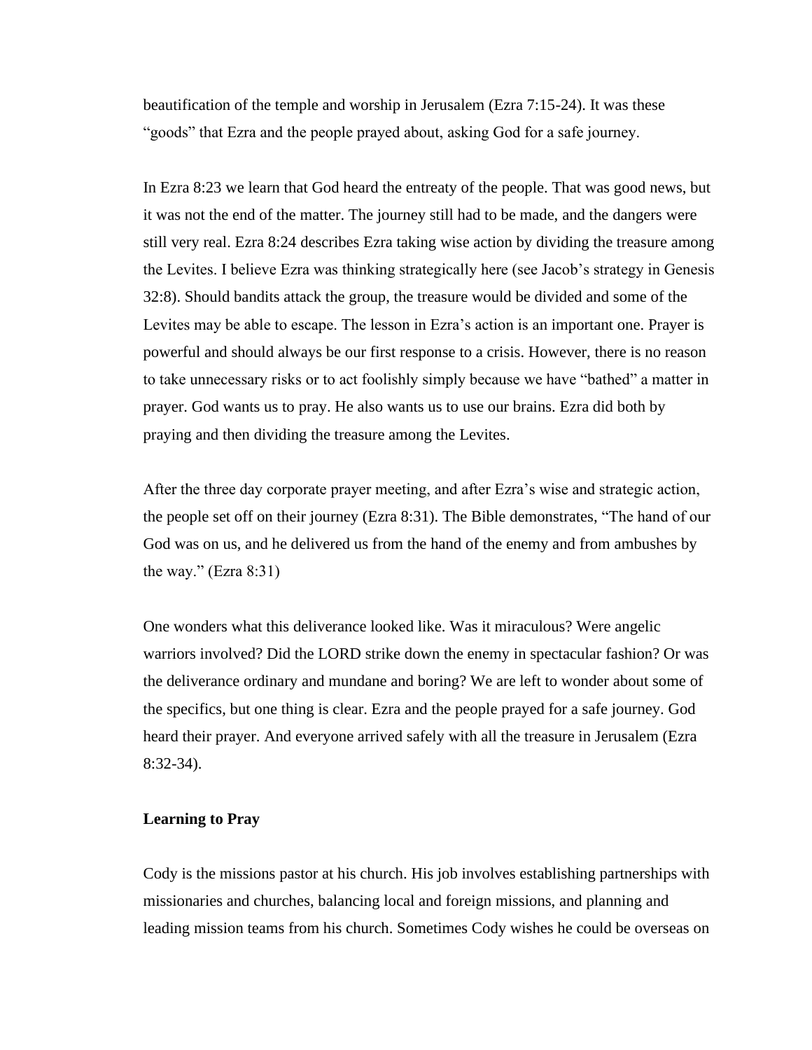beautification of the temple and worship in Jerusalem (Ezra 7:15-24). It was these "goods" that Ezra and the people prayed about, asking God for a safe journey.

In Ezra 8:23 we learn that God heard the entreaty of the people. That was good news, but it was not the end of the matter. The journey still had to be made, and the dangers were still very real. Ezra 8:24 describes Ezra taking wise action by dividing the treasure among the Levites. I believe Ezra was thinking strategically here (see Jacob's strategy in Genesis 32:8). Should bandits attack the group, the treasure would be divided and some of the Levites may be able to escape. The lesson in Ezra's action is an important one. Prayer is powerful and should always be our first response to a crisis. However, there is no reason to take unnecessary risks or to act foolishly simply because we have "bathed" a matter in prayer. God wants us to pray. He also wants us to use our brains. Ezra did both by praying and then dividing the treasure among the Levites.

After the three day corporate prayer meeting, and after Ezra's wise and strategic action, the people set off on their journey (Ezra 8:31). The Bible demonstrates, "The hand of our God was on us, and he delivered us from the hand of the enemy and from ambushes by the way." (Ezra 8:31)

One wonders what this deliverance looked like. Was it miraculous? Were angelic warriors involved? Did the LORD strike down the enemy in spectacular fashion? Or was the deliverance ordinary and mundane and boring? We are left to wonder about some of the specifics, but one thing is clear. Ezra and the people prayed for a safe journey. God heard their prayer. And everyone arrived safely with all the treasure in Jerusalem (Ezra 8:32-34).

**Learning to Pray**

Cody is the missions pastor at his church. His job involves establishing partnerships with missionaries and churches, balancing local and foreign missions, and planning and leading mission teams from his church. Sometimes Cody wishes he could be overseas on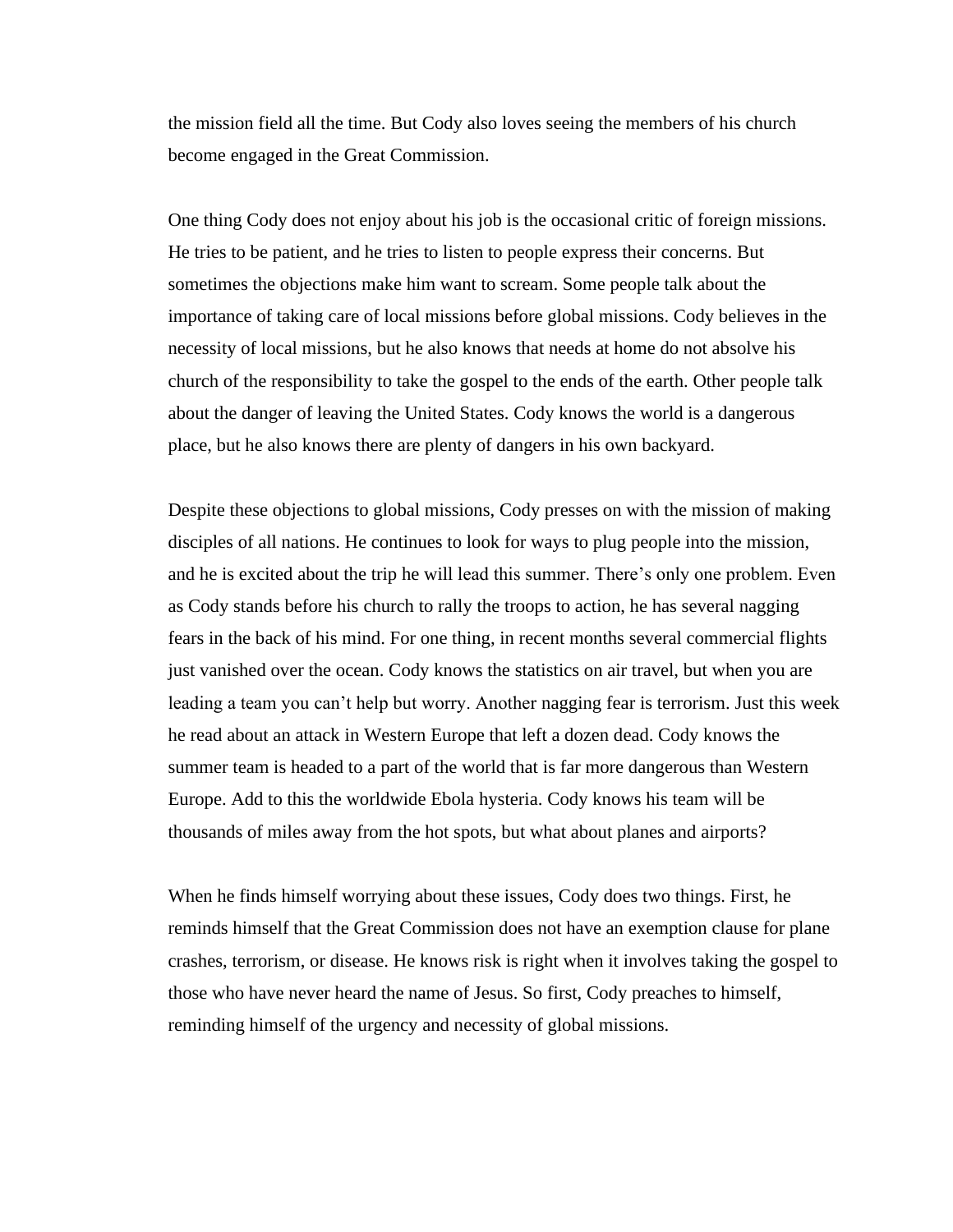the mission field all the time. But Cody also loves seeing the members of his church become engaged in the Great Commission.

One thing Cody does not enjoy about his job is the occasional critic of foreign missions. He tries to be patient, and he tries to listen to people express their concerns. But sometimes the objections make him want to scream. Some people talk about the importance of taking care of local missions before global missions. Cody believes in the necessity of local missions, but he also knows that needs at home do not absolve his church of the responsibility to take the gospel to the ends of the earth. Other people talk about the danger of leaving the United States. Cody knows the world is a dangerous place, but he also knows there are plenty of dangers in his own backyard.

Despite these objections to global missions, Cody presses on with the mission of making disciples of all nations. He continues to look for ways to plug people into the mission, and he is excited about the trip he will lead this summer. There's only one problem. Even as Cody stands before his church to rally the troops to action, he has several nagging fears in the back of his mind. For one thing, in recent months several commercial flights just vanished over the ocean. Cody knows the statistics on air travel, but when you are leading a team you can't help but worry. Another nagging fear is terrorism. Just this week he read about an attack in Western Europe that left a dozen dead. Cody knows the summer team is headed to a part of the world that is far more dangerous than Western Europe. Add to this the worldwide Ebola hysteria. Cody knows his team will be thousands of miles away from the hot spots, but what about planes and airports?

When he finds himself worrying about these issues, Cody does two things. First, he reminds himself that the Great Commission does not have an exemption clause for plane crashes, terrorism, or disease. He knows risk is right when it involves taking the gospel to those who have never heard the name of Jesus. So first, Cody preaches to himself, reminding himself of the urgency and necessity of global missions.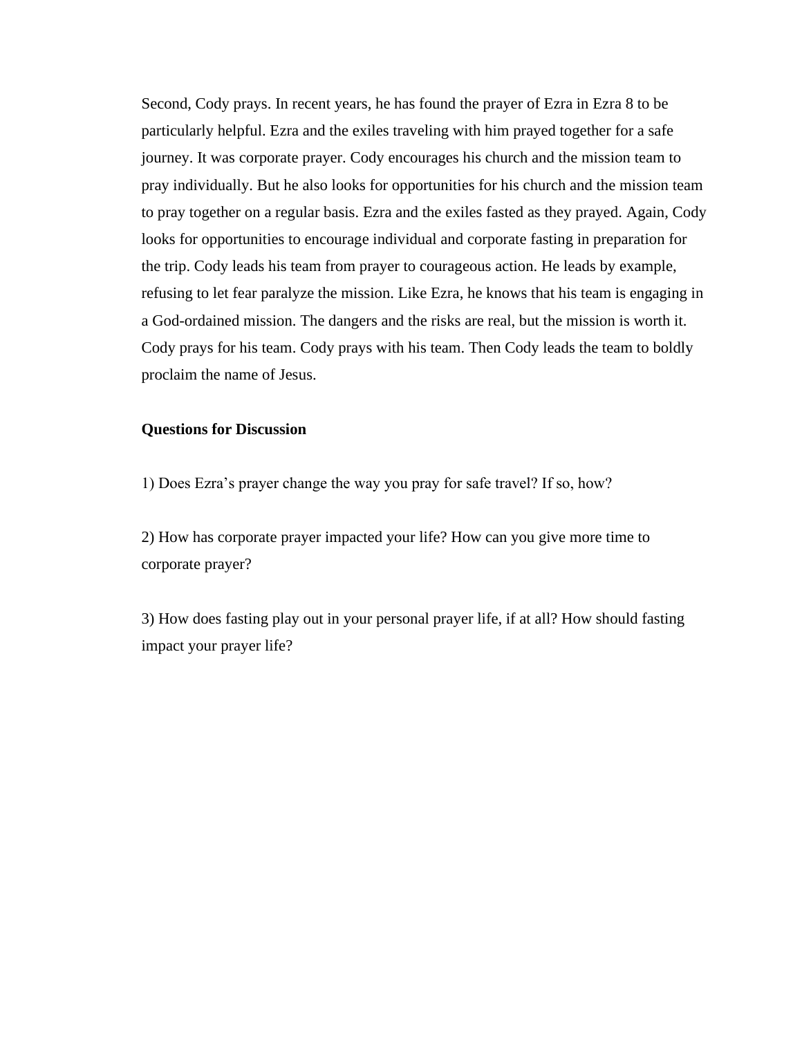Second, Cody prays. In recent years, he has found the prayer of Ezra in Ezra 8 to be particularly helpful. Ezra and the exiles traveling with him prayed together for a safe journey. It was corporate prayer. Cody encourages his church and the mission team to pray individually. But he also looks for opportunities for his church and the mission team to pray together on a regular basis. Ezra and the exiles fasted as they prayed. Again, Cody looks for opportunities to encourage individual and corporate fasting in preparation for the trip. Cody leads his team from prayer to courageous action. He leads by example, refusing to let fear paralyze the mission. Like Ezra, he knows that his team is engaging in a God-ordained mission. The dangers and the risks are real, but the mission is worth it. Cody prays for his team. Cody prays with his team. Then Cody leads the team to boldly proclaim the name of Jesus.

**Questions for Discussion**

1) Does Ezra's prayer change the way you pray for safe travel? If so, how?

2) How has corporate prayer impacted your life? How can you give more time to corporate prayer?

3) How does fasting play out in your personal prayer life, if at all? How should fasting impact your prayer life?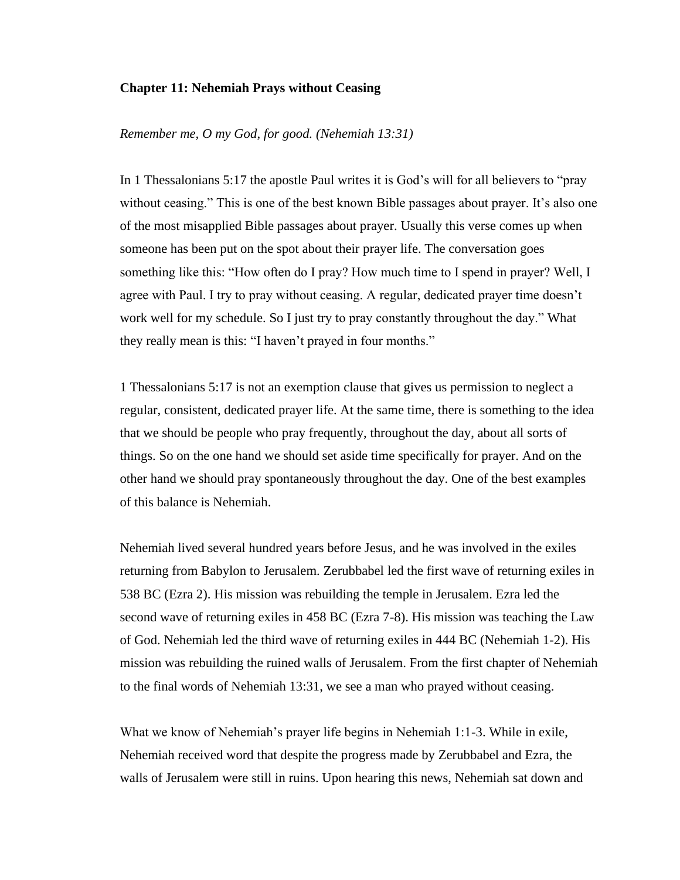**Chapter 11: Nehemiah Prays without Ceasing**

*Remember me, O my God, for good. (Nehemiah 13:31)*

In 1 Thessalonians 5:17 the apostle Paul writes it is God's will for all believers to "pray without ceasing." This is one of the best known Bible passages about prayer. It's also one of the most misapplied Bible passages about prayer. Usually this verse comes up when someone has been put on the spot about their prayer life. The conversation goes something like this: "How often do I pray? How much time to I spend in prayer? Well, I agree with Paul. I try to pray without ceasing. A regular, dedicated prayer time doesn't work well for my schedule. So I just try to pray constantly throughout the day." What they really mean is this: "I haven't prayed in four months."

1 Thessalonians 5:17 is not an exemption clause that gives us permission to neglect a regular, consistent, dedicated prayer life. At the same time, there is something to the idea that we should be people who pray frequently, throughout the day, about all sorts of things. So on the one hand we should set aside time specifically for prayer. And on the other hand we should pray spontaneously throughout the day. One of the best examples of this balance is Nehemiah.

Nehemiah lived several hundred years before Jesus, and he was involved in the exiles returning from Babylon to Jerusalem. Zerubbabel led the first wave of returning exiles in 538 BC (Ezra 2). His mission was rebuilding the temple in Jerusalem. Ezra led the second wave of returning exiles in 458 BC (Ezra 7-8). His mission was teaching the Law of God. Nehemiah led the third wave of returning exiles in 444 BC (Nehemiah 1-2). His mission was rebuilding the ruined walls of Jerusalem. From the first chapter of Nehemiah to the final words of Nehemiah 13:31, we see a man who prayed without ceasing.

What we know of Nehemiah's prayer life begins in Nehemiah 1:1-3. While in exile, Nehemiah received word that despite the progress made by Zerubbabel and Ezra, the walls of Jerusalem were still in ruins. Upon hearing this news, Nehemiah sat down and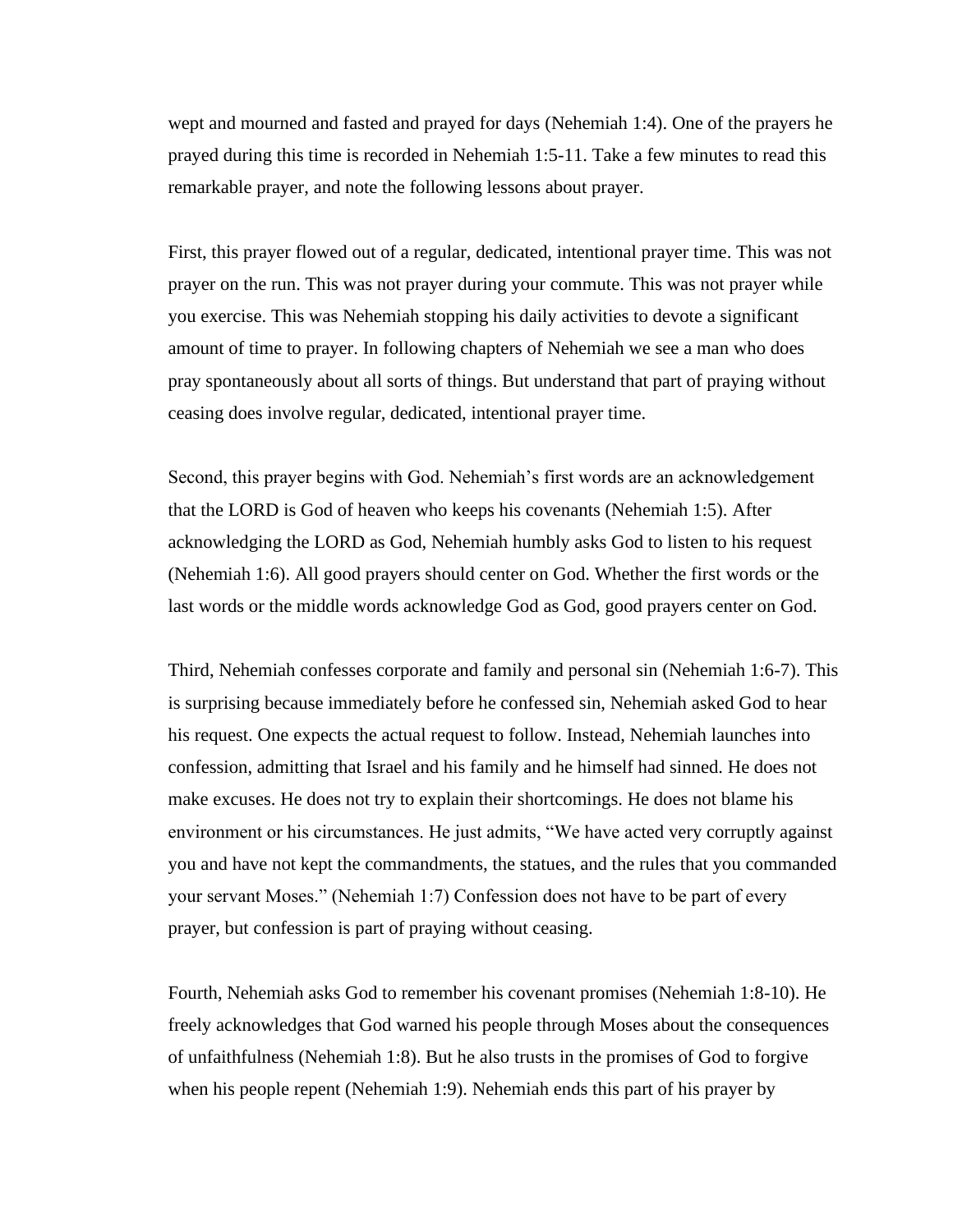wept and mourned and fasted and prayed for days (Nehemiah 1:4). One of the prayers he prayed during this time is recorded in Nehemiah 1:5-11. Take a few minutes to read this remarkable prayer, and note the following lessons about prayer.

First, this prayer flowed out of a regular, dedicated, intentional prayer time. This was not prayer on the run. This was not prayer during your commute. This was not prayer while you exercise. This was Nehemiah stopping his daily activities to devote a significant amount of time to prayer. In following chapters of Nehemiah we see a man who does pray spontaneously about all sorts of things. But understand that part of praying without ceasing does involve regular, dedicated, intentional prayer time.

Second, this prayer begins with God. Nehemiah's first words are an acknowledgement that the LORD is God of heaven who keeps his covenants (Nehemiah 1:5). After acknowledging the LORD as God, Nehemiah humbly asks God to listen to his request (Nehemiah 1:6). All good prayers should center on God. Whether the first words or the last words or the middle words acknowledge God as God, good prayers center on God.

Third, Nehemiah confesses corporate and family and personal sin (Nehemiah 1:6-7). This is surprising because immediately before he confessed sin, Nehemiah asked God to hear his request. One expects the actual request to follow. Instead, Nehemiah launches into confession, admitting that Israel and his family and he himself had sinned. He does not make excuses. He does not try to explain their shortcomings. He does not blame his environment or his circumstances. He just admits, "We have acted very corruptly against you and have not kept the commandments, the statues, and the rules that you commanded your servant Moses." (Nehemiah 1:7) Confession does not have to be part of every prayer, but confession is part of praying without ceasing.

Fourth, Nehemiah asks God to remember his covenant promises (Nehemiah 1:8-10). He freely acknowledges that God warned his people through Moses about the consequences of unfaithfulness (Nehemiah 1:8). But he also trusts in the promises of God to forgive when his people repent (Nehemiah 1:9). Nehemiah ends this part of his prayer by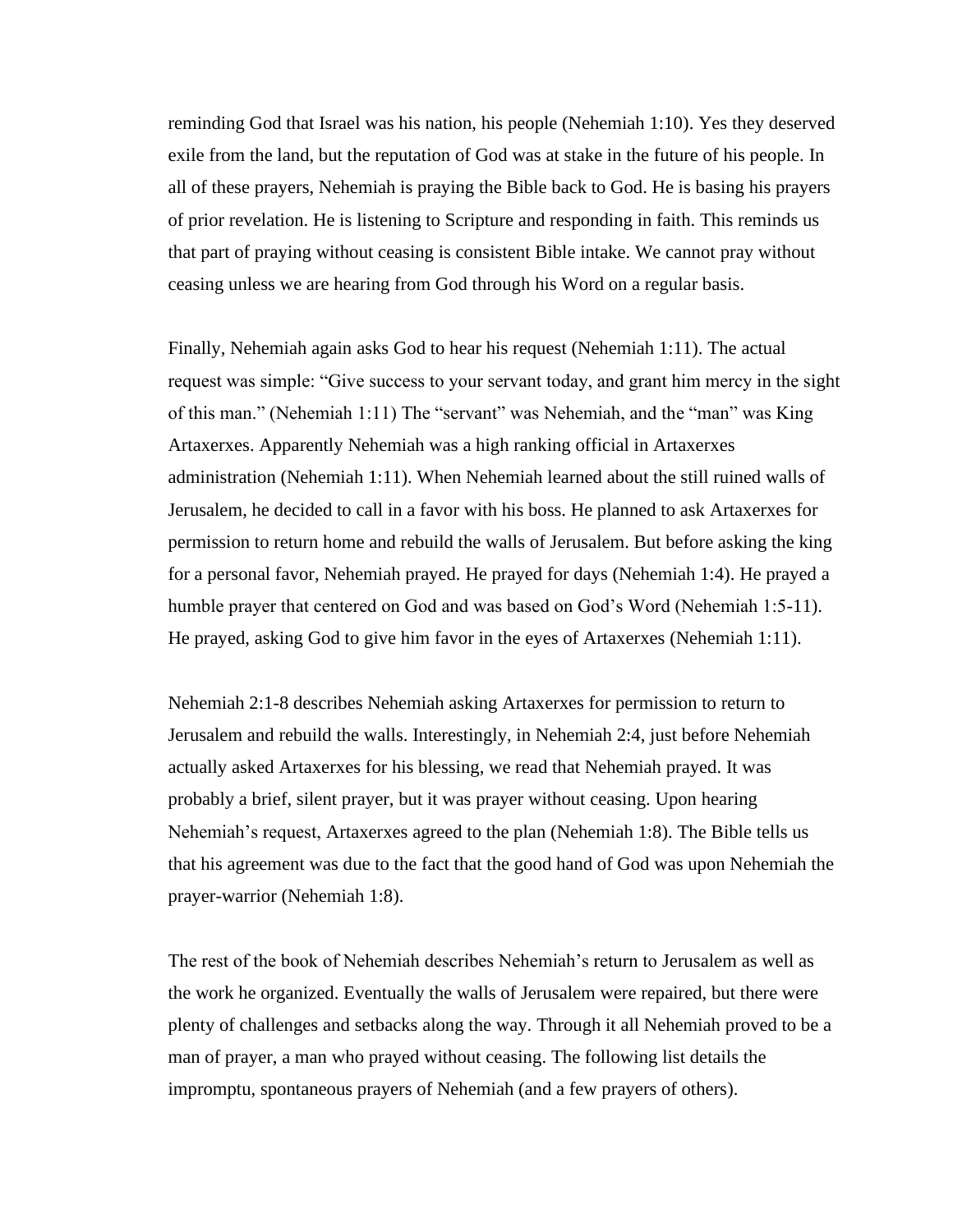reminding God that Israel was his nation, his people (Nehemiah 1:10). Yes they deserved exile from the land, but the reputation of God was at stake in the future of his people. In all of these prayers, Nehemiah is praying the Bible back to God. He is basing his prayers of prior revelation. He is listening to Scripture and responding in faith. This reminds us that part of praying without ceasing is consistent Bible intake. We cannot pray without ceasing unless we are hearing from God through his Word on a regular basis.

Finally, Nehemiah again asks God to hear his request (Nehemiah 1:11). The actual request was simple: "Give success to your servant today, and grant him mercy in the sight of this man." (Nehemiah 1:11) The "servant" was Nehemiah, and the "man" was King Artaxerxes. Apparently Nehemiah was a high ranking official in Artaxerxes administration (Nehemiah 1:11). When Nehemiah learned about the still ruined walls of Jerusalem, he decided to call in a favor with his boss. He planned to ask Artaxerxes for permission to return home and rebuild the walls of Jerusalem. But before asking the king for a personal favor, Nehemiah prayed. He prayed for days (Nehemiah 1:4). He prayed a humble prayer that centered on God and was based on God's Word (Nehemiah 1:5-11). He prayed, asking God to give him favor in the eyes of Artaxerxes (Nehemiah 1:11).

Nehemiah 2:1-8 describes Nehemiah asking Artaxerxes for permission to return to Jerusalem and rebuild the walls. Interestingly, in Nehemiah 2:4, just before Nehemiah actually asked Artaxerxes for his blessing, we read that Nehemiah prayed. It was probably a brief, silent prayer, but it was prayer without ceasing. Upon hearing Nehemiah's request, Artaxerxes agreed to the plan (Nehemiah 1:8). The Bible tells us that his agreement was due to the fact that the good hand of God was upon Nehemiah the prayer-warrior (Nehemiah 1:8).

The rest of the book of Nehemiah describes Nehemiah's return to Jerusalem as well as the work he organized. Eventually the walls of Jerusalem were repaired, but there were plenty of challenges and setbacks along the way. Through it all Nehemiah proved to be a man of prayer, a man who prayed without ceasing. The following list details the impromptu, spontaneous prayers of Nehemiah (and a few prayers of others).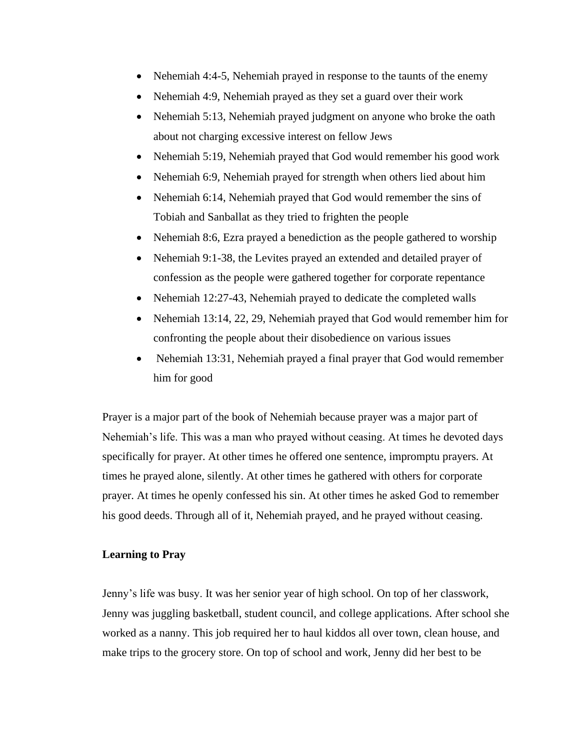- Nehemiah 4:4-5, Nehemiah prayed in response to the taunts of the enemy
- Nehemiah 4:9, Nehemiah prayed as they set a guard over their work
- Nehemiah 5:13, Nehemiah prayed judgment on anyone who broke the oath about not charging excessive interest on fellow Jews
- Nehemiah 5:19, Nehemiah prayed that God would remember his good work
- Nehemiah 6:9, Nehemiah prayed for strength when others lied about him
- Nehemiah 6:14, Nehemiah prayed that God would remember the sins of Tobiah and Sanballat as they tried to frighten the people
- Nehemiah 8:6, Ezra prayed a benediction as the people gathered to worship
- Nehemiah 9:1-38, the Levites prayed an extended and detailed prayer of confession as the people were gathered together for corporate repentance
- Nehemiah 12:27-43, Nehemiah prayed to dedicate the completed walls
- Nehemiah 13:14, 22, 29, Nehemiah prayed that God would remember him for confronting the people about their disobedience on various issues
- Nehemiah 13:31, Nehemiah prayed a final prayer that God would remember him for good

Prayer is a major part of the book of Nehemiah because prayer was a major part of Nehemiah's life. This was a man who prayed without ceasing. At times he devoted days specifically for prayer. At other times he offered one sentence, impromptu prayers. At times he prayed alone, silently. At other times he gathered with others for corporate prayer. At times he openly confessed his sin. At other times he asked God to remember his good deeds. Through all of it, Nehemiah prayed, and he prayed without ceasing.

**Learning to Pray**

Jenny's life was busy. It was her senior year of high school. On top of her classwork, Jenny was juggling basketball, student council, and college applications. After school she worked as a nanny. This job required her to haul kiddos all over town, clean house, and make trips to the grocery store. On top of school and work, Jenny did her best to be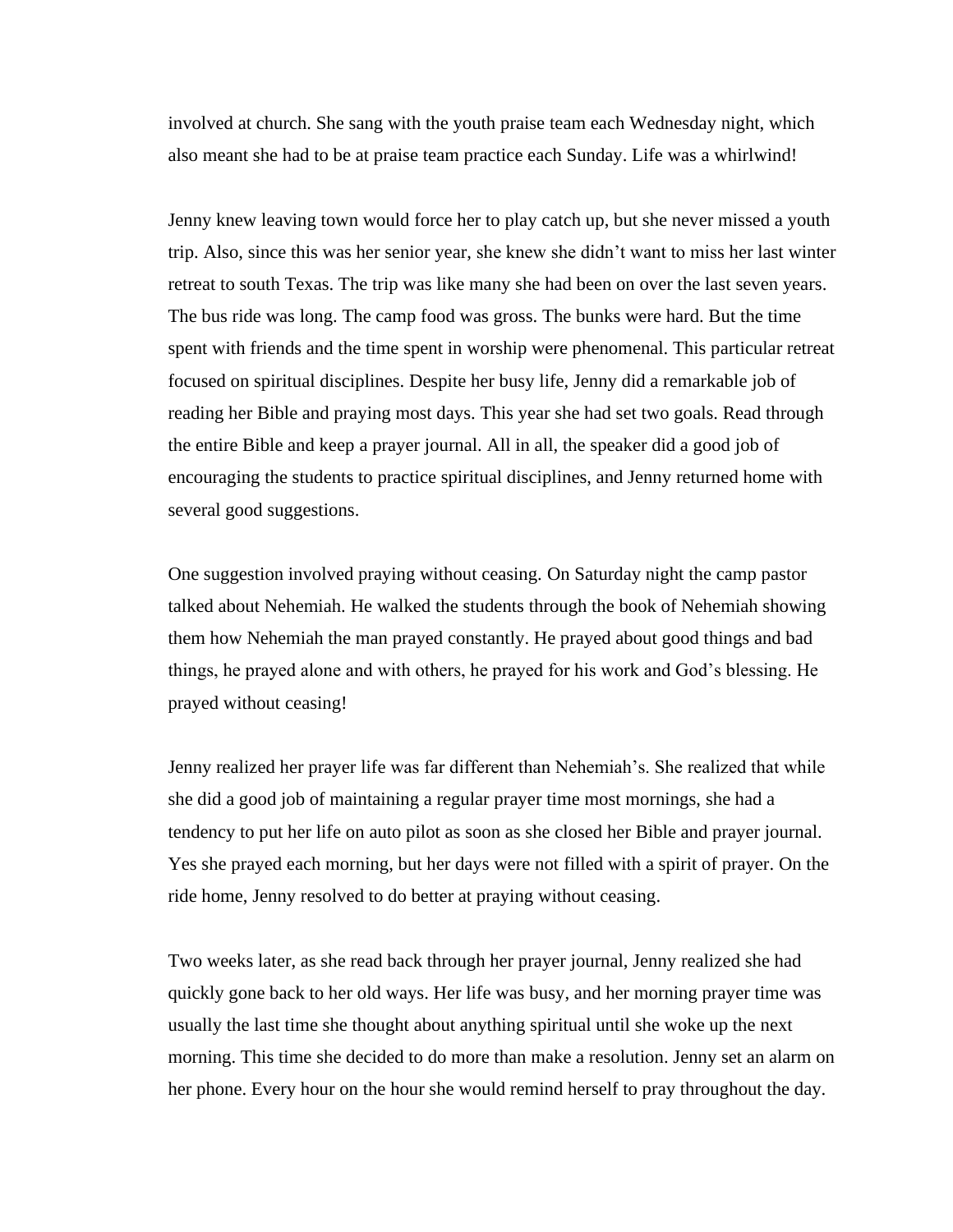involved at church. She sang with the youth praise team each Wednesday night, which also meant she had to be at praise team practice each Sunday. Life was a whirlwind!

Jenny knew leaving town would force her to play catch up, but she never missed a youth trip. Also, since this was her senior year, she knew she didn't want to miss her last winter retreat to south Texas. The trip was like many she had been on over the last seven years. The bus ride was long. The camp food was gross. The bunks were hard. But the time spent with friends and the time spent in worship were phenomenal. This particular retreat focused on spiritual disciplines. Despite her busy life, Jenny did a remarkable job of reading her Bible and praying most days. This year she had set two goals. Read through the entire Bible and keep a prayer journal. All in all, the speaker did a good job of encouraging the students to practice spiritual disciplines, and Jenny returned home with several good suggestions.

One suggestion involved praying without ceasing. On Saturday night the camp pastor talked about Nehemiah. He walked the students through the book of Nehemiah showing them how Nehemiah the man prayed constantly. He prayed about good things and bad things, he prayed alone and with others, he prayed for his work and God's blessing. He prayed without ceasing!

Jenny realized her prayer life was far different than Nehemiah's. She realized that while she did a good job of maintaining a regular prayer time most mornings, she had a tendency to put her life on auto pilot as soon as she closed her Bible and prayer journal. Yes she prayed each morning, but her days were not filled with a spirit of prayer. On the ride home, Jenny resolved to do better at praying without ceasing.

Two weeks later, as she read back through her prayer journal, Jenny realized she had quickly gone back to her old ways. Her life was busy, and her morning prayer time was usually the last time she thought about anything spiritual until she woke up the next morning. This time she decided to do more than make a resolution. Jenny set an alarm on her phone. Every hour on the hour she would remind herself to pray throughout the day.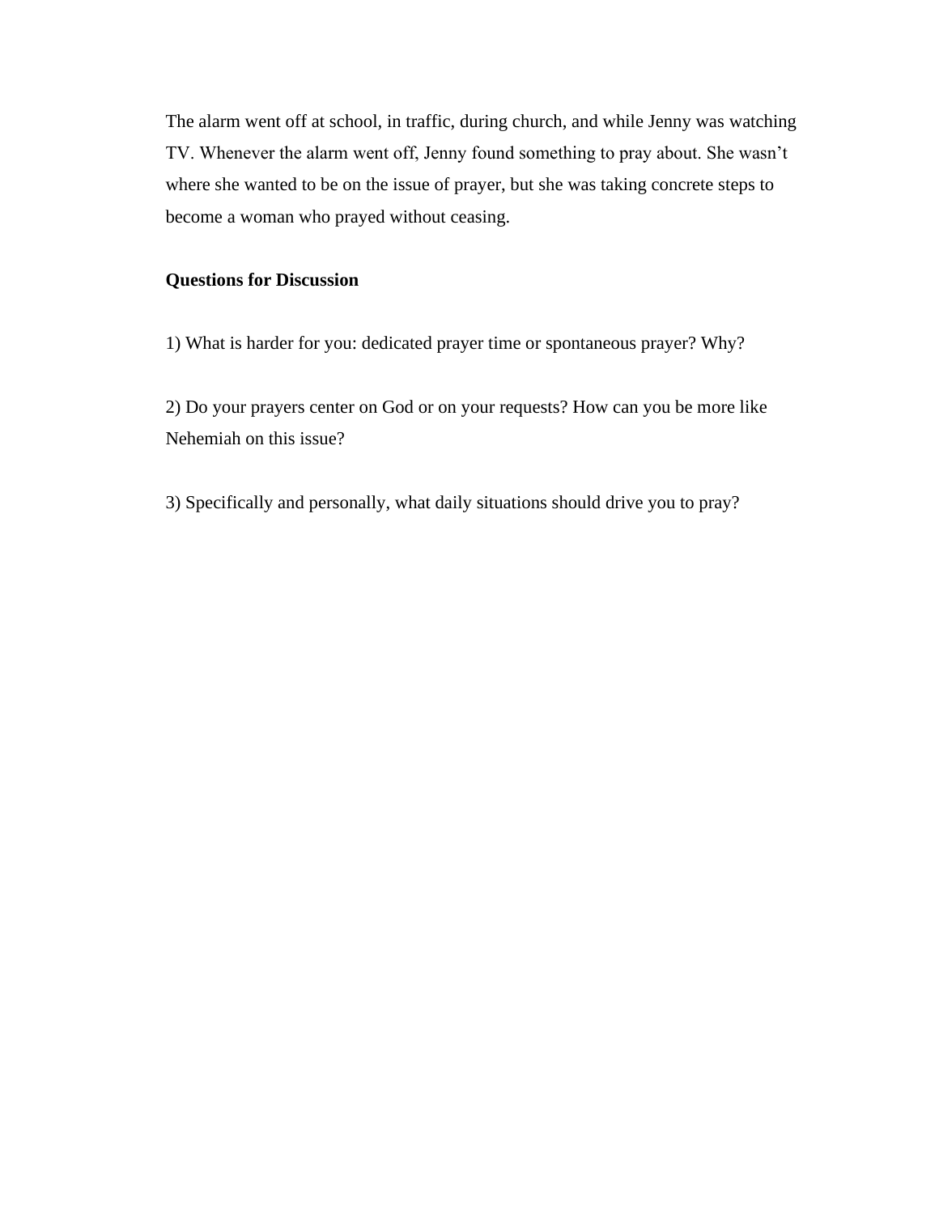The alarm went off at school, in traffic, during church, and while Jenny was watching TV. Whenever the alarm went off, Jenny found something to pray about. She wasn't where she wanted to be on the issue of prayer, but she was taking concrete steps to become a woman who prayed without ceasing.

**Questions for Discussion**

1) What is harder for you: dedicated prayer time or spontaneous prayer? Why?

2) Do your prayers center on God or on your requests? How can you be more like Nehemiah on this issue?

3) Specifically and personally, what daily situations should drive you to pray?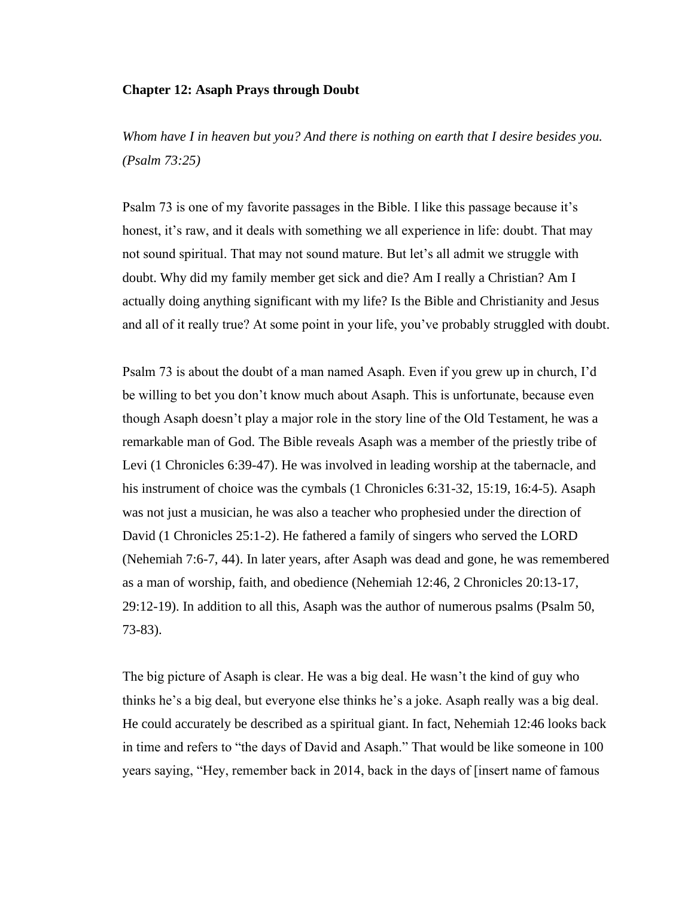**Chapter 12: Asaph Prays through Doubt**

*Whom have I in heaven but you? And there is nothing on earth that I desire besides you. (Psalm 73:25)*

Psalm 73 is one of my favorite passages in the Bible. I like this passage because it's honest, it's raw, and it deals with something we all experience in life: doubt. That may not sound spiritual. That may not sound mature. But let's all admit we struggle with doubt. Why did my family member get sick and die? Am I really a Christian? Am I actually doing anything significant with my life? Is the Bible and Christianity and Jesus and all of it really true? At some point in your life, you've probably struggled with doubt.

Psalm 73 is about the doubt of a man named Asaph. Even if you grew up in church, I'd be willing to bet you don't know much about Asaph. This is unfortunate, because even though Asaph doesn't play a major role in the story line of the Old Testament, he was a remarkable man of God. The Bible reveals Asaph was a member of the priestly tribe of Levi (1 Chronicles 6:39-47). He was involved in leading worship at the tabernacle, and his instrument of choice was the cymbals (1 Chronicles 6:31-32, 15:19, 16:4-5). Asaph was not just a musician, he was also a teacher who prophesied under the direction of David (1 Chronicles 25:1-2). He fathered a family of singers who served the LORD (Nehemiah 7:6-7, 44). In later years, after Asaph was dead and gone, he was remembered as a man of worship, faith, and obedience (Nehemiah 12:46, 2 Chronicles 20:13-17, 29:12-19). In addition to all this, Asaph was the author of numerous psalms (Psalm 50, 73-83).

The big picture of Asaph is clear. He was a big deal. He wasn't the kind of guy who thinks he's a big deal, but everyone else thinks he's a joke. Asaph really was a big deal. He could accurately be described as a spiritual giant. In fact, Nehemiah 12:46 looks back in time and refers to "the days of David and Asaph." That would be like someone in 100 years saying, "Hey, remember back in 2014, back in the days of [insert name of famous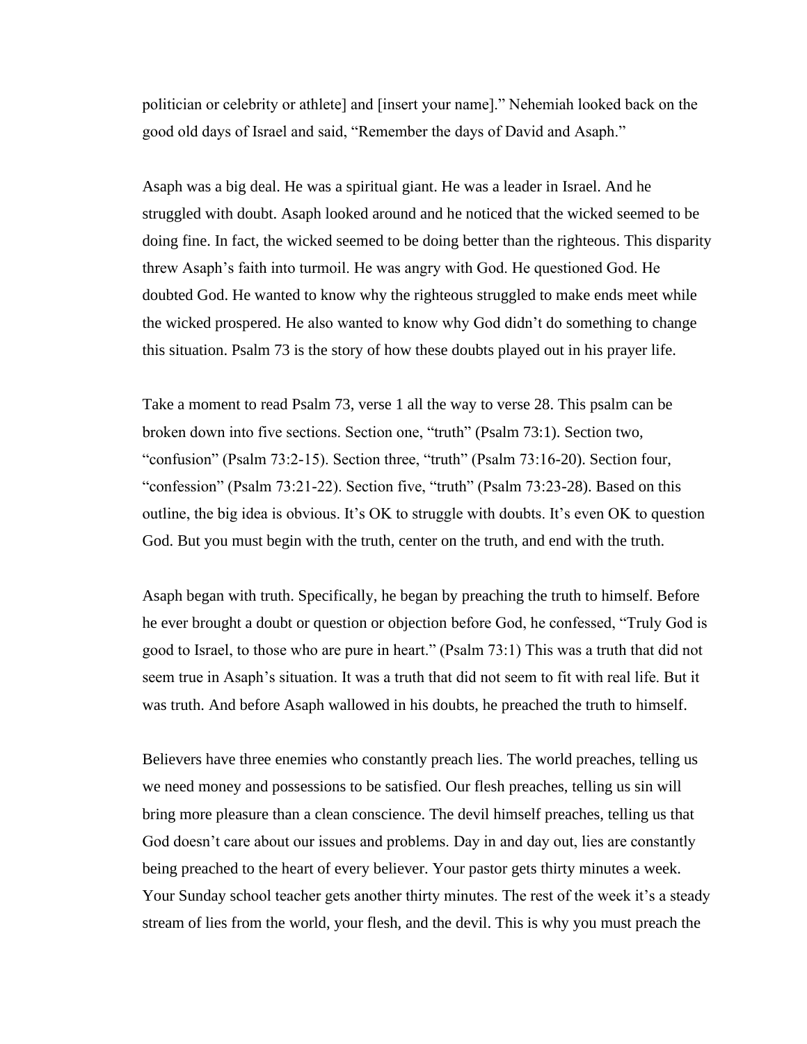politician or celebrity or athlete] and [insert your name].” Nehemiah looked back on the good old days of Israel and said, “Remember the days of David and Asaph.”

Asaph was a big deal. He was a spiritual giant. He was a leader in Israel. And he struggled with doubt. Asaph looked around and he noticed that the wicked seemed to be doing fine. In fact, the wicked seemed to be doing better than the righteous. This disparity threw Asaph’s faith into turmoil. He was angry with God. He questioned God. He doubted God. He wanted to know why the righteous struggled to make ends meet while the wicked prospered. He also wanted to know why God didn’t do something to change this situation. Psalm 73 is the story of how these doubts played out in his prayer life.

Take a moment to read Psalm 73, verse 1 all the way to verse 28. This psalm can be broken down into five sections. Section one, “truth” (Psalm 73:1). Section two, “confusion” (Psalm 73:2-15). Section three, “truth” (Psalm 73:16-20). Section four, “confession” (Psalm 73:21-22). Section five, “truth” (Psalm 73:23-28). Based on this outline, the big idea is obvious. It’s OK to struggle with doubts. It’s even OK to question God. But you must begin with the truth, center on the truth, and end with the truth.

Asaph began with truth. Specifically, he began by preaching the truth to himself. Before he ever brought a doubt or question or objection before God, he confessed, “Truly God is good to Israel, to those who are pure in heart.” (Psalm 73:1) This was a truth that did not seem true in Asaph’s situation. It was a truth that did not seem to fit with real life. But it was truth. And before Asaph wallowed in his doubts, he preached the truth to himself.

Believers have three enemies who constantly preach lies. The world preaches, telling us we need money and possessions to be satisfied. Our flesh preaches, telling us sin will bring more pleasure than a clean conscience. The devil himself preaches, telling us that God doesn’t care about our issues and problems. Day in and day out, lies are constantly being preached to the heart of every believer. Your pastor gets thirty minutes a week. Your Sunday school teacher gets another thirty minutes. The rest of the week it’s a steady stream of lies from the world, your flesh, and the devil. This is why you must preach the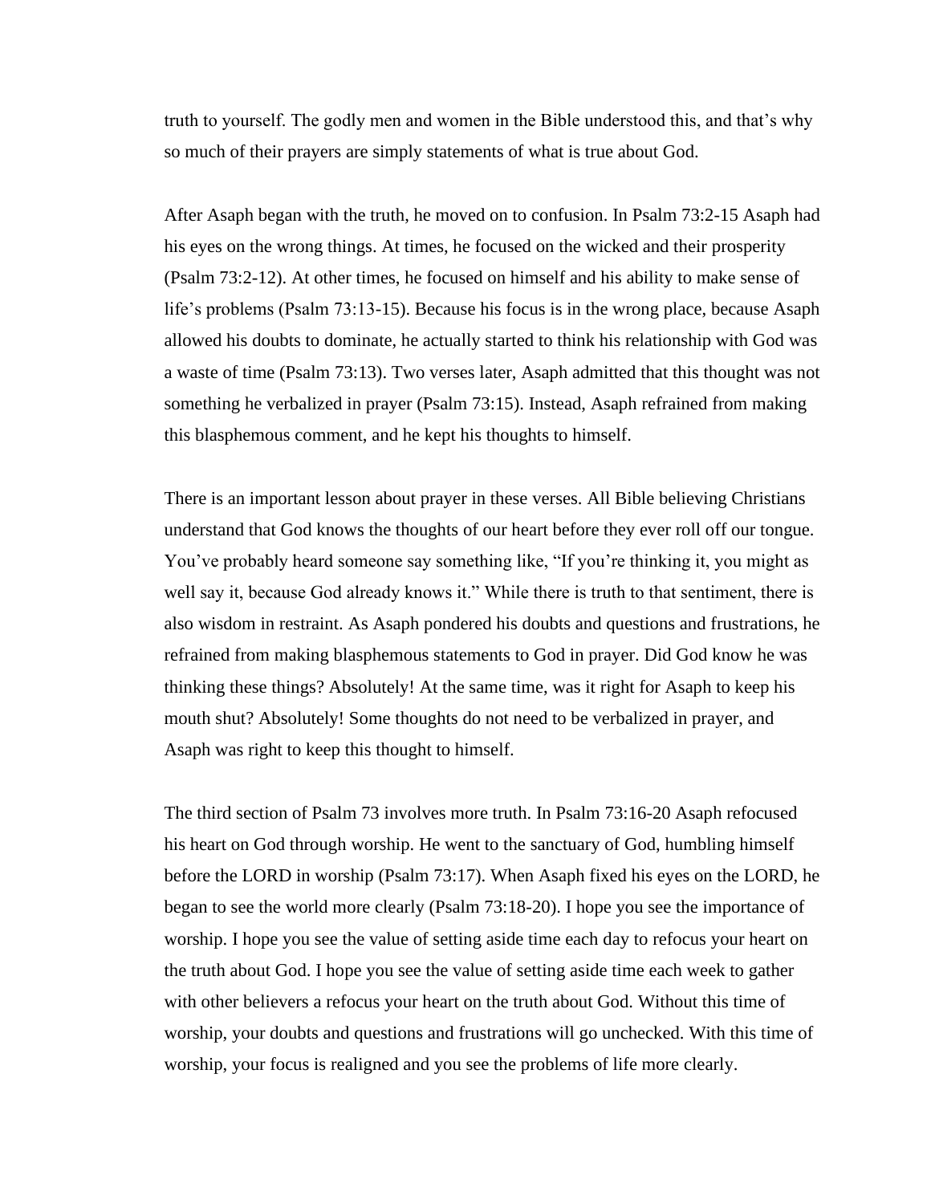truth to yourself. The godly men and women in the Bible understood this, and that's why so much of their prayers are simply statements of what is true about God.

After Asaph began with the truth, he moved on to confusion. In Psalm 73:2-15 Asaph had his eyes on the wrong things. At times, he focused on the wicked and their prosperity (Psalm 73:2-12). At other times, he focused on himself and his ability to make sense of life's problems (Psalm 73:13-15). Because his focus is in the wrong place, because Asaph allowed his doubts to dominate, he actually started to think his relationship with God was a waste of time (Psalm 73:13). Two verses later, Asaph admitted that this thought was not something he verbalized in prayer (Psalm 73:15). Instead, Asaph refrained from making this blasphemous comment, and he kept his thoughts to himself.

There is an important lesson about prayer in these verses. All Bible believing Christians understand that God knows the thoughts of our heart before they ever roll off our tongue. You've probably heard someone say something like, "If you're thinking it, you might as well say it, because God already knows it." While there is truth to that sentiment, there is also wisdom in restraint. As Asaph pondered his doubts and questions and frustrations, he refrained from making blasphemous statements to God in prayer. Did God know he was thinking these things? Absolutely! At the same time, was it right for Asaph to keep his mouth shut? Absolutely! Some thoughts do not need to be verbalized in prayer, and Asaph was right to keep this thought to himself.

The third section of Psalm 73 involves more truth. In Psalm 73:16-20 Asaph refocused his heart on God through worship. He went to the sanctuary of God, humbling himself before the LORD in worship (Psalm 73:17). When Asaph fixed his eyes on the LORD, he began to see the world more clearly (Psalm 73:18-20). I hope you see the importance of worship. I hope you see the value of setting aside time each day to refocus your heart on the truth about God. I hope you see the value of setting aside time each week to gather with other believers a refocus your heart on the truth about God. Without this time of worship, your doubts and questions and frustrations will go unchecked. With this time of worship, your focus is realigned and you see the problems of life more clearly.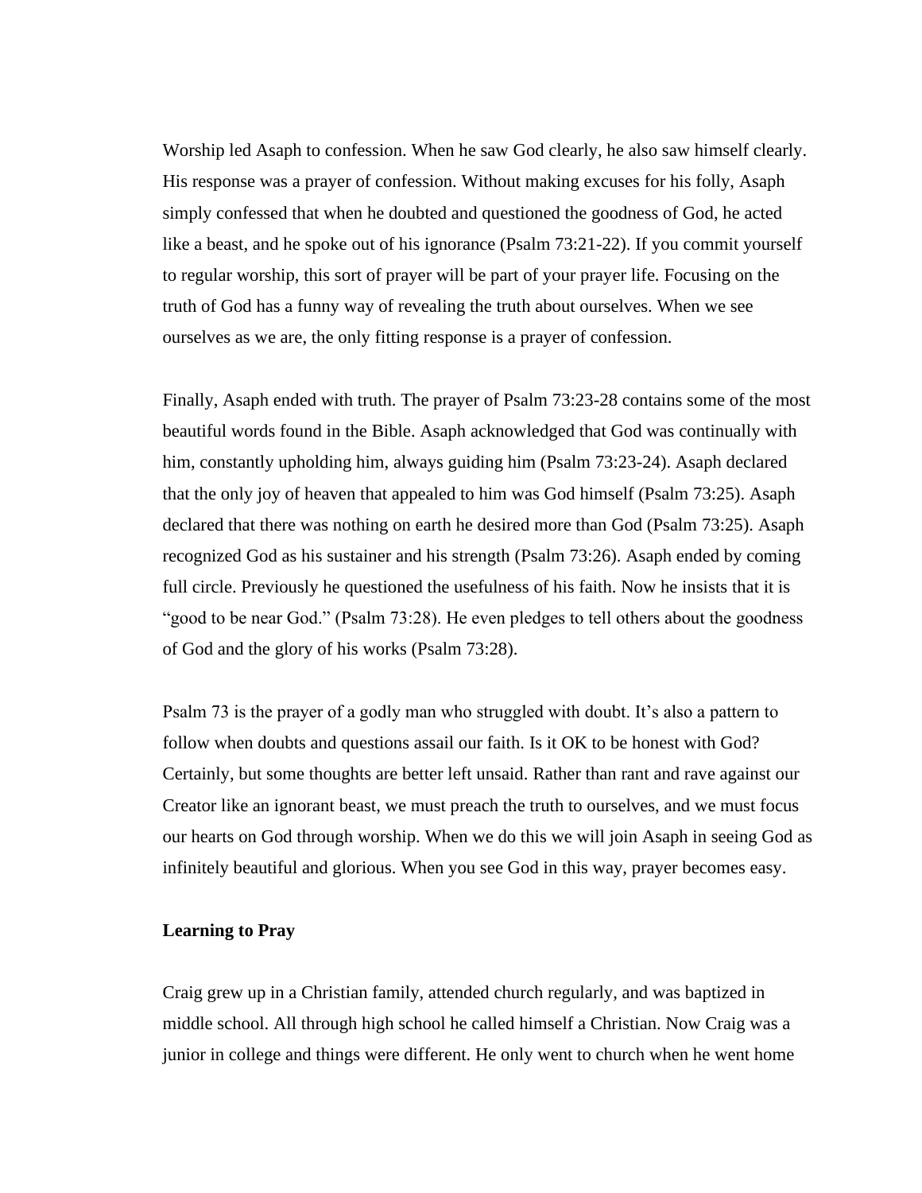Worship led Asaph to confession. When he saw God clearly, he also saw himself clearly. His response was a prayer of confession. Without making excuses for his folly, Asaph simply confessed that when he doubted and questioned the goodness of God, he acted like a beast, and he spoke out of his ignorance (Psalm 73:21-22). If you commit yourself to regular worship, this sort of prayer will be part of your prayer life. Focusing on the truth of God has a funny way of revealing the truth about ourselves. When we see ourselves as we are, the only fitting response is a prayer of confession.

Finally, Asaph ended with truth. The prayer of Psalm 73:23-28 contains some of the most beautiful words found in the Bible. Asaph acknowledged that God was continually with him, constantly upholding him, always guiding him (Psalm 73:23-24). Asaph declared that the only joy of heaven that appealed to him was God himself (Psalm 73:25). Asaph declared that there was nothing on earth he desired more than God (Psalm 73:25). Asaph recognized God as his sustainer and his strength (Psalm 73:26). Asaph ended by coming full circle. Previously he questioned the usefulness of his faith. Now he insists that it is "good to be near God." (Psalm 73:28). He even pledges to tell others about the goodness of God and the glory of his works (Psalm 73:28).

Psalm 73 is the prayer of a godly man who struggled with doubt. It's also a pattern to follow when doubts and questions assail our faith. Is it OK to be honest with God? Certainly, but some thoughts are better left unsaid. Rather than rant and rave against our Creator like an ignorant beast, we must preach the truth to ourselves, and we must focus our hearts on God through worship. When we do this we will join Asaph in seeing God as infinitely beautiful and glorious. When you see God in this way, prayer becomes easy.

**Learning to Pray**

Craig grew up in a Christian family, attended church regularly, and was baptized in middle school. All through high school he called himself a Christian. Now Craig was a junior in college and things were different. He only went to church when he went home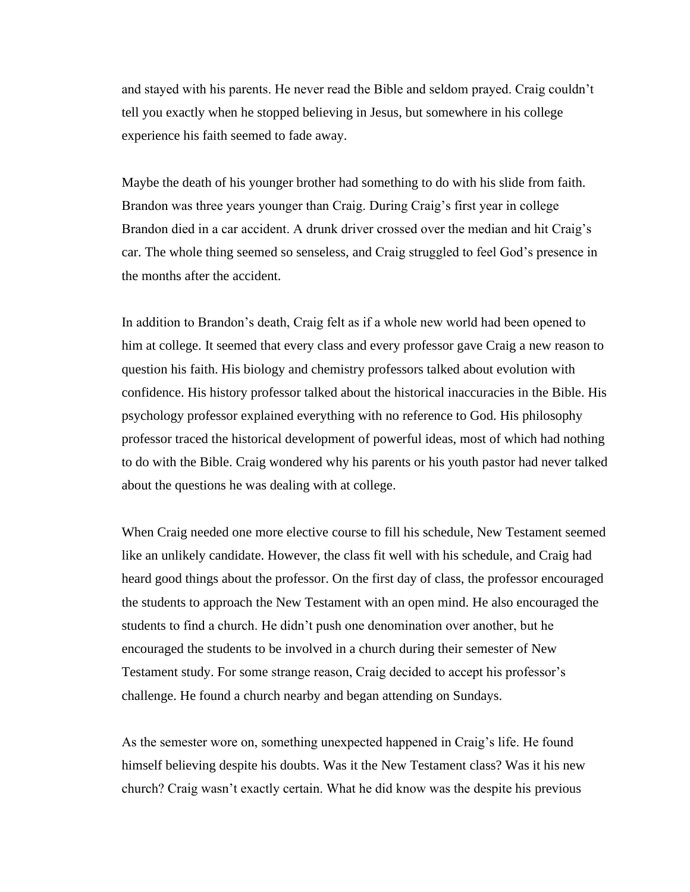and stayed with his parents. He never read the Bible and seldom prayed. Craig couldn't tell you exactly when he stopped believing in Jesus, but somewhere in his college experience his faith seemed to fade away.

Maybe the death of his younger brother had something to do with his slide from faith. Brandon was three years younger than Craig. During Craig's first year in college Brandon died in a car accident. A drunk driver crossed over the median and hit Craig's car. The whole thing seemed so senseless, and Craig struggled to feel God's presence in the months after the accident.

In addition to Brandon's death, Craig felt as if a whole new world had been opened to him at college. It seemed that every class and every professor gave Craig a new reason to question his faith. His biology and chemistry professors talked about evolution with confidence. His history professor talked about the historical inaccuracies in the Bible. His psychology professor explained everything with no reference to God. His philosophy professor traced the historical development of powerful ideas, most of which had nothing to do with the Bible. Craig wondered why his parents or his youth pastor had never talked about the questions he was dealing with at college.

When Craig needed one more elective course to fill his schedule, New Testament seemed like an unlikely candidate. However, the class fit well with his schedule, and Craig had heard good things about the professor. On the first day of class, the professor encouraged the students to approach the New Testament with an open mind. He also encouraged the students to find a church. He didn't push one denomination over another, but he encouraged the students to be involved in a church during their semester of New Testament study. For some strange reason, Craig decided to accept his professor's challenge. He found a church nearby and began attending on Sundays.

As the semester wore on, something unexpected happened in Craig's life. He found himself believing despite his doubts. Was it the New Testament class? Was it his new church? Craig wasn't exactly certain. What he did know was the despite his previous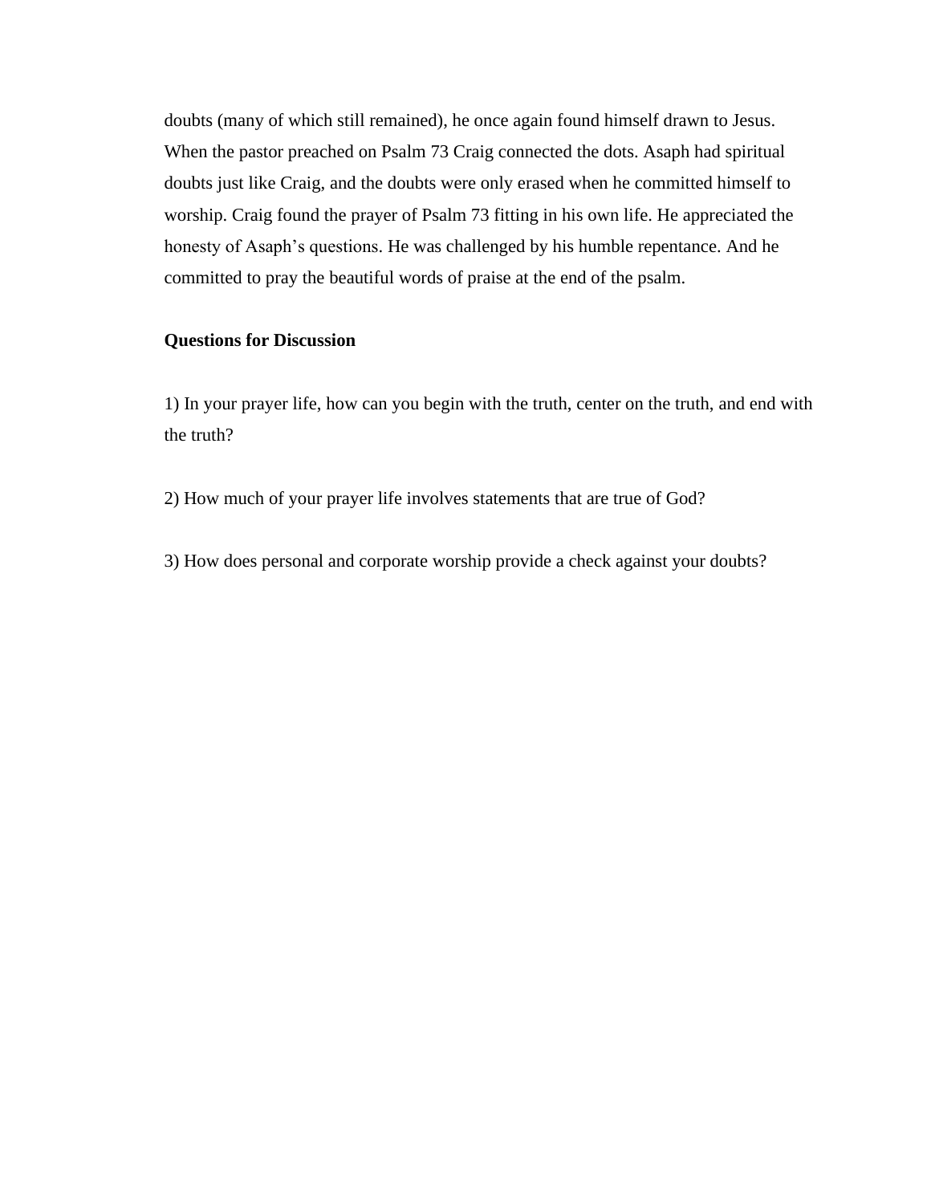doubts (many of which still remained), he once again found himself drawn to Jesus. When the pastor preached on Psalm 73 Craig connected the dots. Asaph had spiritual doubts just like Craig, and the doubts were only erased when he committed himself to worship. Craig found the prayer of Psalm 73 fitting in his own life. He appreciated the honesty of Asaph's questions. He was challenged by his humble repentance. And he committed to pray the beautiful words of praise at the end of the psalm.

**Questions for Discussion**

1) In your prayer life, how can you begin with the truth, center on the truth, and end with the truth?

2) How much of your prayer life involves statements that are true of God?

3) How does personal and corporate worship provide a check against your doubts?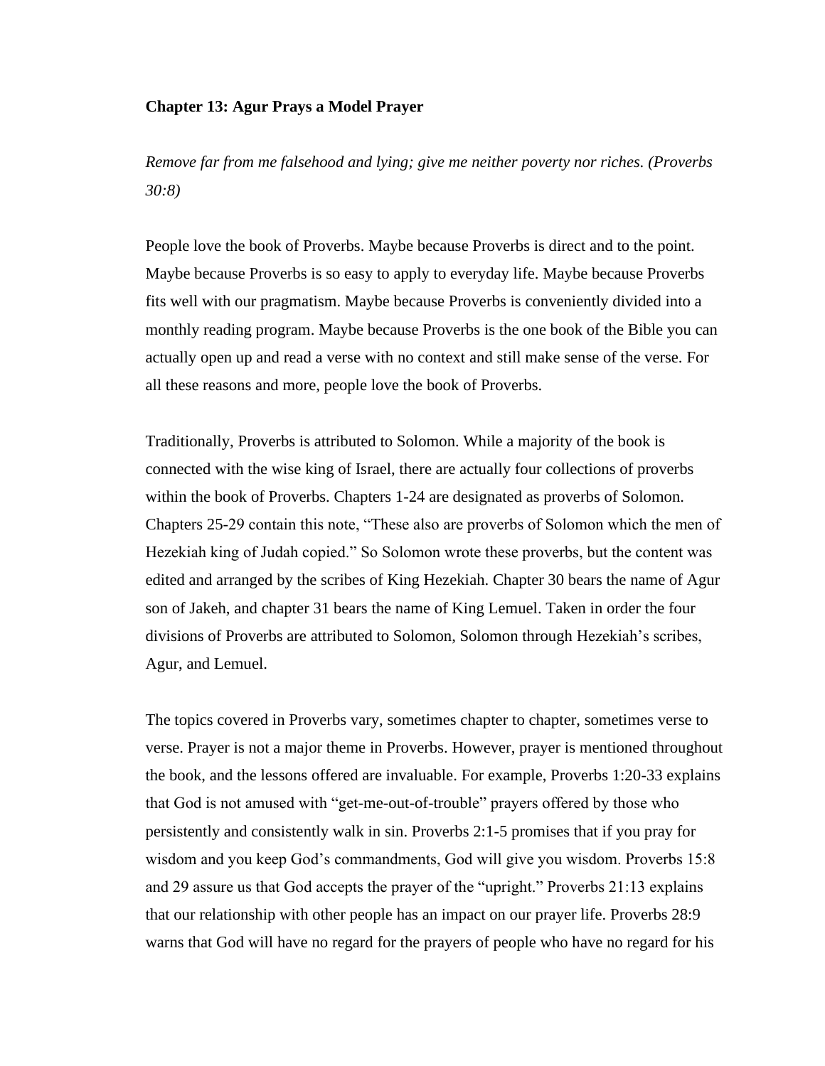**Chapter 13: Agur Prays a Model Prayer**

*Remove far from me falsehood and lying; give me neither poverty nor riches. (Proverbs 30:8)*

People love the book of Proverbs. Maybe because Proverbs is direct and to the point. Maybe because Proverbs is so easy to apply to everyday life. Maybe because Proverbs fits well with our pragmatism. Maybe because Proverbs is conveniently divided into a monthly reading program. Maybe because Proverbs is the one book of the Bible you can actually open up and read a verse with no context and still make sense of the verse. For all these reasons and more, people love the book of Proverbs.

Traditionally, Proverbs is attributed to Solomon. While a majority of the book is connected with the wise king of Israel, there are actually four collections of proverbs within the book of Proverbs. Chapters 1-24 are designated as proverbs of Solomon. Chapters 25-29 contain this note, "These also are proverbs of Solomon which the men of Hezekiah king of Judah copied." So Solomon wrote these proverbs, but the content was edited and arranged by the scribes of King Hezekiah. Chapter 30 bears the name of Agur son of Jakeh, and chapter 31 bears the name of King Lemuel. Taken in order the four divisions of Proverbs are attributed to Solomon, Solomon through Hezekiah's scribes, Agur, and Lemuel.

The topics covered in Proverbs vary, sometimes chapter to chapter, sometimes verse to verse. Prayer is not a major theme in Proverbs. However, prayer is mentioned throughout the book, and the lessons offered are invaluable. For example, Proverbs 1:20-33 explains that God is not amused with "get-me-out-of-trouble" prayers offered by those who persistently and consistently walk in sin. Proverbs 2:1-5 promises that if you pray for wisdom and you keep God's commandments, God will give you wisdom. Proverbs 15:8 and 29 assure us that God accepts the prayer of the "upright." Proverbs 21:13 explains that our relationship with other people has an impact on our prayer life. Proverbs 28:9 warns that God will have no regard for the prayers of people who have no regard for his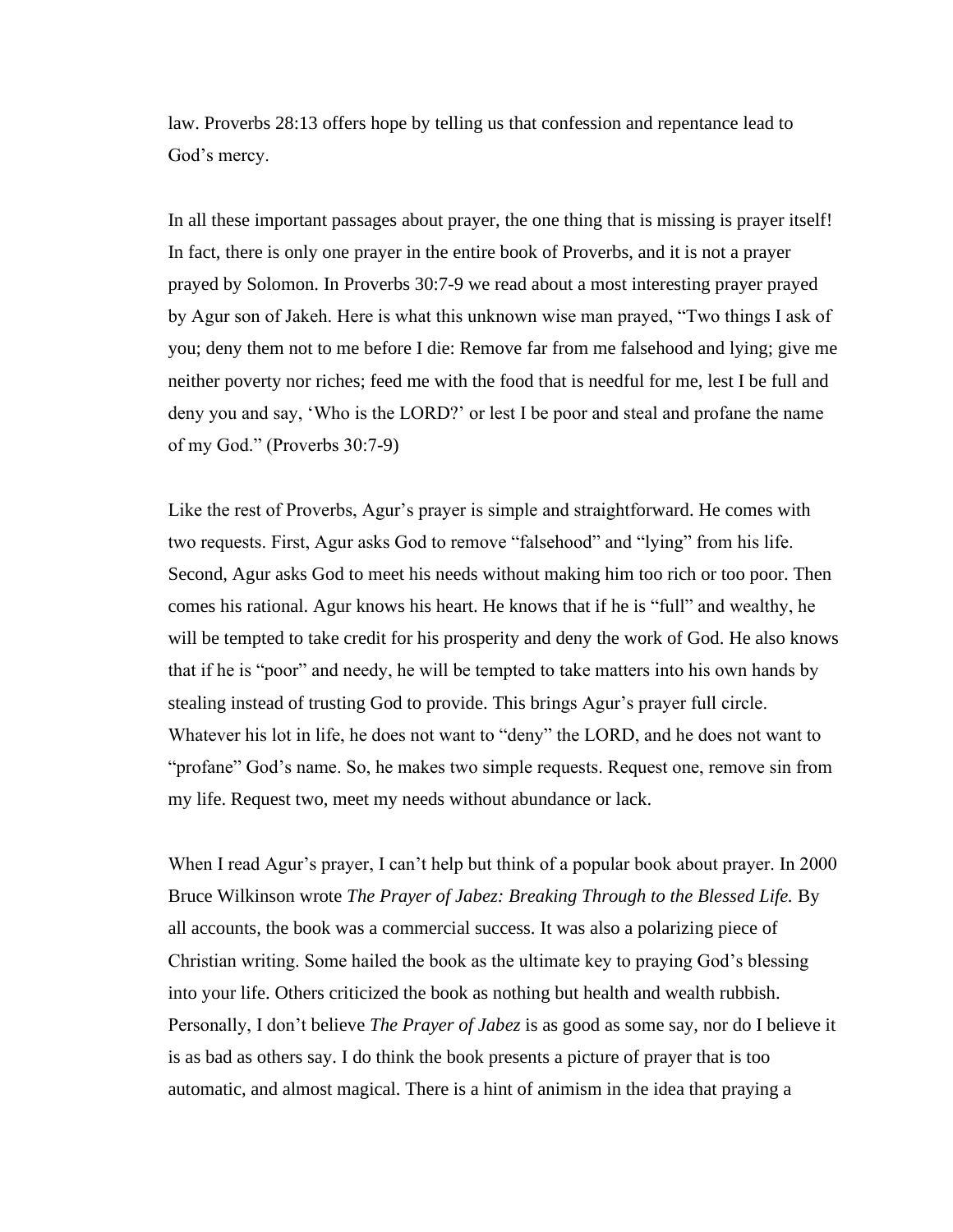law. Proverbs 28:13 offers hope by telling us that confession and repentance lead to God's mercy.

In all these important passages about prayer, the one thing that is missing is prayer itself! In fact, there is only one prayer in the entire book of Proverbs, and it is not a prayer prayed by Solomon. In Proverbs 30:7-9 we read about a most interesting prayer prayed by Agur son of Jakeh. Here is what this unknown wise man prayed, "Two things I ask of you; deny them not to me before I die: Remove far from me falsehood and lying; give me neither poverty nor riches; feed me with the food that is needful for me, lest I be full and deny you and say, 'Who is the LORD?' or lest I be poor and steal and profane the name of my God." (Proverbs 30:7-9)

Like the rest of Proverbs, Agur's prayer is simple and straightforward. He comes with two requests. First, Agur asks God to remove "falsehood" and "lying" from his life. Second, Agur asks God to meet his needs without making him too rich or too poor. Then comes his rational. Agur knows his heart. He knows that if he is "full" and wealthy, he will be tempted to take credit for his prosperity and deny the work of God. He also knows that if he is "poor" and needy, he will be tempted to take matters into his own hands by stealing instead of trusting God to provide. This brings Agur's prayer full circle. Whatever his lot in life, he does not want to "deny" the LORD, and he does not want to "profane" God's name. So, he makes two simple requests. Request one, remove sin from my life. Request two, meet my needs without abundance or lack.

When I read Agur's prayer, I can't help but think of a popular book about prayer. In 2000 Bruce Wilkinson wrote *The Prayer of Jabez: Breaking Through to the Blessed Life.* By all accounts, the book was a commercial success. It was also a polarizing piece of Christian writing. Some hailed the book as the ultimate key to praying God's blessing into your life. Others criticized the book as nothing but health and wealth rubbish. Personally, I don't believe *The Prayer of Jabez* is as good as some say, nor do I believe it is as bad as others say. I do think the book presents a picture of prayer that is too automatic, and almost magical. There is a hint of animism in the idea that praying a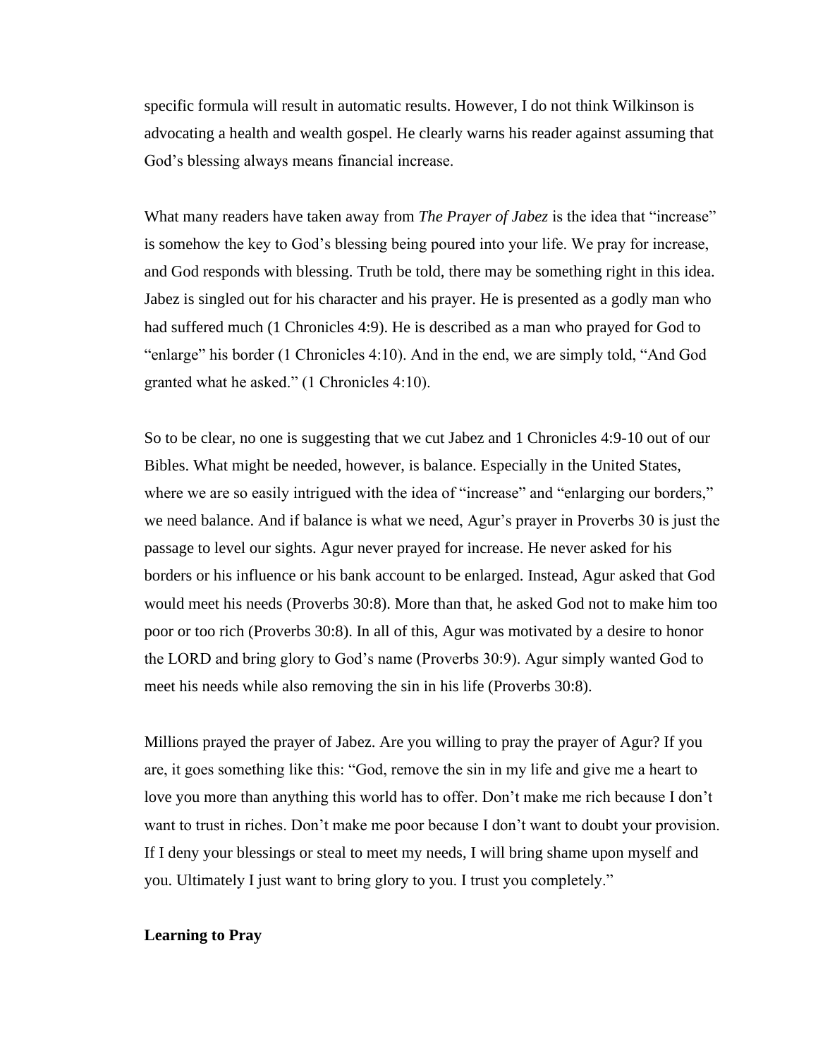specific formula will result in automatic results. However, I do not think Wilkinson is advocating a health and wealth gospel. He clearly warns his reader against assuming that God's blessing always means financial increase.

What many readers have taken away from *The Prayer of Jabez* is the idea that "increase" is somehow the key to God's blessing being poured into your life. We pray for increase, and God responds with blessing. Truth be told, there may be something right in this idea. Jabez is singled out for his character and his prayer. He is presented as a godly man who had suffered much (1 Chronicles 4:9). He is described as a man who prayed for God to "enlarge" his border (1 Chronicles 4:10). And in the end, we are simply told, "And God granted what he asked." (1 Chronicles 4:10).

So to be clear, no one is suggesting that we cut Jabez and 1 Chronicles 4:9-10 out of our Bibles. What might be needed, however, is balance. Especially in the United States, where we are so easily intrigued with the idea of "increase" and "enlarging our borders," we need balance. And if balance is what we need, Agur's prayer in Proverbs 30 is just the passage to level our sights. Agur never prayed for increase. He never asked for his borders or his influence or his bank account to be enlarged. Instead, Agur asked that God would meet his needs (Proverbs 30:8). More than that, he asked God not to make him too poor or too rich (Proverbs 30:8). In all of this, Agur was motivated by a desire to honor the LORD and bring glory to God's name (Proverbs 30:9). Agur simply wanted God to meet his needs while also removing the sin in his life (Proverbs 30:8).

Millions prayed the prayer of Jabez. Are you willing to pray the prayer of Agur? If you are, it goes something like this: "God, remove the sin in my life and give me a heart to love you more than anything this world has to offer. Don't make me rich because I don't want to trust in riches. Don't make me poor because I don't want to doubt your provision. If I deny your blessings or steal to meet my needs, I will bring shame upon myself and you. Ultimately I just want to bring glory to you. I trust you completely."

**Learning to Pray**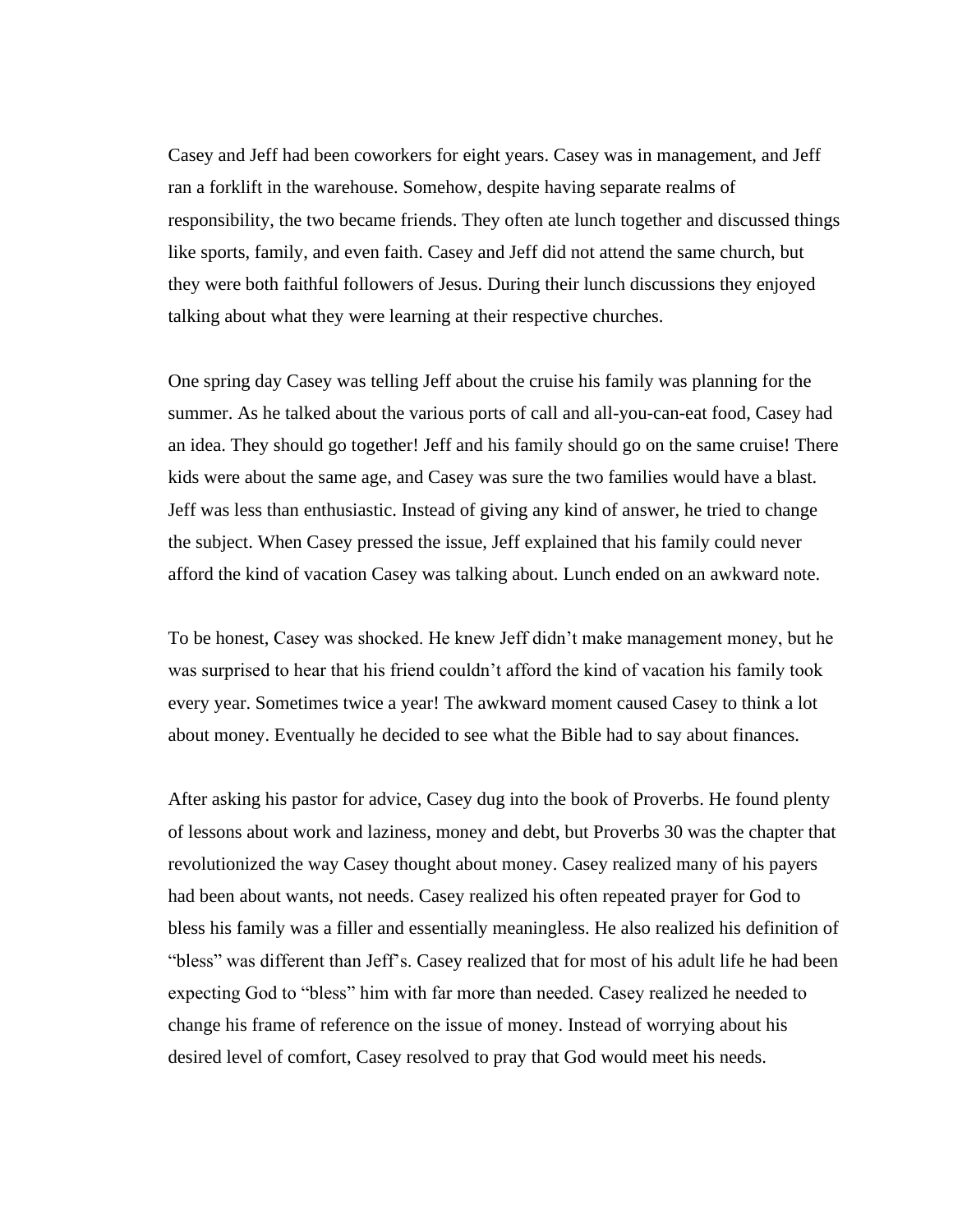Casey and Jeff had been coworkers for eight years. Casey was in management, and Jeff ran a forklift in the warehouse. Somehow, despite having separate realms of responsibility, the two became friends. They often ate lunch together and discussed things like sports, family, and even faith. Casey and Jeff did not attend the same church, but they were both faithful followers of Jesus. During their lunch discussions they enjoyed talking about what they were learning at their respective churches.

One spring day Casey was telling Jeff about the cruise his family was planning for the summer. As he talked about the various ports of call and all-you-can-eat food, Casey had an idea. They should go together! Jeff and his family should go on the same cruise! There kids were about the same age, and Casey was sure the two families would have a blast. Jeff was less than enthusiastic. Instead of giving any kind of answer, he tried to change the subject. When Casey pressed the issue, Jeff explained that his family could never afford the kind of vacation Casey was talking about. Lunch ended on an awkward note.

To be honest, Casey was shocked. He knew Jeff didn't make management money, but he was surprised to hear that his friend couldn't afford the kind of vacation his family took every year. Sometimes twice a year! The awkward moment caused Casey to think a lot about money. Eventually he decided to see what the Bible had to say about finances.

After asking his pastor for advice, Casey dug into the book of Proverbs. He found plenty of lessons about work and laziness, money and debt, but Proverbs 30 was the chapter that revolutionized the way Casey thought about money. Casey realized many of his payers had been about wants, not needs. Casey realized his often repeated prayer for God to bless his family was a filler and essentially meaningless. He also realized his definition of "bless" was different than Jeff's. Casey realized that for most of his adult life he had been expecting God to "bless" him with far more than needed. Casey realized he needed to change his frame of reference on the issue of money. Instead of worrying about his desired level of comfort, Casey resolved to pray that God would meet his needs.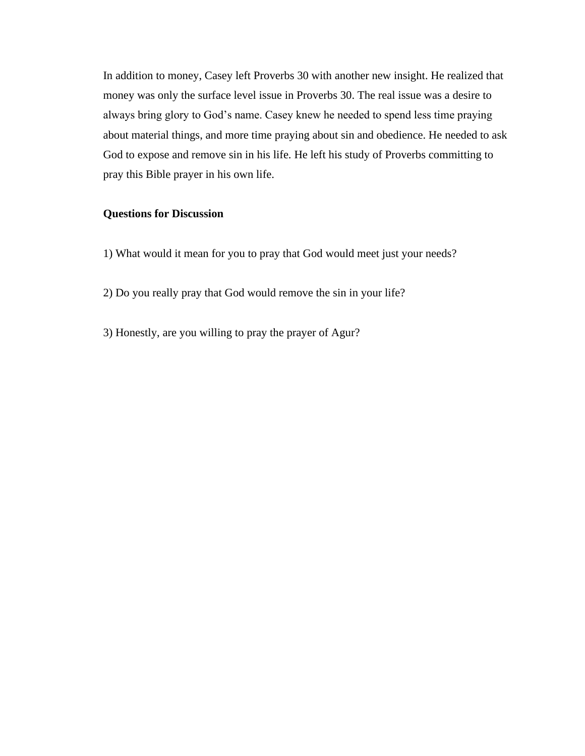In addition to money, Casey left Proverbs 30 with another new insight. He realized that money was only the surface level issue in Proverbs 30. The real issue was a desire to always bring glory to God's name. Casey knew he needed to spend less time praying about material things, and more time praying about sin and obedience. He needed to ask God to expose and remove sin in his life. He left his study of Proverbs committing to pray this Bible prayer in his own life.

**Questions for Discussion**

1) What would it mean for you to pray that God would meet just your needs?

2) Do you really pray that God would remove the sin in your life?

3) Honestly, are you willing to pray the prayer of Agur?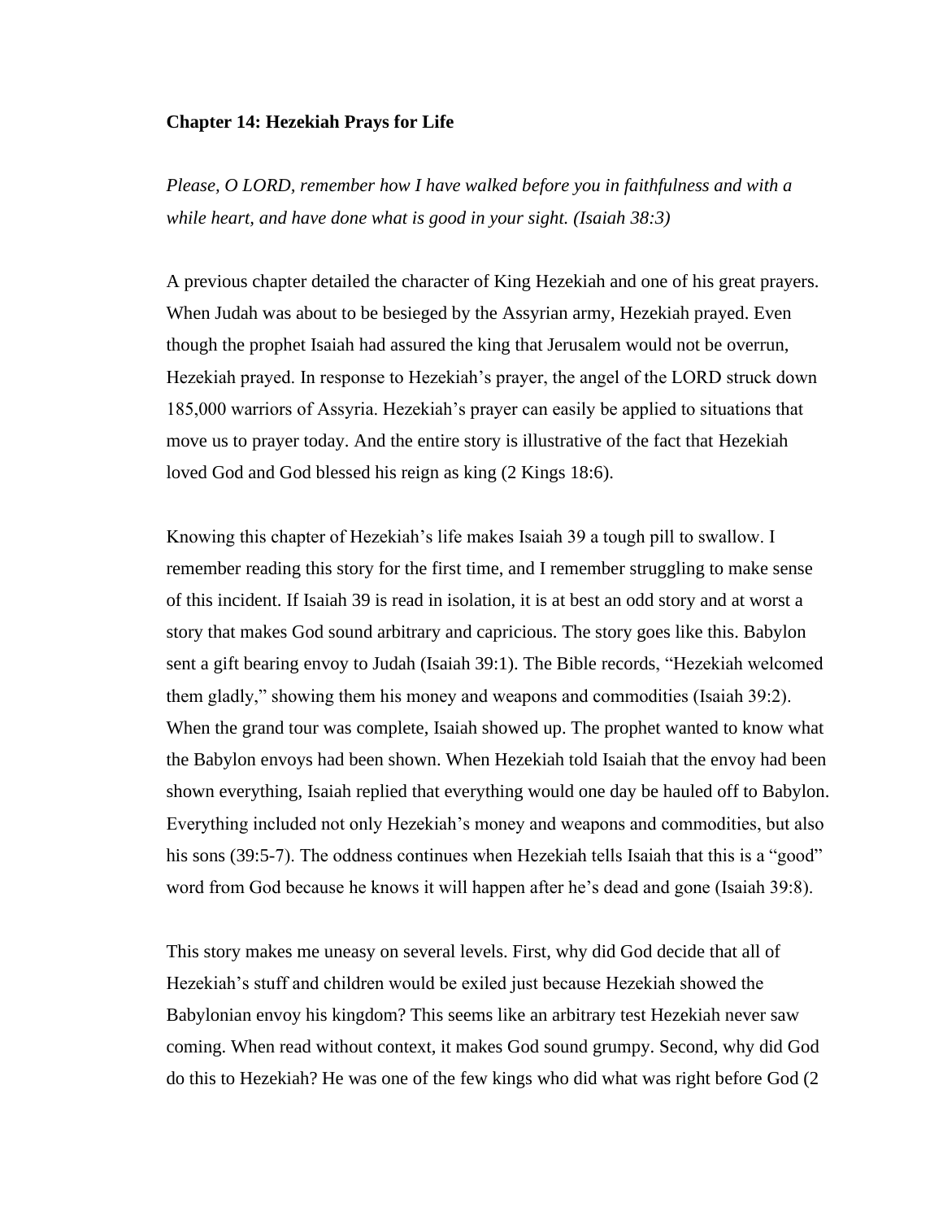**Chapter 14: Hezekiah Prays for Life**

*Please, O LORD, remember how I have walked before you in faithfulness and with a while heart, and have done what is good in your sight. (Isaiah 38:3)*

A previous chapter detailed the character of King Hezekiah and one of his great prayers. When Judah was about to be besieged by the Assyrian army, Hezekiah prayed. Even though the prophet Isaiah had assured the king that Jerusalem would not be overrun, Hezekiah prayed. In response to Hezekiah's prayer, the angel of the LORD struck down 185,000 warriors of Assyria. Hezekiah's prayer can easily be applied to situations that move us to prayer today. And the entire story is illustrative of the fact that Hezekiah loved God and God blessed his reign as king (2 Kings 18:6).

Knowing this chapter of Hezekiah's life makes Isaiah 39 a tough pill to swallow. I remember reading this story for the first time, and I remember struggling to make sense of this incident. If Isaiah 39 is read in isolation, it is at best an odd story and at worst a story that makes God sound arbitrary and capricious. The story goes like this. Babylon sent a gift bearing envoy to Judah (Isaiah 39:1). The Bible records, "Hezekiah welcomed them gladly," showing them his money and weapons and commodities (Isaiah 39:2). When the grand tour was complete, Isaiah showed up. The prophet wanted to know what the Babylon envoys had been shown. When Hezekiah told Isaiah that the envoy had been shown everything, Isaiah replied that everything would one day be hauled off to Babylon. Everything included not only Hezekiah's money and weapons and commodities, but also his sons (39:5-7). The oddness continues when Hezekiah tells Isaiah that this is a "good" word from God because he knows it will happen after he's dead and gone (Isaiah 39:8).

This story makes me uneasy on several levels. First, why did God decide that all of Hezekiah's stuff and children would be exiled just because Hezekiah showed the Babylonian envoy his kingdom? This seems like an arbitrary test Hezekiah never saw coming. When read without context, it makes God sound grumpy. Second, why did God do this to Hezekiah? He was one of the few kings who did what was right before God (2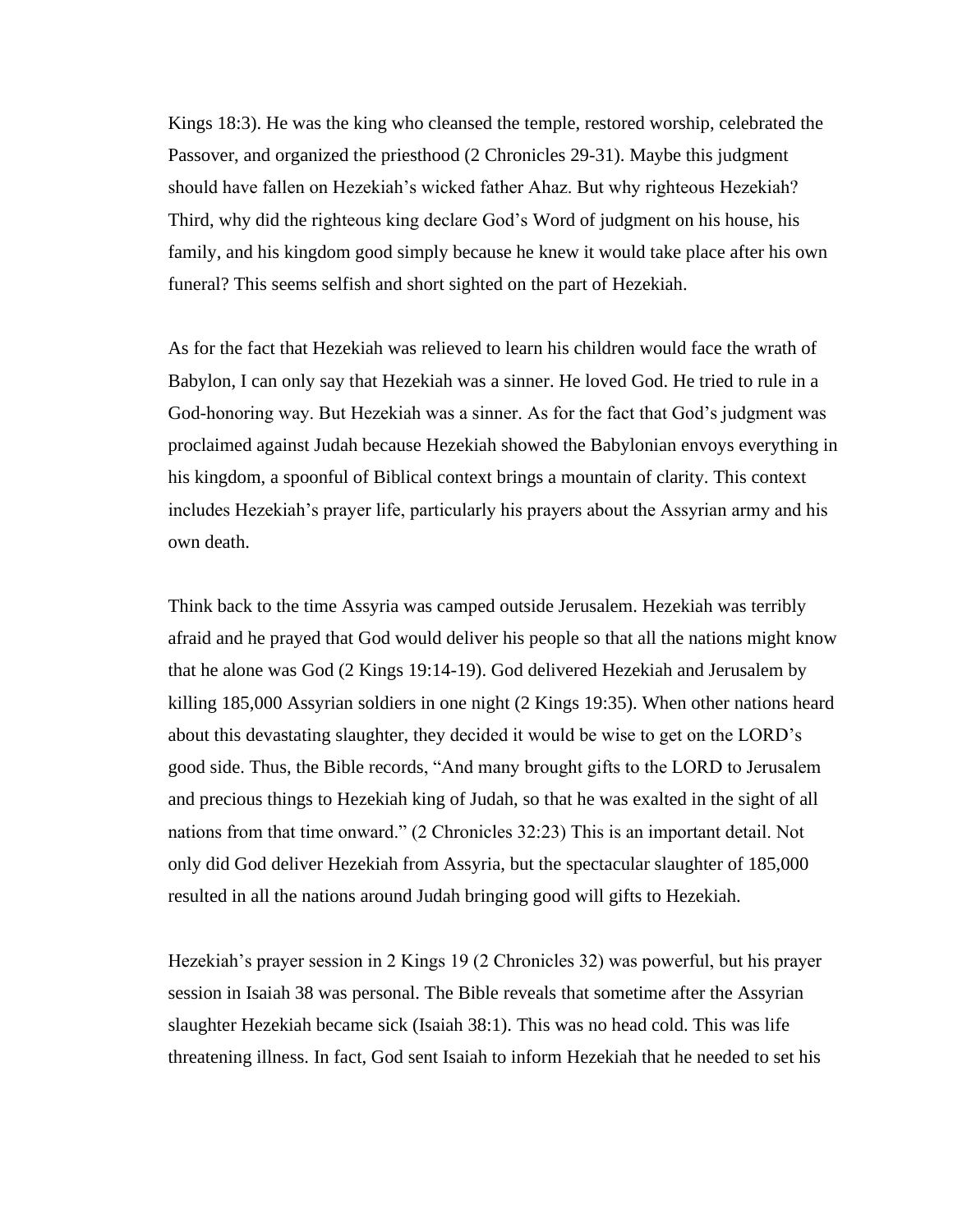Kings 18:3). He was the king who cleansed the temple, restored worship, celebrated the Passover, and organized the priesthood (2 Chronicles 29-31). Maybe this judgment should have fallen on Hezekiah's wicked father Ahaz. But why righteous Hezekiah? Third, why did the righteous king declare God's Word of judgment on his house, his family, and his kingdom good simply because he knew it would take place after his own funeral? This seems selfish and short sighted on the part of Hezekiah.

As for the fact that Hezekiah was relieved to learn his children would face the wrath of Babylon, I can only say that Hezekiah was a sinner. He loved God. He tried to rule in a God-honoring way. But Hezekiah was a sinner. As for the fact that God's judgment was proclaimed against Judah because Hezekiah showed the Babylonian envoys everything in his kingdom, a spoonful of Biblical context brings a mountain of clarity. This context includes Hezekiah's prayer life, particularly his prayers about the Assyrian army and his own death.

Think back to the time Assyria was camped outside Jerusalem. Hezekiah was terribly afraid and he prayed that God would deliver his people so that all the nations might know that he alone was God (2 Kings 19:14-19). God delivered Hezekiah and Jerusalem by killing 185,000 Assyrian soldiers in one night (2 Kings 19:35). When other nations heard about this devastating slaughter, they decided it would be wise to get on the LORD's good side. Thus, the Bible records, "And many brought gifts to the LORD to Jerusalem and precious things to Hezekiah king of Judah, so that he was exalted in the sight of all nations from that time onward." (2 Chronicles 32:23) This is an important detail. Not only did God deliver Hezekiah from Assyria, but the spectacular slaughter of 185,000 resulted in all the nations around Judah bringing good will gifts to Hezekiah.

Hezekiah's prayer session in 2 Kings 19 (2 Chronicles 32) was powerful, but his prayer session in Isaiah 38 was personal. The Bible reveals that sometime after the Assyrian slaughter Hezekiah became sick (Isaiah 38:1). This was no head cold. This was life threatening illness. In fact, God sent Isaiah to inform Hezekiah that he needed to set his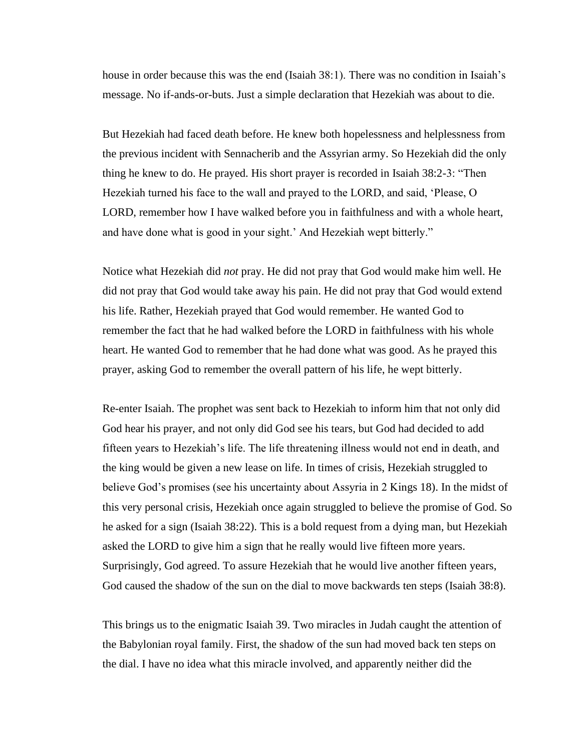house in order because this was the end (Isaiah 38:1). There was no condition in Isaiah's message. No if-ands-or-buts. Just a simple declaration that Hezekiah was about to die.

But Hezekiah had faced death before. He knew both hopelessness and helplessness from the previous incident with Sennacherib and the Assyrian army. So Hezekiah did the only thing he knew to do. He prayed. His short prayer is recorded in Isaiah 38:2-3: "Then Hezekiah turned his face to the wall and prayed to the LORD, and said, 'Please, O LORD, remember how I have walked before you in faithfulness and with a whole heart, and have done what is good in your sight.' And Hezekiah wept bitterly."

Notice what Hezekiah did *not* pray. He did not pray that God would make him well. He did not pray that God would take away his pain. He did not pray that God would extend his life. Rather, Hezekiah prayed that God would remember. He wanted God to remember the fact that he had walked before the LORD in faithfulness with his whole heart. He wanted God to remember that he had done what was good. As he prayed this prayer, asking God to remember the overall pattern of his life, he wept bitterly.

Re-enter Isaiah. The prophet was sent back to Hezekiah to inform him that not only did God hear his prayer, and not only did God see his tears, but God had decided to add fifteen years to Hezekiah's life. The life threatening illness would not end in death, and the king would be given a new lease on life. In times of crisis, Hezekiah struggled to believe God's promises (see his uncertainty about Assyria in 2 Kings 18). In the midst of this very personal crisis, Hezekiah once again struggled to believe the promise of God. So he asked for a sign (Isaiah 38:22). This is a bold request from a dying man, but Hezekiah asked the LORD to give him a sign that he really would live fifteen more years. Surprisingly, God agreed. To assure Hezekiah that he would live another fifteen years, God caused the shadow of the sun on the dial to move backwards ten steps (Isaiah 38:8).

This brings us to the enigmatic Isaiah 39. Two miracles in Judah caught the attention of the Babylonian royal family. First, the shadow of the sun had moved back ten steps on the dial. I have no idea what this miracle involved, and apparently neither did the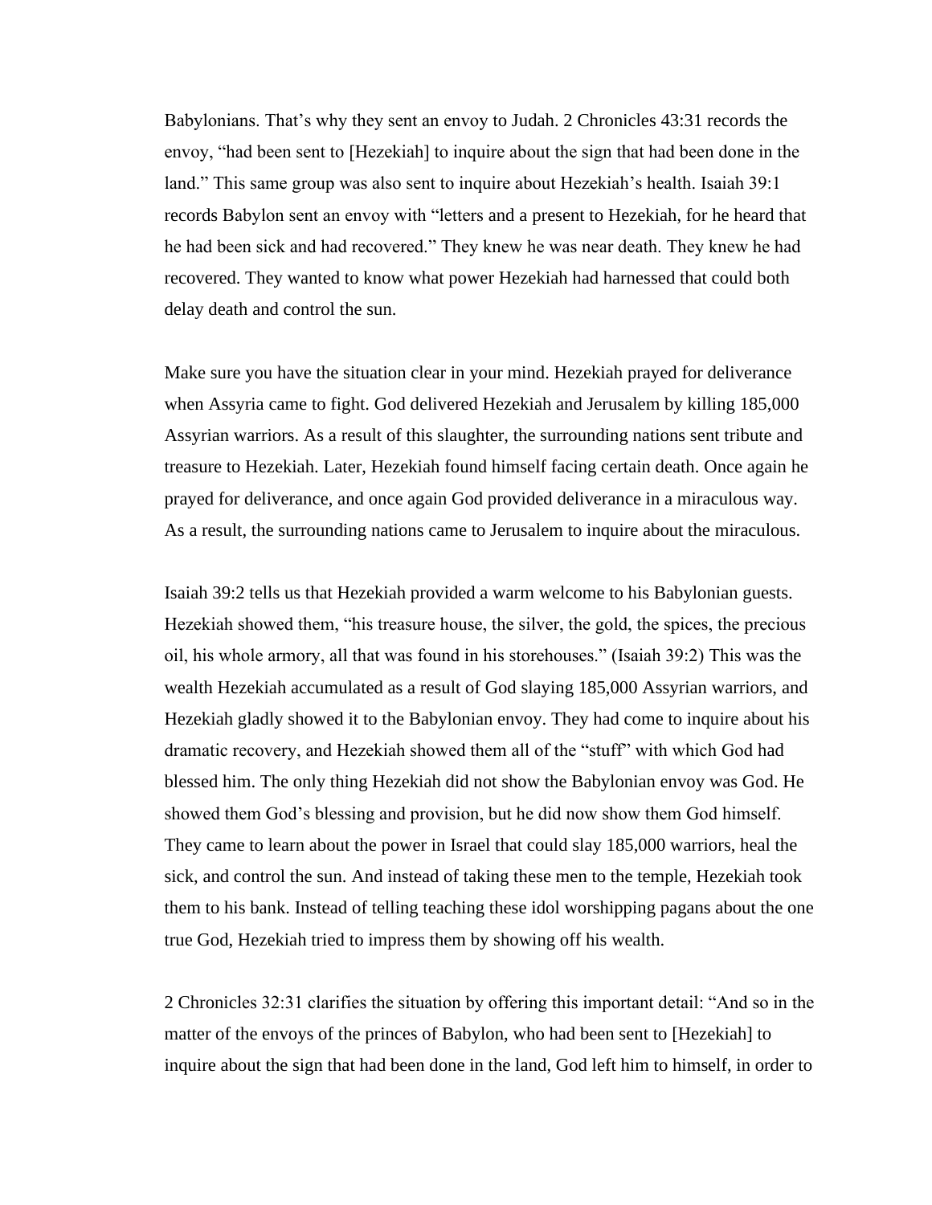Babylonians. That's why they sent an envoy to Judah. 2 Chronicles 43:31 records the envoy, "had been sent to [Hezekiah] to inquire about the sign that had been done in the land." This same group was also sent to inquire about Hezekiah's health. Isaiah 39:1 records Babylon sent an envoy with "letters and a present to Hezekiah, for he heard that he had been sick and had recovered." They knew he was near death. They knew he had recovered. They wanted to know what power Hezekiah had harnessed that could both delay death and control the sun.

Make sure you have the situation clear in your mind. Hezekiah prayed for deliverance when Assyria came to fight. God delivered Hezekiah and Jerusalem by killing 185,000 Assyrian warriors. As a result of this slaughter, the surrounding nations sent tribute and treasure to Hezekiah. Later, Hezekiah found himself facing certain death. Once again he prayed for deliverance, and once again God provided deliverance in a miraculous way. As a result, the surrounding nations came to Jerusalem to inquire about the miraculous.

Isaiah 39:2 tells us that Hezekiah provided a warm welcome to his Babylonian guests. Hezekiah showed them, "his treasure house, the silver, the gold, the spices, the precious oil, his whole armory, all that was found in his storehouses." (Isaiah 39:2) This was the wealth Hezekiah accumulated as a result of God slaying 185,000 Assyrian warriors, and Hezekiah gladly showed it to the Babylonian envoy. They had come to inquire about his dramatic recovery, and Hezekiah showed them all of the "stuff" with which God had blessed him. The only thing Hezekiah did not show the Babylonian envoy was God. He showed them God's blessing and provision, but he did now show them God himself. They came to learn about the power in Israel that could slay 185,000 warriors, heal the sick, and control the sun. And instead of taking these men to the temple, Hezekiah took them to his bank. Instead of telling teaching these idol worshipping pagans about the one true God, Hezekiah tried to impress them by showing off his wealth.

2 Chronicles 32:31 clarifies the situation by offering this important detail: "And so in the matter of the envoys of the princes of Babylon, who had been sent to [Hezekiah] to inquire about the sign that had been done in the land, God left him to himself, in order to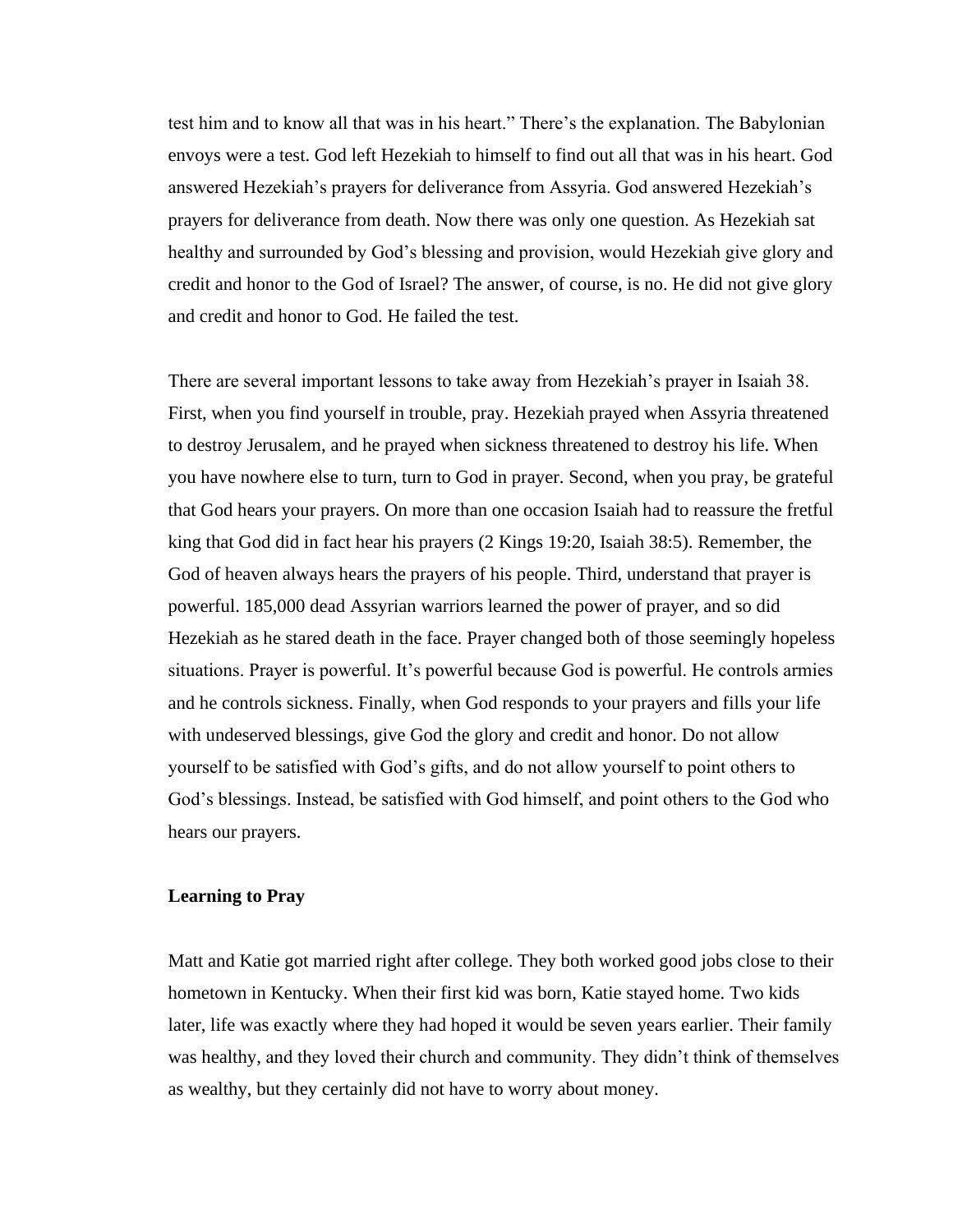test him and to know all that was in his heart." There's the explanation. The Babylonian envoys were a test. God left Hezekiah to himself to find out all that was in his heart. God answered Hezekiah's prayers for deliverance from Assyria. God answered Hezekiah's prayers for deliverance from death. Now there was only one question. As Hezekiah sat healthy and surrounded by God's blessing and provision, would Hezekiah give glory and credit and honor to the God of Israel? The answer, of course, is no. He did not give glory and credit and honor to God. He failed the test.

There are several important lessons to take away from Hezekiah's prayer in Isaiah 38. First, when you find yourself in trouble, pray. Hezekiah prayed when Assyria threatened to destroy Jerusalem, and he prayed when sickness threatened to destroy his life. When you have nowhere else to turn, turn to God in prayer. Second, when you pray, be grateful that God hears your prayers. On more than one occasion Isaiah had to reassure the fretful king that God did in fact hear his prayers (2 Kings 19:20, Isaiah 38:5). Remember, the God of heaven always hears the prayers of his people. Third, understand that prayer is powerful. 185,000 dead Assyrian warriors learned the power of prayer, and so did Hezekiah as he stared death in the face. Prayer changed both of those seemingly hopeless situations. Prayer is powerful. It's powerful because God is powerful. He controls armies and he controls sickness. Finally, when God responds to your prayers and fills your life with undeserved blessings, give God the glory and credit and honor. Do not allow yourself to be satisfied with God's gifts, and do not allow yourself to point others to God's blessings. Instead, be satisfied with God himself, and point others to the God who hears our prayers.

**Learning to Pray**

Matt and Katie got married right after college. They both worked good jobs close to their hometown in Kentucky. When their first kid was born, Katie stayed home. Two kids later, life was exactly where they had hoped it would be seven years earlier. Their family was healthy, and they loved their church and community. They didn't think of themselves as wealthy, but they certainly did not have to worry about money.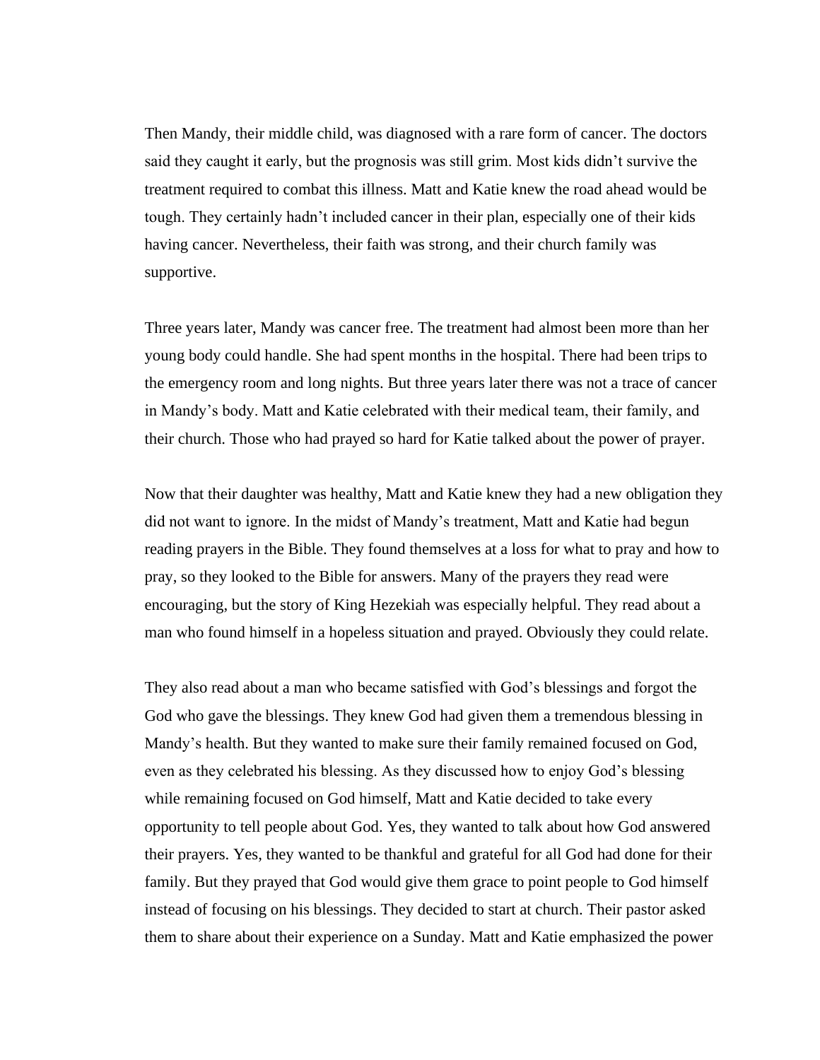Then Mandy, their middle child, was diagnosed with a rare form of cancer. The doctors said they caught it early, but the prognosis was still grim. Most kids didn't survive the treatment required to combat this illness. Matt and Katie knew the road ahead would be tough. They certainly hadn't included cancer in their plan, especially one of their kids having cancer. Nevertheless, their faith was strong, and their church family was supportive.

Three years later, Mandy was cancer free. The treatment had almost been more than her young body could handle. She had spent months in the hospital. There had been trips to the emergency room and long nights. But three years later there was not a trace of cancer in Mandy's body. Matt and Katie celebrated with their medical team, their family, and their church. Those who had prayed so hard for Katie talked about the power of prayer.

Now that their daughter was healthy, Matt and Katie knew they had a new obligation they did not want to ignore. In the midst of Mandy's treatment, Matt and Katie had begun reading prayers in the Bible. They found themselves at a loss for what to pray and how to pray, so they looked to the Bible for answers. Many of the prayers they read were encouraging, but the story of King Hezekiah was especially helpful. They read about a man who found himself in a hopeless situation and prayed. Obviously they could relate.

They also read about a man who became satisfied with God's blessings and forgot the God who gave the blessings. They knew God had given them a tremendous blessing in Mandy's health. But they wanted to make sure their family remained focused on God, even as they celebrated his blessing. As they discussed how to enjoy God's blessing while remaining focused on God himself, Matt and Katie decided to take every opportunity to tell people about God. Yes, they wanted to talk about how God answered their prayers. Yes, they wanted to be thankful and grateful for all God had done for their family. But they prayed that God would give them grace to point people to God himself instead of focusing on his blessings. They decided to start at church. Their pastor asked them to share about their experience on a Sunday. Matt and Katie emphasized the power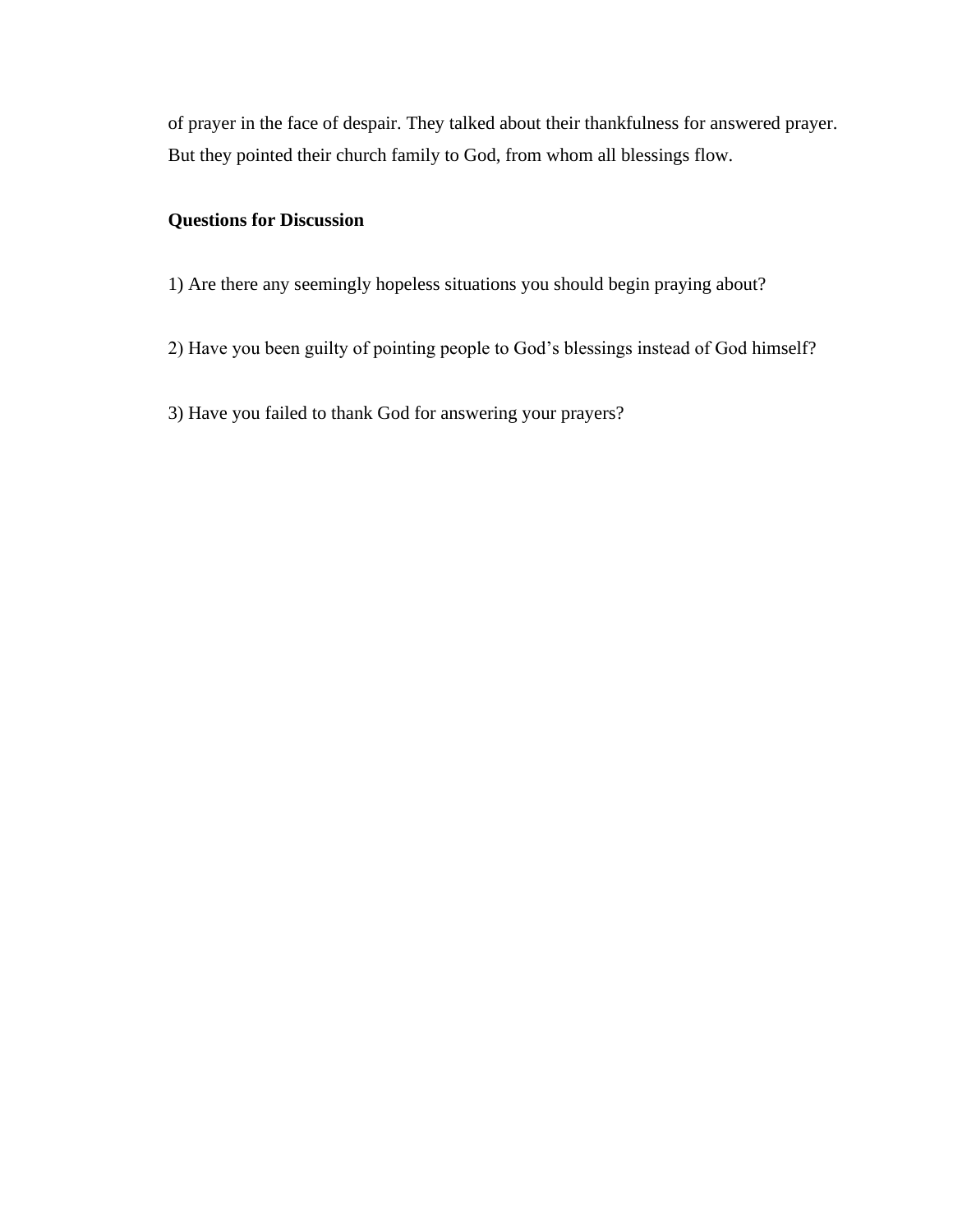of prayer in the face of despair. They talked about their thankfulness for answered prayer. But they pointed their church family to God, from whom all blessings flow.

**Questions for Discussion**

1) Are there any seemingly hopeless situations you should begin praying about?

2) Have you been guilty of pointing people to God's blessings instead of God himself?

3) Have you failed to thank God for answering your prayers?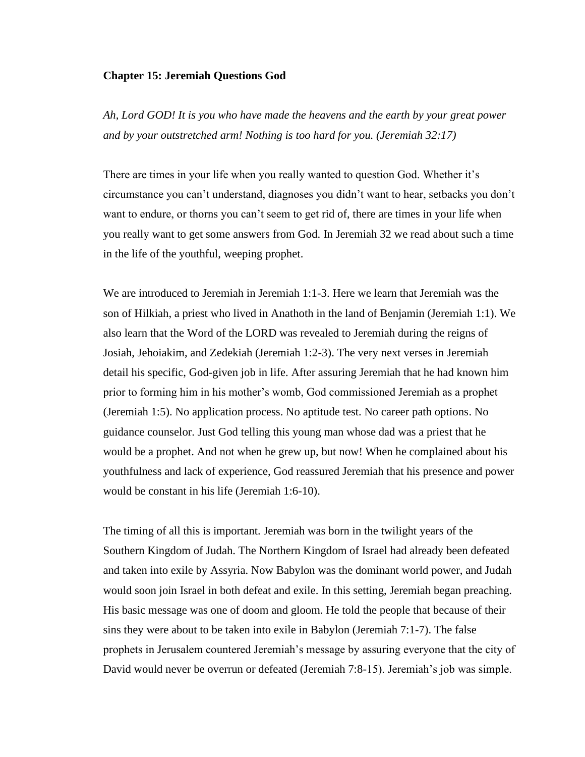**Chapter 15: Jeremiah Questions God**

*Ah, Lord GOD! It is you who have made the heavens and the earth by your great power and by your outstretched arm! Nothing is too hard for you. (Jeremiah 32:17)*

There are times in your life when you really wanted to question God. Whether it's circumstance you can't understand, diagnoses you didn't want to hear, setbacks you don't want to endure, or thorns you can't seem to get rid of, there are times in your life when you really want to get some answers from God. In Jeremiah 32 we read about such a time in the life of the youthful, weeping prophet.

We are introduced to Jeremiah in Jeremiah 1:1-3. Here we learn that Jeremiah was the son of Hilkiah, a priest who lived in Anathoth in the land of Benjamin (Jeremiah 1:1). We also learn that the Word of the LORD was revealed to Jeremiah during the reigns of Josiah, Jehoiakim, and Zedekiah (Jeremiah 1:2-3). The very next verses in Jeremiah detail his specific, God-given job in life. After assuring Jeremiah that he had known him prior to forming him in his mother's womb, God commissioned Jeremiah as a prophet (Jeremiah 1:5). No application process. No aptitude test. No career path options. No guidance counselor. Just God telling this young man whose dad was a priest that he would be a prophet. And not when he grew up, but now! When he complained about his youthfulness and lack of experience, God reassured Jeremiah that his presence and power would be constant in his life (Jeremiah 1:6-10).

The timing of all this is important. Jeremiah was born in the twilight years of the Southern Kingdom of Judah. The Northern Kingdom of Israel had already been defeated and taken into exile by Assyria. Now Babylon was the dominant world power, and Judah would soon join Israel in both defeat and exile. In this setting, Jeremiah began preaching. His basic message was one of doom and gloom. He told the people that because of their sins they were about to be taken into exile in Babylon (Jeremiah 7:1-7). The false prophets in Jerusalem countered Jeremiah's message by assuring everyone that the city of David would never be overrun or defeated (Jeremiah 7:8-15). Jeremiah's job was simple.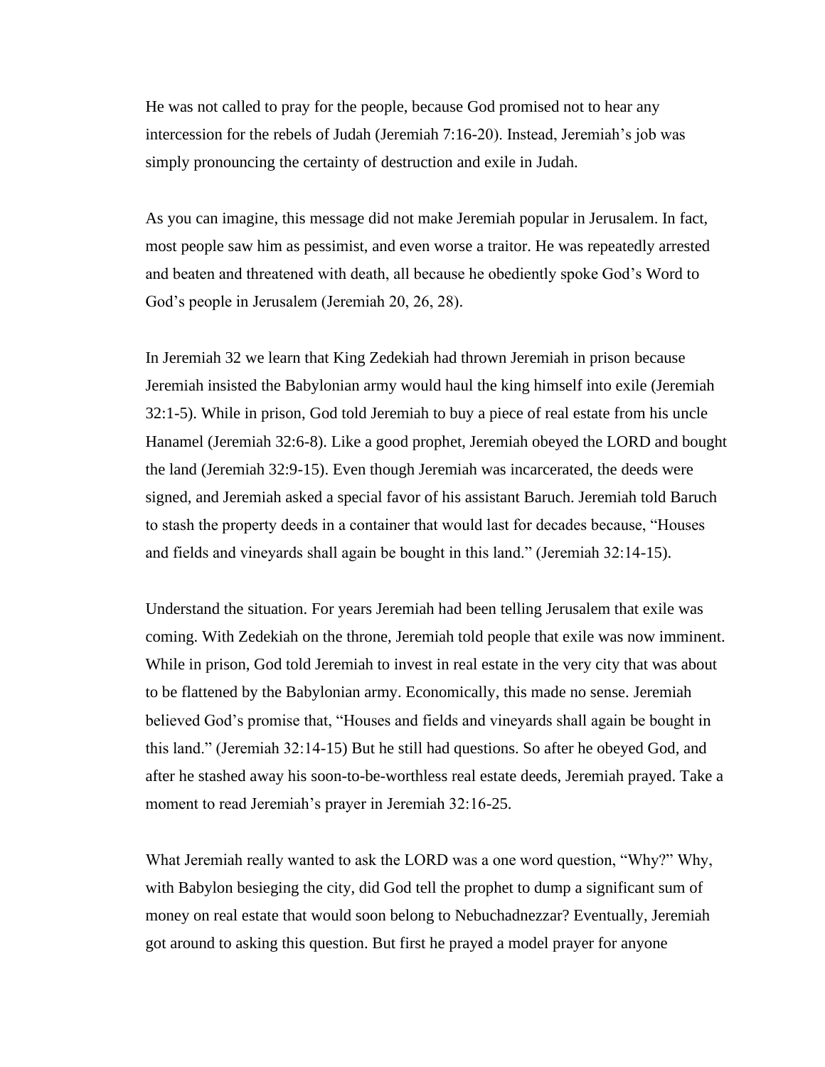He was not called to pray for the people, because God promised not to hear any intercession for the rebels of Judah (Jeremiah 7:16-20). Instead, Jeremiah's job was simply pronouncing the certainty of destruction and exile in Judah.

As you can imagine, this message did not make Jeremiah popular in Jerusalem. In fact, most people saw him as pessimist, and even worse a traitor. He was repeatedly arrested and beaten and threatened with death, all because he obediently spoke God's Word to God's people in Jerusalem (Jeremiah 20, 26, 28).

In Jeremiah 32 we learn that King Zedekiah had thrown Jeremiah in prison because Jeremiah insisted the Babylonian army would haul the king himself into exile (Jeremiah 32:1-5). While in prison, God told Jeremiah to buy a piece of real estate from his uncle Hanamel (Jeremiah 32:6-8). Like a good prophet, Jeremiah obeyed the LORD and bought the land (Jeremiah 32:9-15). Even though Jeremiah was incarcerated, the deeds were signed, and Jeremiah asked a special favor of his assistant Baruch. Jeremiah told Baruch to stash the property deeds in a container that would last for decades because, "Houses and fields and vineyards shall again be bought in this land." (Jeremiah 32:14-15).

Understand the situation. For years Jeremiah had been telling Jerusalem that exile was coming. With Zedekiah on the throne, Jeremiah told people that exile was now imminent. While in prison, God told Jeremiah to invest in real estate in the very city that was about to be flattened by the Babylonian army. Economically, this made no sense. Jeremiah believed God's promise that, "Houses and fields and vineyards shall again be bought in this land." (Jeremiah 32:14-15) But he still had questions. So after he obeyed God, and after he stashed away his soon-to-be-worthless real estate deeds, Jeremiah prayed. Take a moment to read Jeremiah's prayer in Jeremiah 32:16-25.

What Jeremiah really wanted to ask the LORD was a one word question, "Why?" Why, with Babylon besieging the city, did God tell the prophet to dump a significant sum of money on real estate that would soon belong to Nebuchadnezzar? Eventually, Jeremiah got around to asking this question. But first he prayed a model prayer for anyone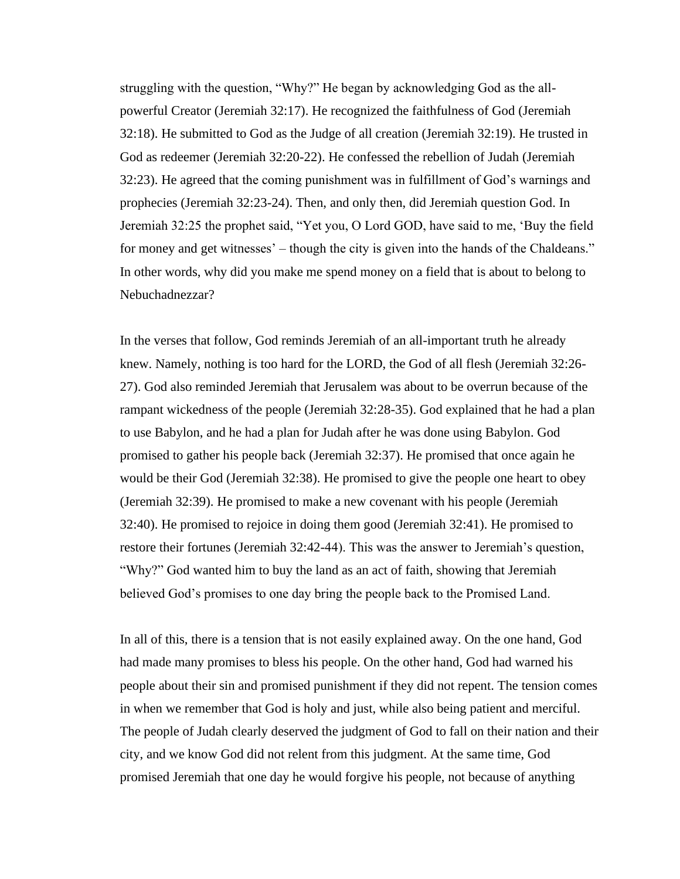struggling with the question, "Why?" He began by acknowledging God as the all-powerful Creator (Jeremiah 32:17). He recognized the faithfulness of God (Jeremiah 32:18). He submitted to God as the Judge of all creation (Jeremiah 32:19). He trusted in God as redeemer (Jeremiah 32:20-22). He confessed the rebellion of Judah (Jeremiah 32:23). He agreed that the coming punishment was in fulfillment of God's warnings and prophecies (Jeremiah 32:23-24). Then, and only then, did Jeremiah question God. In Jeremiah 32:25 the prophet said, "Yet you, O Lord GOD, have said to me, 'Buy the field for money and get witnesses' – though the city is given into the hands of the Chaldeans." In other words, why did you make me spend money on a field that is about to belong to Nebuchadnezzar?

In the verses that follow, God reminds Jeremiah of an all-important truth he already knew. Namely, nothing is too hard for the LORD, the God of all flesh (Jeremiah 32:26-27). God also reminded Jeremiah that Jerusalem was about to be overrun because of the rampant wickedness of the people (Jeremiah 32:28-35). God explained that he had a plan to use Babylon, and he had a plan for Judah after he was done using Babylon. God promised to gather his people back (Jeremiah 32:37). He promised that once again he would be their God (Jeremiah 32:38). He promised to give the people one heart to obey (Jeremiah 32:39). He promised to make a new covenant with his people (Jeremiah 32:40). He promised to rejoice in doing them good (Jeremiah 32:41). He promised to restore their fortunes (Jeremiah 32:42-44). This was the answer to Jeremiah's question, "Why?" God wanted him to buy the land as an act of faith, showing that Jeremiah believed God's promises to one day bring the people back to the Promised Land.

In all of this, there is a tension that is not easily explained away. On the one hand, God had made many promises to bless his people. On the other hand, God had warned his people about their sin and promised punishment if they did not repent. The tension comes in when we remember that God is holy and just, while also being patient and merciful. The people of Judah clearly deserved the judgment of God to fall on their nation and their city, and we know God did not relent from this judgment. At the same time, God promised Jeremiah that one day he would forgive his people, not because of anything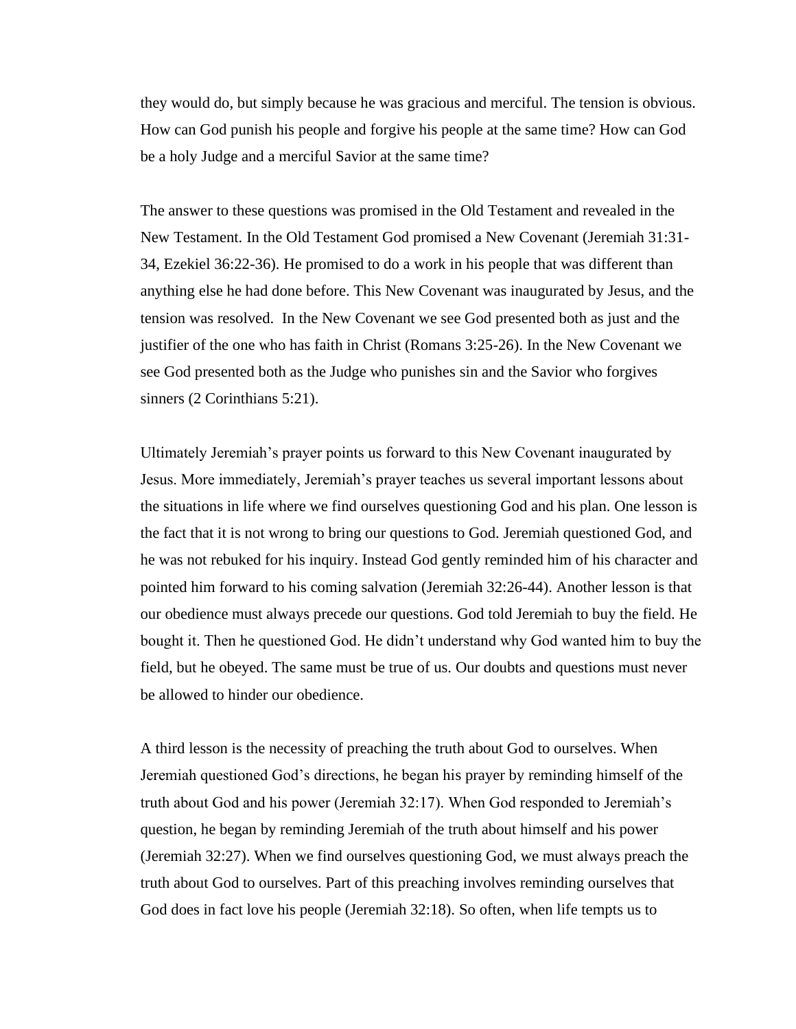they would do, but simply because he was gracious and merciful. The tension is obvious. How can God punish his people and forgive his people at the same time? How can God be a holy Judge and a merciful Savior at the same time?

The answer to these questions was promised in the Old Testament and revealed in the New Testament. In the Old Testament God promised a New Covenant (Jeremiah 31:31-34, Ezekiel 36:22-36). He promised to do a work in his people that was different than anything else he had done before. This New Covenant was inaugurated by Jesus, and the tension was resolved. In the New Covenant we see God presented both as just and the justifier of the one who has faith in Christ (Romans 3:25-26). In the New Covenant we see God presented both as the Judge who punishes sin and the Savior who forgives sinners (2 Corinthians 5:21).

Ultimately Jeremiah's prayer points us forward to this New Covenant inaugurated by Jesus. More immediately, Jeremiah's prayer teaches us several important lessons about the situations in life where we find ourselves questioning God and his plan. One lesson is the fact that it is not wrong to bring our questions to God. Jeremiah questioned God, and he was not rebuked for his inquiry. Instead God gently reminded him of his character and pointed him forward to his coming salvation (Jeremiah 32:26-44). Another lesson is that our obedience must always precede our questions. God told Jeremiah to buy the field. He bought it. Then he questioned God. He didn't understand why God wanted him to buy the field, but he obeyed. The same must be true of us. Our doubts and questions must never be allowed to hinder our obedience.

A third lesson is the necessity of preaching the truth about God to ourselves. When Jeremiah questioned God's directions, he began his prayer by reminding himself of the truth about God and his power (Jeremiah 32:17). When God responded to Jeremiah's question, he began by reminding Jeremiah of the truth about himself and his power (Jeremiah 32:27). When we find ourselves questioning God, we must always preach the truth about God to ourselves. Part of this preaching involves reminding ourselves that God does in fact love his people (Jeremiah 32:18). So often, when life tempts us to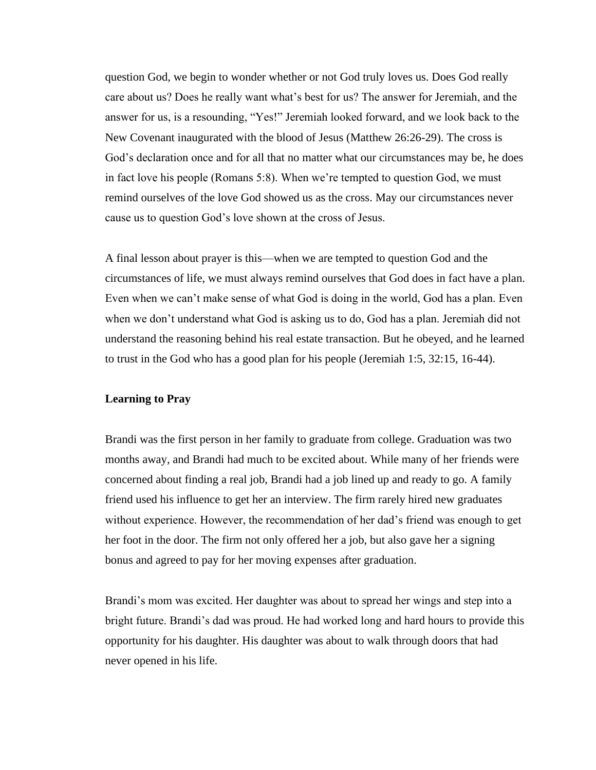question God, we begin to wonder whether or not God truly loves us. Does God really care about us? Does he really want what's best for us? The answer for Jeremiah, and the answer for us, is a resounding, "Yes!" Jeremiah looked forward, and we look back to the New Covenant inaugurated with the blood of Jesus (Matthew 26:26-29). The cross is God's declaration once and for all that no matter what our circumstances may be, he does in fact love his people (Romans 5:8). When we're tempted to question God, we must remind ourselves of the love God showed us as the cross. May our circumstances never cause us to question God's love shown at the cross of Jesus.

A final lesson about prayer is this—when we are tempted to question God and the circumstances of life, we must always remind ourselves that God does in fact have a plan. Even when we can't make sense of what God is doing in the world, God has a plan. Even when we don't understand what God is asking us to do, God has a plan. Jeremiah did not understand the reasoning behind his real estate transaction. But he obeyed, and he learned to trust in the God who has a good plan for his people (Jeremiah 1:5, 32:15, 16-44).

**Learning to Pray**

Brandi was the first person in her family to graduate from college. Graduation was two months away, and Brandi had much to be excited about. While many of her friends were concerned about finding a real job, Brandi had a job lined up and ready to go. A family friend used his influence to get her an interview. The firm rarely hired new graduates without experience. However, the recommendation of her dad's friend was enough to get her foot in the door. The firm not only offered her a job, but also gave her a signing bonus and agreed to pay for her moving expenses after graduation.

Brandi's mom was excited. Her daughter was about to spread her wings and step into a bright future. Brandi's dad was proud. He had worked long and hard hours to provide this opportunity for his daughter. His daughter was about to walk through doors that had never opened in his life.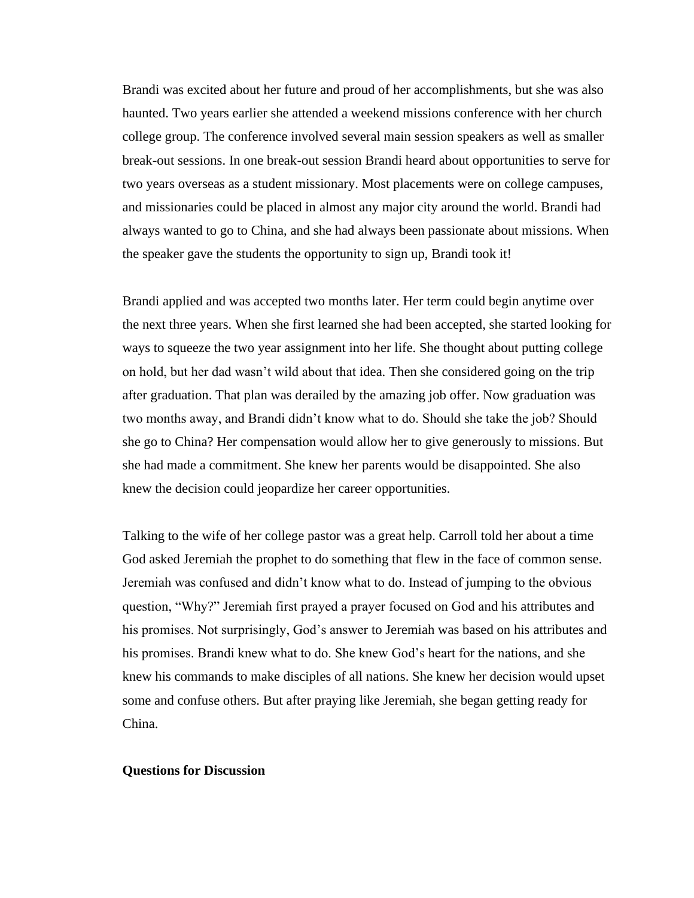Brandi was excited about her future and proud of her accomplishments, but she was also haunted. Two years earlier she attended a weekend missions conference with her church college group. The conference involved several main session speakers as well as smaller break-out sessions. In one break-out session Brandi heard about opportunities to serve for two years overseas as a student missionary. Most placements were on college campuses, and missionaries could be placed in almost any major city around the world. Brandi had always wanted to go to China, and she had always been passionate about missions. When the speaker gave the students the opportunity to sign up, Brandi took it!

Brandi applied and was accepted two months later. Her term could begin anytime over the next three years. When she first learned she had been accepted, she started looking for ways to squeeze the two year assignment into her life. She thought about putting college on hold, but her dad wasn't wild about that idea. Then she considered going on the trip after graduation. That plan was derailed by the amazing job offer. Now graduation was two months away, and Brandi didn't know what to do. Should she take the job? Should she go to China? Her compensation would allow her to give generously to missions. But she had made a commitment. She knew her parents would be disappointed. She also knew the decision could jeopardize her career opportunities.

Talking to the wife of her college pastor was a great help. Carroll told her about a time God asked Jeremiah the prophet to do something that flew in the face of common sense. Jeremiah was confused and didn't know what to do. Instead of jumping to the obvious question, "Why?" Jeremiah first prayed a prayer focused on God and his attributes and his promises. Not surprisingly, God's answer to Jeremiah was based on his attributes and his promises. Brandi knew what to do. She knew God's heart for the nations, and she knew his commands to make disciples of all nations. She knew her decision would upset some and confuse others. But after praying like Jeremiah, she began getting ready for China.

**Questions for Discussion**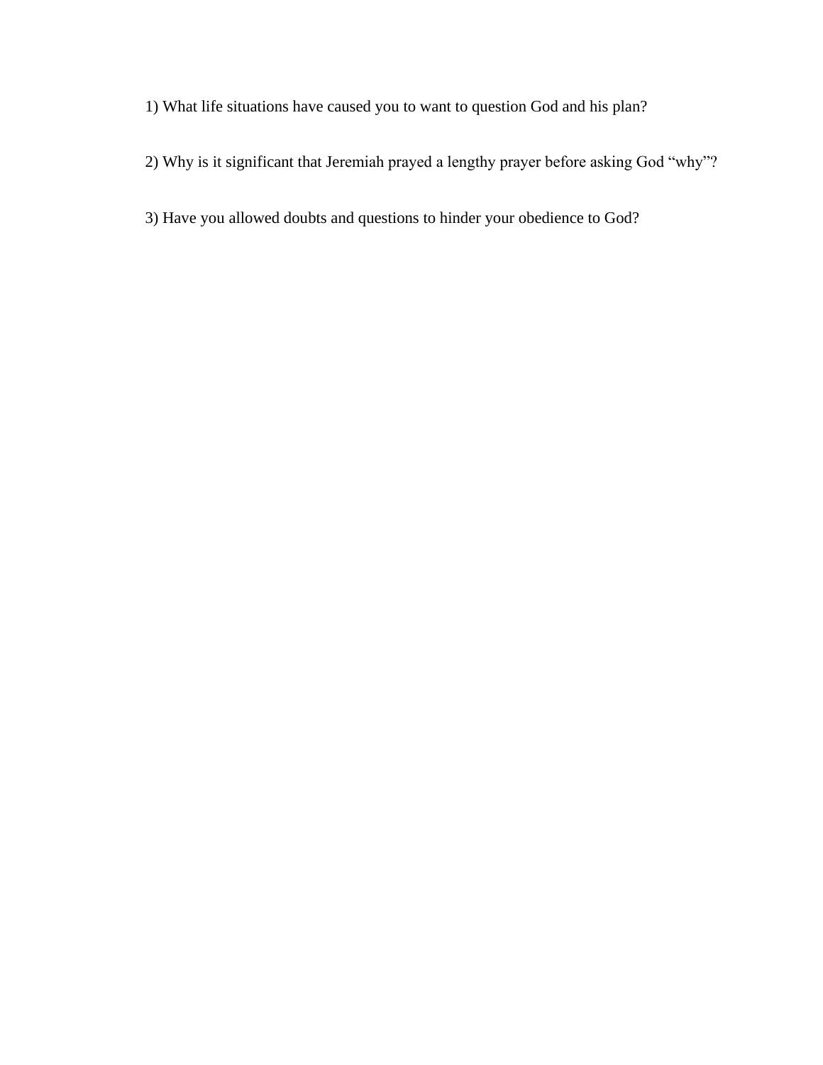1) What life situations have caused you to want to question God and his plan?

2) Why is it significant that Jeremiah prayed a lengthy prayer before asking God "why"?

3) Have you allowed doubts and questions to hinder your obedience to God?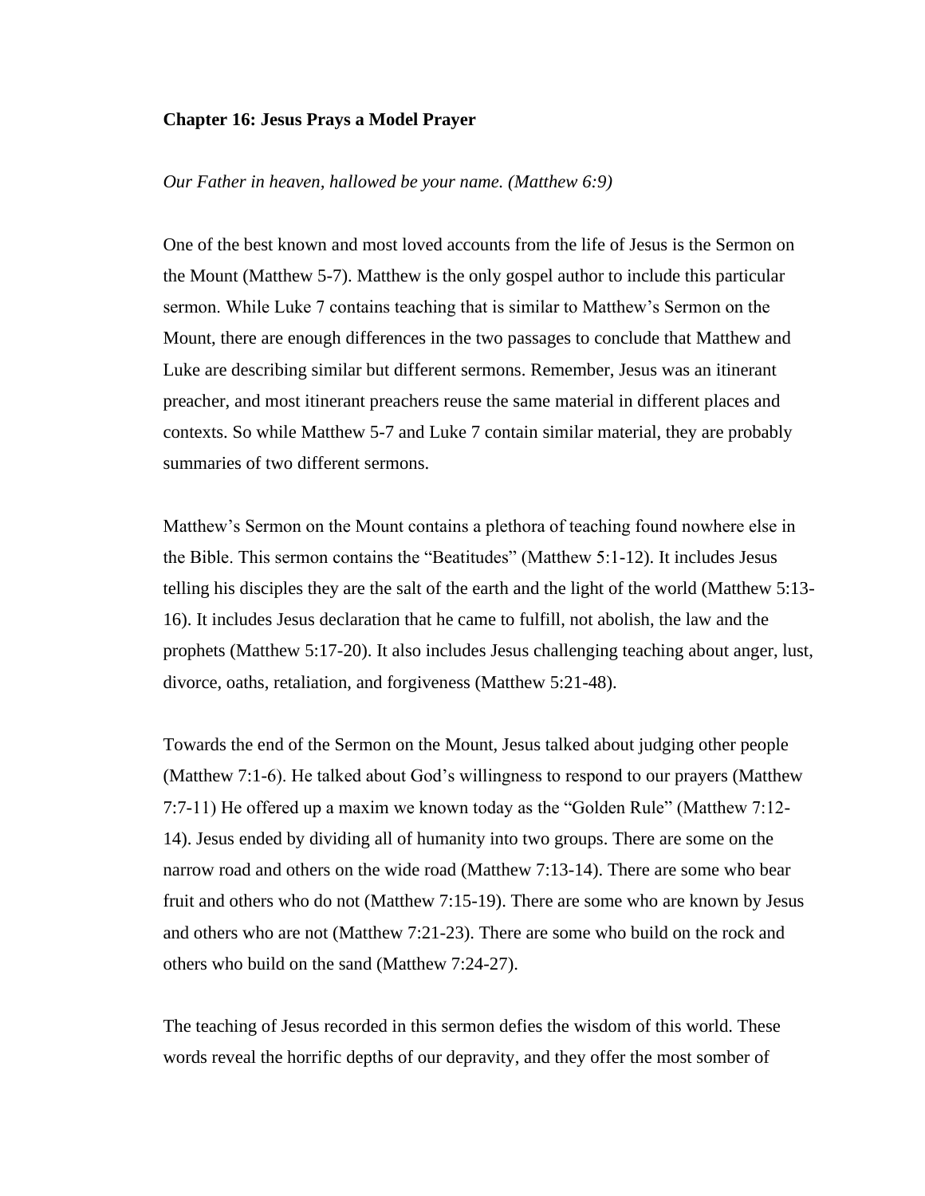**Chapter 16: Jesus Prays a Model Prayer**

*Our Father in heaven, hallowed be your name. (Matthew 6:9)*

One of the best known and most loved accounts from the life of Jesus is the Sermon on the Mount (Matthew 5-7). Matthew is the only gospel author to include this particular sermon. While Luke 7 contains teaching that is similar to Matthew's Sermon on the Mount, there are enough differences in the two passages to conclude that Matthew and Luke are describing similar but different sermons. Remember, Jesus was an itinerant preacher, and most itinerant preachers reuse the same material in different places and contexts. So while Matthew 5-7 and Luke 7 contain similar material, they are probably summaries of two different sermons.

Matthew's Sermon on the Mount contains a plethora of teaching found nowhere else in the Bible. This sermon contains the "Beatitudes" (Matthew 5:1-12). It includes Jesus telling his disciples they are the salt of the earth and the light of the world (Matthew 5:13-16). It includes Jesus declaration that he came to fulfill, not abolish, the law and the prophets (Matthew 5:17-20). It also includes Jesus challenging teaching about anger, lust, divorce, oaths, retaliation, and forgiveness (Matthew 5:21-48).

Towards the end of the Sermon on the Mount, Jesus talked about judging other people (Matthew 7:1-6). He talked about God's willingness to respond to our prayers (Matthew 7:7-11) He offered up a maxim we known today as the "Golden Rule" (Matthew 7:12-14). Jesus ended by dividing all of humanity into two groups. There are some on the narrow road and others on the wide road (Matthew 7:13-14). There are some who bear fruit and others who do not (Matthew 7:15-19). There are some who are known by Jesus and others who are not (Matthew 7:21-23). There are some who build on the rock and others who build on the sand (Matthew 7:24-27).

The teaching of Jesus recorded in this sermon defies the wisdom of this world. These words reveal the horrific depths of our depravity, and they offer the most somber of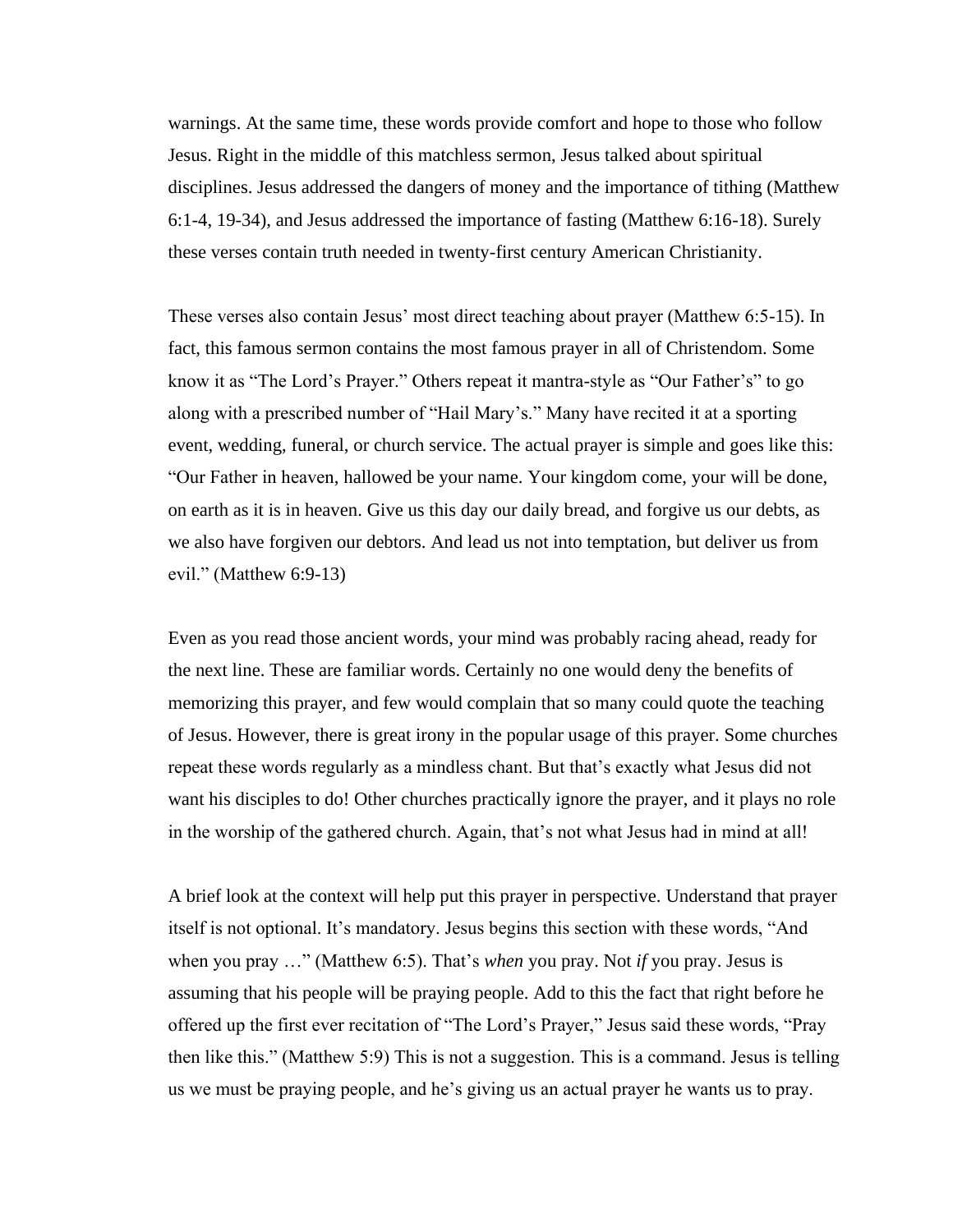warnings. At the same time, these words provide comfort and hope to those who follow Jesus. Right in the middle of this matchless sermon, Jesus talked about spiritual disciplines. Jesus addressed the dangers of money and the importance of tithing (Matthew 6:1-4, 19-34), and Jesus addressed the importance of fasting (Matthew 6:16-18). Surely these verses contain truth needed in twenty-first century American Christianity.

These verses also contain Jesus' most direct teaching about prayer (Matthew 6:5-15). In fact, this famous sermon contains the most famous prayer in all of Christendom. Some know it as "The Lord's Prayer." Others repeat it mantra-style as "Our Father's" to go along with a prescribed number of "Hail Mary's." Many have recited it at a sporting event, wedding, funeral, or church service. The actual prayer is simple and goes like this: "Our Father in heaven, hallowed be your name. Your kingdom come, your will be done, on earth as it is in heaven. Give us this day our daily bread, and forgive us our debts, as we also have forgiven our debtors. And lead us not into temptation, but deliver us from evil." (Matthew 6:9-13)

Even as you read those ancient words, your mind was probably racing ahead, ready for the next line. These are familiar words. Certainly no one would deny the benefits of memorizing this prayer, and few would complain that so many could quote the teaching of Jesus. However, there is great irony in the popular usage of this prayer. Some churches repeat these words regularly as a mindless chant. But that's exactly what Jesus did not want his disciples to do! Other churches practically ignore the prayer, and it plays no role in the worship of the gathered church. Again, that's not what Jesus had in mind at all!

A brief look at the context will help put this prayer in perspective. Understand that prayer itself is not optional. It's mandatory. Jesus begins this section with these words, "And when you pray …" (Matthew 6:5). That's *when* you pray. Not *if* you pray. Jesus is assuming that his people will be praying people. Add to this the fact that right before he offered up the first ever recitation of "The Lord's Prayer," Jesus said these words, "Pray then like this." (Matthew 5:9) This is not a suggestion. This is a command. Jesus is telling us we must be praying people, and he's giving us an actual prayer he wants us to pray.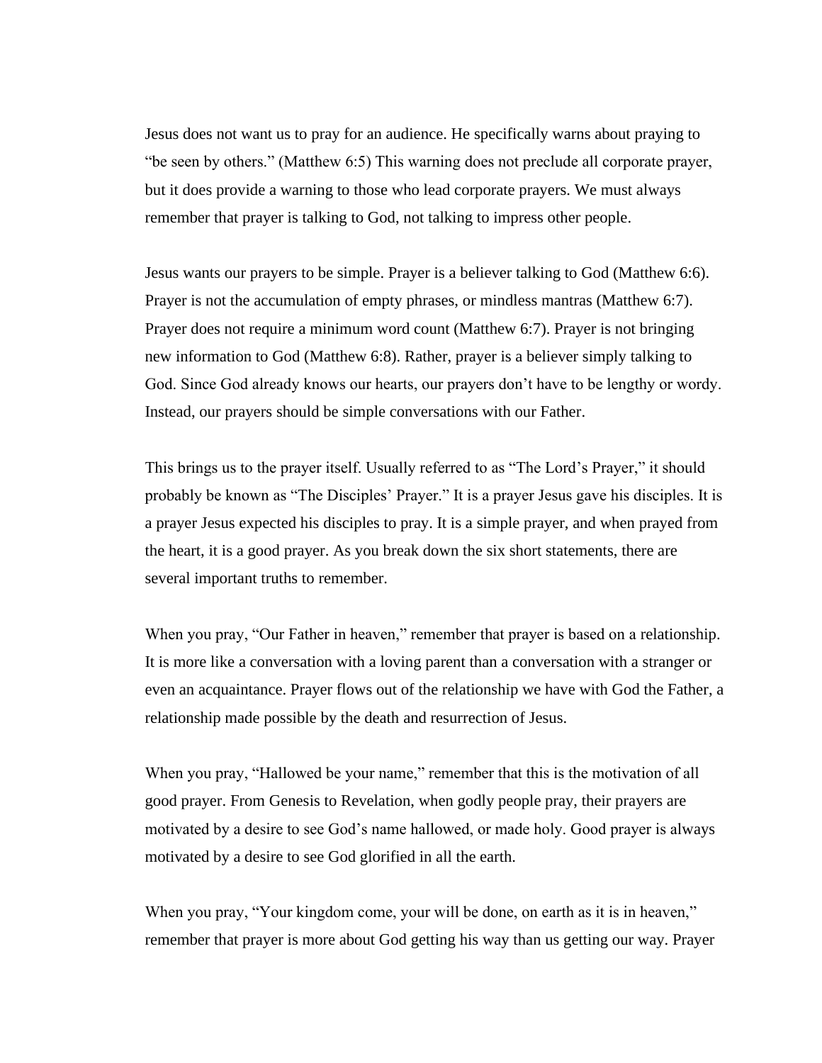Jesus does not want us to pray for an audience. He specifically warns about praying to "be seen by others." (Matthew 6:5) This warning does not preclude all corporate prayer, but it does provide a warning to those who lead corporate prayers. We must always remember that prayer is talking to God, not talking to impress other people.

Jesus wants our prayers to be simple. Prayer is a believer talking to God (Matthew 6:6). Prayer is not the accumulation of empty phrases, or mindless mantras (Matthew 6:7). Prayer does not require a minimum word count (Matthew 6:7). Prayer is not bringing new information to God (Matthew 6:8). Rather, prayer is a believer simply talking to God. Since God already knows our hearts, our prayers don't have to be lengthy or wordy. Instead, our prayers should be simple conversations with our Father.

This brings us to the prayer itself. Usually referred to as "The Lord's Prayer," it should probably be known as "The Disciples' Prayer." It is a prayer Jesus gave his disciples. It is a prayer Jesus expected his disciples to pray. It is a simple prayer, and when prayed from the heart, it is a good prayer. As you break down the six short statements, there are several important truths to remember.

When you pray, "Our Father in heaven," remember that prayer is based on a relationship. It is more like a conversation with a loving parent than a conversation with a stranger or even an acquaintance. Prayer flows out of the relationship we have with God the Father, a relationship made possible by the death and resurrection of Jesus.

When you pray, "Hallowed be your name," remember that this is the motivation of all good prayer. From Genesis to Revelation, when godly people pray, their prayers are motivated by a desire to see God's name hallowed, or made holy. Good prayer is always motivated by a desire to see God glorified in all the earth.

When you pray, "Your kingdom come, your will be done, on earth as it is in heaven," remember that prayer is more about God getting his way than us getting our way. Prayer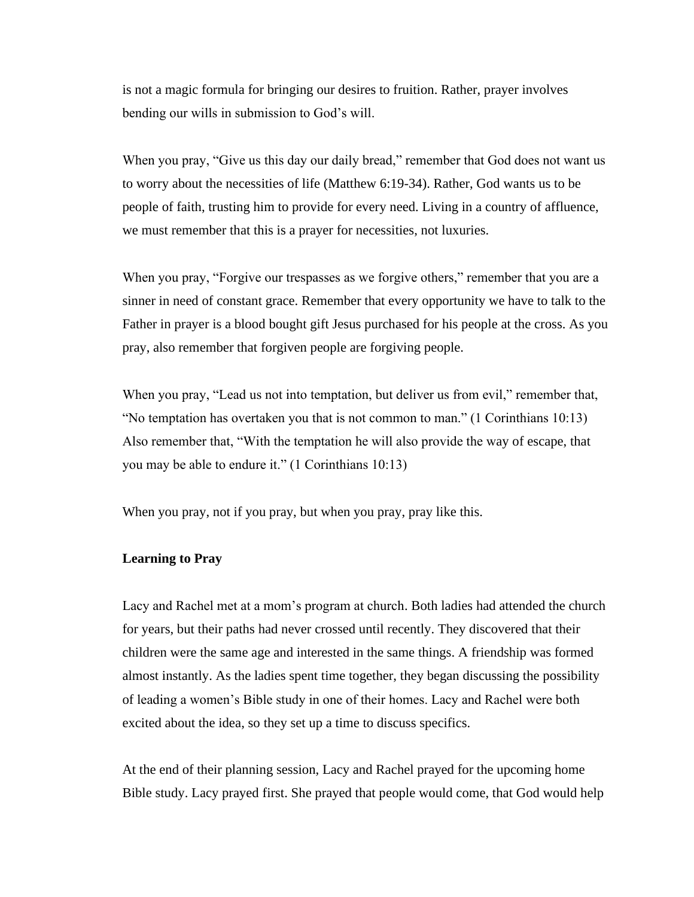is not a magic formula for bringing our desires to fruition. Rather, prayer involves bending our wills in submission to God's will.

When you pray, "Give us this day our daily bread," remember that God does not want us to worry about the necessities of life (Matthew 6:19-34). Rather, God wants us to be people of faith, trusting him to provide for every need. Living in a country of affluence, we must remember that this is a prayer for necessities, not luxuries.

When you pray, "Forgive our trespasses as we forgive others," remember that you are a sinner in need of constant grace. Remember that every opportunity we have to talk to the Father in prayer is a blood bought gift Jesus purchased for his people at the cross. As you pray, also remember that forgiven people are forgiving people.

When you pray, "Lead us not into temptation, but deliver us from evil," remember that, "No temptation has overtaken you that is not common to man." (1 Corinthians 10:13) Also remember that, "With the temptation he will also provide the way of escape, that you may be able to endure it." (1 Corinthians 10:13)

When you pray, not if you pray, but when you pray, pray like this.

**Learning to Pray**

Lacy and Rachel met at a mom's program at church. Both ladies had attended the church for years, but their paths had never crossed until recently. They discovered that their children were the same age and interested in the same things. A friendship was formed almost instantly. As the ladies spent time together, they began discussing the possibility of leading a women's Bible study in one of their homes. Lacy and Rachel were both excited about the idea, so they set up a time to discuss specifics.

At the end of their planning session, Lacy and Rachel prayed for the upcoming home Bible study. Lacy prayed first. She prayed that people would come, that God would help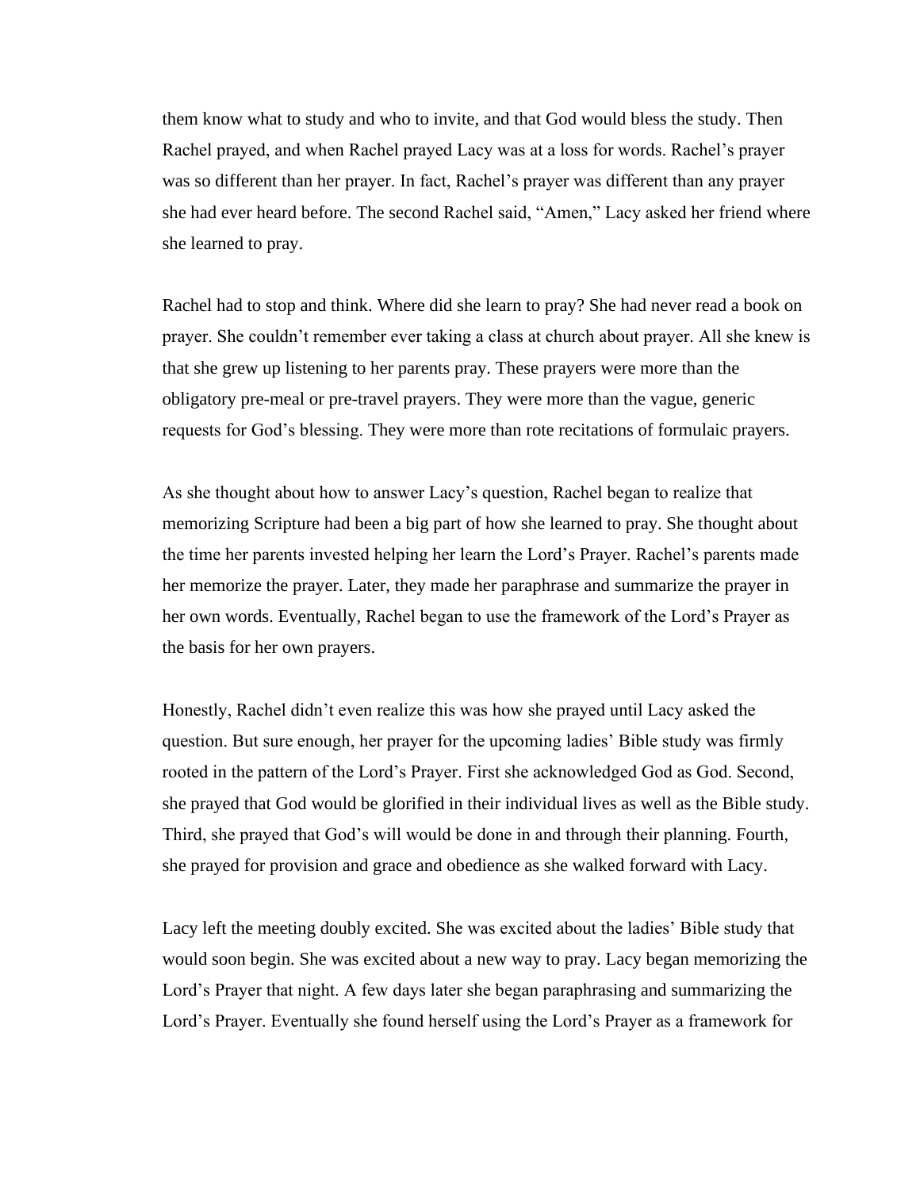them know what to study and who to invite, and that God would bless the study. Then Rachel prayed, and when Rachel prayed Lacy was at a loss for words. Rachel's prayer was so different than her prayer. In fact, Rachel's prayer was different than any prayer she had ever heard before. The second Rachel said, "Amen," Lacy asked her friend where she learned to pray.

Rachel had to stop and think. Where did she learn to pray? She had never read a book on prayer. She couldn't remember ever taking a class at church about prayer. All she knew is that she grew up listening to her parents pray. These prayers were more than the obligatory pre-meal or pre-travel prayers. They were more than the vague, generic requests for God's blessing. They were more than rote recitations of formulaic prayers.

As she thought about how to answer Lacy's question, Rachel began to realize that memorizing Scripture had been a big part of how she learned to pray. She thought about the time her parents invested helping her learn the Lord's Prayer. Rachel's parents made her memorize the prayer. Later, they made her paraphrase and summarize the prayer in her own words. Eventually, Rachel began to use the framework of the Lord's Prayer as the basis for her own prayers.

Honestly, Rachel didn't even realize this was how she prayed until Lacy asked the question. But sure enough, her prayer for the upcoming ladies' Bible study was firmly rooted in the pattern of the Lord's Prayer. First she acknowledged God as God. Second, she prayed that God would be glorified in their individual lives as well as the Bible study. Third, she prayed that God's will would be done in and through their planning. Fourth, she prayed for provision and grace and obedience as she walked forward with Lacy.

Lacy left the meeting doubly excited. She was excited about the ladies' Bible study that would soon begin. She was excited about a new way to pray. Lacy began memorizing the Lord's Prayer that night. A few days later she began paraphrasing and summarizing the Lord's Prayer. Eventually she found herself using the Lord's Prayer as a framework for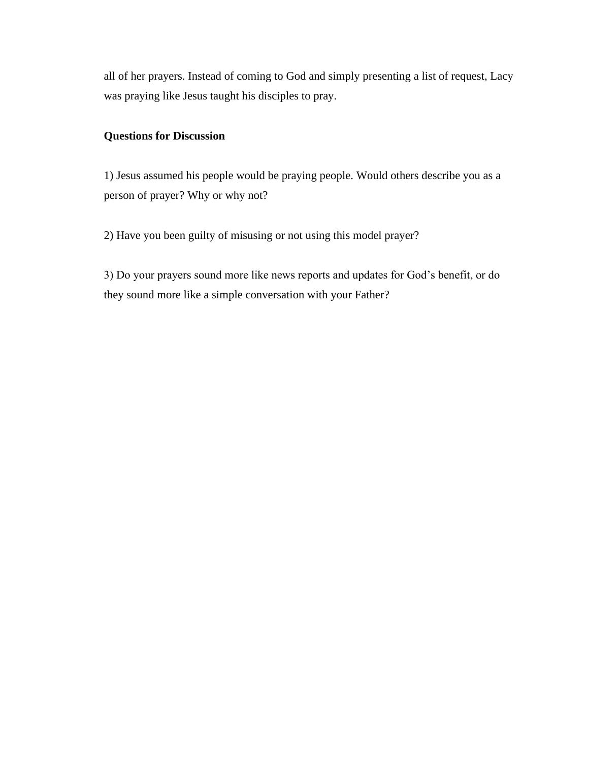all of her prayers. Instead of coming to God and simply presenting a list of request, Lacy was praying like Jesus taught his disciples to pray.

**Questions for Discussion**

1) Jesus assumed his people would be praying people. Would others describe you as a person of prayer? Why or why not?

2) Have you been guilty of misusing or not using this model prayer?

3) Do your prayers sound more like news reports and updates for God's benefit, or do they sound more like a simple conversation with your Father?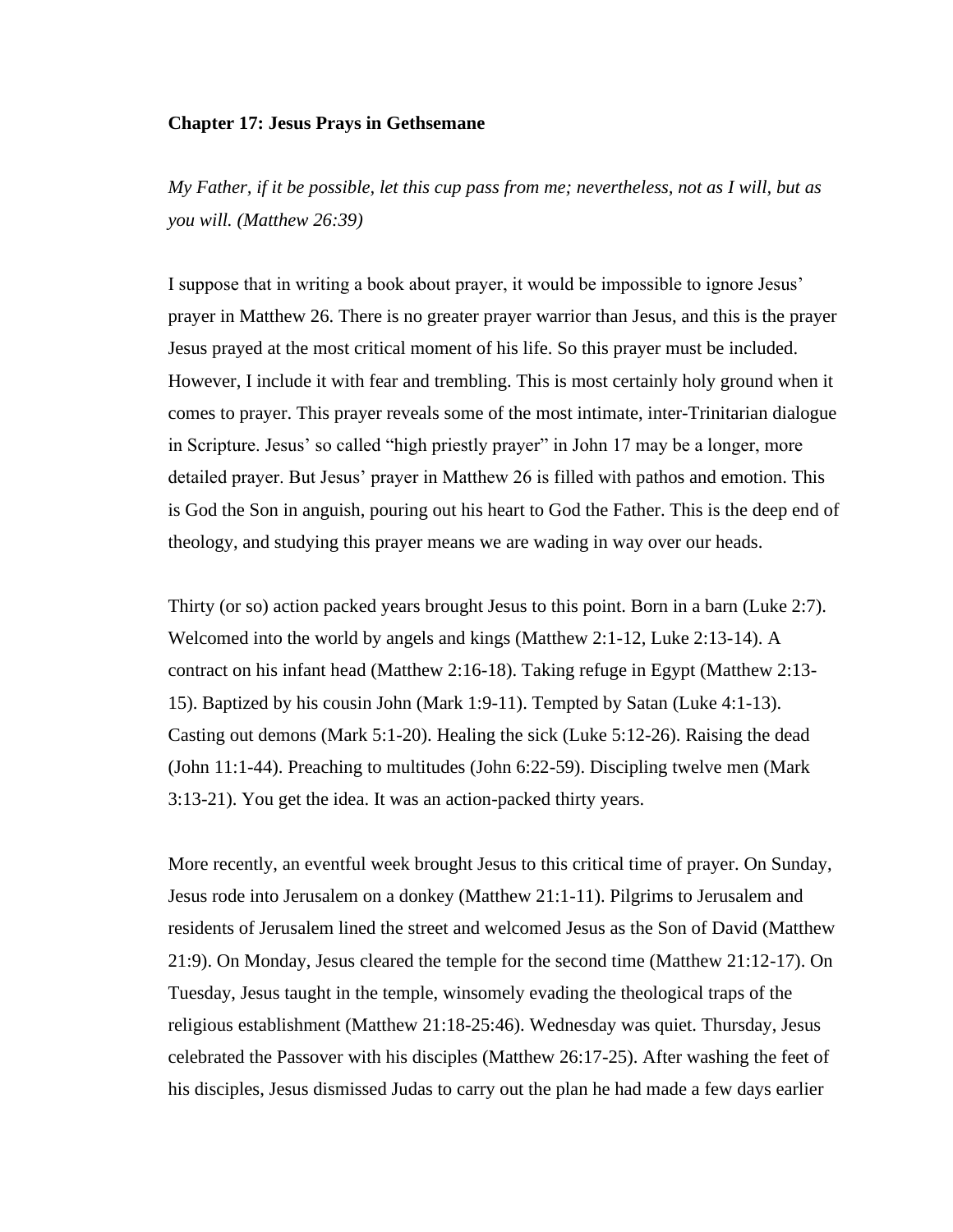**Chapter 17: Jesus Prays in Gethsemane**

*My Father, if it be possible, let this cup pass from me; nevertheless, not as I will, but as you will. (Matthew 26:39)*

I suppose that in writing a book about prayer, it would be impossible to ignore Jesus' prayer in Matthew 26. There is no greater prayer warrior than Jesus, and this is the prayer Jesus prayed at the most critical moment of his life. So this prayer must be included. However, I include it with fear and trembling. This is most certainly holy ground when it comes to prayer. This prayer reveals some of the most intimate, inter-Trinitarian dialogue in Scripture. Jesus' so called "high priestly prayer" in John 17 may be a longer, more detailed prayer. But Jesus' prayer in Matthew 26 is filled with pathos and emotion. This is God the Son in anguish, pouring out his heart to God the Father. This is the deep end of theology, and studying this prayer means we are wading in way over our heads.

Thirty (or so) action packed years brought Jesus to this point. Born in a barn (Luke 2:7). Welcomed into the world by angels and kings (Matthew 2:1-12, Luke 2:13-14). A contract on his infant head (Matthew 2:16-18). Taking refuge in Egypt (Matthew 2:13-15). Baptized by his cousin John (Mark 1:9-11). Tempted by Satan (Luke 4:1-13). Casting out demons (Mark 5:1-20). Healing the sick (Luke 5:12-26). Raising the dead (John 11:1-44). Preaching to multitudes (John 6:22-59). Discipling twelve men (Mark 3:13-21). You get the idea. It was an action-packed thirty years.

More recently, an eventful week brought Jesus to this critical time of prayer. On Sunday, Jesus rode into Jerusalem on a donkey (Matthew 21:1-11). Pilgrims to Jerusalem and residents of Jerusalem lined the street and welcomed Jesus as the Son of David (Matthew 21:9). On Monday, Jesus cleared the temple for the second time (Matthew 21:12-17). On Tuesday, Jesus taught in the temple, winsomely evading the theological traps of the religious establishment (Matthew 21:18-25:46). Wednesday was quiet. Thursday, Jesus celebrated the Passover with his disciples (Matthew 26:17-25). After washing the feet of his disciples, Jesus dismissed Judas to carry out the plan he had made a few days earlier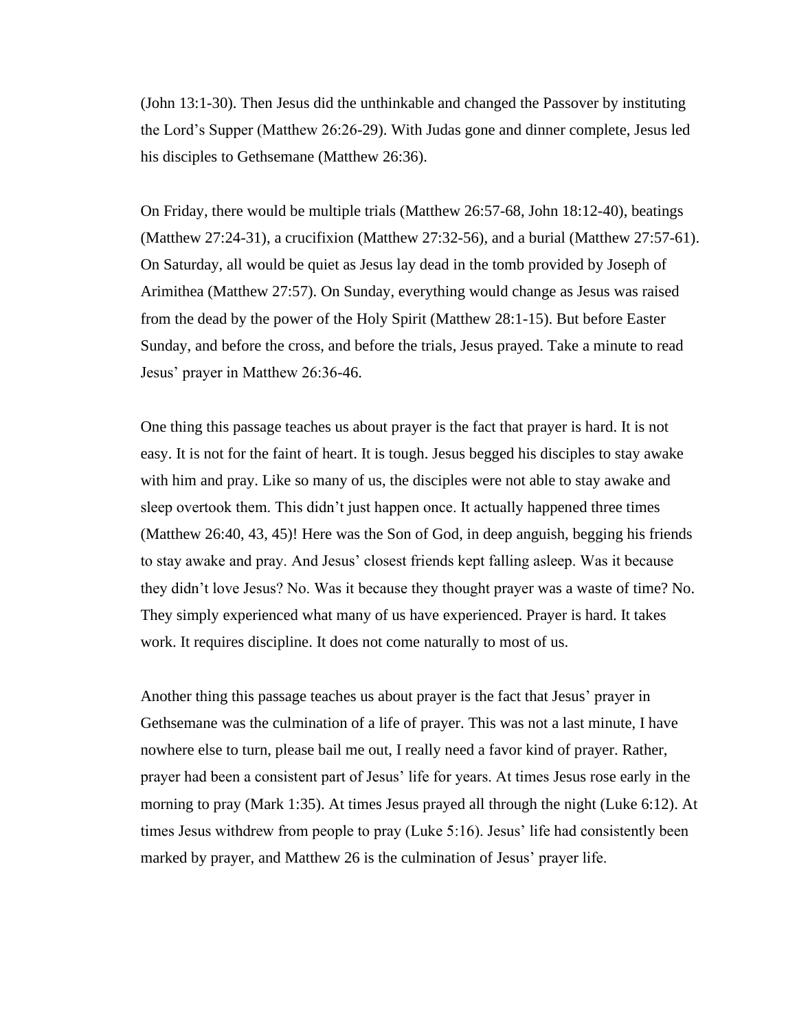(John 13:1-30). Then Jesus did the unthinkable and changed the Passover by instituting the Lord's Supper (Matthew 26:26-29). With Judas gone and dinner complete, Jesus led his disciples to Gethsemane (Matthew 26:36).

On Friday, there would be multiple trials (Matthew 26:57-68, John 18:12-40), beatings (Matthew 27:24-31), a crucifixion (Matthew 27:32-56), and a burial (Matthew 27:57-61). On Saturday, all would be quiet as Jesus lay dead in the tomb provided by Joseph of Arimithea (Matthew 27:57). On Sunday, everything would change as Jesus was raised from the dead by the power of the Holy Spirit (Matthew 28:1-15). But before Easter Sunday, and before the cross, and before the trials, Jesus prayed. Take a minute to read Jesus' prayer in Matthew 26:36-46.

One thing this passage teaches us about prayer is the fact that prayer is hard. It is not easy. It is not for the faint of heart. It is tough. Jesus begged his disciples to stay awake with him and pray. Like so many of us, the disciples were not able to stay awake and sleep overtook them. This didn't just happen once. It actually happened three times (Matthew 26:40, 43, 45)! Here was the Son of God, in deep anguish, begging his friends to stay awake and pray. And Jesus' closest friends kept falling asleep. Was it because they didn't love Jesus? No. Was it because they thought prayer was a waste of time? No. They simply experienced what many of us have experienced. Prayer is hard. It takes work. It requires discipline. It does not come naturally to most of us.

Another thing this passage teaches us about prayer is the fact that Jesus' prayer in Gethsemane was the culmination of a life of prayer. This was not a last minute, I have nowhere else to turn, please bail me out, I really need a favor kind of prayer. Rather, prayer had been a consistent part of Jesus' life for years. At times Jesus rose early in the morning to pray (Mark 1:35). At times Jesus prayed all through the night (Luke 6:12). At times Jesus withdrew from people to pray (Luke 5:16). Jesus' life had consistently been marked by prayer, and Matthew 26 is the culmination of Jesus' prayer life.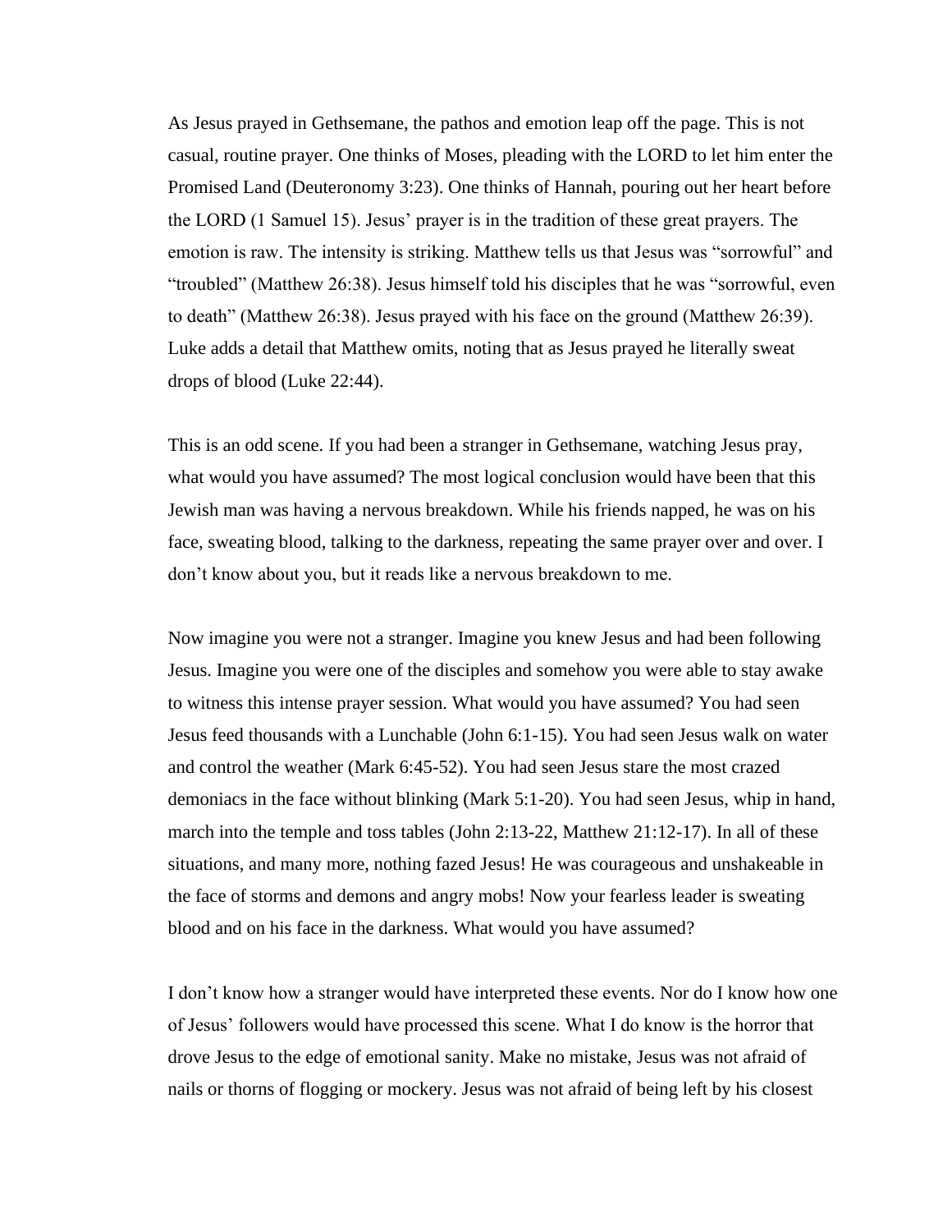As Jesus prayed in Gethsemane, the pathos and emotion leap off the page. This is not casual, routine prayer. One thinks of Moses, pleading with the LORD to let him enter the Promised Land (Deuteronomy 3:23). One thinks of Hannah, pouring out her heart before the LORD (1 Samuel 15). Jesus' prayer is in the tradition of these great prayers. The emotion is raw. The intensity is striking. Matthew tells us that Jesus was "sorrowful" and "troubled" (Matthew 26:38). Jesus himself told his disciples that he was "sorrowful, even to death" (Matthew 26:38). Jesus prayed with his face on the ground (Matthew 26:39). Luke adds a detail that Matthew omits, noting that as Jesus prayed he literally sweat drops of blood (Luke 22:44).

This is an odd scene. If you had been a stranger in Gethsemane, watching Jesus pray, what would you have assumed? The most logical conclusion would have been that this Jewish man was having a nervous breakdown. While his friends napped, he was on his face, sweating blood, talking to the darkness, repeating the same prayer over and over. I don't know about you, but it reads like a nervous breakdown to me.

Now imagine you were not a stranger. Imagine you knew Jesus and had been following Jesus. Imagine you were one of the disciples and somehow you were able to stay awake to witness this intense prayer session. What would you have assumed? You had seen Jesus feed thousands with a Lunchable (John 6:1-15). You had seen Jesus walk on water and control the weather (Mark 6:45-52). You had seen Jesus stare the most crazed demoniacs in the face without blinking (Mark 5:1-20). You had seen Jesus, whip in hand, march into the temple and toss tables (John 2:13-22, Matthew 21:12-17). In all of these situations, and many more, nothing fazed Jesus! He was courageous and unshakeable in the face of storms and demons and angry mobs! Now your fearless leader is sweating blood and on his face in the darkness. What would you have assumed?

I don't know how a stranger would have interpreted these events. Nor do I know how one of Jesus' followers would have processed this scene. What I do know is the horror that drove Jesus to the edge of emotional sanity. Make no mistake, Jesus was not afraid of nails or thorns of flogging or mockery. Jesus was not afraid of being left by his closest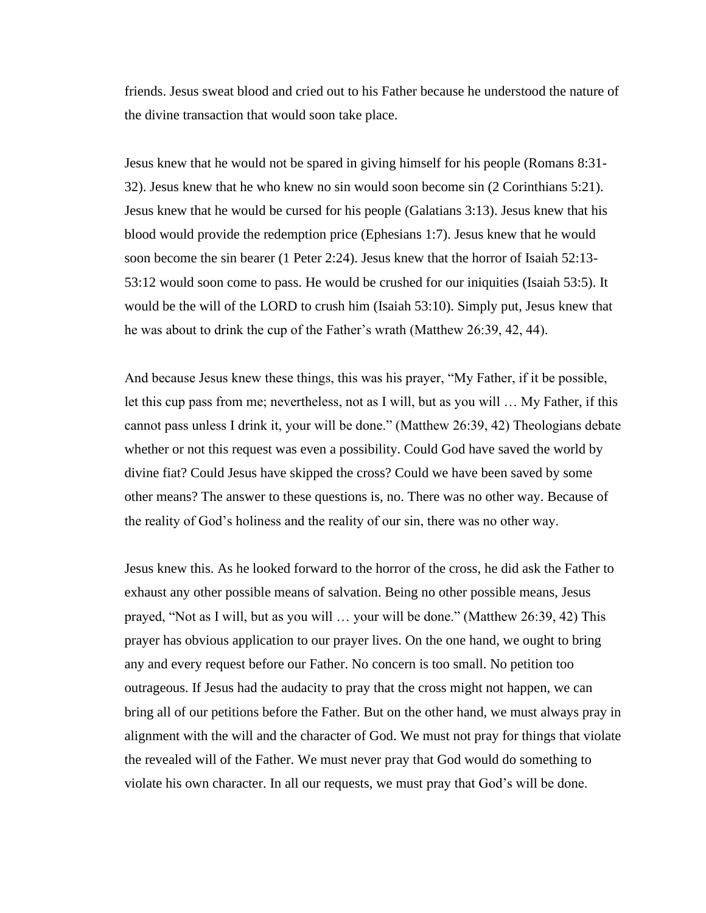friends. Jesus sweat blood and cried out to his Father because he understood the nature of the divine transaction that would soon take place.

Jesus knew that he would not be spared in giving himself for his people (Romans 8:31-32). Jesus knew that he who knew no sin would soon become sin (2 Corinthians 5:21). Jesus knew that he would be cursed for his people (Galatians 3:13). Jesus knew that his blood would provide the redemption price (Ephesians 1:7). Jesus knew that he would soon become the sin bearer (1 Peter 2:24). Jesus knew that the horror of Isaiah 52:13-53:12 would soon come to pass. He would be crushed for our iniquities (Isaiah 53:5). It would be the will of the LORD to crush him (Isaiah 53:10). Simply put, Jesus knew that he was about to drink the cup of the Father's wrath (Matthew 26:39, 42, 44).

And because Jesus knew these things, this was his prayer, "My Father, if it be possible, let this cup pass from me; nevertheless, not as I will, but as you will … My Father, if this cannot pass unless I drink it, your will be done." (Matthew 26:39, 42) Theologians debate whether or not this request was even a possibility. Could God have saved the world by divine fiat? Could Jesus have skipped the cross? Could we have been saved by some other means? The answer to these questions is, no. There was no other way. Because of the reality of God's holiness and the reality of our sin, there was no other way.

Jesus knew this. As he looked forward to the horror of the cross, he did ask the Father to exhaust any other possible means of salvation. Being no other possible means, Jesus prayed, "Not as I will, but as you will … your will be done." (Matthew 26:39, 42) This prayer has obvious application to our prayer lives. On the one hand, we ought to bring any and every request before our Father. No concern is too small. No petition too outrageous. If Jesus had the audacity to pray that the cross might not happen, we can bring all of our petitions before the Father. But on the other hand, we must always pray in alignment with the will and the character of God. We must not pray for things that violate the revealed will of the Father. We must never pray that God would do something to violate his own character. In all our requests, we must pray that God's will be done.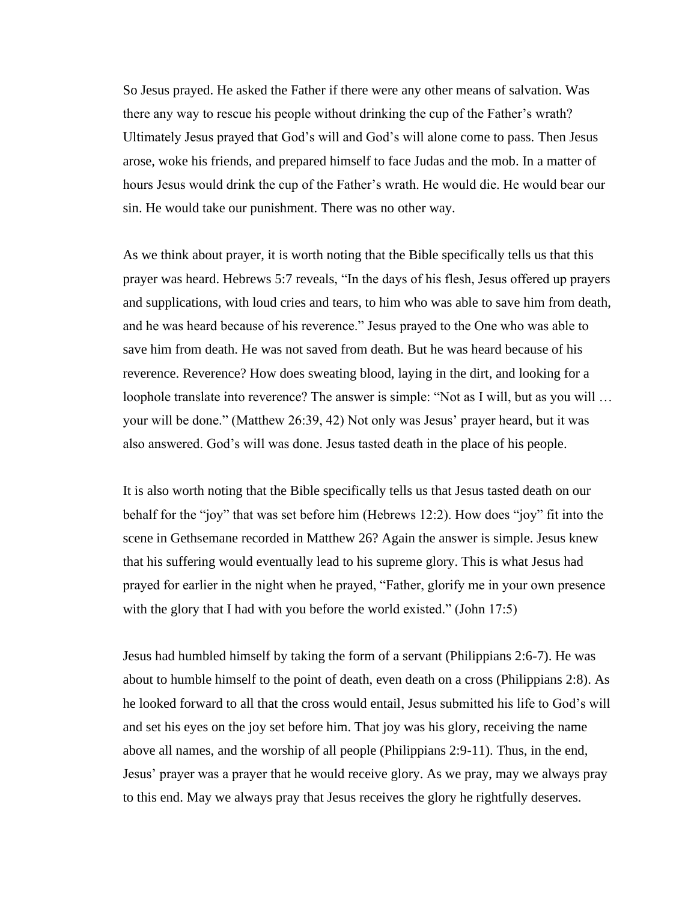So Jesus prayed. He asked the Father if there were any other means of salvation. Was there any way to rescue his people without drinking the cup of the Father's wrath? Ultimately Jesus prayed that God's will and God's will alone come to pass. Then Jesus arose, woke his friends, and prepared himself to face Judas and the mob. In a matter of hours Jesus would drink the cup of the Father's wrath. He would die. He would bear our sin. He would take our punishment. There was no other way.

As we think about prayer, it is worth noting that the Bible specifically tells us that this prayer was heard. Hebrews 5:7 reveals, "In the days of his flesh, Jesus offered up prayers and supplications, with loud cries and tears, to him who was able to save him from death, and he was heard because of his reverence." Jesus prayed to the One who was able to save him from death. He was not saved from death. But he was heard because of his reverence. Reverence? How does sweating blood, laying in the dirt, and looking for a loophole translate into reverence? The answer is simple: "Not as I will, but as you will … your will be done." (Matthew 26:39, 42) Not only was Jesus' prayer heard, but it was also answered. God's will was done. Jesus tasted death in the place of his people.

It is also worth noting that the Bible specifically tells us that Jesus tasted death on our behalf for the "joy" that was set before him (Hebrews 12:2). How does "joy" fit into the scene in Gethsemane recorded in Matthew 26? Again the answer is simple. Jesus knew that his suffering would eventually lead to his supreme glory. This is what Jesus had prayed for earlier in the night when he prayed, "Father, glorify me in your own presence with the glory that I had with you before the world existed." (John 17:5)

Jesus had humbled himself by taking the form of a servant (Philippians 2:6-7). He was about to humble himself to the point of death, even death on a cross (Philippians 2:8). As he looked forward to all that the cross would entail, Jesus submitted his life to God's will and set his eyes on the joy set before him. That joy was his glory, receiving the name above all names, and the worship of all people (Philippians 2:9-11). Thus, in the end, Jesus' prayer was a prayer that he would receive glory. As we pray, may we always pray to this end. May we always pray that Jesus receives the glory he rightfully deserves.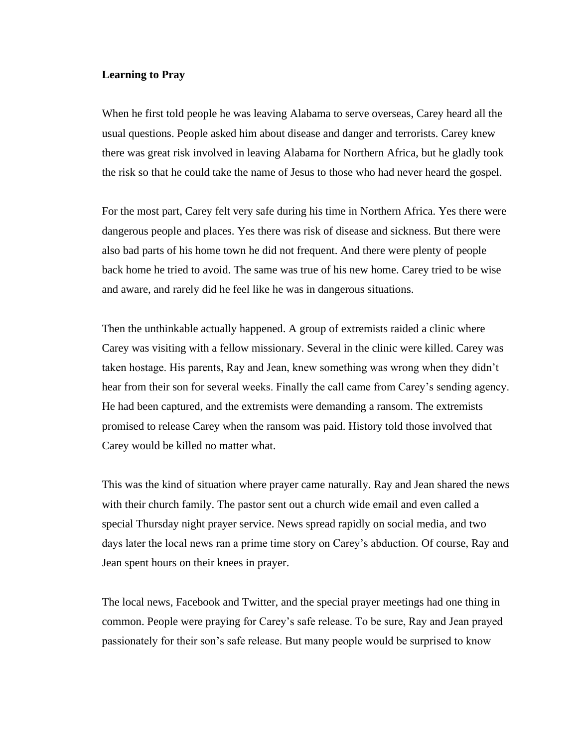**Learning to Pray**

When he first told people he was leaving Alabama to serve overseas, Carey heard all the usual questions. People asked him about disease and danger and terrorists. Carey knew there was great risk involved in leaving Alabama for Northern Africa, but he gladly took the risk so that he could take the name of Jesus to those who had never heard the gospel.

For the most part, Carey felt very safe during his time in Northern Africa. Yes there were dangerous people and places. Yes there was risk of disease and sickness. But there were also bad parts of his home town he did not frequent. And there were plenty of people back home he tried to avoid. The same was true of his new home. Carey tried to be wise and aware, and rarely did he feel like he was in dangerous situations.

Then the unthinkable actually happened. A group of extremists raided a clinic where Carey was visiting with a fellow missionary. Several in the clinic were killed. Carey was taken hostage. His parents, Ray and Jean, knew something was wrong when they didn't hear from their son for several weeks. Finally the call came from Carey's sending agency. He had been captured, and the extremists were demanding a ransom. The extremists promised to release Carey when the ransom was paid. History told those involved that Carey would be killed no matter what.

This was the kind of situation where prayer came naturally. Ray and Jean shared the news with their church family. The pastor sent out a church wide email and even called a special Thursday night prayer service. News spread rapidly on social media, and two days later the local news ran a prime time story on Carey's abduction. Of course, Ray and Jean spent hours on their knees in prayer.

The local news, Facebook and Twitter, and the special prayer meetings had one thing in common. People were praying for Carey's safe release. To be sure, Ray and Jean prayed passionately for their son's safe release. But many people would be surprised to know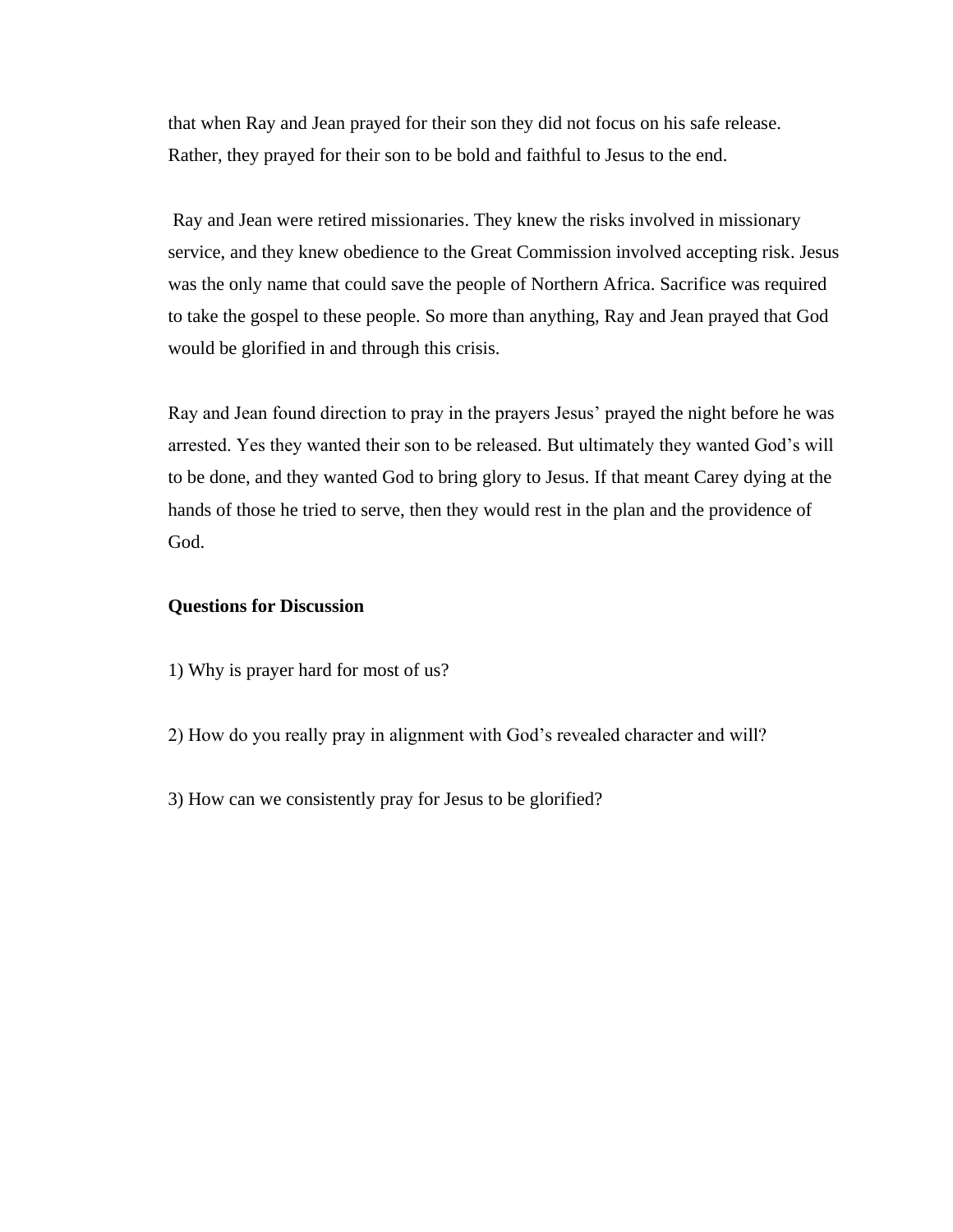that when Ray and Jean prayed for their son they did not focus on his safe release. Rather, they prayed for their son to be bold and faithful to Jesus to the end.

Ray and Jean were retired missionaries. They knew the risks involved in missionary service, and they knew obedience to the Great Commission involved accepting risk. Jesus was the only name that could save the people of Northern Africa. Sacrifice was required to take the gospel to these people. So more than anything, Ray and Jean prayed that God would be glorified in and through this crisis.

Ray and Jean found direction to pray in the prayers Jesus' prayed the night before he was arrested. Yes they wanted their son to be released. But ultimately they wanted God's will to be done, and they wanted God to bring glory to Jesus. If that meant Carey dying at the hands of those he tried to serve, then they would rest in the plan and the providence of God.

**Questions for Discussion**

1) Why is prayer hard for most of us?

2) How do you really pray in alignment with God's revealed character and will?

3) How can we consistently pray for Jesus to be glorified?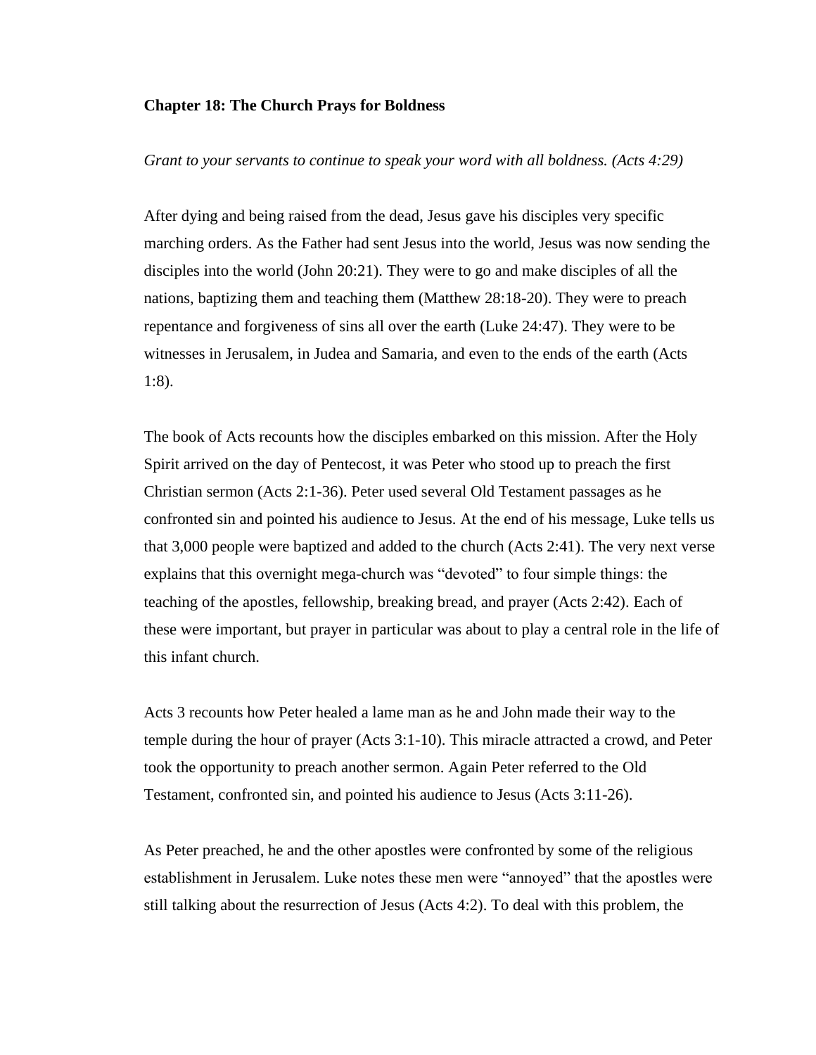**Chapter 18: The Church Prays for Boldness**

*Grant to your servants to continue to speak your word with all boldness. (Acts 4:29)*

After dying and being raised from the dead, Jesus gave his disciples very specific marching orders. As the Father had sent Jesus into the world, Jesus was now sending the disciples into the world (John 20:21). They were to go and make disciples of all the nations, baptizing them and teaching them (Matthew 28:18-20). They were to preach repentance and forgiveness of sins all over the earth (Luke 24:47). They were to be witnesses in Jerusalem, in Judea and Samaria, and even to the ends of the earth (Acts 1:8).

The book of Acts recounts how the disciples embarked on this mission. After the Holy Spirit arrived on the day of Pentecost, it was Peter who stood up to preach the first Christian sermon (Acts 2:1-36). Peter used several Old Testament passages as he confronted sin and pointed his audience to Jesus. At the end of his message, Luke tells us that 3,000 people were baptized and added to the church (Acts 2:41). The very next verse explains that this overnight mega-church was "devoted" to four simple things: the teaching of the apostles, fellowship, breaking bread, and prayer (Acts 2:42). Each of these were important, but prayer in particular was about to play a central role in the life of this infant church.

Acts 3 recounts how Peter healed a lame man as he and John made their way to the temple during the hour of prayer (Acts 3:1-10). This miracle attracted a crowd, and Peter took the opportunity to preach another sermon. Again Peter referred to the Old Testament, confronted sin, and pointed his audience to Jesus (Acts 3:11-26).

As Peter preached, he and the other apostles were confronted by some of the religious establishment in Jerusalem. Luke notes these men were "annoyed" that the apostles were still talking about the resurrection of Jesus (Acts 4:2). To deal with this problem, the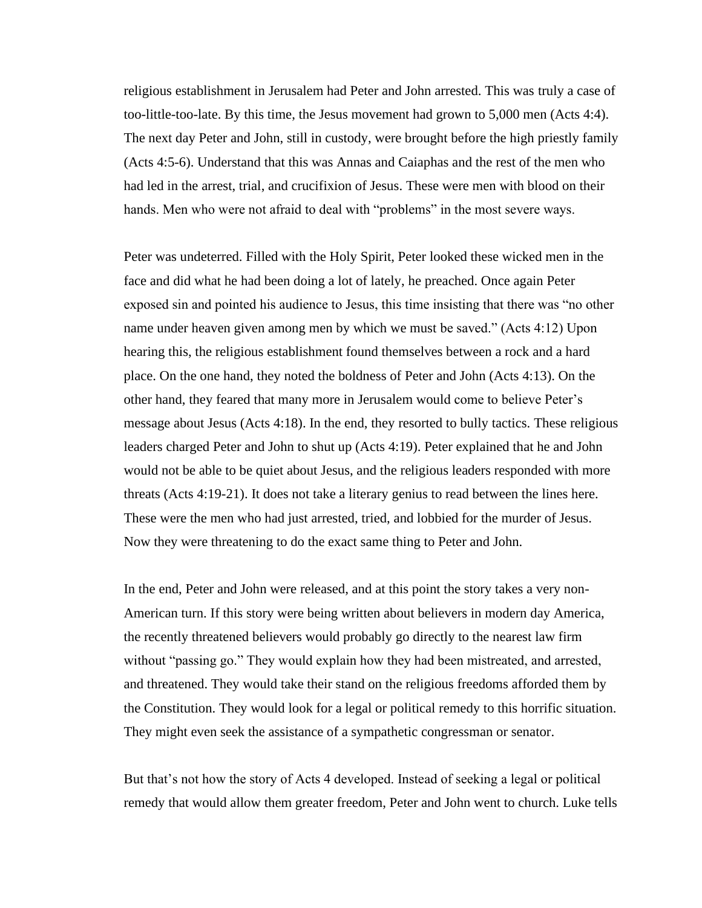religious establishment in Jerusalem had Peter and John arrested. This was truly a case of too-little-too-late. By this time, the Jesus movement had grown to 5,000 men (Acts 4:4). The next day Peter and John, still in custody, were brought before the high priestly family (Acts 4:5-6). Understand that this was Annas and Caiaphas and the rest of the men who had led in the arrest, trial, and crucifixion of Jesus. These were men with blood on their hands. Men who were not afraid to deal with "problems" in the most severe ways.

Peter was undeterred. Filled with the Holy Spirit, Peter looked these wicked men in the face and did what he had been doing a lot of lately, he preached. Once again Peter exposed sin and pointed his audience to Jesus, this time insisting that there was "no other name under heaven given among men by which we must be saved." (Acts 4:12) Upon hearing this, the religious establishment found themselves between a rock and a hard place. On the one hand, they noted the boldness of Peter and John (Acts 4:13). On the other hand, they feared that many more in Jerusalem would come to believe Peter's message about Jesus (Acts 4:18). In the end, they resorted to bully tactics. These religious leaders charged Peter and John to shut up (Acts 4:19). Peter explained that he and John would not be able to be quiet about Jesus, and the religious leaders responded with more threats (Acts 4:19-21). It does not take a literary genius to read between the lines here. These were the men who had just arrested, tried, and lobbied for the murder of Jesus. Now they were threatening to do the exact same thing to Peter and John.

In the end, Peter and John were released, and at this point the story takes a very non-American turn. If this story were being written about believers in modern day America, the recently threatened believers would probably go directly to the nearest law firm without "passing go." They would explain how they had been mistreated, and arrested, and threatened. They would take their stand on the religious freedoms afforded them by the Constitution. They would look for a legal or political remedy to this horrific situation. They might even seek the assistance of a sympathetic congressman or senator.

But that's not how the story of Acts 4 developed. Instead of seeking a legal or political remedy that would allow them greater freedom, Peter and John went to church. Luke tells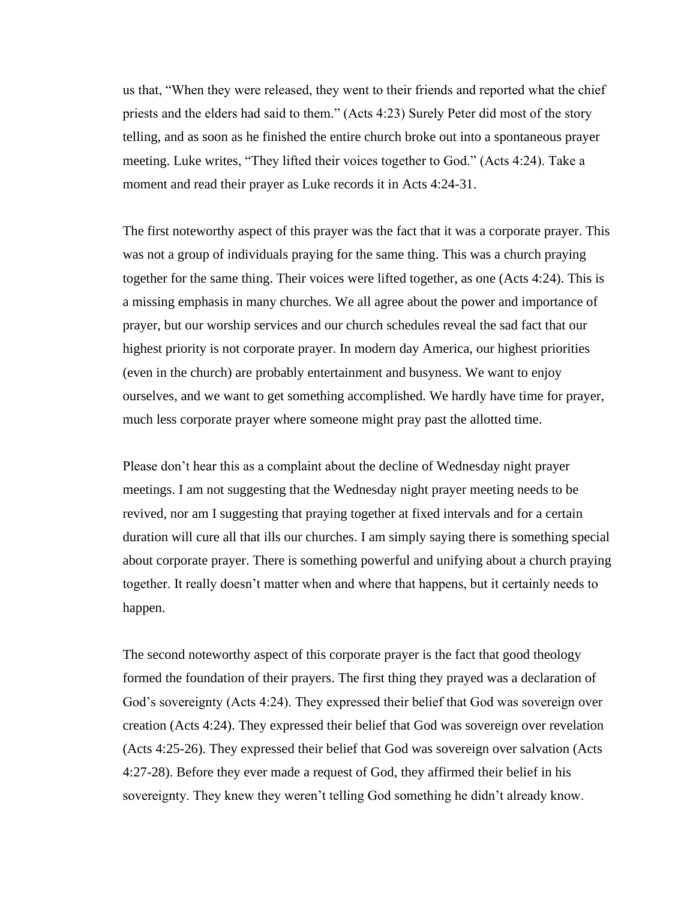us that, “When they were released, they went to their friends and reported what the chief priests and the elders had said to them.” (Acts 4:23) Surely Peter did most of the story telling, and as soon as he finished the entire church broke out into a spontaneous prayer meeting. Luke writes, “They lifted their voices together to God.” (Acts 4:24). Take a moment and read their prayer as Luke records it in Acts 4:24-31.

The first noteworthy aspect of this prayer was the fact that it was a corporate prayer. This was not a group of individuals praying for the same thing. This was a church praying together for the same thing. Their voices were lifted together, as one (Acts 4:24). This is a missing emphasis in many churches. We all agree about the power and importance of prayer, but our worship services and our church schedules reveal the sad fact that our highest priority is not corporate prayer. In modern day America, our highest priorities (even in the church) are probably entertainment and busyness. We want to enjoy ourselves, and we want to get something accomplished. We hardly have time for prayer, much less corporate prayer where someone might pray past the allotted time.

Please don’t hear this as a complaint about the decline of Wednesday night prayer meetings. I am not suggesting that the Wednesday night prayer meeting needs to be revived, nor am I suggesting that praying together at fixed intervals and for a certain duration will cure all that ills our churches. I am simply saying there is something special about corporate prayer. There is something powerful and unifying about a church praying together. It really doesn’t matter when and where that happens, but it certainly needs to happen.

The second noteworthy aspect of this corporate prayer is the fact that good theology formed the foundation of their prayers. The first thing they prayed was a declaration of God’s sovereignty (Acts 4:24). They expressed their belief that God was sovereign over creation (Acts 4:24). They expressed their belief that God was sovereign over revelation (Acts 4:25-26). They expressed their belief that God was sovereign over salvation (Acts 4:27-28). Before they ever made a request of God, they affirmed their belief in his sovereignty. They knew they weren’t telling God something he didn’t already know.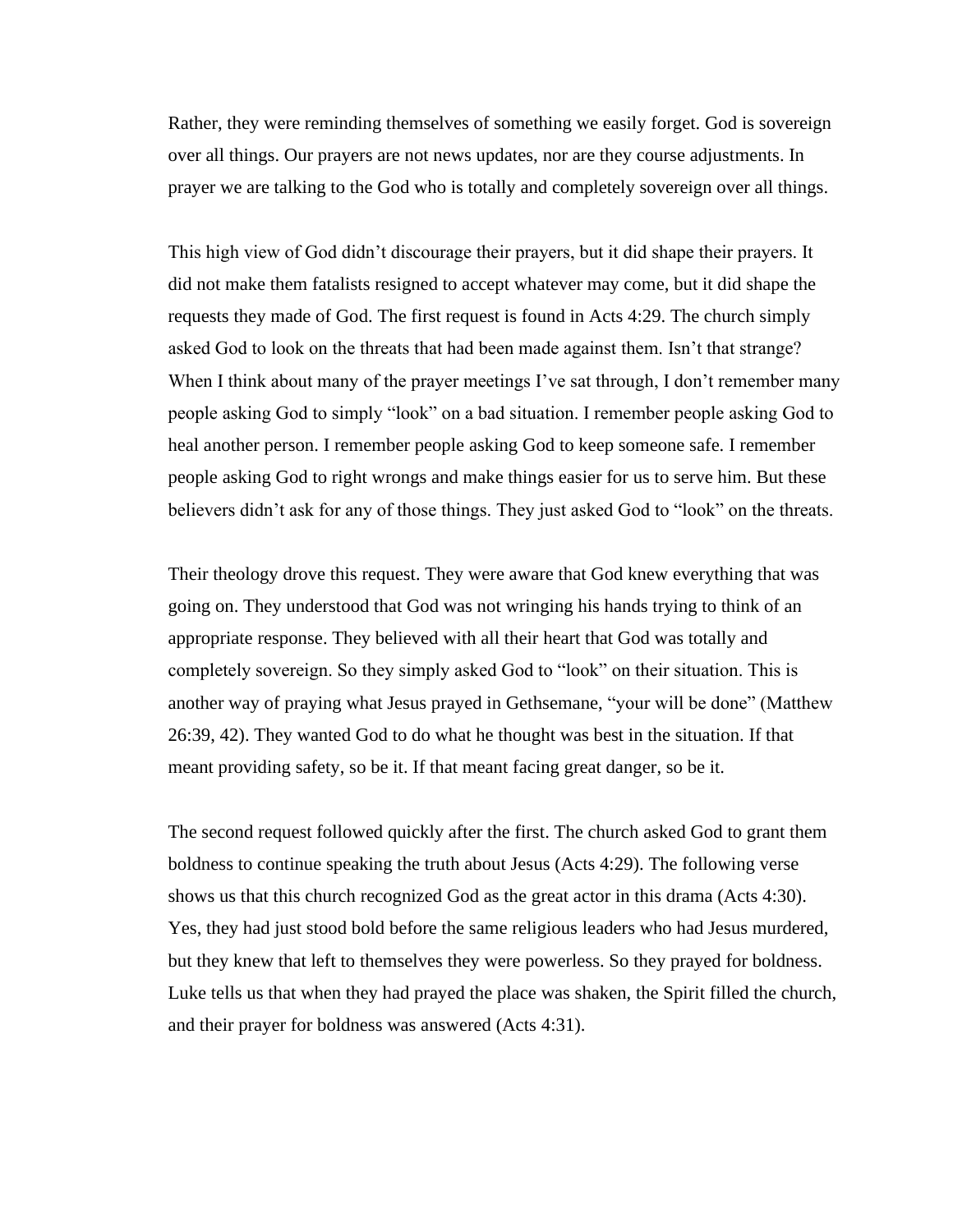Rather, they were reminding themselves of something we easily forget. God is sovereign over all things. Our prayers are not news updates, nor are they course adjustments. In prayer we are talking to the God who is totally and completely sovereign over all things.

This high view of God didn't discourage their prayers, but it did shape their prayers. It did not make them fatalists resigned to accept whatever may come, but it did shape the requests they made of God. The first request is found in Acts 4:29. The church simply asked God to look on the threats that had been made against them. Isn't that strange? When I think about many of the prayer meetings I've sat through, I don't remember many people asking God to simply "look" on a bad situation. I remember people asking God to heal another person. I remember people asking God to keep someone safe. I remember people asking God to right wrongs and make things easier for us to serve him. But these believers didn't ask for any of those things. They just asked God to "look" on the threats.

Their theology drove this request. They were aware that God knew everything that was going on. They understood that God was not wringing his hands trying to think of an appropriate response. They believed with all their heart that God was totally and completely sovereign. So they simply asked God to "look" on their situation. This is another way of praying what Jesus prayed in Gethsemane, "your will be done" (Matthew 26:39, 42). They wanted God to do what he thought was best in the situation. If that meant providing safety, so be it. If that meant facing great danger, so be it.

The second request followed quickly after the first. The church asked God to grant them boldness to continue speaking the truth about Jesus (Acts 4:29). The following verse shows us that this church recognized God as the great actor in this drama (Acts 4:30). Yes, they had just stood bold before the same religious leaders who had Jesus murdered, but they knew that left to themselves they were powerless. So they prayed for boldness. Luke tells us that when they had prayed the place was shaken, the Spirit filled the church, and their prayer for boldness was answered (Acts 4:31).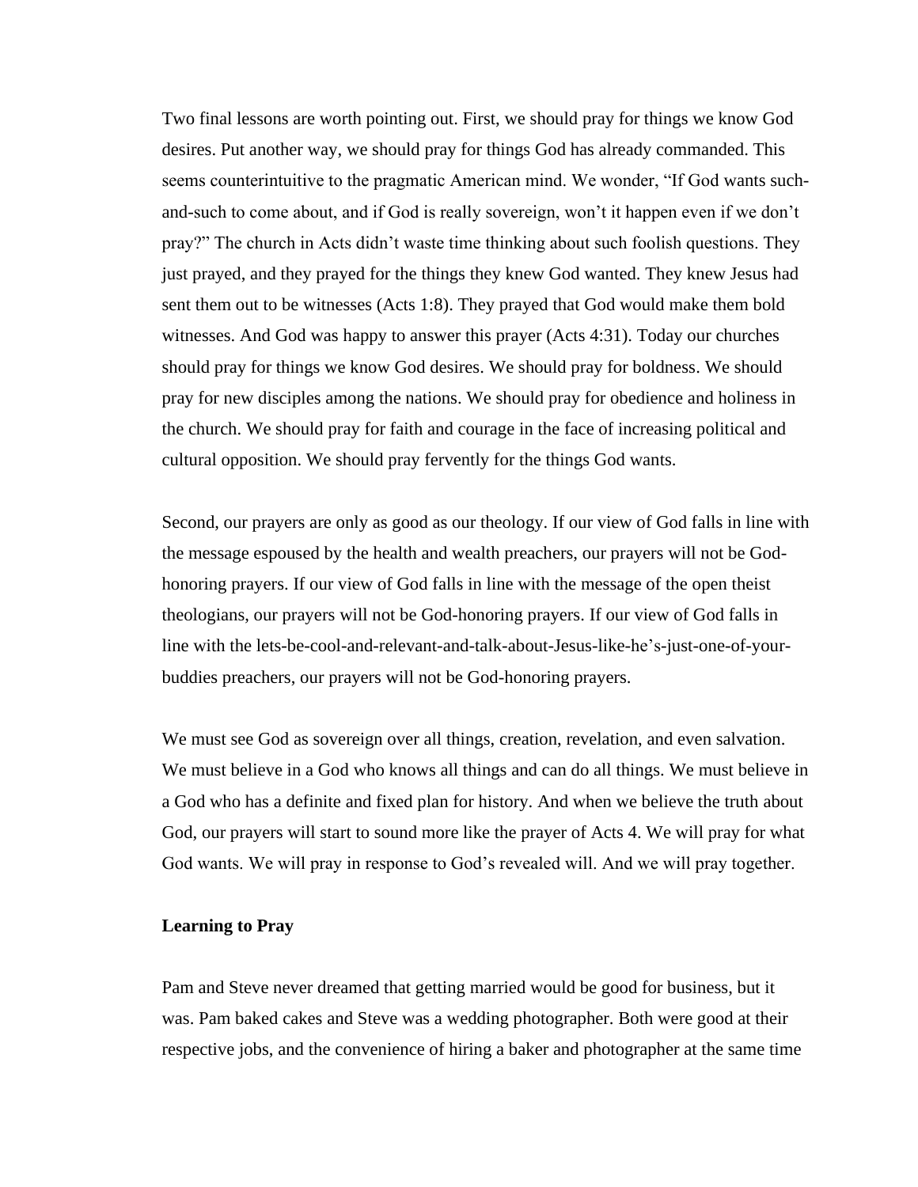Two final lessons are worth pointing out. First, we should pray for things we know God desires. Put another way, we should pray for things God has already commanded. This seems counterintuitive to the pragmatic American mind. We wonder, "If God wants such-and-such to come about, and if God is really sovereign, won't it happen even if we don't pray?" The church in Acts didn't waste time thinking about such foolish questions. They just prayed, and they prayed for the things they knew God wanted. They knew Jesus had sent them out to be witnesses (Acts 1:8). They prayed that God would make them bold witnesses. And God was happy to answer this prayer (Acts 4:31). Today our churches should pray for things we know God desires. We should pray for boldness. We should pray for new disciples among the nations. We should pray for obedience and holiness in the church. We should pray for faith and courage in the face of increasing political and cultural opposition. We should pray fervently for the things God wants.

Second, our prayers are only as good as our theology. If our view of God falls in line with the message espoused by the health and wealth preachers, our prayers will not be God-honoring prayers. If our view of God falls in line with the message of the open theist theologians, our prayers will not be God-honoring prayers. If our view of God falls in line with the lets-be-cool-and-relevant-and-talk-about-Jesus-like-he's-just-one-of-your-buddies preachers, our prayers will not be God-honoring prayers.

We must see God as sovereign over all things, creation, revelation, and even salvation. We must believe in a God who knows all things and can do all things. We must believe in a God who has a definite and fixed plan for history. And when we believe the truth about God, our prayers will start to sound more like the prayer of Acts 4. We will pray for what God wants. We will pray in response to God's revealed will. And we will pray together.

**Learning to Pray**

Pam and Steve never dreamed that getting married would be good for business, but it was. Pam baked cakes and Steve was a wedding photographer. Both were good at their respective jobs, and the convenience of hiring a baker and photographer at the same time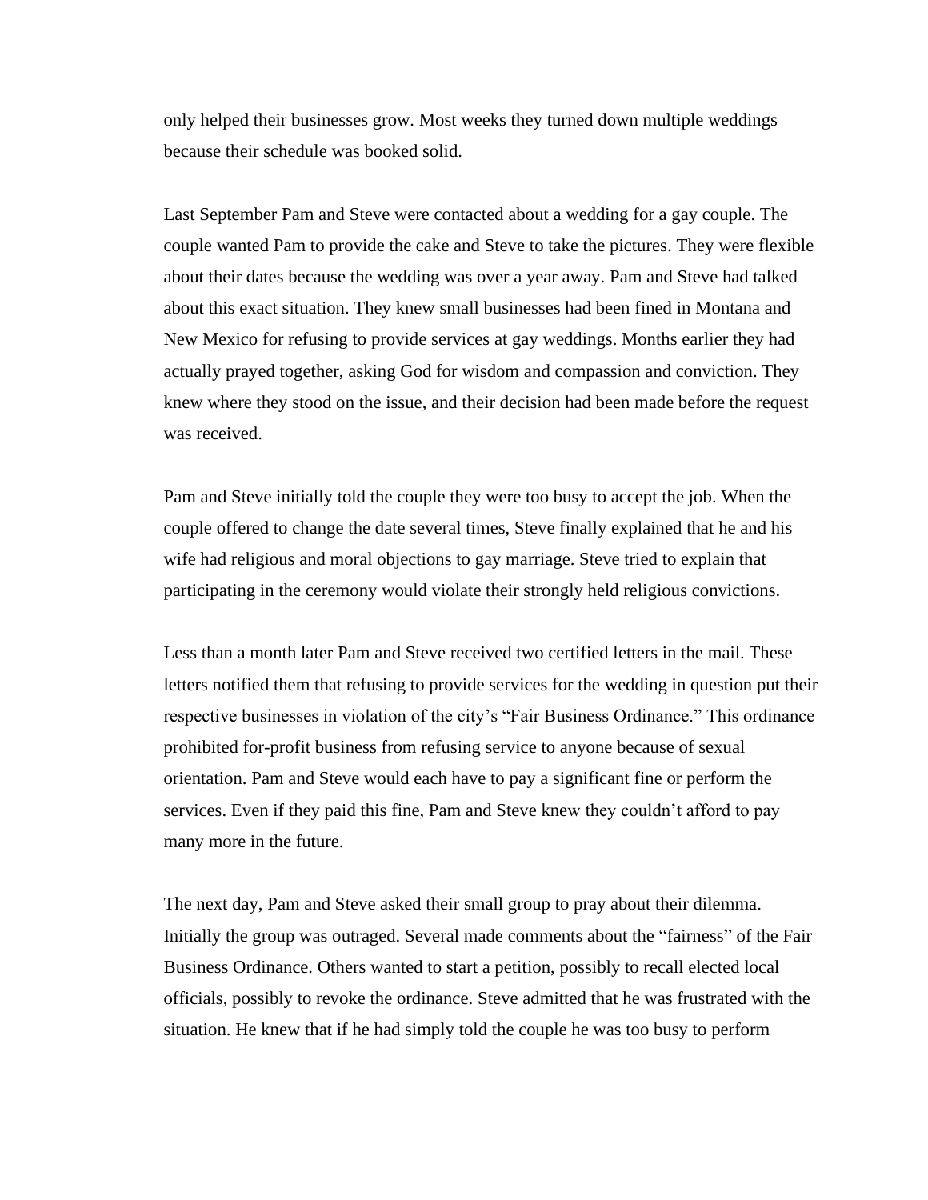only helped their businesses grow. Most weeks they turned down multiple weddings because their schedule was booked solid.

Last September Pam and Steve were contacted about a wedding for a gay couple. The couple wanted Pam to provide the cake and Steve to take the pictures. They were flexible about their dates because the wedding was over a year away. Pam and Steve had talked about this exact situation. They knew small businesses had been fined in Montana and New Mexico for refusing to provide services at gay weddings. Months earlier they had actually prayed together, asking God for wisdom and compassion and conviction. They knew where they stood on the issue, and their decision had been made before the request was received.

Pam and Steve initially told the couple they were too busy to accept the job. When the couple offered to change the date several times, Steve finally explained that he and his wife had religious and moral objections to gay marriage. Steve tried to explain that participating in the ceremony would violate their strongly held religious convictions.

Less than a month later Pam and Steve received two certified letters in the mail. These letters notified them that refusing to provide services for the wedding in question put their respective businesses in violation of the city's "Fair Business Ordinance." This ordinance prohibited for-profit business from refusing service to anyone because of sexual orientation. Pam and Steve would each have to pay a significant fine or perform the services. Even if they paid this fine, Pam and Steve knew they couldn't afford to pay many more in the future.

The next day, Pam and Steve asked their small group to pray about their dilemma. Initially the group was outraged. Several made comments about the "fairness" of the Fair Business Ordinance. Others wanted to start a petition, possibly to recall elected local officials, possibly to revoke the ordinance. Steve admitted that he was frustrated with the situation. He knew that if he had simply told the couple he was too busy to perform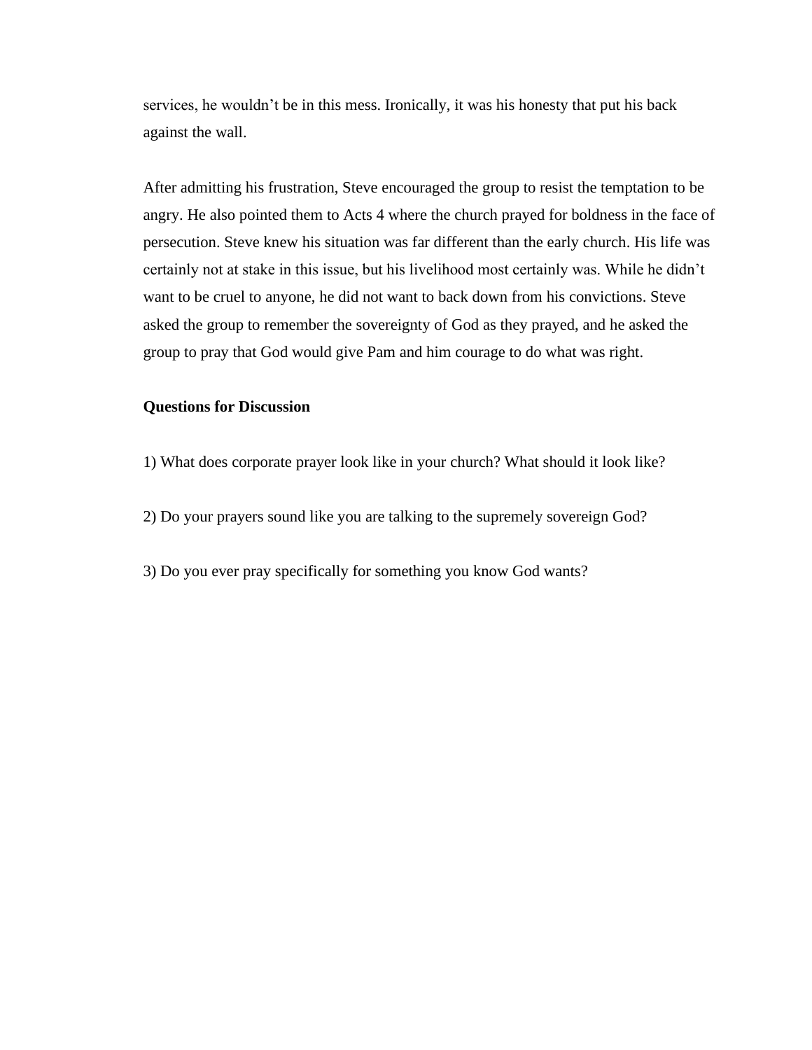services, he wouldn’t be in this mess. Ironically, it was his honesty that put his back against the wall.

After admitting his frustration, Steve encouraged the group to resist the temptation to be angry. He also pointed them to Acts 4 where the church prayed for boldness in the face of persecution. Steve knew his situation was far different than the early church. His life was certainly not at stake in this issue, but his livelihood most certainly was. While he didn’t want to be cruel to anyone, he did not want to back down from his convictions. Steve asked the group to remember the sovereignty of God as they prayed, and he asked the group to pray that God would give Pam and him courage to do what was right.

**Questions for Discussion**

1) What does corporate prayer look like in your church? What should it look like?

2) Do your prayers sound like you are talking to the supremely sovereign God?

3) Do you ever pray specifically for something you know God wants?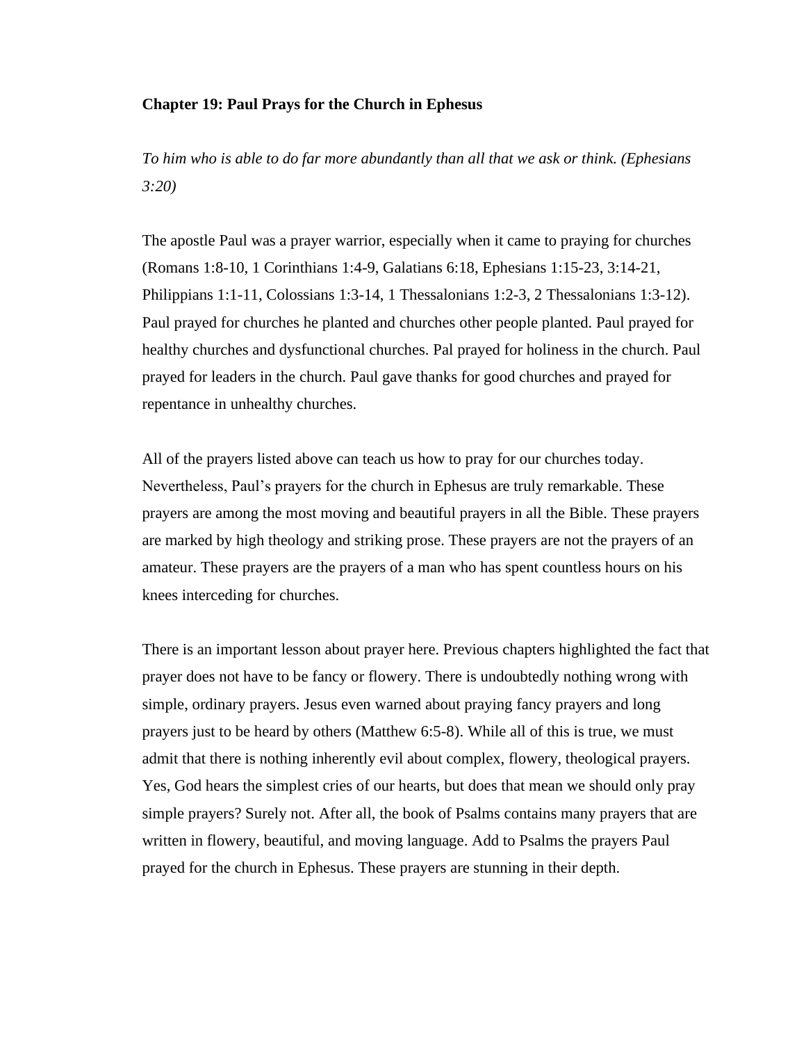**Chapter 19: Paul Prays for the Church in Ephesus**

*To him who is able to do far more abundantly than all that we ask or think. (Ephesians 3:20)*

The apostle Paul was a prayer warrior, especially when it came to praying for churches (Romans 1:8-10, 1 Corinthians 1:4-9, Galatians 6:18, Ephesians 1:15-23, 3:14-21, Philippians 1:1-11, Colossians 1:3-14, 1 Thessalonians 1:2-3, 2 Thessalonians 1:3-12). Paul prayed for churches he planted and churches other people planted. Paul prayed for healthy churches and dysfunctional churches. Pal prayed for holiness in the church. Paul prayed for leaders in the church. Paul gave thanks for good churches and prayed for repentance in unhealthy churches.

All of the prayers listed above can teach us how to pray for our churches today. Nevertheless, Paul's prayers for the church in Ephesus are truly remarkable. These prayers are among the most moving and beautiful prayers in all the Bible. These prayers are marked by high theology and striking prose. These prayers are not the prayers of an amateur. These prayers are the prayers of a man who has spent countless hours on his knees interceding for churches.

There is an important lesson about prayer here. Previous chapters highlighted the fact that prayer does not have to be fancy or flowery. There is undoubtedly nothing wrong with simple, ordinary prayers. Jesus even warned about praying fancy prayers and long prayers just to be heard by others (Matthew 6:5-8). While all of this is true, we must admit that there is nothing inherently evil about complex, flowery, theological prayers. Yes, God hears the simplest cries of our hearts, but does that mean we should only pray simple prayers? Surely not. After all, the book of Psalms contains many prayers that are written in flowery, beautiful, and moving language. Add to Psalms the prayers Paul prayed for the church in Ephesus. These prayers are stunning in their depth.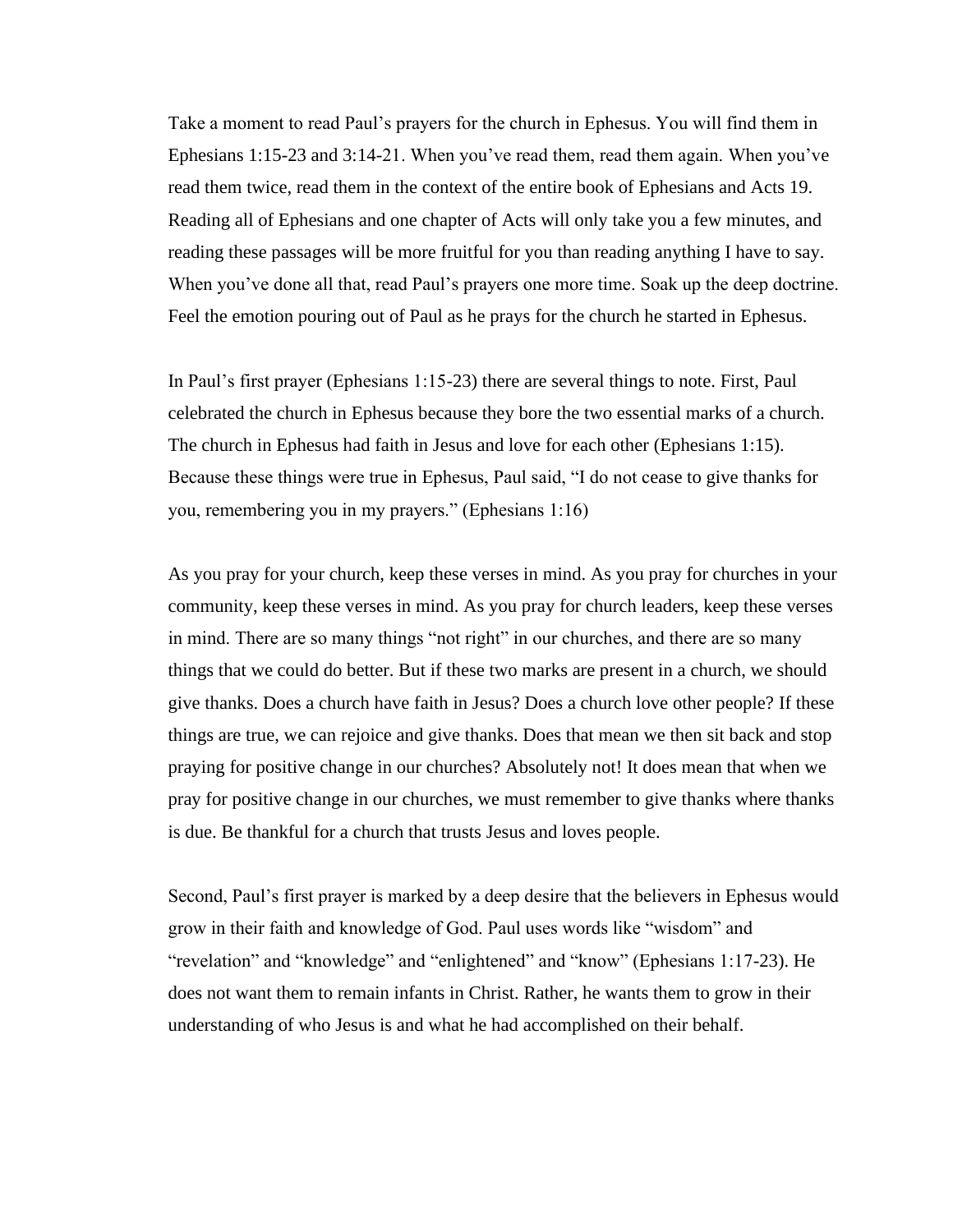Take a moment to read Paul's prayers for the church in Ephesus. You will find them in Ephesians 1:15-23 and 3:14-21. When you've read them, read them again. When you've read them twice, read them in the context of the entire book of Ephesians and Acts 19. Reading all of Ephesians and one chapter of Acts will only take you a few minutes, and reading these passages will be more fruitful for you than reading anything I have to say. When you've done all that, read Paul's prayers one more time. Soak up the deep doctrine. Feel the emotion pouring out of Paul as he prays for the church he started in Ephesus.

In Paul's first prayer (Ephesians 1:15-23) there are several things to note. First, Paul celebrated the church in Ephesus because they bore the two essential marks of a church. The church in Ephesus had faith in Jesus and love for each other (Ephesians 1:15). Because these things were true in Ephesus, Paul said, "I do not cease to give thanks for you, remembering you in my prayers." (Ephesians 1:16)

As you pray for your church, keep these verses in mind. As you pray for churches in your community, keep these verses in mind. As you pray for church leaders, keep these verses in mind. There are so many things "not right" in our churches, and there are so many things that we could do better. But if these two marks are present in a church, we should give thanks. Does a church have faith in Jesus? Does a church love other people? If these things are true, we can rejoice and give thanks. Does that mean we then sit back and stop praying for positive change in our churches? Absolutely not! It does mean that when we pray for positive change in our churches, we must remember to give thanks where thanks is due. Be thankful for a church that trusts Jesus and loves people.

Second, Paul's first prayer is marked by a deep desire that the believers in Ephesus would grow in their faith and knowledge of God. Paul uses words like "wisdom" and "revelation" and "knowledge" and "enlightened" and "know" (Ephesians 1:17-23). He does not want them to remain infants in Christ. Rather, he wants them to grow in their understanding of who Jesus is and what he had accomplished on their behalf.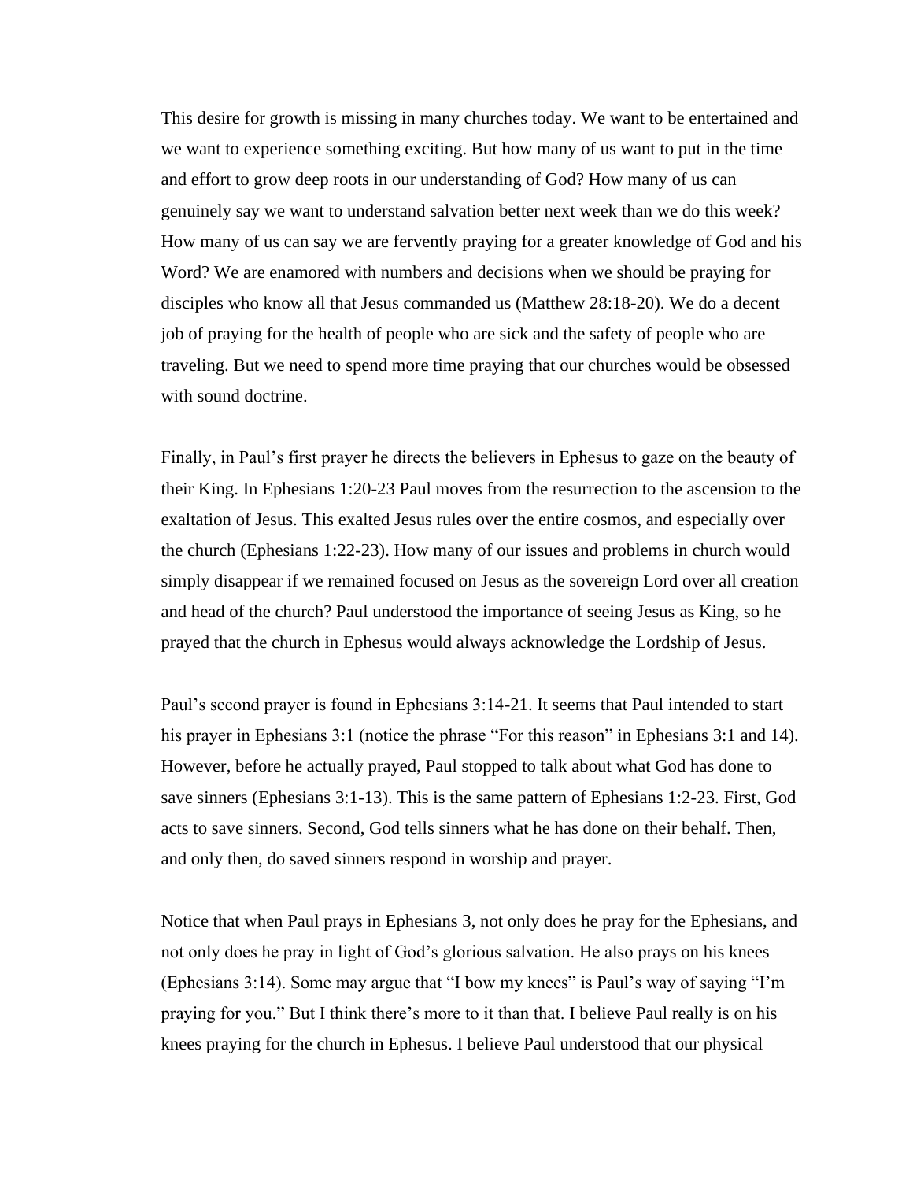This desire for growth is missing in many churches today. We want to be entertained and we want to experience something exciting. But how many of us want to put in the time and effort to grow deep roots in our understanding of God? How many of us can genuinely say we want to understand salvation better next week than we do this week? How many of us can say we are fervently praying for a greater knowledge of God and his Word? We are enamored with numbers and decisions when we should be praying for disciples who know all that Jesus commanded us (Matthew 28:18-20). We do a decent job of praying for the health of people who are sick and the safety of people who are traveling. But we need to spend more time praying that our churches would be obsessed with sound doctrine.

Finally, in Paul's first prayer he directs the believers in Ephesus to gaze on the beauty of their King. In Ephesians 1:20-23 Paul moves from the resurrection to the ascension to the exaltation of Jesus. This exalted Jesus rules over the entire cosmos, and especially over the church (Ephesians 1:22-23). How many of our issues and problems in church would simply disappear if we remained focused on Jesus as the sovereign Lord over all creation and head of the church? Paul understood the importance of seeing Jesus as King, so he prayed that the church in Ephesus would always acknowledge the Lordship of Jesus.

Paul's second prayer is found in Ephesians 3:14-21. It seems that Paul intended to start his prayer in Ephesians 3:1 (notice the phrase "For this reason" in Ephesians 3:1 and 14). However, before he actually prayed, Paul stopped to talk about what God has done to save sinners (Ephesians 3:1-13). This is the same pattern of Ephesians 1:2-23. First, God acts to save sinners. Second, God tells sinners what he has done on their behalf. Then, and only then, do saved sinners respond in worship and prayer.

Notice that when Paul prays in Ephesians 3, not only does he pray for the Ephesians, and not only does he pray in light of God's glorious salvation. He also prays on his knees (Ephesians 3:14). Some may argue that "I bow my knees" is Paul's way of saying "I'm praying for you." But I think there's more to it than that. I believe Paul really is on his knees praying for the church in Ephesus. I believe Paul understood that our physical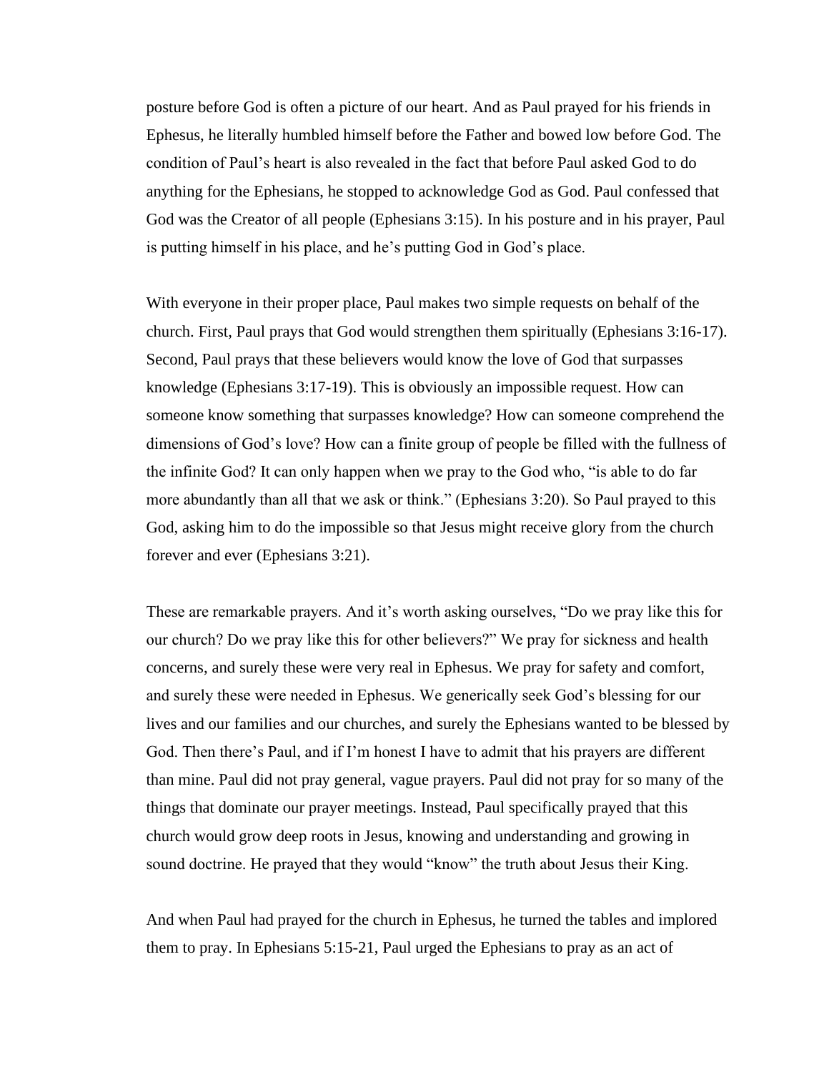posture before God is often a picture of our heart. And as Paul prayed for his friends in Ephesus, he literally humbled himself before the Father and bowed low before God. The condition of Paul's heart is also revealed in the fact that before Paul asked God to do anything for the Ephesians, he stopped to acknowledge God as God. Paul confessed that God was the Creator of all people (Ephesians 3:15). In his posture and in his prayer, Paul is putting himself in his place, and he's putting God in God's place.

With everyone in their proper place, Paul makes two simple requests on behalf of the church. First, Paul prays that God would strengthen them spiritually (Ephesians 3:16-17). Second, Paul prays that these believers would know the love of God that surpasses knowledge (Ephesians 3:17-19). This is obviously an impossible request. How can someone know something that surpasses knowledge? How can someone comprehend the dimensions of God's love? How can a finite group of people be filled with the fullness of the infinite God? It can only happen when we pray to the God who, "is able to do far more abundantly than all that we ask or think." (Ephesians 3:20). So Paul prayed to this God, asking him to do the impossible so that Jesus might receive glory from the church forever and ever (Ephesians 3:21).

These are remarkable prayers. And it's worth asking ourselves, "Do we pray like this for our church? Do we pray like this for other believers?" We pray for sickness and health concerns, and surely these were very real in Ephesus. We pray for safety and comfort, and surely these were needed in Ephesus. We generically seek God's blessing for our lives and our families and our churches, and surely the Ephesians wanted to be blessed by God. Then there's Paul, and if I'm honest I have to admit that his prayers are different than mine. Paul did not pray general, vague prayers. Paul did not pray for so many of the things that dominate our prayer meetings. Instead, Paul specifically prayed that this church would grow deep roots in Jesus, knowing and understanding and growing in sound doctrine. He prayed that they would "know" the truth about Jesus their King.

And when Paul had prayed for the church in Ephesus, he turned the tables and implored them to pray. In Ephesians 5:15-21, Paul urged the Ephesians to pray as an act of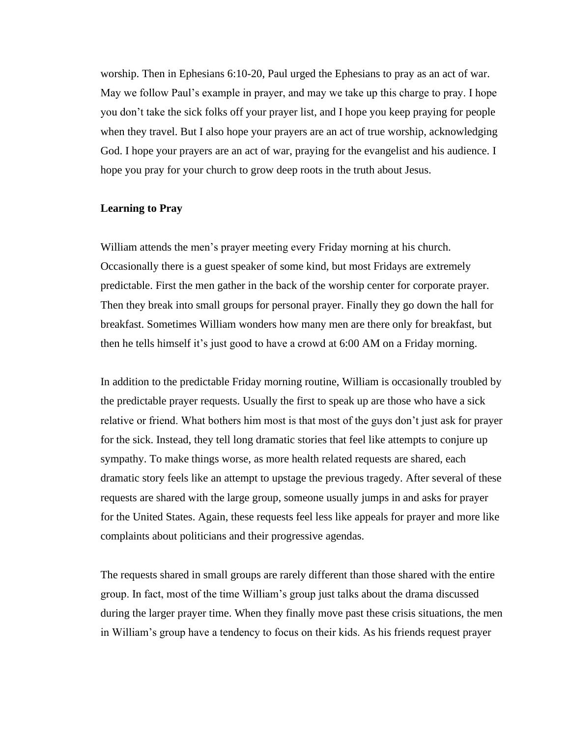worship. Then in Ephesians 6:10-20, Paul urged the Ephesians to pray as an act of war. May we follow Paul's example in prayer, and may we take up this charge to pray. I hope you don't take the sick folks off your prayer list, and I hope you keep praying for people when they travel. But I also hope your prayers are an act of true worship, acknowledging God. I hope your prayers are an act of war, praying for the evangelist and his audience. I hope you pray for your church to grow deep roots in the truth about Jesus.

**Learning to Pray**

William attends the men's prayer meeting every Friday morning at his church. Occasionally there is a guest speaker of some kind, but most Fridays are extremely predictable. First the men gather in the back of the worship center for corporate prayer. Then they break into small groups for personal prayer. Finally they go down the hall for breakfast. Sometimes William wonders how many men are there only for breakfast, but then he tells himself it's just good to have a crowd at 6:00 AM on a Friday morning.

In addition to the predictable Friday morning routine, William is occasionally troubled by the predictable prayer requests. Usually the first to speak up are those who have a sick relative or friend. What bothers him most is that most of the guys don't just ask for prayer for the sick. Instead, they tell long dramatic stories that feel like attempts to conjure up sympathy. To make things worse, as more health related requests are shared, each dramatic story feels like an attempt to upstage the previous tragedy. After several of these requests are shared with the large group, someone usually jumps in and asks for prayer for the United States. Again, these requests feel less like appeals for prayer and more like complaints about politicians and their progressive agendas.

The requests shared in small groups are rarely different than those shared with the entire group. In fact, most of the time William's group just talks about the drama discussed during the larger prayer time. When they finally move past these crisis situations, the men in William's group have a tendency to focus on their kids. As his friends request prayer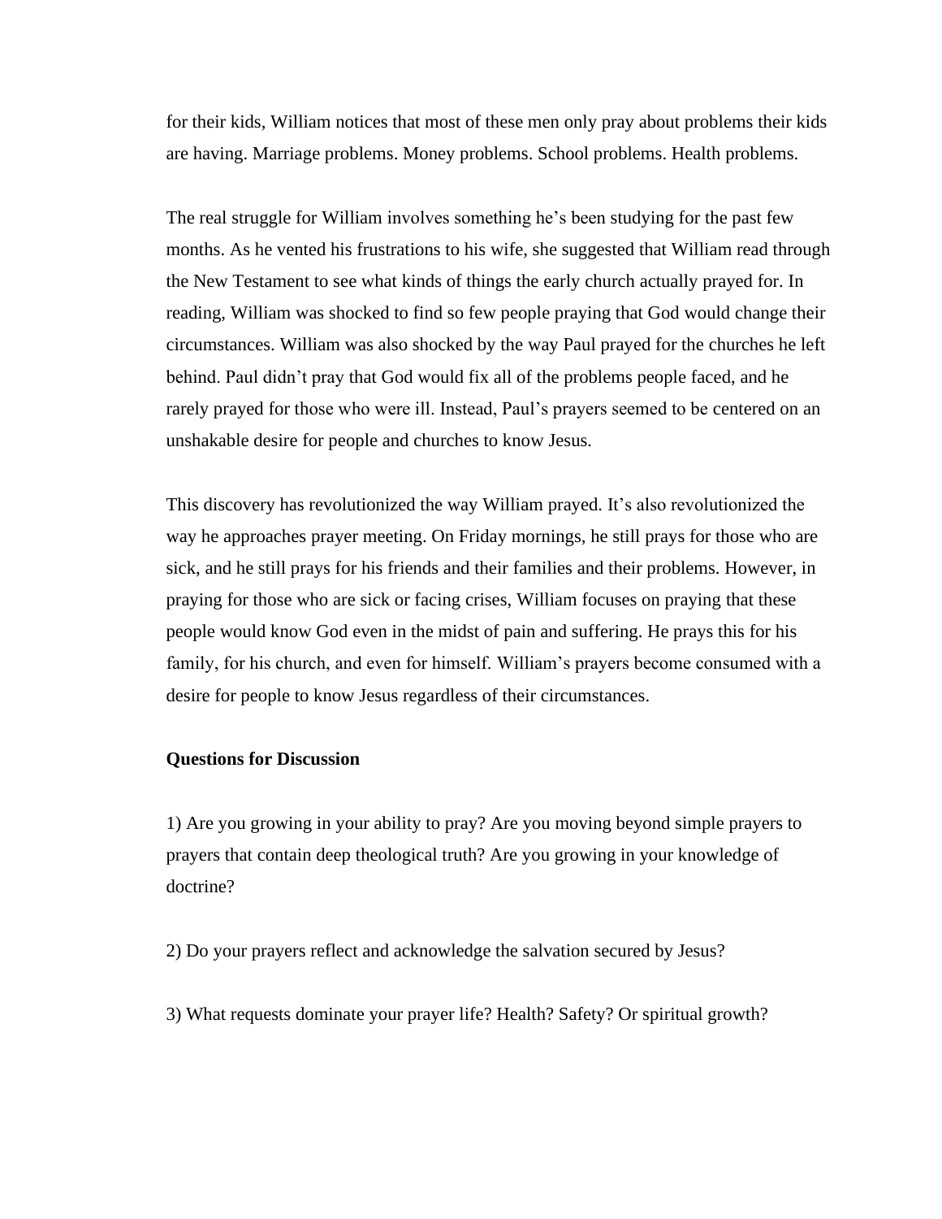for their kids, William notices that most of these men only pray about problems their kids are having. Marriage problems. Money problems. School problems. Health problems.

The real struggle for William involves something he's been studying for the past few months. As he vented his frustrations to his wife, she suggested that William read through the New Testament to see what kinds of things the early church actually prayed for. In reading, William was shocked to find so few people praying that God would change their circumstances. William was also shocked by the way Paul prayed for the churches he left behind. Paul didn't pray that God would fix all of the problems people faced, and he rarely prayed for those who were ill. Instead, Paul's prayers seemed to be centered on an unshakable desire for people and churches to know Jesus.

This discovery has revolutionized the way William prayed. It's also revolutionized the way he approaches prayer meeting. On Friday mornings, he still prays for those who are sick, and he still prays for his friends and their families and their problems. However, in praying for those who are sick or facing crises, William focuses on praying that these people would know God even in the midst of pain and suffering. He prays this for his family, for his church, and even for himself. William's prayers become consumed with a desire for people to know Jesus regardless of their circumstances.

**Questions for Discussion**

1) Are you growing in your ability to pray? Are you moving beyond simple prayers to prayers that contain deep theological truth? Are you growing in your knowledge of doctrine?

2) Do your prayers reflect and acknowledge the salvation secured by Jesus?

3) What requests dominate your prayer life? Health? Safety? Or spiritual growth?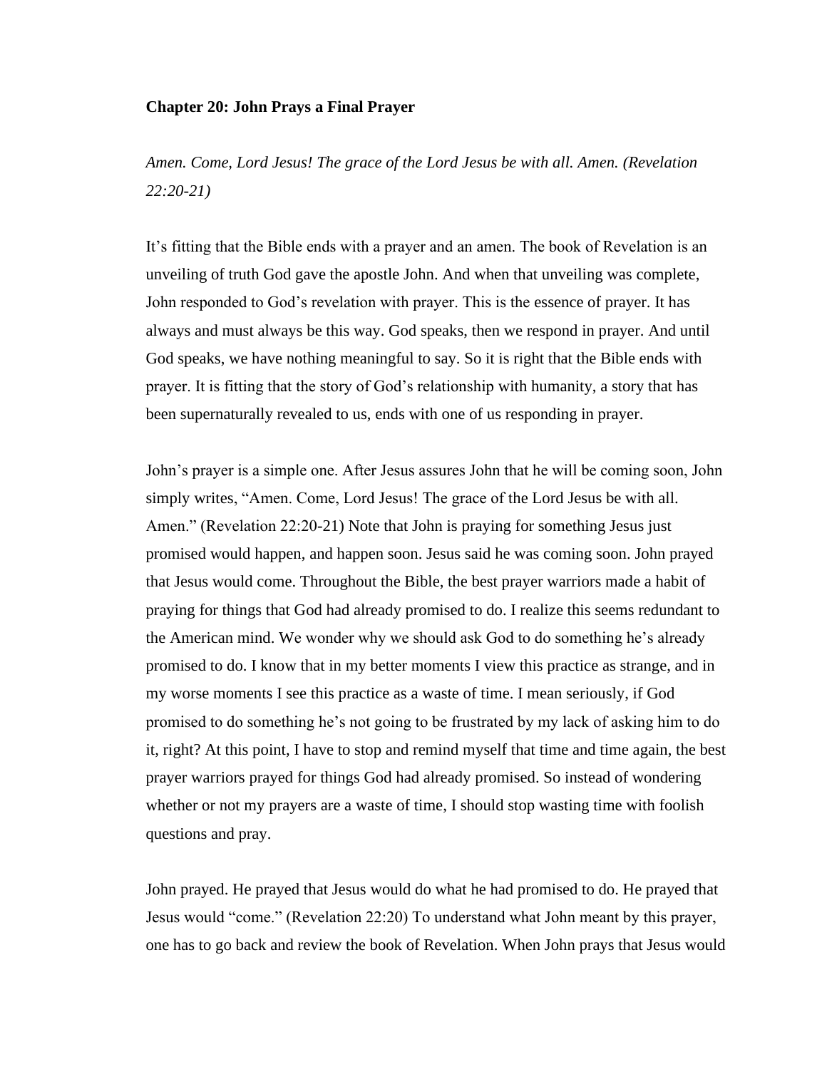**Chapter 20: John Prays a Final Prayer**

*Amen. Come, Lord Jesus! The grace of the Lord Jesus be with all. Amen. (Revelation 22:20-21)*

It's fitting that the Bible ends with a prayer and an amen. The book of Revelation is an unveiling of truth God gave the apostle John. And when that unveiling was complete, John responded to God's revelation with prayer. This is the essence of prayer. It has always and must always be this way. God speaks, then we respond in prayer. And until God speaks, we have nothing meaningful to say. So it is right that the Bible ends with prayer. It is fitting that the story of God's relationship with humanity, a story that has been supernaturally revealed to us, ends with one of us responding in prayer.

John's prayer is a simple one. After Jesus assures John that he will be coming soon, John simply writes, "Amen. Come, Lord Jesus! The grace of the Lord Jesus be with all. Amen." (Revelation 22:20-21) Note that John is praying for something Jesus just promised would happen, and happen soon. Jesus said he was coming soon. John prayed that Jesus would come. Throughout the Bible, the best prayer warriors made a habit of praying for things that God had already promised to do. I realize this seems redundant to the American mind. We wonder why we should ask God to do something he's already promised to do. I know that in my better moments I view this practice as strange, and in my worse moments I see this practice as a waste of time. I mean seriously, if God promised to do something he's not going to be frustrated by my lack of asking him to do it, right? At this point, I have to stop and remind myself that time and time again, the best prayer warriors prayed for things God had already promised. So instead of wondering whether or not my prayers are a waste of time, I should stop wasting time with foolish questions and pray.

John prayed. He prayed that Jesus would do what he had promised to do. He prayed that Jesus would "come." (Revelation 22:20) To understand what John meant by this prayer, one has to go back and review the book of Revelation. When John prays that Jesus would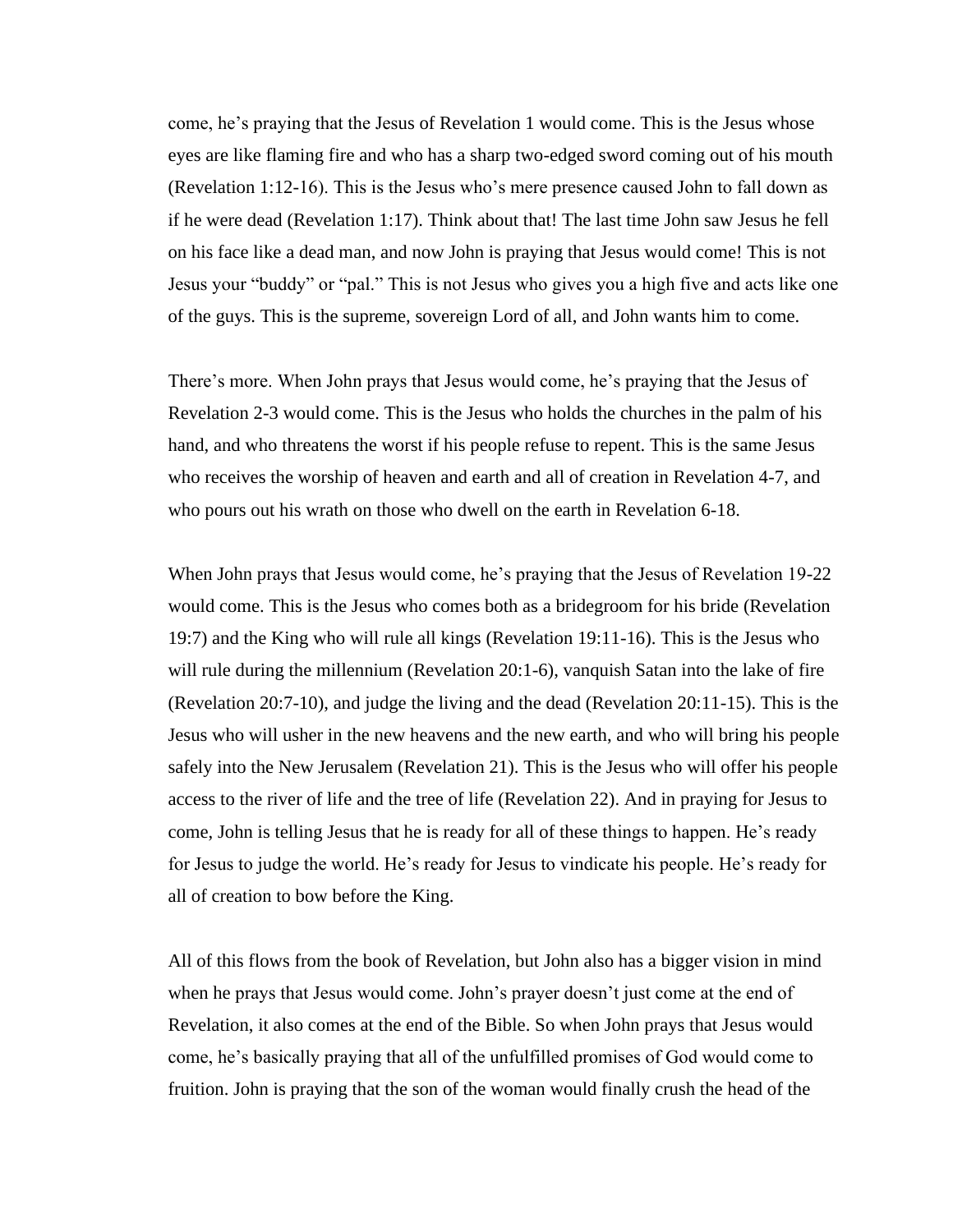come, he's praying that the Jesus of Revelation 1 would come. This is the Jesus whose eyes are like flaming fire and who has a sharp two-edged sword coming out of his mouth (Revelation 1:12-16). This is the Jesus who's mere presence caused John to fall down as if he were dead (Revelation 1:17). Think about that! The last time John saw Jesus he fell on his face like a dead man, and now John is praying that Jesus would come! This is not Jesus your "buddy" or "pal." This is not Jesus who gives you a high five and acts like one of the guys. This is the supreme, sovereign Lord of all, and John wants him to come.

There's more. When John prays that Jesus would come, he's praying that the Jesus of Revelation 2-3 would come. This is the Jesus who holds the churches in the palm of his hand, and who threatens the worst if his people refuse to repent. This is the same Jesus who receives the worship of heaven and earth and all of creation in Revelation 4-7, and who pours out his wrath on those who dwell on the earth in Revelation 6-18.

When John prays that Jesus would come, he's praying that the Jesus of Revelation 19-22 would come. This is the Jesus who comes both as a bridegroom for his bride (Revelation 19:7) and the King who will rule all kings (Revelation 19:11-16). This is the Jesus who will rule during the millennium (Revelation 20:1-6), vanquish Satan into the lake of fire (Revelation 20:7-10), and judge the living and the dead (Revelation 20:11-15). This is the Jesus who will usher in the new heavens and the new earth, and who will bring his people safely into the New Jerusalem (Revelation 21). This is the Jesus who will offer his people access to the river of life and the tree of life (Revelation 22). And in praying for Jesus to come, John is telling Jesus that he is ready for all of these things to happen. He's ready for Jesus to judge the world. He's ready for Jesus to vindicate his people. He's ready for all of creation to bow before the King.

All of this flows from the book of Revelation, but John also has a bigger vision in mind when he prays that Jesus would come. John's prayer doesn't just come at the end of Revelation, it also comes at the end of the Bible. So when John prays that Jesus would come, he's basically praying that all of the unfulfilled promises of God would come to fruition. John is praying that the son of the woman would finally crush the head of the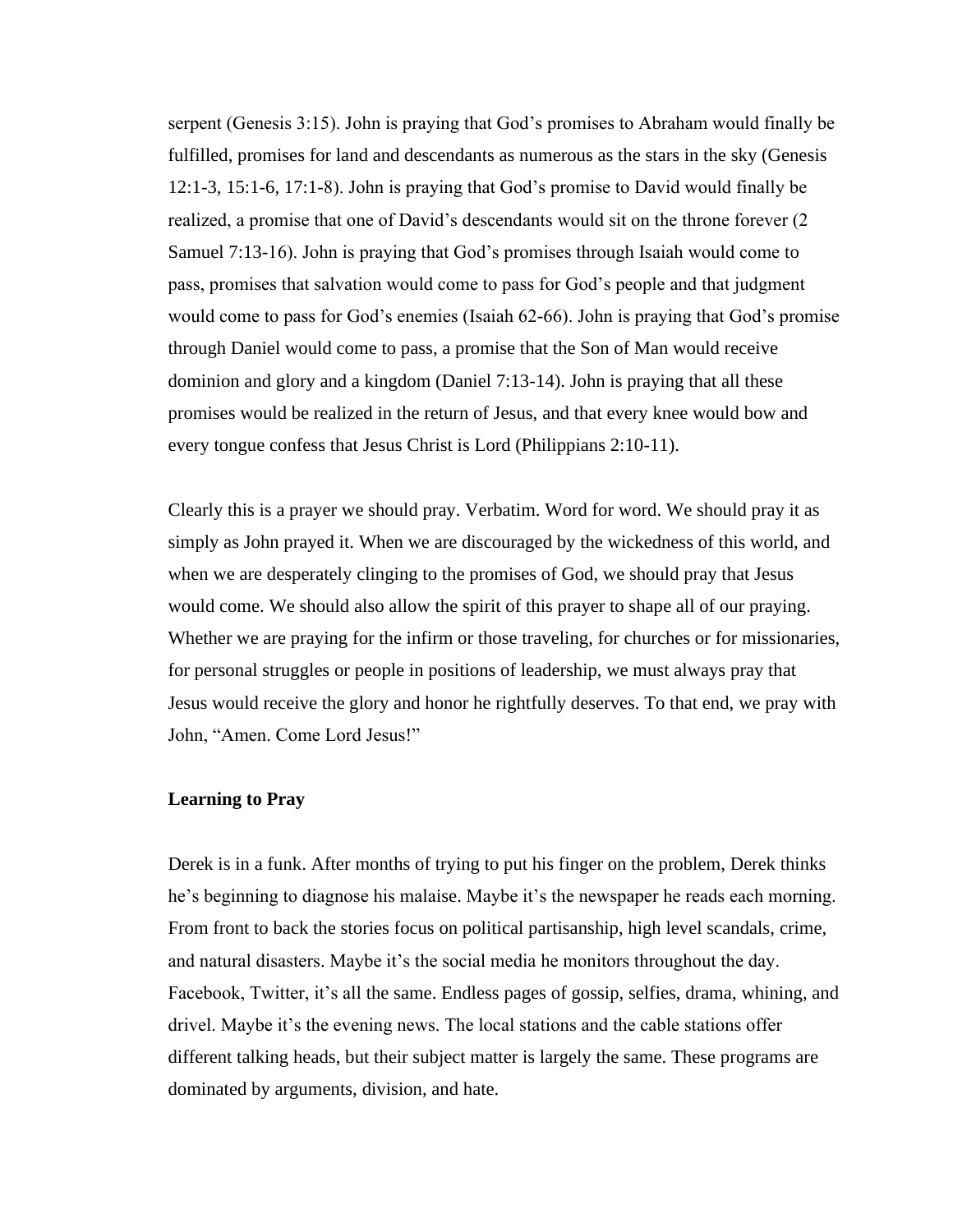serpent (Genesis 3:15). John is praying that God's promises to Abraham would finally be fulfilled, promises for land and descendants as numerous as the stars in the sky (Genesis 12:1-3, 15:1-6, 17:1-8). John is praying that God's promise to David would finally be realized, a promise that one of David's descendants would sit on the throne forever (2 Samuel 7:13-16). John is praying that God's promises through Isaiah would come to pass, promises that salvation would come to pass for God's people and that judgment would come to pass for God's enemies (Isaiah 62-66). John is praying that God's promise through Daniel would come to pass, a promise that the Son of Man would receive dominion and glory and a kingdom (Daniel 7:13-14). John is praying that all these promises would be realized in the return of Jesus, and that every knee would bow and every tongue confess that Jesus Christ is Lord (Philippians 2:10-11).

Clearly this is a prayer we should pray. Verbatim. Word for word. We should pray it as simply as John prayed it. When we are discouraged by the wickedness of this world, and when we are desperately clinging to the promises of God, we should pray that Jesus would come. We should also allow the spirit of this prayer to shape all of our praying. Whether we are praying for the infirm or those traveling, for churches or for missionaries, for personal struggles or people in positions of leadership, we must always pray that Jesus would receive the glory and honor he rightfully deserves. To that end, we pray with John, "Amen. Come Lord Jesus!"

**Learning to Pray**

Derek is in a funk. After months of trying to put his finger on the problem, Derek thinks he's beginning to diagnose his malaise. Maybe it's the newspaper he reads each morning. From front to back the stories focus on political partisanship, high level scandals, crime, and natural disasters. Maybe it's the social media he monitors throughout the day. Facebook, Twitter, it's all the same. Endless pages of gossip, selfies, drama, whining, and drivel. Maybe it's the evening news. The local stations and the cable stations offer different talking heads, but their subject matter is largely the same. These programs are dominated by arguments, division, and hate.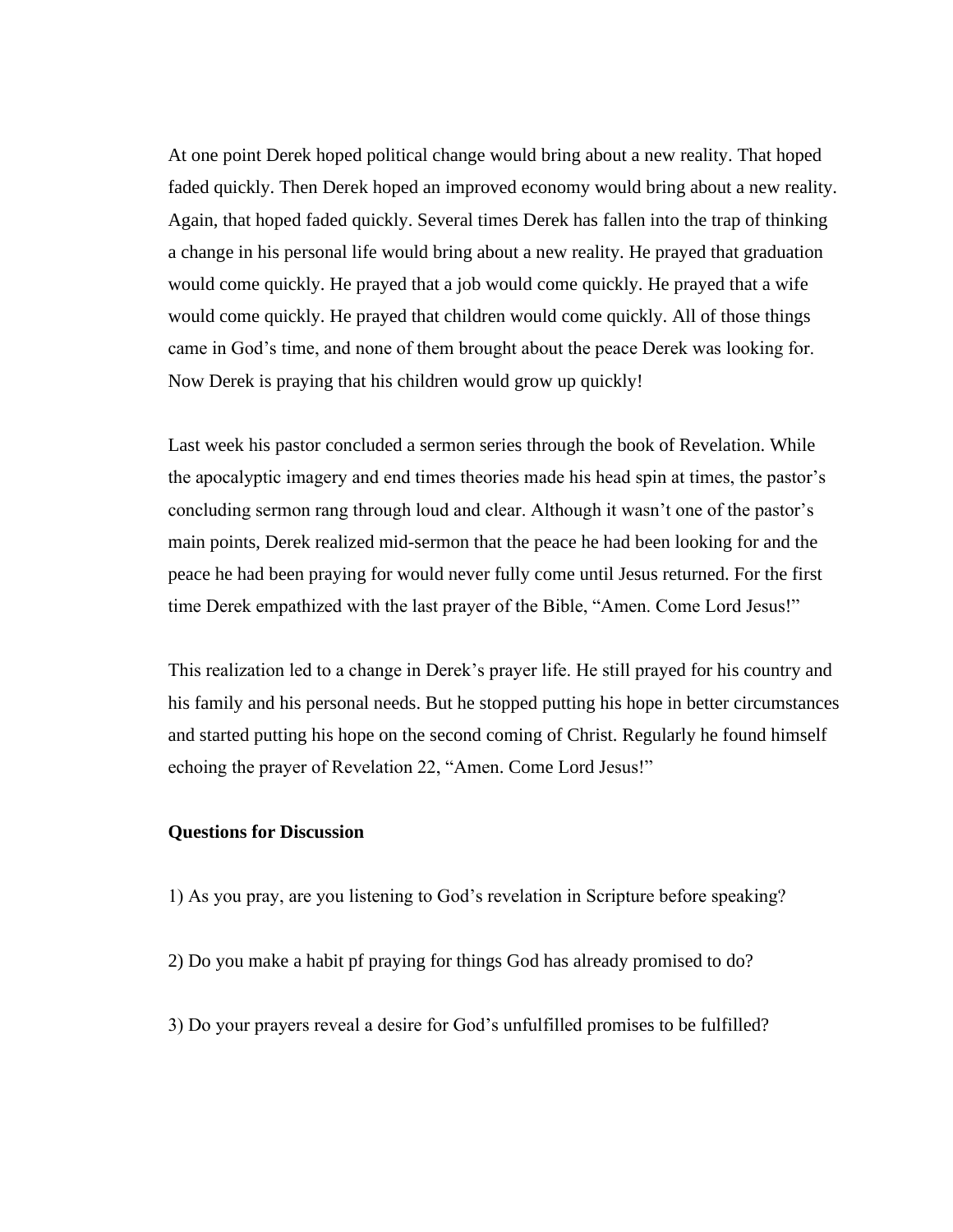At one point Derek hoped political change would bring about a new reality. That hoped faded quickly. Then Derek hoped an improved economy would bring about a new reality. Again, that hoped faded quickly. Several times Derek has fallen into the trap of thinking a change in his personal life would bring about a new reality. He prayed that graduation would come quickly. He prayed that a job would come quickly. He prayed that a wife would come quickly. He prayed that children would come quickly. All of those things came in God's time, and none of them brought about the peace Derek was looking for. Now Derek is praying that his children would grow up quickly!

Last week his pastor concluded a sermon series through the book of Revelation. While the apocalyptic imagery and end times theories made his head spin at times, the pastor's concluding sermon rang through loud and clear. Although it wasn't one of the pastor's main points, Derek realized mid-sermon that the peace he had been looking for and the peace he had been praying for would never fully come until Jesus returned. For the first time Derek empathized with the last prayer of the Bible, "Amen. Come Lord Jesus!"

This realization led to a change in Derek's prayer life. He still prayed for his country and his family and his personal needs. But he stopped putting his hope in better circumstances and started putting his hope on the second coming of Christ. Regularly he found himself echoing the prayer of Revelation 22, "Amen. Come Lord Jesus!"

**Questions for Discussion**

1) As you pray, are you listening to God's revelation in Scripture before speaking?

2) Do you make a habit pf praying for things God has already promised to do?

3) Do your prayers reveal a desire for God's unfulfilled promises to be fulfilled?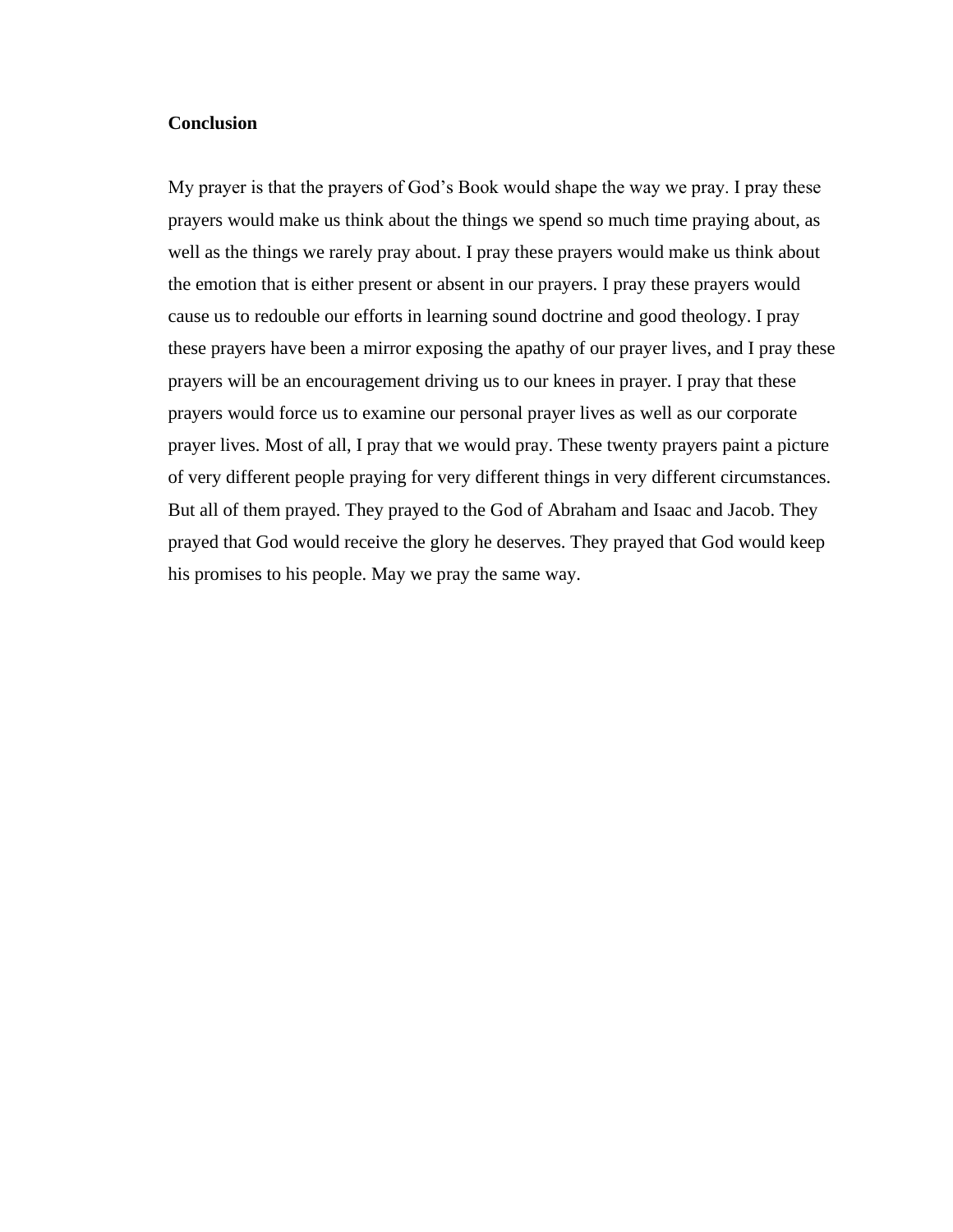**Conclusion**

My prayer is that the prayers of God's Book would shape the way we pray. I pray these prayers would make us think about the things we spend so much time praying about, as well as the things we rarely pray about. I pray these prayers would make us think about the emotion that is either present or absent in our prayers. I pray these prayers would cause us to redouble our efforts in learning sound doctrine and good theology. I pray these prayers have been a mirror exposing the apathy of our prayer lives, and I pray these prayers will be an encouragement driving us to our knees in prayer. I pray that these prayers would force us to examine our personal prayer lives as well as our corporate prayer lives. Most of all, I pray that we would pray. These twenty prayers paint a picture of very different people praying for very different things in very different circumstances. But all of them prayed. They prayed to the God of Abraham and Isaac and Jacob. They prayed that God would receive the glory he deserves. They prayed that God would keep his promises to his people. May we pray the same way.